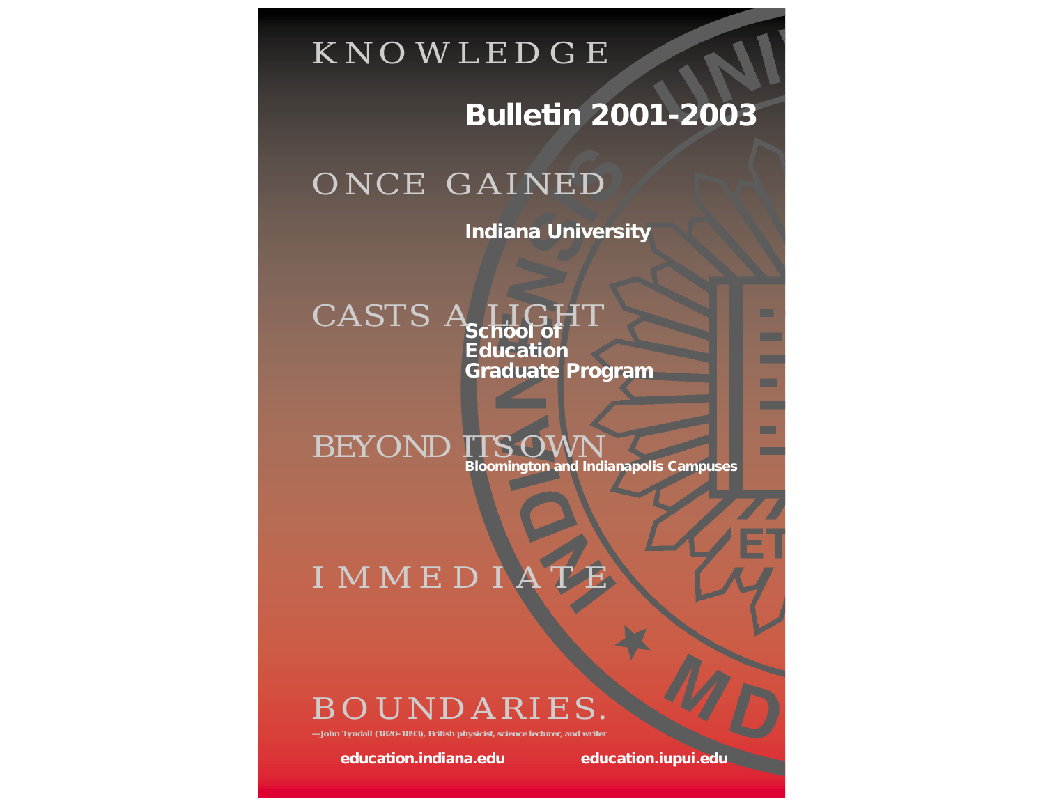KNOWLEDGE ONCE GAINED CASTS A LIGHT BEYOND ITS OWN IMMEDIATE BOUNDARIES.

—John Tyndall (1820–1893), British physicist, science lecturer, and writer

# Bulletin 2001-2003

## Indiana University

## School of Education Graduate Program

**Bloomington and Indianapolis Campuses**

**education.indiana.edu** **education.iupui.edu**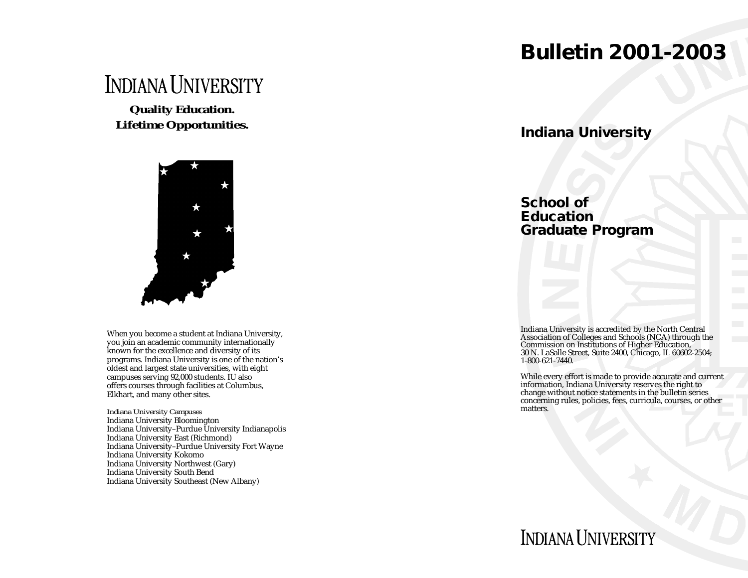# INDIANA UNIVERSITY

**Quality Education.**
**Lifetime Opportunities.**

When you become a student at Indiana University, you join an academic community internationally known for the excellence and diversity of its programs. Indiana University is one of the nation's oldest and largest state universities, with eight campuses serving 92,000 students. IU also offers courses through facilities at Columbus, Elkhart, and many other sites.

*Indiana University Campuses*
Indiana University Bloomington
Indiana University–Purdue University Indianapolis
Indiana University East (Richmond)
Indiana University–Purdue University Fort Wayne
Indiana University Kokomo
Indiana University Northwest (Gary)
Indiana University South Bend
Indiana University Southeast (New Albany)

# Bulletin 2001-2003

## Indiana University

## School of Education Graduate Program

Indiana University is accredited by the North Central Association of Colleges and Schools (NCA) through the Commission on Institutions of Higher Education, 30 N. LaSalle Street, Suite 2400, Chicago, IL 60602-2504; 1-800-621-7440.

While every effort is made to provide accurate and current information, Indiana University reserves the right to change without notice statements in the bulletin series concerning rules, policies, fees, curricula, courses, or other matters.

INDIANA UNIVERSITY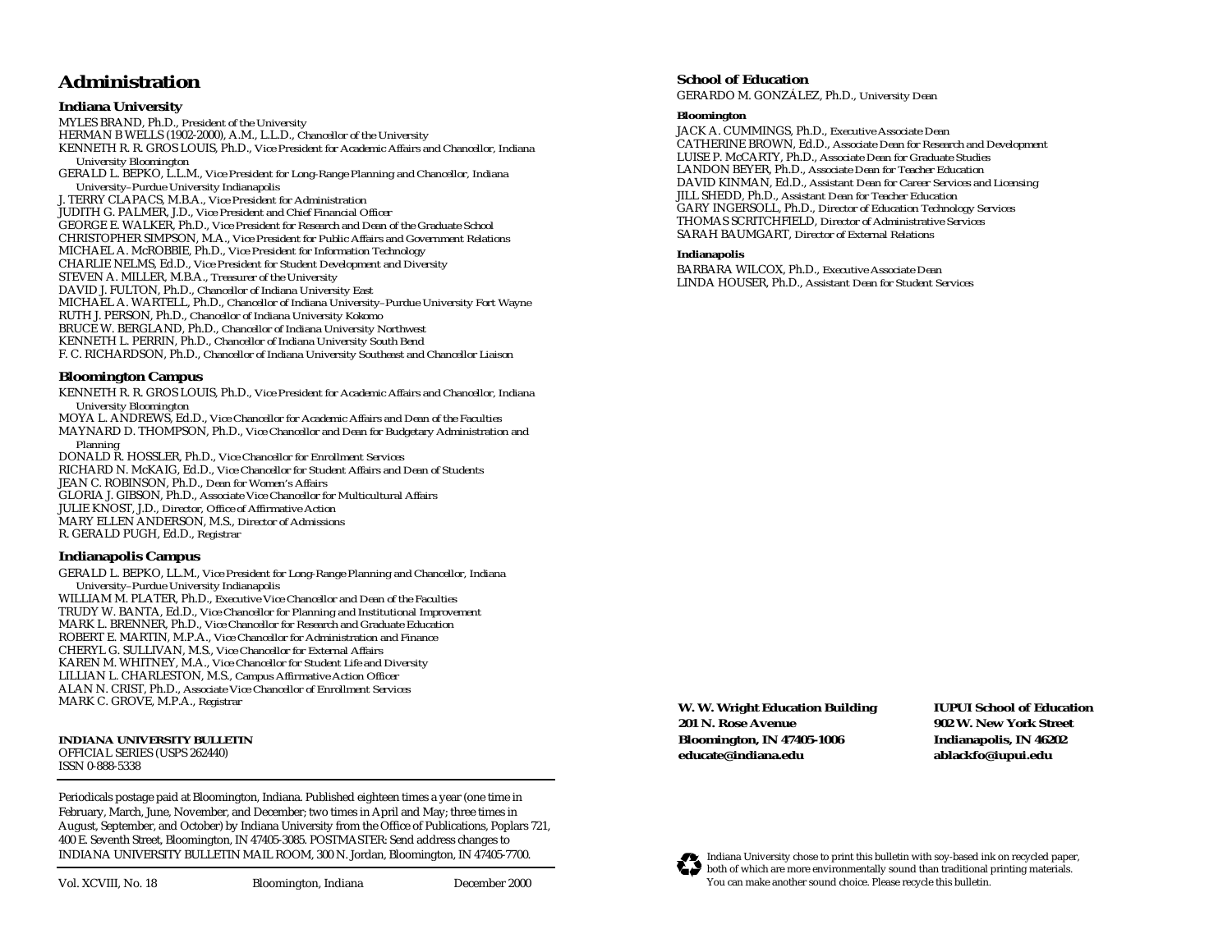# Administration

## Indiana University

MYLES BRAND, Ph.D., *President of the University*
HERMAN B WELLS (1902-2000), A.M., L.L.D., *Chancellor of the University*
KENNETH R. R. GROS LOUIS, Ph.D., *Vice President for Academic Affairs and Chancellor, Indiana University Bloomington*
GERALD L. BEPKO, L.L.M., *Vice President for Long-Range Planning and Chancellor, Indiana University–Purdue University Indianapolis*
J. TERRY CLAPACS, M.B.A., *Vice President for Administration*
JUDITH G. PALMER, J.D., *Vice President and Chief Financial Officer*
GEORGE E. WALKER, Ph.D., *Vice President for Research and Dean of the Graduate School*
CHRISTOPHER SIMPSON, M.A., *Vice President for Public Affairs and Government Relations*
MICHAEL A. McROBBIE, Ph.D., *Vice President for Information Technology*
CHARLIE NELMS, Ed.D., *Vice President for Student Development and Diversity*
STEVEN A. MILLER, M.B.A., *Treasurer of the University*
DAVID J. FULTON, Ph.D., *Chancellor of Indiana University East*
MICHAEL A. WARTELL, Ph.D., *Chancellor of Indiana University–Purdue University Fort Wayne*
RUTH J. PERSON, Ph.D., *Chancellor of Indiana University Kokomo*
BRUCE W. BERGLAND, Ph.D., *Chancellor of Indiana University Northwest*
KENNETH L. PERRIN, Ph.D., *Chancellor of Indiana University South Bend*
F. C. RICHARDSON, Ph.D., *Chancellor of Indiana University Southeast and Chancellor Liaison*

## Bloomington Campus

KENNETH R. R. GROS LOUIS, Ph.D., *Vice President for Academic Affairs and Chancellor, Indiana University Bloomington*
MOYA L. ANDREWS, Ed.D., *Vice Chancellor for Academic Affairs and Dean of the Faculties*
MAYNARD D. THOMPSON, Ph.D., *Vice Chancellor and Dean for Budgetary Administration and Planning*
DONALD R. HOSSLER, Ph.D., *Vice Chancellor for Enrollment Services*
RICHARD N. McKAIG, Ed.D., *Vice Chancellor for Student Affairs and Dean of Students*
JEAN C. ROBINSON, Ph.D., *Dean for Women's Affairs*
GLORIA J. GIBSON, Ph.D., *Associate Vice Chancellor for Multicultural Affairs*
JULIE KNOST, J.D., *Director, Office of Affirmative Action*
MARY ELLEN ANDERSON, M.S., *Director of Admissions*
R. GERALD PUGH, Ed.D., *Registrar*

## Indianapolis Campus

GERALD L. BEPKO, LL.M., *Vice President for Long-Range Planning and Chancellor, Indiana University–Purdue University Indianapolis*
WILLIAM M. PLATER, Ph.D., *Executive Vice Chancellor and Dean of the Faculties*
TRUDY W. BANTA, Ed.D., *Vice Chancellor for Planning and Institutional Improvement*
MARK L. BRENNER, Ph.D., *Vice Chancellor for Research and Graduate Education*
ROBERT E. MARTIN, M.P.A., *Vice Chancellor for Administration and Finance*
CHERYL G. SULLIVAN, M.S., *Vice Chancellor for External Affairs*
KAREN M. WHITNEY, M.A., *Vice Chancellor for Student Life and Diversity*
LILLIAN L. CHARLESTON, M.S., *Campus Affirmative Action Officer*
ALAN N. CRIST, Ph.D., *Associate Vice Chancellor of Enrollment Services*
MARK C. GROVE, M.P.A., *Registrar*

**INDIANA UNIVERSITY BULLETIN**
OFFICIAL SERIES (USPS 262440)
ISSN 0-888-5338

Periodicals postage paid at Bloomington, Indiana. Published eighteen times a year (one time in February, March, June, November, and December; two times in April and May; three times in August, September, and October) by Indiana University from the Office of Publications, Poplars 721, 400 E. Seventh Street, Bloomington, IN 47405-3085. POSTMASTER: Send address changes to INDIANA UNIVERSITY BULLETIN MAIL ROOM, 300 N. Jordan, Bloomington, IN 47405-7700.

Vol. XCVIII, No. 18 — Bloomington, Indiana — December 2000

## School of Education

GERARDO M. GONZÁLEZ, Ph.D., *University Dean*

### Bloomington

JACK A. CUMMINGS, Ph.D., *Executive Associate Dean*
CATHERINE BROWN, Ed.D., *Associate Dean for Research and Development*
LUISE P. McCARTY, Ph.D., *Associate Dean for Graduate Studies*
LANDON BEYER, Ph.D., *Associate Dean for Teacher Education*
DAVID KINMAN, Ed.D., *Assistant Dean for Career Services and Licensing*
JILL SHEDD, Ph.D., *Assistant Dean for Teacher Education*
GARY INGERSOLL, Ph.D., *Director of Education Technology Services*
THOMAS SCRITCHFIELD, *Director of Administrative Services*
SARAH BAUMGART, *Director of External Relations*

### Indianapolis

BARBARA WILCOX, Ph.D., *Executive Associate Dean*
LINDA HOUSER, Ph.D., *Assistant Dean for Student Services*

**W. W. Wright Education Building**
**201 N. Rose Avenue**
**Bloomington, IN 47405-1006**
**educate@indiana.edu**

**IUPUI School of Education**
**902 W. New York Street**
**Indianapolis, IN 46202**
**ablackfo@iupui.edu**

Indiana University chose to print this bulletin with soy-based ink on recycled paper, both of which are more environmentally sound than traditional printing materials. You can make another sound choice. Please recycle this bulletin.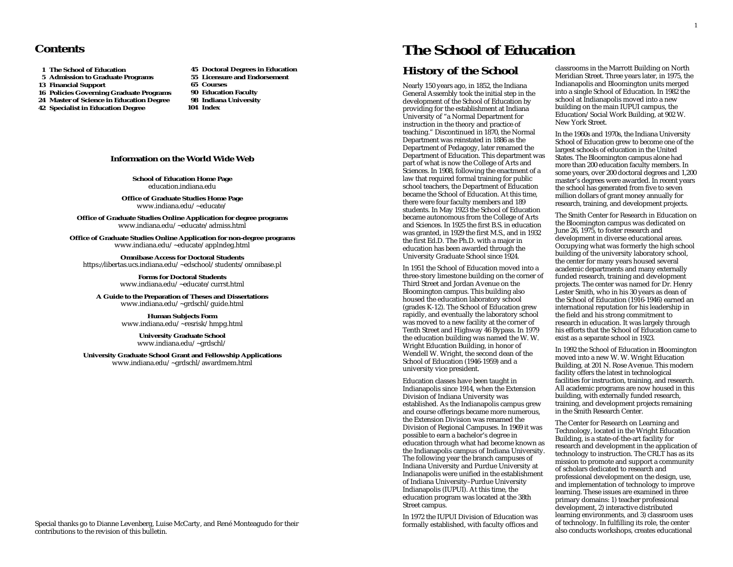# Contents

- 1 The School of Education
- 5 Admission to Graduate Programs
- 13 Financial Support
- 16 Policies Governing Graduate Programs
- 24 Master of Science in Education Degree
- 42 Specialist in Education Degree
- 45 Doctoral Degrees in Education
- 55 Licensure and Endorsement
- 65 Courses
- 90 Education Faculty
- 98 Indiana University
- 104 Index

**Information on the World Wide Web**

**School of Education Home Page**
education.indiana.edu

**Office of Graduate Studies Home Page**
www.indiana.edu/~educate/

**Office of Graduate Studies Online Application for degree programs**
www.indiana.edu/~educate/admiss.html

**Office of Graduate Studies Online Application for non-degree programs**
www.indiana.edu/~educate/applndeg.html

**Omnibase Access for Doctoral Students**
https://libertas.ucs.indiana.edu/~edschool/students/omnibase.pl

**Forms for Doctoral Students**
www.indiana.edu/~educate/currst.html

**A Guide to the Preparation of Theses and Dissertations**
www.indiana.edu/~grdschl/guide.html

**Human Subjects Form**
www.indiana.edu/~resrisk/hmpg.html

**University Graduate School**
www.indiana.edu/~grdschl/

**University Graduate School Grant and Fellowship Applications**
www.indiana.edu/~grdschl/awardmem.html

Special thanks go to Dianne Levenberg, Luise McCarty, and René Monteagudo for their contributions to the revision of this bulletin.

# The School of Education

## History of the School

Nearly 150 years ago, in 1852, the Indiana General Assembly took the initial step in the development of the School of Education by providing for the establishment at Indiana University of "a Normal Department for instruction in the theory and practice of teaching." Discontinued in 1870, the Normal Department was reinstated in 1886 as the Department of Pedagogy, later renamed the Department of Education. This department was part of what is now the College of Arts and Sciences. In 1908, following the enactment of a law that required formal training for public school teachers, the Department of Education became the School of Education. At this time, there were four faculty members and 189 students. In May 1923 the School of Education became autonomous from the College of Arts and Sciences. In 1925 the first B.S. in education was granted, in 1929 the first M.S., and in 1932 the first Ed.D. The Ph.D. with a major in education has been awarded through the University Graduate School since 1924.

In 1951 the School of Education moved into a three-story limestone building on the corner of Third Street and Jordan Avenue on the Bloomington campus. This building also housed the education laboratory school (grades K-12). The School of Education grew rapidly, and eventually the laboratory school was moved to a new facility at the corner of Tenth Street and Highway 46 Bypass. In 1979 the education building was named the W. W. Wright Education Building, in honor of Wendell W. Wright, the second dean of the School of Education (1946-1959) and a university vice president.

Education classes have been taught in Indianapolis since 1914, when the Extension Division of Indiana University was established. As the Indianapolis campus grew and course offerings became more numerous, the Extension Division was renamed the Division of Regional Campuses. In 1969 it was possible to earn a bachelor's degree in education through what had become known as the Indianapolis campus of Indiana University. The following year the branch campuses of Indiana University and Purdue University at Indianapolis were unified in the establishment of Indiana University–Purdue University Indianapolis (IUPUI). At this time, the education program was located at the 38th Street campus.

In 1972 the IUPUI Division of Education was formally established, with faculty offices and classrooms in the Marrott Building on North Meridian Street. Three years later, in 1975, the Indianapolis and Bloomington units merged into a single School of Education. In 1982 the school at Indianapolis moved into a new building on the main IUPUI campus, the Education/Social Work Building, at 902 W. New York Street.

In the 1960s and 1970s, the Indiana University School of Education grew to become one of the largest schools of education in the United States. The Bloomington campus alone had more than 200 education faculty members. In some years, over 200 doctoral degrees and 1,200 master's degrees were awarded. In recent years the school has generated from five to seven million dollars of grant money annually for research, training, and development projects.

The Smith Center for Research in Education on the Bloomington campus was dedicated on June 26, 1975, to foster research and development in diverse educational areas. Occupying what was formerly the high school building of the university laboratory school, the center for many years housed several academic departments and many externally funded research, training and development projects. The center was named for Dr. Henry Lester Smith, who in his 30 years as dean of the School of Education (1916-1946) earned an international reputation for his leadership in the field and his strong commitment to research in education. It was largely through his efforts that the School of Education came to exist as a separate school in 1923.

In 1992 the School of Education in Bloomington moved into a new W. W. Wright Education Building, at 201 N. Rose Avenue. This modern facility offers the latest in technological facilities for instruction, training, and research. All academic programs are now housed in this building, with externally funded research, training, and development projects remaining in the Smith Research Center.

The Center for Research on Learning and Technology, located in the Wright Education Building, is a state-of-the-art facility for research and development in the application of technology to instruction. The CRLT has as its mission to promote and support a community of scholars dedicated to research and professional development on the design, use, and implementation of technology to improve learning. These issues are examined in three primary domains: 1) teacher professional development, 2) interactive distributed learning environments, and 3) classroom uses of technology. In fulfilling its role, the center also conducts workshops, creates educational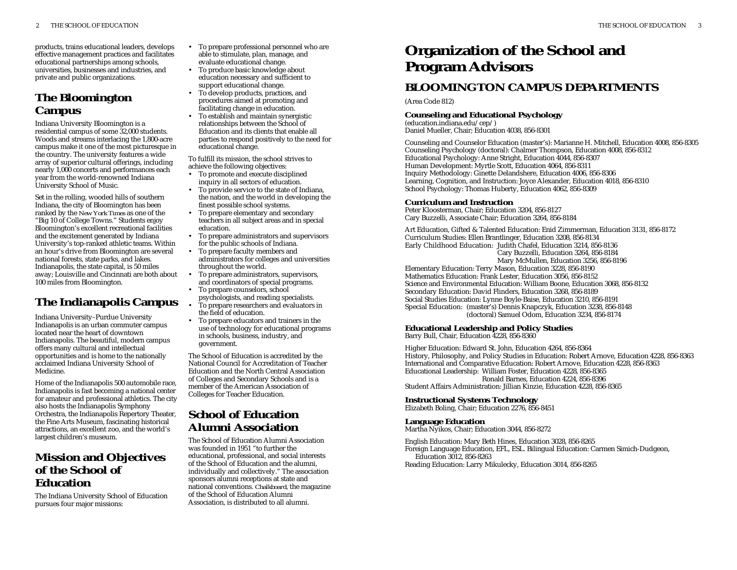products, trains educational leaders, develops effective management practices and facilitates educational partnerships among schools, universities, businesses and industries, and private and public organizations.

## The Bloomington Campus

Indiana University Bloomington is a residential campus of some 32,000 students. Woods and streams interlacing the 1,800-acre campus make it one of the most picturesque in the country. The university features a wide array of superior cultural offerings, including nearly 1,000 concerts and performances each year from the world-renowned Indiana University School of Music.

Set in the rolling, wooded hills of southern Indiana, the city of Bloomington has been ranked by the *New York Times* as one of the "Big 10 of College Towns." Students enjoy Bloomington's excellent recreational facilities and the excitement generated by Indiana University's top-ranked athletic teams. Within an hour's drive from Bloomington are several national forests, state parks, and lakes. Indianapolis, the state capital, is 50 miles away; Louisville and Cincinnati are both about 100 miles from Bloomington.

## The Indianapolis Campus

Indiana University–Purdue University Indianapolis is an urban commuter campus located near the heart of downtown Indianapolis. The beautiful, modern campus offers many cultural and intellectual opportunities and is home to the nationally acclaimed Indiana University School of Medicine.

Home of the Indianapolis 500 automobile race, Indianapolis is fast becoming a national center for amateur and professional athletics. The city also hosts the Indianapolis Symphony Orchestra, the Indianapolis Repertory Theater, the Fine Arts Museum, fascinating historical attractions, an excellent zoo, and the world's largest children's museum.

## Mission and Objectives of the School of Education

The Indiana University School of Education pursues four major missions:

- To prepare professional personnel who are able to stimulate, plan, manage, and evaluate educational change.
- To produce basic knowledge about education necessary and sufficient to support educational change.
- To develop products, practices, and procedures aimed at promoting and facilitating change in education.
- To establish and maintain synergistic relationships between the School of Education and its clients that enable all parties to respond positively to the need for educational change.

To fulfill its mission, the school strives to achieve the following objectives:

- To promote and execute disciplined inquiry in all sectors of education.
- To provide service to the state of Indiana, the nation, and the world in developing the finest possible school systems.
- To prepare elementary and secondary teachers in all subject areas and in special education.
- To prepare administrators and supervisors for the public schools of Indiana.
- To prepare faculty members and administrators for colleges and universities throughout the world.
- To prepare administrators, supervisors, and coordinators of special programs.
- To prepare counselors, school psychologists, and reading specialists.
- To prepare researchers and evaluators in the field of education.
- To prepare educators and trainers in the use of technology for educational programs in schools, business, industry, and government.

The School of Education is accredited by the National Council for Accreditation of Teacher Education and the North Central Association of Colleges and Secondary Schools and is a member of the American Association of Colleges for Teacher Education.

## School of Education Alumni Association

The School of Education Alumni Association was founded in 1951 "to further the educational, professional, and social interests of the School of Education and the alumni, individually and collectively." The association sponsors alumni receptions at state and national conventions. *Chalkboard*, the magazine of the School of Education Alumni Association, is distributed to all alumni.

# Organization of the School and Program Advisors

## BLOOMINGTON CAMPUS DEPARTMENTS

(Area Code 812)

### Counseling and Educational Psychology

(education.indiana.edu/cep/)
Daniel Mueller, Chair; Education 4038, 856-8301

Counseling and Counselor Education (master's): Marianne H. Mitchell, Education 4008, 856-8305
Counseling Psychology (doctoral): Chalmer Thompson, Education 4008, 856-8312
Educational Psychology: Anne Stright, Education 4044, 856-8307
Human Development: Myrtle Scott, Education 4064, 856-8311
Inquiry Methodology: Ginette Delandshere, Education 4006, 856-8306
Learning, Cognition, and Instruction: Joyce Alexander, Education 4018, 856-8310
School Psychology: Thomas Huberty, Education 4062, 856-8309

### Curriculum and Instruction

Peter Kloosterman, Chair; Education 3204, 856-8127
Cary Buzzelli, Associate Chair; Education 3264, 856-8184

Art Education, Gifted & Talented Education: Enid Zimmerman, Education 3131, 856-8172
Curriculum Studies: Ellen Brantlinger, Education 3208, 856-8134
Early Childhood Education: Judith Chafel, Education 3214, 856-8136
Cary Buzzelli, Education 3264, 856-8184
Mary McMullen, Education 3256, 856-8196
Elementary Education: Terry Mason, Education 3228, 856-8190
Mathematics Education: Frank Lester, Education 3056, 856-8152
Science and Environmental Education: William Boone, Education 3068, 856-8132
Secondary Education: David Flinders, Education 3268, 856-8189
Social Studies Education: Lynne Boyle-Baise, Education 3210, 856-8191
Special Education: (master's) Dennis Knapczyk, Education 3238, 856-8148
(doctoral) Samuel Odom, Education 3234, 856-8174

### Educational Leadership and Policy Studies

Barry Bull, Chair, Education 4228, 856-8360

Higher Education: Edward St. John, Education 4264, 856-8364
History, Philosophy, and Policy Studies in Education: Robert Arnove, Education 4228, 856-8363
International and Comparative Education: Robert Arnove, Education 4228, 856-8363
Educational Leadership: William Foster, Education 4228, 856-8365
Ronald Barnes, Education 4224, 856-8396
Student Affairs Administration: Jillian Kinzie, Education 4228, 856-8365

### Instructional Systems Technology

Elizabeth Boling, Chair; Education 2276, 856-8451

### Language Education

Martha Nyikos, Chair; Education 3044, 856-8272

English Education: Mary Beth Hines, Education 3028, 856-8265
Foreign Language Education, EFL, ESL. Bilingual Education: Carmen Simich-Dudgeon, Education 3012, 856-8263
Reading Education: Larry Mikulecky, Education 3014, 856-8265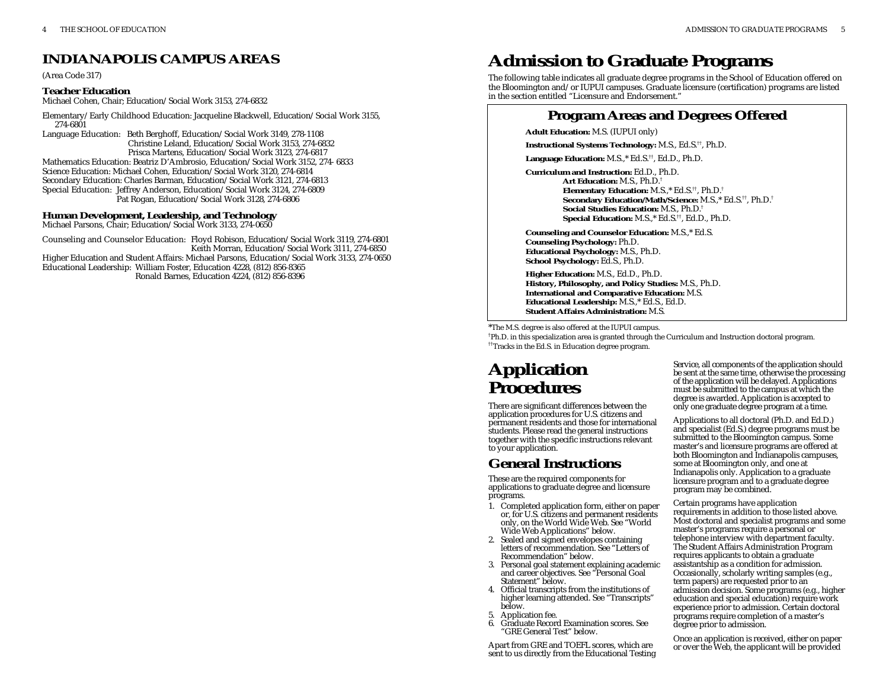## INDIANAPOLIS CAMPUS AREAS

(Area Code 317)

**Teacher Education**
Michael Cohen, Chair; Education/Social Work 3153, 274-6832

Elementary/Early Childhood Education: Jacqueline Blackwell, Education/Social Work 3155, 274-6801

Language Education: Beth Berghoff, Education/Social Work 3149, 278-1108
Christine Leland, Education/Social Work 3153, 274-6832
Prisca Martens, Education/Social Work 3123, 274-6817

Mathematics Education: Beatriz D'Ambrosio, Education/Social Work 3152, 274- 6833

Science Education: Michael Cohen, Education/Social Work 3120, 274-6814

Secondary Education: Charles Barman, Education/Social Work 3121, 274-6813

Special Education: Jeffrey Anderson, Education/Social Work 3124, 274-6809
Pat Rogan, Education/Social Work 3128, 274-6806

**Human Development, Leadership, and Technology**
Michael Parsons, Chair; Education/Social Work 3133, 274-0650

Counseling and Counselor Education: Floyd Robison, Education/Social Work 3119, 274-6801
Keith Morran, Education/Social Work 3111, 274-6850

Higher Education and Student Affairs: Michael Parsons, Education/Social Work 3133, 274-0650

Educational Leadership: William Foster, Education 4228, (812) 856-8365
Ronald Barnes, Education 4224, (812) 856-8396

# Admission to Graduate Programs

The following table indicates all graduate degree programs in the School of Education offered on the Bloomington and/or IUPUI campuses. Graduate licensure (certification) programs are listed in the section entitled "Licensure and Endorsement."

## Program Areas and Degrees Offered

**Adult Education:** M.S. (IUPUI only)

**Instructional Systems Technology:** M.S., Ed.S.††, Ph.D.

**Language Education:** M.S.,* Ed.S.††, Ed.D., Ph.D.

**Curriculum and Instruction:** Ed.D., Ph.D.
- **Art Education:** M.S., Ph.D.†
- **Elementary Education:** M.S.,* Ed.S.††, Ph.D.†
- **Secondary Education/Math/Science:** M.S.,* Ed.S.††, Ph.D.†
- **Social Studies Education:** M.S., Ph.D.†
- **Special Education:** M.S.,* Ed.S.††, Ed.D., Ph.D.

**Counseling and Counselor Education:** M.S.,* Ed.S.
**Counseling Psychology:** Ph.D.
**Educational Psychology:** M.S., Ph.D.
**School Psychology:** Ed.S., Ph.D.

**Higher Education:** M.S., Ed.D., Ph.D.
**History, Philosophy, and Policy Studies:** M.S., Ph.D.
**International and Comparative Education:** M.S.
**Educational Leadership:** M.S.,* Ed.S., Ed.D.
**Student Affairs Administration:** M.S.

*The M.S. degree is also offered at the IUPUI campus.
†Ph.D. in this specialization area is granted through the Curriculum and Instruction doctoral program.
††Tracks in the Ed.S. in Education degree program.

# Application Procedures

There are significant differences between the application procedures for U.S. citizens and permanent residents and those for international students. Please read the general instructions together with the specific instructions relevant to your application.

## General Instructions

These are the required components for applications to graduate degree and licensure programs.

1. Completed application form, either on paper or, for U.S. citizens and permanent residents only, on the World Wide Web. See "World Wide Web Applications" below.
2. Sealed and signed envelopes containing letters of recommendation. See "Letters of Recommendation" below.
3. Personal goal statement explaining academic and career objectives. See "Personal Goal Statement" below.
4. Official transcripts from the institutions of higher learning attended. See "Transcripts" below.
5. Application fee.
6. Graduate Record Examination scores. See "GRE General Test" below.

Apart from GRE and TOEFL scores, which are sent to us directly from the Educational Testing Service, all components of the application should be sent at the same time, otherwise the processing of the application will be delayed. Applications must be submitted to the campus at which the degree is awarded. Application is accepted to only one graduate degree program at a time.

Applications to all doctoral (Ph.D. and Ed.D.) and specialist (Ed.S.) degree programs must be submitted to the Bloomington campus. Some master's and licensure programs are offered at both Bloomington and Indianapolis campuses, some at Bloomington only, and one at Indianapolis only. Application to a graduate licensure program and to a graduate degree program may be combined.

Certain programs have application requirements in addition to those listed above. Most doctoral and specialist programs and some master's programs require a personal or telephone interview with department faculty. The Student Affairs Administration Program requires applicants to obtain a graduate assistantship as a condition for admission. Occasionally, scholarly writing samples (e.g., term papers) are requested prior to an admission decision. Some programs (e.g., higher education and special education) require work experience prior to admission. Certain doctoral programs require completion of a master's degree prior to admission.

Once an application is received, either on paper or over the Web, the applicant will be provided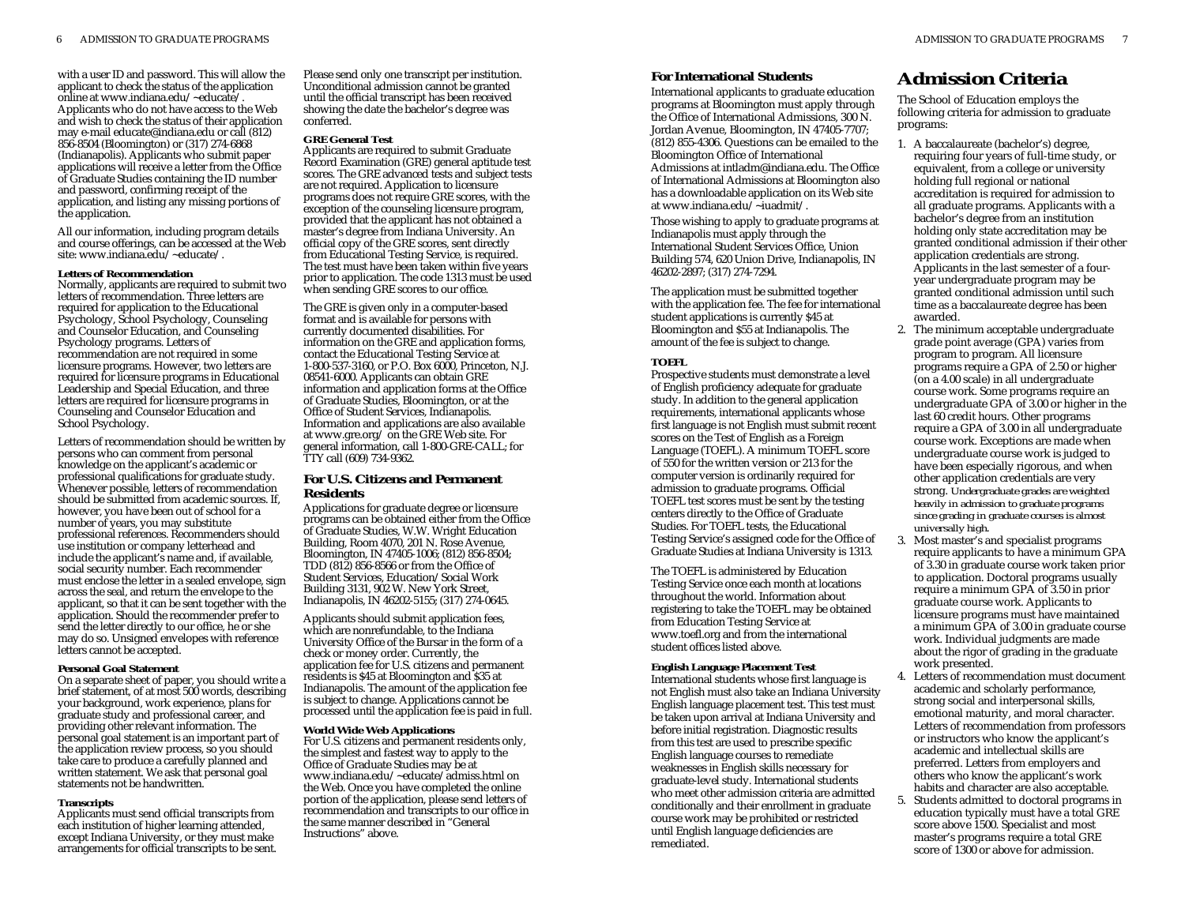with a user ID and password. This will allow the applicant to check the status of the application online at www.indiana.edu/~educate/. Applicants who do not have access to the Web and wish to check the status of their application may e-mail educate@indiana.edu or call (812) 856-8504 (Bloomington) or (317) 274-6868 (Indianapolis). Applicants who submit paper applications will receive a letter from the Office of Graduate Studies containing the ID number and password, confirming receipt of the application, and listing any missing portions of the application.

All our information, including program details and course offerings, can be accessed at the Web site: www.indiana.edu/~educate/.

**Letters of Recommendation**

Normally, applicants are required to submit two letters of recommendation. Three letters are required for application to the Educational Psychology, School Psychology, Counseling and Counselor Education, and Counseling Psychology programs. Letters of recommendation are not required in some licensure programs. However, two letters are required for licensure programs in Educational Leadership and Special Education, and three letters are required for licensure programs in Counseling and Counselor Education and School Psychology.

Letters of recommendation should be written by persons who can comment from personal knowledge on the applicant's academic or professional qualifications for graduate study. Whenever possible, letters of recommendation should be submitted from academic sources. If, however, you have been out of school for a number of years, you may substitute professional references. Recommenders should use institution or company letterhead and include the applicant's name and, if available, social security number. Each recommender must enclose the letter in a sealed envelope, sign across the seal, and return the envelope to the applicant, so that it can be sent together with the application. Should the recommender prefer to send the letter directly to our office, he or she may do so. Unsigned envelopes with reference letters cannot be accepted.

**Personal Goal Statement**

On a separate sheet of paper, you should write a brief statement, of at most 500 words, describing your background, work experience, plans for graduate study and professional career, and providing other relevant information. The personal goal statement is an important part of the application review process, so you should take care to produce a carefully planned and written statement. We ask that personal goal statements not be handwritten.

**Transcripts**

Applicants must send official transcripts from each institution of higher learning attended, except Indiana University, or they must make arrangements for official transcripts to be sent. Please send only one transcript per institution. Unconditional admission cannot be granted until the official transcript has been received showing the date the bachelor's degree was conferred.

**GRE General Test**

Applicants are required to submit Graduate Record Examination (GRE) general aptitude test scores. The GRE advanced tests and subject tests are not required. Application to licensure programs does not require GRE scores, with the exception of the counseling licensure program, provided that the applicant has not obtained a master's degree from Indiana University. An official copy of the GRE scores, sent directly from Educational Testing Service, is required. The test must have been taken within five years prior to application. The code 1313 must be used when sending GRE scores to our office.

The GRE is given only in a computer-based format and is available for persons with currently documented disabilities. For information on the GRE and application forms, contact the Educational Testing Service at 1-800-537-3160, or P.O. Box 6000, Princeton, N.J. 08541-6000. Applicants can obtain GRE information and application forms at the Office of Graduate Studies, Bloomington, or at the Office of Student Services, Indianapolis. Information and applications are also available at www.gre.org/ on the GRE Web site. For general information, call 1-800-GRE-CALL; for TTY call (609) 734-9362.

### For U.S. Citizens and Permanent Residents

Applications for graduate degree or licensure programs can be obtained either from the Office of Graduate Studies, W.W. Wright Education Building, Room 4070, 201 N. Rose Avenue, Bloomington, IN 47405-1006; (812) 856-8504; TDD (812) 856-8566 or from the Office of Student Services, Education/Social Work Building 3131, 902 W. New York Street, Indianapolis, IN 46202-5155; (317) 274-0645.

Applicants should submit application fees, which are nonrefundable, to the Indiana University Office of the Bursar in the form of a check or money order. Currently, the application fee for U.S. citizens and permanent residents is $45 at Bloomington and $35 at Indianapolis. The amount of the application fee is subject to change. Applications cannot be processed until the application fee is paid in full.

**World Wide Web Applications**

For U.S. citizens and permanent residents only, the simplest and fastest way to apply to the Office of Graduate Studies may be at www.indiana.edu/~educate/admiss.html on the Web. Once you have completed the online portion of the application, please send letters of recommendation and transcripts to our office in the same manner described in "General Instructions" above.

### For International Students

International applicants to graduate education programs at Bloomington must apply through the Office of International Admissions, 300 N. Jordan Avenue, Bloomington, IN 47405-7707; (812) 855-4306. Questions can be emailed to the Bloomington Office of International Admissions at intladm@indiana.edu. The Office of International Admissions at Bloomington also has a downloadable application on its Web site at www.indiana.edu/~iuadmit/.

Those wishing to apply to graduate programs at Indianapolis must apply through the International Student Services Office, Union Building 574, 620 Union Drive, Indianapolis, IN 46202-2897; (317) 274-7294.

The application must be submitted together with the application fee. The fee for international student applications is currently $45 at Bloomington and $55 at Indianapolis. The amount of the fee is subject to change.

**TOEFL**

Prospective students must demonstrate a level of English proficiency adequate for graduate study. In addition to the general application requirements, international applicants whose first language is not English must submit recent scores on the Test of English as a Foreign Language (TOEFL). A minimum TOEFL score of 550 for the written version or 213 for the computer version is ordinarily required for admission to graduate programs. Official TOEFL test scores must be sent by the testing centers directly to the Office of Graduate Studies. For TOEFL tests, the Educational Testing Service's assigned code for the Office of Graduate Studies at Indiana University is 1313.

The TOEFL is administered by Education Testing Service once each month at locations throughout the world. Information about registering to take the TOEFL may be obtained from Education Testing Service at www.toefl.org and from the international student offices listed above.

**English Language Placement Test**

International students whose first language is not English must also take an Indiana University English language placement test. This test must be taken upon arrival at Indiana University and before initial registration. Diagnostic results from this test are used to prescribe specific English language courses to remediate weaknesses in English skills necessary for graduate-level study. International students who meet other admission criteria are admitted conditionally and their enrollment in graduate course work may be prohibited or restricted until English language deficiencies are remediated.

# Admission Criteria

The School of Education employs the following criteria for admission to graduate programs:

1. A baccalaureate (bachelor's) degree, requiring four years of full-time study, or equivalent, from a college or university holding full regional or national accreditation is required for admission to all graduate programs. Applicants with a bachelor's degree from an institution holding only state accreditation may be granted conditional admission if their other application credentials are strong. Applicants in the last semester of a four-year undergraduate program may be granted conditional admission until such time as a baccalaureate degree has been awarded.
2. The minimum acceptable undergraduate grade point average (GPA) varies from program to program. All licensure programs require a GPA of 2.50 or higher (on a 4.00 scale) in all undergraduate course work. Some programs require an undergraduate GPA of 3.00 or higher in the last 60 credit hours. Other programs require a GPA of 3.00 in all undergraduate course work. Exceptions are made when undergraduate course work is judged to have been especially rigorous, and when other application credentials are very strong. Undergraduate grades are weighted heavily in admission to graduate programs since grading in graduate courses is almost universally high.
3. Most master's and specialist programs require applicants to have a minimum GPA of 3.30 in graduate course work taken prior to application. Doctoral programs usually require a minimum GPA of 3.50 in prior graduate course work. Applicants to licensure programs must have maintained a minimum GPA of 3.00 in graduate course work. Individual judgments are made about the rigor of grading in the graduate work presented.
4. Letters of recommendation must document academic and scholarly performance, strong social and interpersonal skills, emotional maturity, and moral character. Letters of recommendation from professors or instructors who know the applicant's academic and intellectual skills are preferred. Letters from employers and others who know the applicant's work habits and character are also acceptable.
5. Students admitted to doctoral programs in education typically must have a total GRE score above 1500. Specialist and most master's programs require a total GRE score of 1300 or above for admission.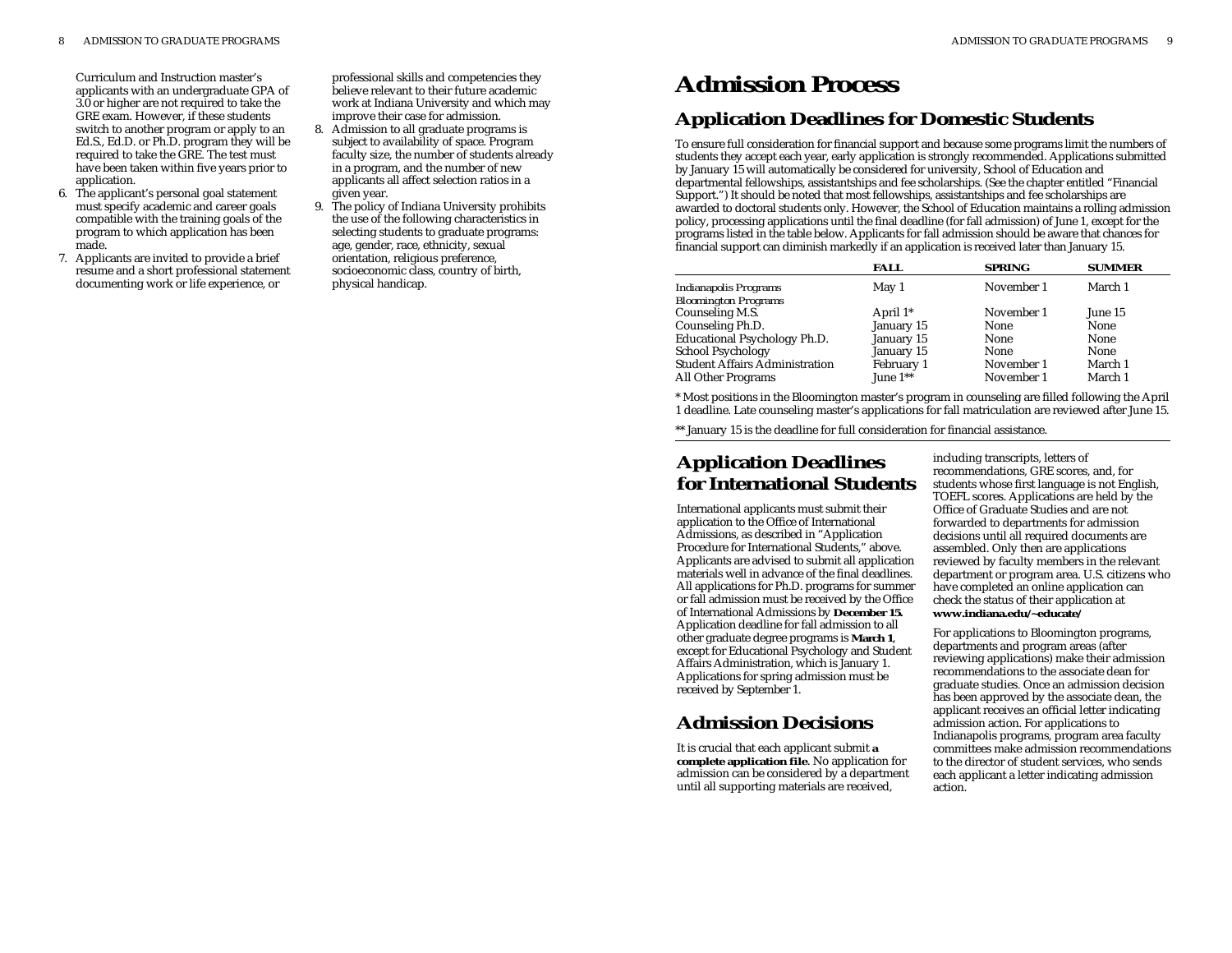Curriculum and Instruction master's applicants with an undergraduate GPA of 3.0 or higher are not required to take the GRE exam. However, if these students switch to another program or apply to an Ed.S., Ed.D. or Ph.D. program they will be required to take the GRE. The test must have been taken within five years prior to application.

6. The applicant's personal goal statement must specify academic and career goals compatible with the training goals of the program to which application has been made.
7. Applicants are invited to provide a brief resume and a short professional statement documenting work or life experience, or professional skills and competencies they believe relevant to their future academic work at Indiana University and which may improve their case for admission.
8. Admission to all graduate programs is subject to availability of space. Program faculty size, the number of students already in a program, and the number of new applicants all affect selection ratios in a given year.
9. The policy of Indiana University prohibits the use of the following characteristics in selecting students to graduate programs: age, gender, race, ethnicity, sexual orientation, religious preference, socioeconomic class, country of birth, physical handicap.

# Admission Process

## Application Deadlines for Domestic Students

To ensure full consideration for financial support and because some programs limit the numbers of students they accept each year, early application is strongly recommended. Applications submitted by January 15 will automatically be considered for university, School of Education and departmental fellowships, assistantships and fee scholarships. (See the chapter entitled "Financial Support.") It should be noted that most fellowships, assistantships and fee scholarships are awarded to doctoral students only. However, the School of Education maintains a rolling admission policy, processing applications until the final deadline (for fall admission) of June 1, except for the programs listed in the table below. Applicants for fall admission should be aware that chances for financial support can diminish markedly if an application is received later than January 15.

| | FALL | SPRING | SUMMER |
|---|---|---|---|
| *Indianapolis Programs* | May 1 | November 1 | March 1 |
| *Bloomington Programs* | | | |
| Counseling M.S. | April 1* | November 1 | June 15 |
| Counseling Ph.D. | January 15 | None | None |
| Educational Psychology Ph.D. | January 15 | None | None |
| School Psychology | January 15 | None | None |
| Student Affairs Administration | February 1 | November 1 | March 1 |
| All Other Programs | June 1** | November 1 | March 1 |

\* Most positions in the Bloomington master's program in counseling are filled following the April 1 deadline. Late counseling master's applications for fall matriculation are reviewed after June 15.

\*\* January 15 is the deadline for full consideration for financial assistance.

## Application Deadlines for International Students

International applicants must submit their application to the Office of International Admissions, as described in "Application Procedure for International Students," above. Applicants are advised to submit all application materials well in advance of the final deadlines. All applications for Ph.D. programs for summer or fall admission must be received by the Office of International Admissions by **December 15.** Application deadline for fall admission to all other graduate degree programs is **March 1**, except for Educational Psychology and Student Affairs Administration, which is January 1. Applications for spring admission must be received by September 1.

## Admission Decisions

It is crucial that each applicant submit **a complete application file**. No application for admission can be considered by a department until all supporting materials are received, including transcripts, letters of recommendations, GRE scores, and, for students whose first language is not English, TOEFL scores. Applications are held by the Office of Graduate Studies and are not forwarded to departments for admission decisions until all required documents are assembled. Only then are applications reviewed by faculty members in the relevant department or program area. U.S. citizens who have completed an online application can check the status of their application at **www.indiana.edu/~educate/**

For applications to Bloomington programs, departments and program areas (after reviewing applications) make their admission recommendations to the associate dean for graduate studies. Once an admission decision has been approved by the associate dean, the applicant receives an official letter indicating admission action. For applications to Indianapolis programs, program area faculty committees make admission recommendations to the director of student services, who sends each applicant a letter indicating admission action.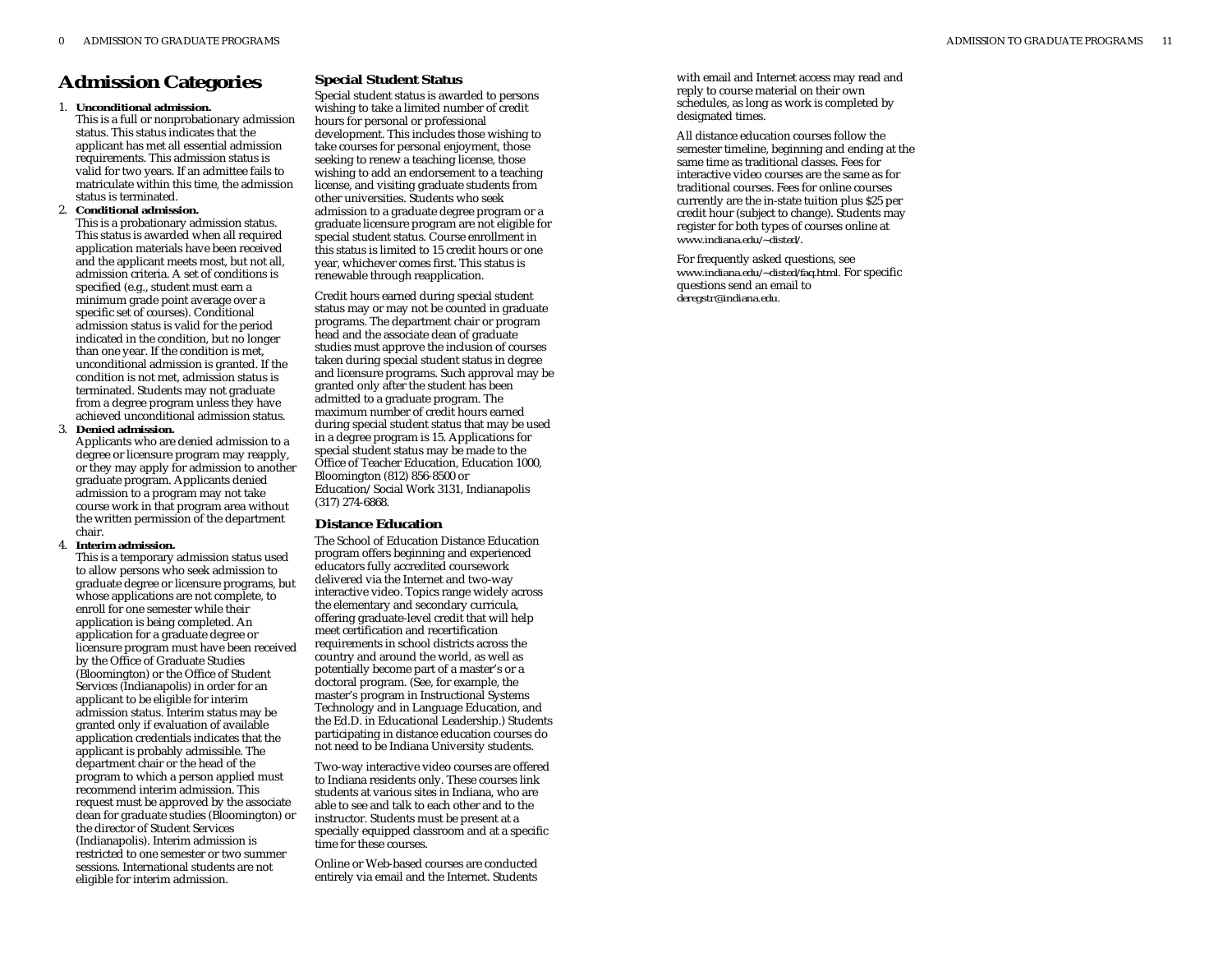# Admission Categories

1. **Unconditional admission.**
   This is a full or nonprobationary admission status. This status indicates that the applicant has met all essential admission requirements. This admission status is valid for two years. If an admittee fails to matriculate within this time, the admission status is terminated.
2. **Conditional admission.**
   This is a probationary admission status. This status is awarded when all required application materials have been received and the applicant meets most, but not all, admission criteria. A set of conditions is specified (e.g., student must earn a minimum grade point average over a specific set of courses). Conditional admission status is valid for the period indicated in the condition, but no longer than one year. If the condition is met, unconditional admission is granted. If the condition is not met, admission status is terminated. Students may not graduate from a degree program unless they have achieved unconditional admission status.
3. **Denied admission.**
   Applicants who are denied admission to a degree or licensure program may reapply, or they may apply for admission to another graduate program. Applicants denied admission to a program may not take course work in that program area without the written permission of the department chair.
4. **Interim admission.**
   This is a temporary admission status used to allow persons who seek admission to graduate degree or licensure programs, but whose applications are not complete, to enroll for one semester while their application is being completed. An application for a graduate degree or licensure program must have been received by the Office of Graduate Studies (Bloomington) or the Office of Student Services (Indianapolis) in order for an applicant to be eligible for interim admission status. Interim status may be granted only if evaluation of available application credentials indicates that the applicant is probably admissible. The department chair or the head of the program to which a person applied must recommend interim admission. This request must be approved by the associate dean for graduate studies (Bloomington) or the director of Student Services (Indianapolis). Interim admission is restricted to one semester or two summer sessions. International students are not eligible for interim admission.

## Special Student Status

Special student status is awarded to persons wishing to take a limited number of credit hours for personal or professional development. This includes those wishing to take courses for personal enjoyment, those seeking to renew a teaching license, those wishing to add an endorsement to a teaching license, and visiting graduate students from other universities. Students who seek admission to a graduate degree program or a graduate licensure program are not eligible for special student status. Course enrollment in this status is limited to 15 credit hours or one year, whichever comes first. This status is renewable through reapplication.

Credit hours earned during special student status may or may not be counted in graduate programs. The department chair or program head and the associate dean of graduate studies must approve the inclusion of courses taken during special student status in degree and licensure programs. Such approval may be granted only after the student has been admitted to a graduate program. The maximum number of credit hours earned during special student status that may be used in a degree program is 15. Applications for special student status may be made to the Office of Teacher Education, Education 1000, Bloomington (812) 856-8500 or Education/Social Work 3131, Indianapolis (317) 274-6868.

## Distance Education

The School of Education Distance Education program offers beginning and experienced educators fully accredited coursework delivered via the Internet and two-way interactive video. Topics range widely across the elementary and secondary curricula, offering graduate-level credit that will help meet certification and recertification requirements in school districts across the country and around the world, as well as potentially become part of a master's or a doctoral program. (See, for example, the master's program in Instructional Systems Technology and in Language Education, and the Ed.D. in Educational Leadership.) Students participating in distance education courses do not need to be Indiana University students.

Two-way interactive video courses are offered to Indiana residents only. These courses link students at various sites in Indiana, who are able to see and talk to each other and to the instructor. Students must be present at a specially equipped classroom and at a specific time for these courses.

Online or Web-based courses are conducted entirely via email and the Internet. Students with email and Internet access may read and reply to course material on their own schedules, as long as work is completed by designated times.

All distance education courses follow the semester timeline, beginning and ending at the same time as traditional classes. Fees for interactive video courses are the same as for traditional courses. Fees for online courses currently are the in-state tuition plus $25 per credit hour (subject to change). Students may register for both types of courses online at www.indiana.edu/~disted/.

For frequently asked questions, see www.indiana.edu/~disted/faq.html. For specific questions send an email to deregstr@indiana.edu.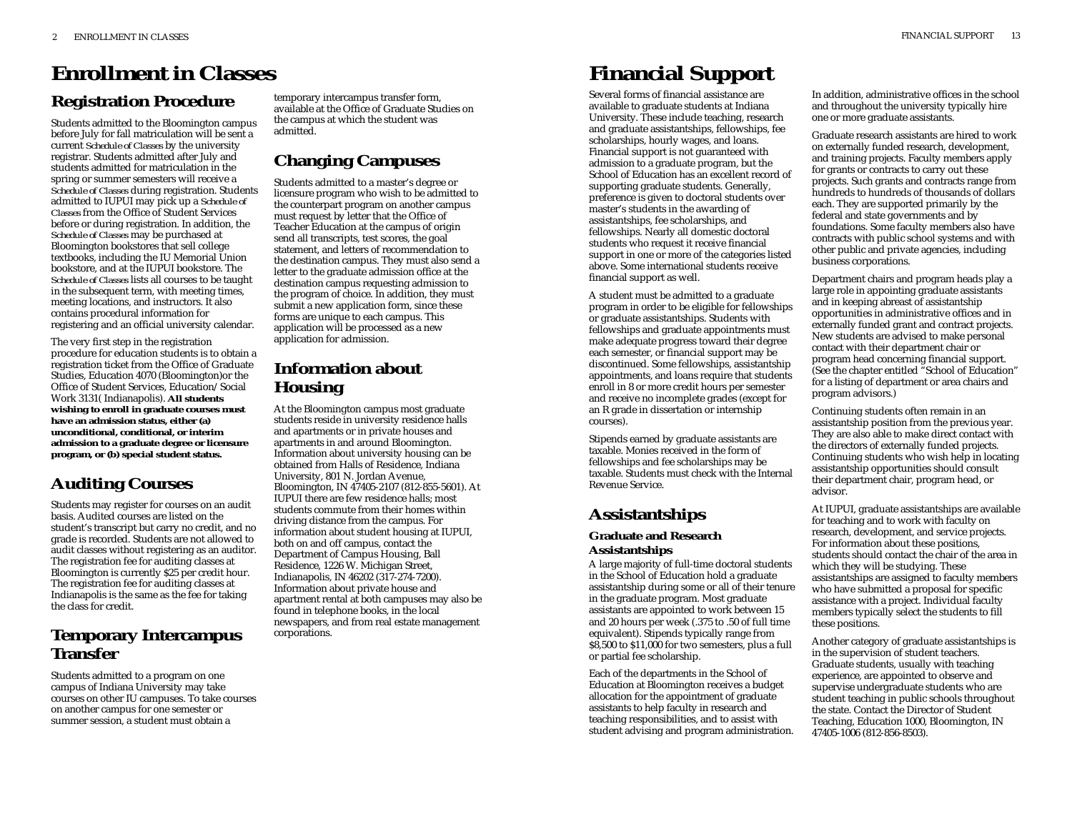# Enrollment in Classes

## Registration Procedure

Students admitted to the Bloomington campus before July for fall matriculation will be sent a current *Schedule of Classes* by the university registrar. Students admitted after July and students admitted for matriculation in the spring or summer semesters will receive a *Schedule of Classes* during registration. Students admitted to IUPUI may pick up a *Schedule of Classes* from the Office of Student Services before or during registration. In addition, the *Schedule of Classes* may be purchased at Bloomington bookstores that sell college textbooks, including the IU Memorial Union bookstore, and at the IUPUI bookstore. The *Schedule of Classes* lists all courses to be taught in the subsequent term, with meeting times, meeting locations, and instructors. It also contains procedural information for registering and an official university calendar.

The very first step in the registration procedure for education students is to obtain a registration ticket from the Office of Graduate Studies, Education 4070 (Bloomington)or the Office of Student Services, Education/Social Work 3131( Indianapolis). **All students wishing to enroll in graduate courses must have an admission status, either (a) unconditional, conditional, or interim admission to a graduate degree or licensure program, or (b) special student status.**

## Auditing Courses

Students may register for courses on an audit basis. Audited courses are listed on the student's transcript but carry no credit, and no grade is recorded. Students are not allowed to audit classes without registering as an auditor. The registration fee for auditing classes at Bloomington is currently $25 per credit hour. The registration fee for auditing classes at Indianapolis is the same as the fee for taking the class for credit.

## Temporary Intercampus Transfer

Students admitted to a program on one campus of Indiana University may take courses on other IU campuses. To take courses on another campus for one semester or summer session, a student must obtain a temporary intercampus transfer form, available at the Office of Graduate Studies on the campus at which the student was admitted.

## Changing Campuses

Students admitted to a master's degree or licensure program who wish to be admitted to the counterpart program on another campus must request by letter that the Office of Teacher Education at the campus of origin send all transcripts, test scores, the goal statement, and letters of recommendation to the destination campus. They must also send a letter to the graduate admission office at the destination campus requesting admission to the program of choice. In addition, they must submit a new application form, since these forms are unique to each campus. This application will be processed as a new application for admission.

## Information about Housing

At the Bloomington campus most graduate students reside in university residence halls and apartments or in private houses and apartments in and around Bloomington. Information about university housing can be obtained from Halls of Residence, Indiana University, 801 N. Jordan Avenue, Bloomington, IN 47405-2107 (812-855-5601). At IUPUI there are few residence halls; most students commute from their homes within driving distance from the campus. For information about student housing at IUPUI, both on and off campus, contact the Department of Campus Housing, Ball Residence, 1226 W. Michigan Street, Indianapolis, IN 46202 (317-274-7200). Information about private house and apartment rental at both campuses may also be found in telephone books, in the local newspapers, and from real estate management corporations.

# Financial Support

Several forms of financial assistance are available to graduate students at Indiana University. These include teaching, research and graduate assistantships, fellowships, fee scholarships, hourly wages, and loans. Financial support is not guaranteed with admission to a graduate program, but the School of Education has an excellent record of supporting graduate students. Generally, preference is given to doctoral students over master's students in the awarding of assistantships, fee scholarships, and fellowships. Nearly all domestic doctoral students who request it receive financial support in one or more of the categories listed above. Some international students receive financial support as well.

A student must be admitted to a graduate program in order to be eligible for fellowships or graduate assistantships. Students with fellowships and graduate appointments must make adequate progress toward their degree each semester, or financial support may be discontinued. Some fellowships, assistantship appointments, and loans require that students enroll in 8 or more credit hours per semester and receive no incomplete grades (except for an R grade in dissertation or internship courses).

Stipends earned by graduate assistants are taxable. Monies received in the form of fellowships and fee scholarships may be taxable. Students must check with the Internal Revenue Service.

## Assistantships

### Graduate and Research Assistantships

A large majority of full-time doctoral students in the School of Education hold a graduate assistantship during some or all of their tenure in the graduate program. Most graduate assistants are appointed to work between 15 and 20 hours per week (.375 to .50 of full time equivalent). Stipends typically range from $8,500 to $11,000 for two semesters, plus a full or partial fee scholarship.

Each of the departments in the School of Education at Bloomington receives a budget allocation for the appointment of graduate assistants to help faculty in research and teaching responsibilities, and to assist with student advising and program administration. In addition, administrative offices in the school and throughout the university typically hire one or more graduate assistants.

Graduate research assistants are hired to work on externally funded research, development, and training projects. Faculty members apply for grants or contracts to carry out these projects. Such grants and contracts range from hundreds to hundreds of thousands of dollars each. They are supported primarily by the federal and state governments and by foundations. Some faculty members also have contracts with public school systems and with other public and private agencies, including business corporations.

Department chairs and program heads play a large role in appointing graduate assistants and in keeping abreast of assistantship opportunities in administrative offices and in externally funded grant and contract projects. New students are advised to make personal contact with their department chair or program head concerning financial support. (See the chapter entitled "School of Education" for a listing of department or area chairs and program advisors.)

Continuing students often remain in an assistantship position from the previous year. They are also able to make direct contact with the directors of externally funded projects. Continuing students who wish help in locating assistantship opportunities should consult their department chair, program head, or advisor.

At IUPUI, graduate assistantships are available for teaching and to work with faculty on research, development, and service projects. For information about these positions, students should contact the chair of the area in which they will be studying. These assistantships are assigned to faculty members who have submitted a proposal for specific assistance with a project. Individual faculty members typically select the students to fill these positions.

Another category of graduate assistantships is in the supervision of student teachers. Graduate students, usually with teaching experience, are appointed to observe and supervise undergraduate students who are student teaching in public schools throughout the state. Contact the Director of Student Teaching, Education 1000, Bloomington, IN 47405-1006 (812-856-8503).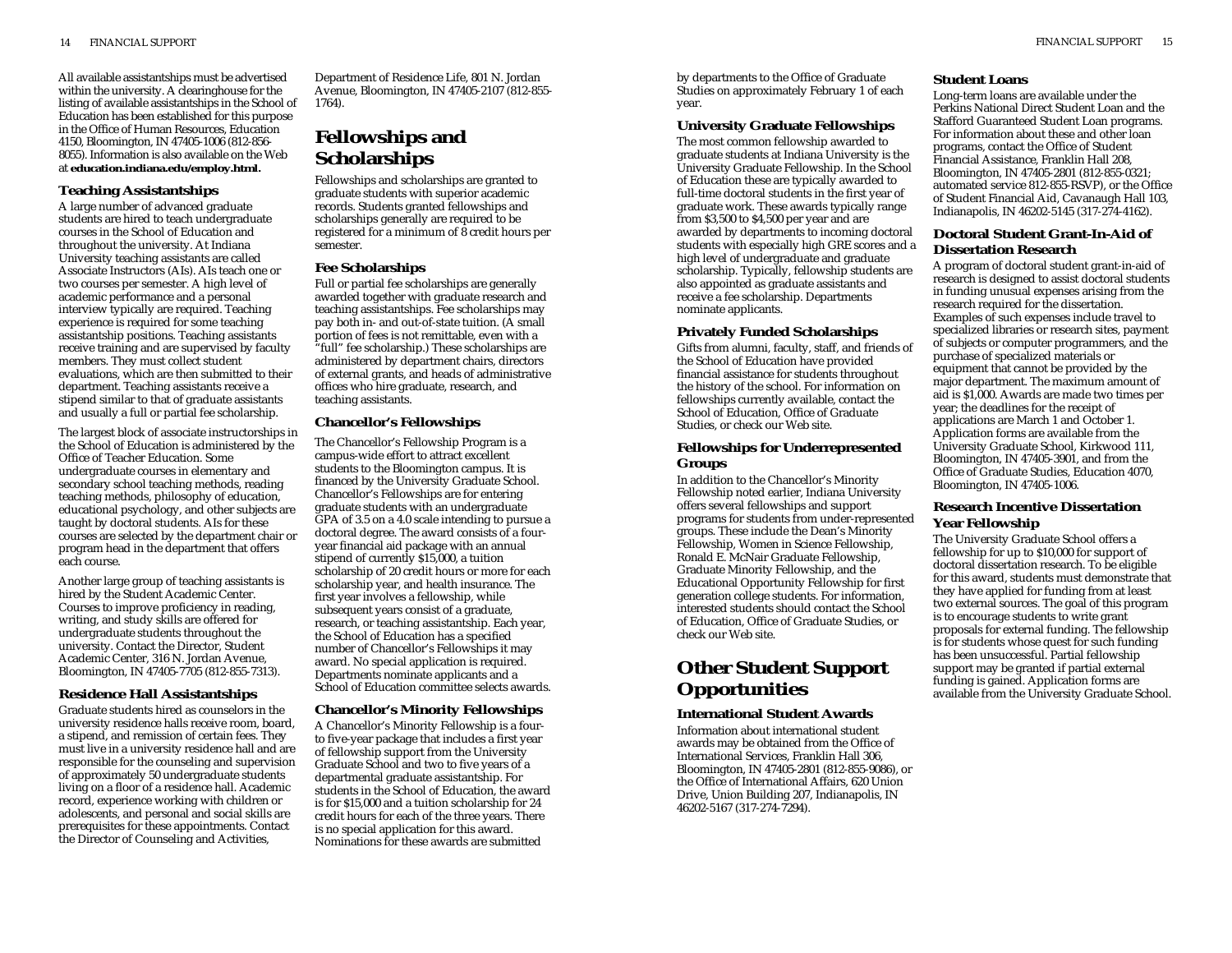All available assistantships must be advertised within the university. A clearinghouse for the listing of available assistantships in the School of Education has been established for this purpose in the Office of Human Resources, Education 4150, Bloomington, IN 47405-1006 (812-856-8055). Information is also available on the Web at **education.indiana.edu/employ.html.**

### Teaching Assistantships

A large number of advanced graduate students are hired to teach undergraduate courses in the School of Education and throughout the university. At Indiana University teaching assistants are called Associate Instructors (AIs). AIs teach one or two courses per semester. A high level of academic performance and a personal interview typically are required. Teaching experience is required for some teaching assistantship positions. Teaching assistants receive training and are supervised by faculty members. They must collect student evaluations, which are then submitted to their department. Teaching assistants receive a stipend similar to that of graduate assistants and usually a full or partial fee scholarship.

The largest block of associate instructorships in the School of Education is administered by the Office of Teacher Education. Some undergraduate courses in elementary and secondary school teaching methods, reading teaching methods, philosophy of education, educational psychology, and other subjects are taught by doctoral students. AIs for these courses are selected by the department chair or program head in the department that offers each course.

Another large group of teaching assistants is hired by the Student Academic Center. Courses to improve proficiency in reading, writing, and study skills are offered for undergraduate students throughout the university. Contact the Director, Student Academic Center, 316 N. Jordan Avenue, Bloomington, IN 47405-7705 (812-855-7313).

### Residence Hall Assistantships

Graduate students hired as counselors in the university residence halls receive room, board, a stipend, and remission of certain fees. They must live in a university residence hall and are responsible for the counseling and supervision of approximately 50 undergraduate students living on a floor of a residence hall. Academic record, experience working with children or adolescents, and personal and social skills are prerequisites for these appointments. Contact the Director of Counseling and Activities, Department of Residence Life, 801 N. Jordan Avenue, Bloomington, IN 47405-2107 (812-855-1764).

## Fellowships and Scholarships

Fellowships and scholarships are granted to graduate students with superior academic records. Students granted fellowships and scholarships generally are required to be registered for a minimum of 8 credit hours per semester.

### Fee Scholarships

Full or partial fee scholarships are generally awarded together with graduate research and teaching assistantships. Fee scholarships may pay both in- and out-of-state tuition. (A small portion of fees is not remittable, even with a "full" fee scholarship.) These scholarships are administered by department chairs, directors of external grants, and heads of administrative offices who hire graduate, research, and teaching assistants.

### Chancellor's Fellowships

The Chancellor's Fellowship Program is a campus-wide effort to attract excellent students to the Bloomington campus. It is financed by the University Graduate School. Chancellor's Fellowships are for entering graduate students with an undergraduate GPA of 3.5 on a 4.0 scale intending to pursue a doctoral degree. The award consists of a four-year financial aid package with an annual stipend of currently $15,000, a tuition scholarship of 20 credit hours or more for each scholarship year, and health insurance. The first year involves a fellowship, while subsequent years consist of a graduate, research, or teaching assistantship. Each year, the School of Education has a specified number of Chancellor's Fellowships it may award. No special application is required. Departments nominate applicants and a School of Education committee selects awards.

### Chancellor's Minority Fellowships

A Chancellor's Minority Fellowship is a four-to five-year package that includes a first year of fellowship support from the University Graduate School and two to five years of a departmental graduate assistantship. For students in the School of Education, the award is for $15,000 and a tuition scholarship for 24 credit hours for each of the three years. There is no special application for this award. Nominations for these awards are submitted by departments to the Office of Graduate Studies on approximately February 1 of each year.

### University Graduate Fellowships

The most common fellowship awarded to graduate students at Indiana University is the University Graduate Fellowship. In the School of Education these are typically awarded to full-time doctoral students in the first year of graduate work. These awards typically range from $3,500 to $4,500 per year and are awarded by departments to incoming doctoral students with especially high GRE scores and a high level of undergraduate and graduate scholarship. Typically, fellowship students are also appointed as graduate assistants and receive a fee scholarship. Departments nominate applicants.

### Privately Funded Scholarships

Gifts from alumni, faculty, staff, and friends of the School of Education have provided financial assistance for students throughout the history of the school. For information on fellowships currently available, contact the School of Education, Office of Graduate Studies, or check our Web site.

### Fellowships for Underrepresented Groups

In addition to the Chancellor's Minority Fellowship noted earlier, Indiana University offers several fellowships and support programs for students from under-represented groups. These include the Dean's Minority Fellowship, Women in Science Fellowship, Ronald E. McNair Graduate Fellowship, Graduate Minority Fellowship, and the Educational Opportunity Fellowship for first generation college students. For information, interested students should contact the School of Education, Office of Graduate Studies, or check our Web site.

## Other Student Support Opportunities

### International Student Awards

Information about international student awards may be obtained from the Office of International Services, Franklin Hall 306, Bloomington, IN 47405-2801 (812-855-9086), or the Office of International Affairs, 620 Union Drive, Union Building 207, Indianapolis, IN 46202-5167 (317-274-7294).

### Student Loans

Long-term loans are available under the Perkins National Direct Student Loan and the Stafford Guaranteed Student Loan programs. For information about these and other loan programs, contact the Office of Student Financial Assistance, Franklin Hall 208, Bloomington, IN 47405-2801 (812-855-0321; automated service 812-855-RSVP), or the Office of Student Financial Aid, Cavanaugh Hall 103, Indianapolis, IN 46202-5145 (317-274-4162).

### Doctoral Student Grant-In-Aid of Dissertation Research

A program of doctoral student grant-in-aid of research is designed to assist doctoral students in funding unusual expenses arising from the research required for the dissertation. Examples of such expenses include travel to specialized libraries or research sites, payment of subjects or computer programmers, and the purchase of specialized materials or equipment that cannot be provided by the major department. The maximum amount of aid is $1,000. Awards are made two times per year; the deadlines for the receipt of applications are March 1 and October 1. Application forms are available from the University Graduate School, Kirkwood 111, Bloomington, IN 47405-3901, and from the Office of Graduate Studies, Education 4070, Bloomington, IN 47405-1006.

### Research Incentive Dissertation Year Fellowship

The University Graduate School offers a fellowship for up to $10,000 for support of doctoral dissertation research. To be eligible for this award, students must demonstrate that they have applied for funding from at least two external sources. The goal of this program is to encourage students to write grant proposals for external funding. The fellowship is for students whose quest for such funding has been unsuccessful. Partial fellowship support may be granted if partial external funding is gained. Application forms are available from the University Graduate School.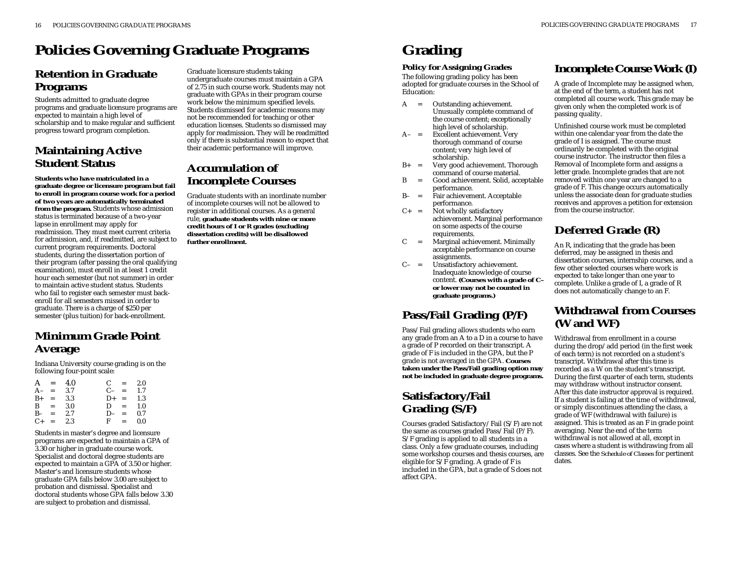# Policies Governing Graduate Programs

## Retention in Graduate Programs

Students admitted to graduate degree programs and graduate licensure programs are expected to maintain a high level of scholarship and to make regular and sufficient progress toward program completion.

## Maintaining Active Student Status

**Students who have matriculated in a graduate degree or licensure program but fail to enroll in program course work for a period of two years are automatically terminated from the program.** Students whose admission status is terminated because of a two-year lapse in enrollment may apply for readmission. They must meet current criteria for admission, and, if readmitted, are subject to current program requirements. Doctoral students, during the dissertation portion of their program (after passing the oral qualifying examination), must enroll in at least 1 credit hour each semester (but not summer) in order to maintain active student status. Students who fail to register each semester must back-enroll for all semesters missed in order to graduate. There is a charge of $250 per semester (plus tuition) for back-enrollment.

## Minimum Grade Point Average

Indiana University course grading is on the following four-point scale:

| Grade | | Points | Grade | | Points |
|---|---|---|---|---|---|
| A | = | 4.0 | C | = | 2.0 |
| A– | = | 3.7 | C– | = | 1.7 |
| B+ | = | 3.3 | D+ | = | 1.3 |
| B | = | 3.0 | D | = | 1.0 |
| B– | = | 2.7 | D– | = | 0.7 |
| C+ | = | 2.3 | F | = | 0.0 |

Students in master's degree and licensure programs are expected to maintain a GPA of 3.30 or higher in graduate course work. Specialist and doctoral degree students are expected to maintain a GPA of 3.50 or higher. Master's and licensure students whose graduate GPA falls below 3.00 are subject to probation and dismissal. Specialist and doctoral students whose GPA falls below 3.30 are subject to probation and dismissal.

Graduate licensure students taking undergraduate courses must maintain a GPA of 2.75 in such course work. Students may not graduate with GPAs in their program course work below the minimum specified levels. Students dismissed for academic reasons may not be recommended for teaching or other education licenses. Students so dismissed may apply for readmission. They will be readmitted only if there is substantial reason to expect that their academic performance will improve.

## Accumulation of Incomplete Courses

Graduate students with an inordinate number of incomplete courses will not be allowed to register in additional courses. As a general rule, **graduate students with nine or more credit hours of I or R grades (excluding dissertation credits) will be disallowed further enrollment.**

# Grading

### Policy for Assigning Grades

The following grading policy has been adopted for graduate courses in the School of Education:

- A = Outstanding achievement. Unusually complete command of the course content; exceptionally high level of scholarship.
- A– = Excellent achievement. Very thorough command of course content; very high level of scholarship.
- B+ = Very good achievement. Thorough command of course material.
- B = Good achievement. Solid, acceptable performance.
- B– = Fair achievement. Acceptable performance.
- C+ = Not wholly satisfactory achievement. Marginal performance on some aspects of the course requirements.
- C = Marginal achievement. Minimally acceptable performance on course assignments.
- C– = Unsatisfactory achievement. Inadequate knowledge of course content. **(Courses with a grade of C– or lower may not be counted in graduate programs.)**

## Pass/Fail Grading (P/F)

Pass/Fail grading allows students who earn any grade from an A to a D in a course to have a grade of P recorded on their transcript. A grade of F is included in the GPA, but the P grade is not averaged in the GPA. **Courses taken under the Pass/Fail grading option may not be included in graduate degree programs.**

## Satisfactory/Fail Grading (S/F)

Courses graded Satisfactory/Fail (S/F) are not the same as courses graded Pass/Fail (P/F). S/F grading is applied to all students in a class. Only a few graduate courses, including some workshop courses and thesis courses, are eligible for S/F grading. A grade of F is included in the GPA, but a grade of S does not affect GPA.

## Incomplete Course Work (I)

A grade of Incomplete may be assigned when, at the end of the term, a student has not completed all course work. This grade may be given only when the completed work is of passing quality.

Unfinished course work must be completed within one calendar year from the date the grade of I is assigned. The course must ordinarily be completed with the original course instructor. The instructor then files a Removal of Incomplete form and assigns a letter grade. Incomplete grades that are not removed within one year are changed to a grade of F. This change occurs automatically unless the associate dean for graduate studies receives and approves a petition for extension from the course instructor.

## Deferred Grade (R)

An R, indicating that the grade has been deferred, may be assigned in thesis and dissertation courses, internship courses, and a few other selected courses where work is expected to take longer than one year to complete. Unlike a grade of I, a grade of R does not automatically change to an F.

## Withdrawal from Courses (W and WF)

Withdrawal from enrollment in a course during the drop/add period (in the first week of each term) is not recorded on a student's transcript. Withdrawal after this time is recorded as a W on the student's transcript. During the first quarter of each term, students may withdraw without instructor consent. After this date instructor approval is required. If a student is failing at the time of withdrawal, or simply discontinues attending the class, a grade of WF (withdrawal with failure) is assigned. This is treated as an F in grade point averaging. Near the end of the term withdrawal is not allowed at all, except in cases where a student is withdrawing from all classes. See the *Schedule of Classes* for pertinent dates.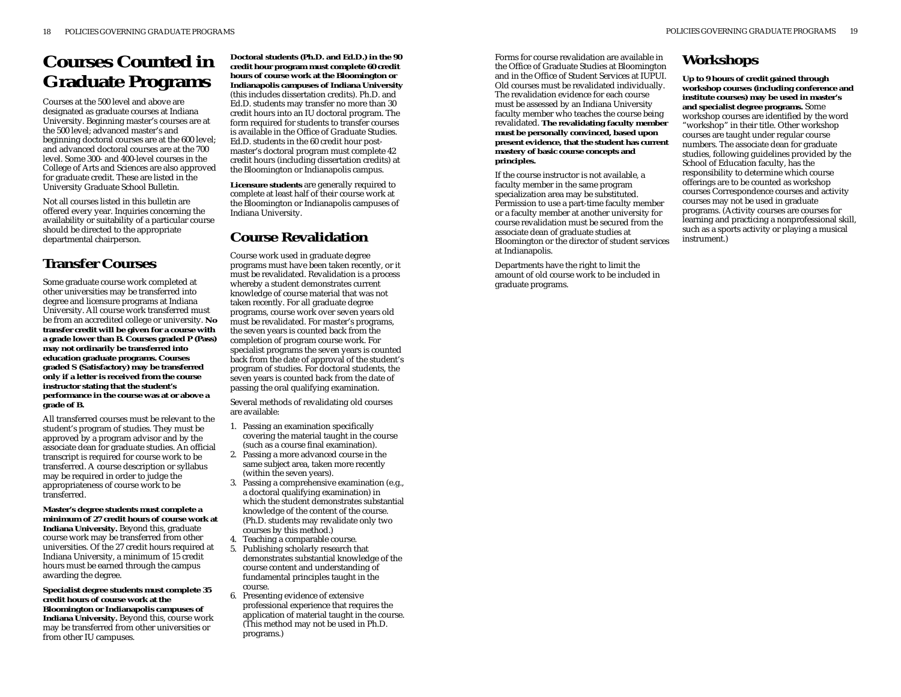# Courses Counted in Graduate Programs

Courses at the 500 level and above are designated as graduate courses at Indiana University. Beginning master's courses are at the 500 level; advanced master's and beginning doctoral courses are at the 600 level; and advanced doctoral courses are at the 700 level. Some 300- and 400-level courses in the College of Arts and Sciences are also approved for graduate credit. These are listed in the University Graduate School Bulletin.

Not all courses listed in this bulletin are offered every year. Inquiries concerning the availability or suitability of a particular course should be directed to the appropriate departmental chairperson.

## Transfer Courses

Some graduate course work completed at other universities may be transferred into degree and licensure programs at Indiana University. All course work transferred must be from an accredited college or university. **No transfer credit will be given for a course with a grade lower than B. Courses graded P (Pass) may not ordinarily be transferred into education graduate programs. Courses graded S (Satisfactory) may be transferred only if a letter is received from the course instructor stating that the student's performance in the course was at or above a grade of B.**

All transferred courses must be relevant to the student's program of studies. They must be approved by a program advisor and by the associate dean for graduate studies. An official transcript is required for course work to be transferred. A course description or syllabus may be required in order to judge the appropriateness of course work to be transferred.

**Master's degree students must complete a minimum of 27 credit hours of course work at Indiana University.** Beyond this, graduate course work may be transferred from other universities. Of the 27 credit hours required at Indiana University, a minimum of 15 credit hours must be earned through the campus awarding the degree.

**Specialist degree students must complete 35 credit hours of course work at the Bloomington or Indianapolis campuses of Indiana University.** Beyond this, course work may be transferred from other universities or from other IU campuses.

**Doctoral students (Ph.D. and Ed.D.) in the 90 credit hour program must complete 60 credit hours of course work at the Bloomington or Indianapolis campuses of Indiana University** (this includes dissertation credits). Ph.D. and Ed.D. students may transfer no more than 30 credit hours into an IU doctoral program. The form required for students to transfer courses is available in the Office of Graduate Studies. Ed.D. students in the 60 credit hour post-master's doctoral program must complete 42 credit hours (including dissertation credits) at the Bloomington or Indianapolis campus.

**Licensure students** are generally required to complete at least half of their course work at the Bloomington or Indianapolis campuses of Indiana University.

## Course Revalidation

Course work used in graduate degree programs must have been taken recently, or it must be revalidated. Revalidation is a process whereby a student demonstrates current knowledge of course material that was not taken recently. For all graduate degree programs, course work over seven years old must be revalidated. For master's programs, the seven years is counted back from the completion of program course work. For specialist programs the seven years is counted back from the date of approval of the student's program of studies. For doctoral students, the seven years is counted back from the date of passing the oral qualifying examination.

Several methods of revalidating old courses are available:

1. Passing an examination specifically covering the material taught in the course (such as a course final examination).
2. Passing a more advanced course in the same subject area, taken more recently (within the seven years).
3. Passing a comprehensive examination (e.g., a doctoral qualifying examination) in which the student demonstrates substantial knowledge of the content of the course. (Ph.D. students may revalidate only two courses by this method.)
4. Teaching a comparable course.
5. Publishing scholarly research that demonstrates substantial knowledge of the course content and understanding of fundamental principles taught in the course.
6. Presenting evidence of extensive professional experience that requires the application of material taught in the course. (This method may not be used in Ph.D. programs.)

Forms for course revalidation are available in the Office of Graduate Studies at Bloomington and in the Office of Student Services at IUPUI. Old courses must be revalidated individually. The revalidation evidence for each course must be assessed by an Indiana University faculty member who teaches the course being revalidated. **The revalidating faculty member must be personally convinced, based upon present evidence, that the student has current mastery of basic course concepts and principles.**

If the course instructor is not available, a faculty member in the same program specialization area may be substituted. Permission to use a part-time faculty member or a faculty member at another university for course revalidation must be secured from the associate dean of graduate studies at Bloomington or the director of student services at Indianapolis.

Departments have the right to limit the amount of old course work to be included in graduate programs.

## Workshops

**Up to 9 hours of credit gained through workshop courses (including conference and institute courses) may be used in master's and specialist degree programs.** Some workshop courses are identified by the word "workshop" in their title. Other workshop courses are taught under regular course numbers. The associate dean for graduate studies, following guidelines provided by the School of Education faculty, has the responsibility to determine which course offerings are to be counted as workshop courses Correspondence courses and activity courses may not be used in graduate programs. (Activity courses are courses for learning and practicing a nonprofessional skill, such as a sports activity or playing a musical instrument.)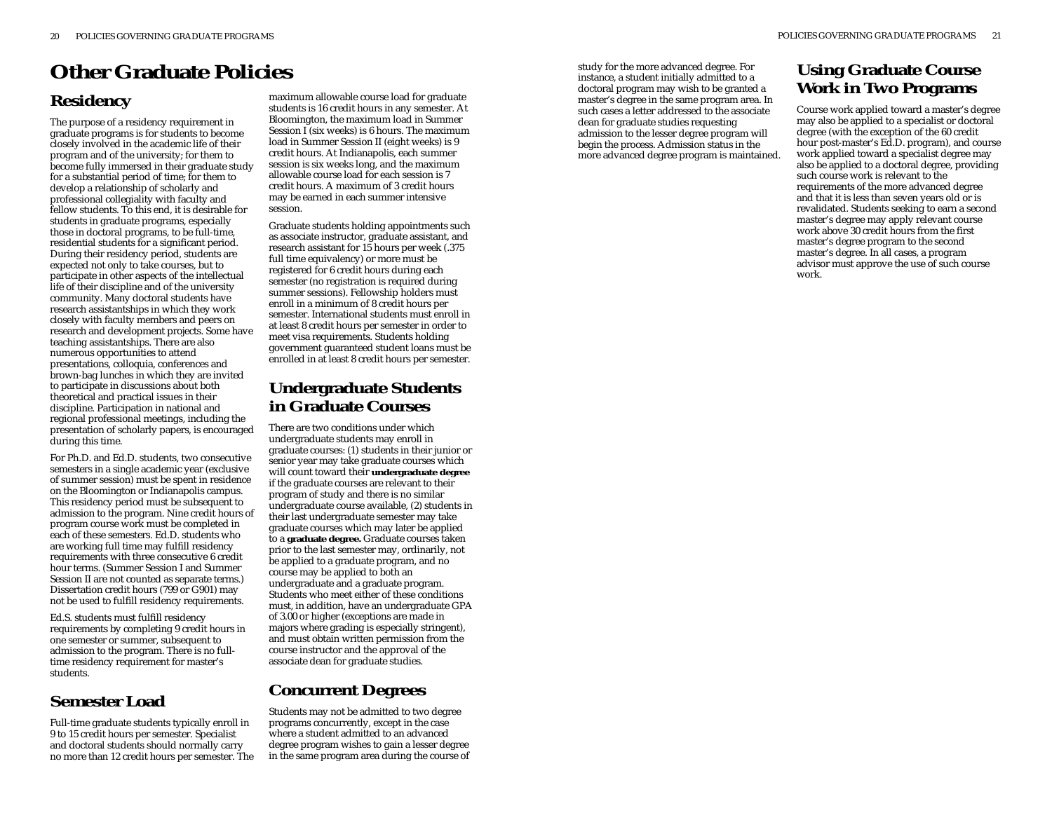# Other Graduate Policies

## Residency

The purpose of a residency requirement in graduate programs is for students to become closely involved in the academic life of their program and of the university; for them to become fully immersed in their graduate study for a substantial period of time; for them to develop a relationship of scholarly and professional collegiality with faculty and fellow students. To this end, it is desirable for students in graduate programs, especially those in doctoral programs, to be full-time, residential students for a significant period. During their residency period, students are expected not only to take courses, but to participate in other aspects of the intellectual life of their discipline and of the university community. Many doctoral students have research assistantships in which they work closely with faculty members and peers on research and development projects. Some have teaching assistantships. There are also numerous opportunities to attend presentations, colloquia, conferences and brown-bag lunches in which they are invited to participate in discussions about both theoretical and practical issues in their discipline. Participation in national and regional professional meetings, including the presentation of scholarly papers, is encouraged during this time.

For Ph.D. and Ed.D. students, two consecutive semesters in a single academic year (exclusive of summer session) must be spent in residence on the Bloomington or Indianapolis campus. This residency period must be subsequent to admission to the program. Nine credit hours of program course work must be completed in each of these semesters. Ed.D. students who are working full time may fulfill residency requirements with three consecutive 6 credit hour terms. (Summer Session I and Summer Session II are not counted as separate terms.) Dissertation credit hours (799 or G901) may not be used to fulfill residency requirements.

Ed.S. students must fulfill residency requirements by completing 9 credit hours in one semester or summer, subsequent to admission to the program. There is no full-time residency requirement for master's students.

## Semester Load

Full-time graduate students typically enroll in 9 to 15 credit hours per semester. Specialist and doctoral students should normally carry no more than 12 credit hours per semester. The maximum allowable course load for graduate students is 16 credit hours in any semester. At Bloomington, the maximum load in Summer Session I (six weeks) is 6 hours. The maximum load in Summer Session II (eight weeks) is 9 credit hours. At Indianapolis, each summer session is six weeks long, and the maximum allowable course load for each session is 7 credit hours. A maximum of 3 credit hours may be earned in each summer intensive session.

Graduate students holding appointments such as associate instructor, graduate assistant, and research assistant for 15 hours per week (.375 full time equivalency) or more must be registered for 6 credit hours during each semester (no registration is required during summer sessions). Fellowship holders must enroll in a minimum of 8 credit hours per semester. International students must enroll in at least 8 credit hours per semester in order to meet visa requirements. Students holding government guaranteed student loans must be enrolled in at least 8 credit hours per semester.

## Undergraduate Students in Graduate Courses

There are two conditions under which undergraduate students may enroll in graduate courses: (1) students in their junior or senior year may take graduate courses which will count toward their **undergraduate degree** if the graduate courses are relevant to their program of study and there is no similar undergraduate course available, (2) students in their last undergraduate semester may take graduate courses which may later be applied to a **graduate degree.** Graduate courses taken prior to the last semester may, ordinarily, not be applied to a graduate program, and no course may be applied to both an undergraduate and a graduate program. Students who meet either of these conditions must, in addition, have an undergraduate GPA of 3.00 or higher (exceptions are made in majors where grading is especially stringent), and must obtain written permission from the course instructor and the approval of the associate dean for graduate studies.

## Concurrent Degrees

Students may not be admitted to two degree programs concurrently, except in the case where a student admitted to an advanced degree program wishes to gain a lesser degree in the same program area during the course of study for the more advanced degree. For instance, a student initially admitted to a doctoral program may wish to be granted a master's degree in the same program area. In such cases a letter addressed to the associate dean for graduate studies requesting admission to the lesser degree program will begin the process. Admission status in the more advanced degree program is maintained.

## Using Graduate Course Work in Two Programs

Course work applied toward a master's degree may also be applied to a specialist or doctoral degree (with the exception of the 60 credit hour post-master's Ed.D. program), and course work applied toward a specialist degree may also be applied to a doctoral degree, providing such course work is relevant to the requirements of the more advanced degree and that it is less than seven years old or is revalidated. Students seeking to earn a second master's degree may apply relevant course work above 30 credit hours from the first master's degree program to the second master's degree. In all cases, a program advisor must approve the use of such course work.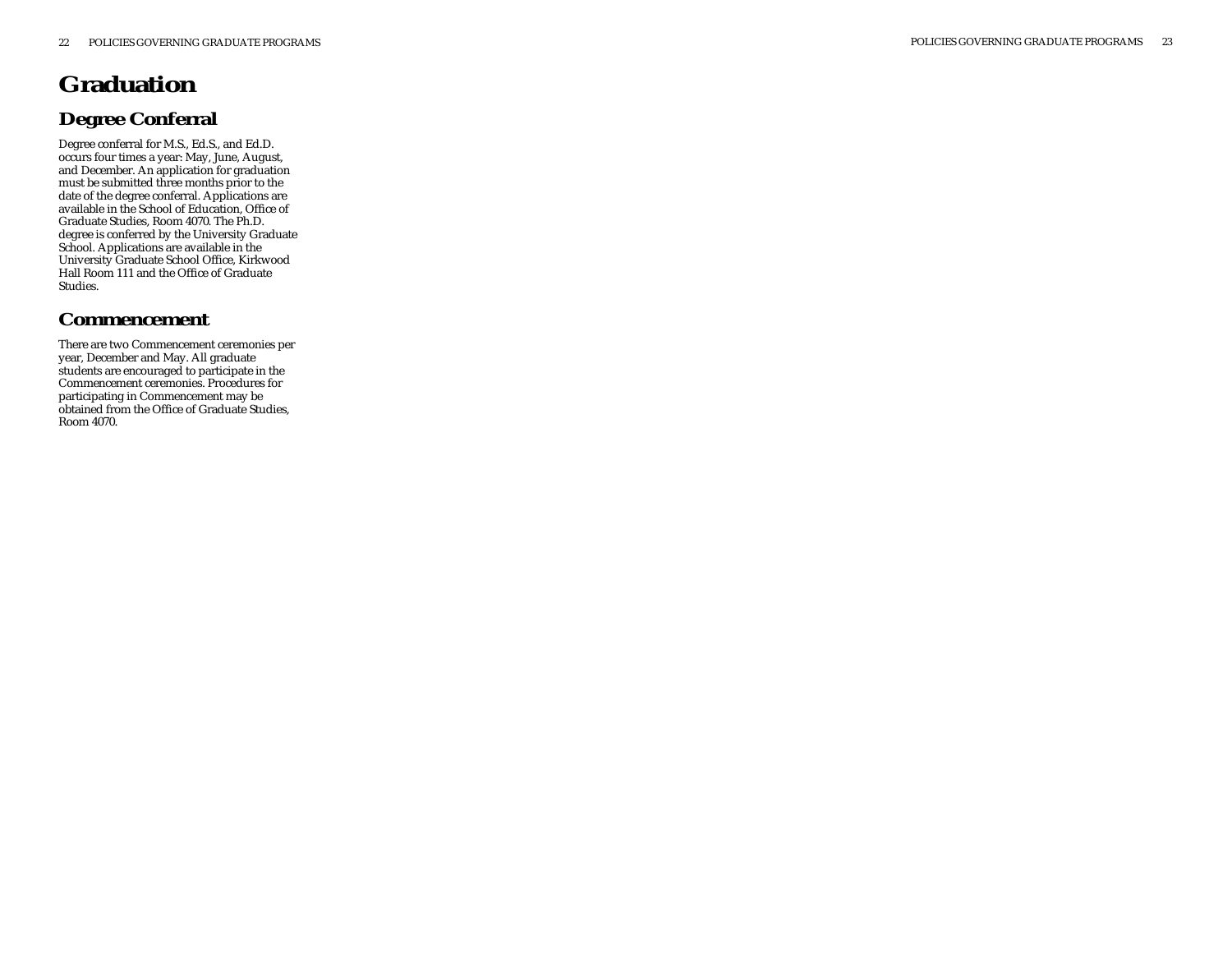# Graduation

## Degree Conferral

Degree conferral for M.S., Ed.S., and Ed.D. occurs four times a year: May, June, August, and December. An application for graduation must be submitted three months prior to the date of the degree conferral. Applications are available in the School of Education, Office of Graduate Studies, Room 4070. The Ph.D. degree is conferred by the University Graduate School. Applications are available in the University Graduate School Office, Kirkwood Hall Room 111 and the Office of Graduate Studies.

## Commencement

There are two Commencement ceremonies per year, December and May. All graduate students are encouraged to participate in the Commencement ceremonies. Procedures for participating in Commencement may be obtained from the Office of Graduate Studies, Room 4070.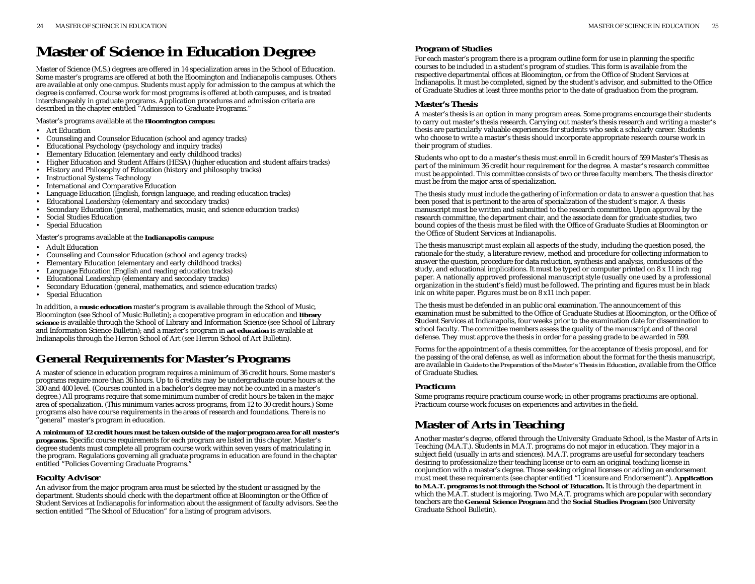# Master of Science in Education Degree

Master of Science (M.S.) degrees are offered in 14 specialization areas in the School of Education. Some master's programs are offered at both the Bloomington and Indianapolis campuses. Others are available at only one campus. Students must apply for admission to the campus at which the degree is conferred. Course work for most programs is offered at both campuses, and is treated interchangeably in graduate programs. Application procedures and admission criteria are described in the chapter entitled "Admission to Graduate Programs."

Master's programs available at the **Bloomington campus:**

- Art Education
- Counseling and Counselor Education (school and agency tracks)
- Educational Psychology (psychology and inquiry tracks)
- Elementary Education (elementary and early childhood tracks)
- Higher Education and Student Affairs (HESA) (higher education and student affairs tracks)
- History and Philosophy of Education (history and philosophy tracks)
- Instructional Systems Technology
- International and Comparative Education
- Language Education (English, foreign language, and reading education tracks)
- Educational Leadership (elementary and secondary tracks)
- Secondary Education (general, mathematics, music, and science education tracks)
- Social Studies Education
- Special Education

Master's programs available at the **Indianapolis campus:**

- Adult Education
- Counseling and Counselor Education (school and agency tracks)
- Elementary Education (elementary and early childhood tracks)
- Language Education (English and reading education tracks)
- Educational Leadership (elementary and secondary tracks)
- Secondary Education (general, mathematics, and science education tracks)
- Special Education

In addition, a **music education** master's program is available through the School of Music, Bloomington (see School of Music Bulletin); a cooperative program in education and **library science** is available through the School of Library and Information Science (see School of Library and Information Science Bulletin); and a master's program in **art education** is available at Indianapolis through the Herron School of Art (see Herron School of Art Bulletin).

## General Requirements for Master's Programs

A master of science in education program requires a minimum of 36 credit hours. Some master's programs require more than 36 hours. Up to 6 credits may be undergraduate course hours at the 300 and 400 level. (Courses counted in a bachelor's degree may not be counted in a master's degree.) All programs require that some minimum number of credit hours be taken in the major area of specialization. (This minimum varies across programs, from 12 to 30 credit hours.) Some programs also have course requirements in the areas of research and foundations. There is no "general" master's program in education.

**A minimum of 12 credit hours must be taken outside of the major program area for all master's programs.** Specific course requirements for each program are listed in this chapter. Master's degree students must complete all program course work within seven years of matriculating in the program. Regulations governing all graduate programs in education are found in the chapter entitled "Policies Governing Graduate Programs."

### Faculty Advisor

An advisor from the major program area must be selected by the student or assigned by the department. Students should check with the department office at Bloomington or the Office of Student Services at Indianapolis for information about the assignment of faculty advisors. See the section entitled "The School of Education" for a listing of program advisors.

### Program of Studies

For each master's program there is a program outline form for use in planning the specific courses to be included in a student's program of studies. This form is available from the respective departmental offices at Bloomington, or from the Office of Student Services at Indianapolis. It must be completed, signed by the student's advisor, and submitted to the Office of Graduate Studies at least three months prior to the date of graduation from the program.

### Master's Thesis

A master's thesis is an option in many program areas. Some programs encourage their students to carry out master's thesis research. Carrying out master's thesis research and writing a master's thesis are particularly valuable experiences for students who seek a scholarly career. Students who choose to write a master's thesis should incorporate appropriate research course work in their program of studies.

Students who opt to do a master's thesis must enroll in 6 credit hours of 599 Master's Thesis as part of the minimum 36 credit hour requirement for the degree. A master's research committee must be appointed. This committee consists of two or three faculty members. The thesis director must be from the major area of specialization.

The thesis study must include the gathering of information or data to answer a question that has been posed that is pertinent to the area of specialization of the student's major. A thesis manuscript must be written and submitted to the research committee. Upon approval by the research committee, the department chair, and the associate dean for graduate studies, two bound copies of the thesis must be filed with the Office of Graduate Studies at Bloomington or the Office of Student Services at Indianapolis.

The thesis manuscript must explain all aspects of the study, including the question posed, the rationale for the study, a literature review, method and procedure for collecting information to answer the question, procedure for data reduction, synthesis and analysis, conclusions of the study, and educational implications. It must be typed or computer printed on 8 x 11 inch rag paper. A nationally approved professional manuscript style (usually one used by a professional organization in the student's field) must be followed. The printing and figures must be in black ink on white paper. Figures must be on 8 x11 inch paper.

The thesis must be defended in an public oral examination. The announcement of this examination must be submitted to the Office of Graduate Studies at Bloomington, or the Office of Student Services at Indianapolis, four weeks prior to the examination date for dissemination to school faculty. The committee members assess the quality of the manuscript and of the oral defense. They must approve the thesis in order for a passing grade to be awarded in 599.

Forms for the appointment of a thesis committee, for the acceptance of thesis proposal, and for the passing of the oral defense, as well as information about the format for the thesis manuscript, are available in *Guide to the Preparation of the Master's Thesis in Education*, available from the Office of Graduate Studies.

### Practicum

Some programs require practicum course work; in other programs practicums are optional. Practicum course work focuses on experiences and activities in the field.

## Master of Arts in Teaching

Another master's degree, offered through the University Graduate School, is the Master of Arts in Teaching (M.A.T.). Students in M.A.T. programs do not major in education. They major in a subject field (usually in arts and sciences). M.A.T. programs are useful for secondary teachers desiring to professionalize their teaching license or to earn an original teaching license in conjunction with a master's degree. Those seeking original licenses or adding an endorsement must meet these requirements (see chapter entitled "Licensure and Endorsement"). **Application to M.A.T. programs is not through the School of Education.** It is through the department in which the M.A.T. student is majoring. Two M.A.T. programs which are popular with secondary teachers are the **General Science Program** and the **Social Studies Program** (see University Graduate School Bulletin).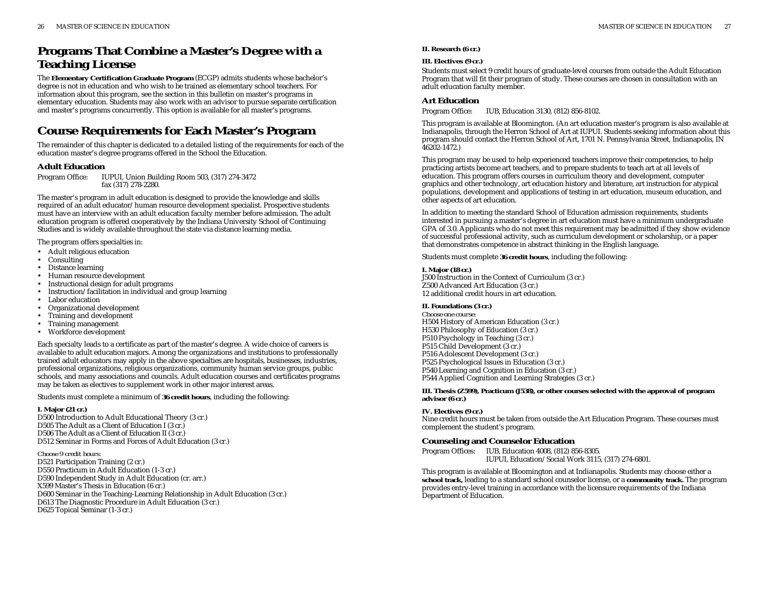## Programs That Combine a Master's Degree with a Teaching License

The **Elementary Certification Graduate Program** (ECGP) admits students whose bachelor's degree is not in education and who wish to be trained as elementary school teachers. For information about this program, see the section in this bulletin on master's programs in elementary education. Students may also work with an advisor to pursue separate certification and master's programs concurrently. This option is available for all master's programs.

## Course Requirements for Each Master's Program

The remainder of this chapter is dedicated to a detailed listing of the requirements for each of the education master's degree programs offered in the School the Education.

### Adult Education

Program Office: IUPUI, Union Building Room 503, (317) 274-3472
fax (317) 278-2280.

The master's program in adult education is designed to provide the knowledge and skills required of an adult educator/human resource development specialist. Prospective students must have an interview with an adult education faculty member before admission. The adult education program is offered cooperatively by the Indiana University School of Continuing Studies and is widely available throughout the state via distance learning media.

The program offers specialties in:

- Adult religious education
- Consulting
- Distance learning
- Human resource development
- Instructional design for adult programs
- Instruction/facilitation in individual and group learning
- Labor education
- Organizational development
- Training and development
- Training management
- Workforce development

Each specialty leads to a certificate as part of the master's degree. A wide choice of careers is available to adult education majors. Among the organizations and institutions to professionally trained adult educators may apply in the above specialties are hospitals, businesses, industries, professional organizations, religious organizations, community human service groups, public schools, and many associations and councils. Adult education courses and certificates programs may be taken as electives to supplement work in other major interest areas.

Students must complete a minimum of **36 credit hours**, including the following:

**I. Major (21 cr.)**
D500 Introduction to Adult Educational Theory (3 cr.)
D505 The Adult as a Client of Education I (3 cr.)
D506 The Adult as a Client of Education II (3 cr.)
D512 Seminar in Forms and Forces of Adult Education (3 cr.)

*Choose 9 credit hours:*
D521 Participation Training (2 cr.)
D550 Practicum in Adult Education (1-3 cr.)
D590 Independent Study in Adult Education (cr. arr.)
X599 Master's Thesis in Education (6 cr.)
D600 Seminar in the Teaching-Learning Relationship in Adult Education (3 cr.)
D613 The Diagnostic Procedure in Adult Education (3 cr.)
D625 Topical Seminar (1-3 cr.)

**II. Research (6 cr.)**

**III. Electives (9 cr.)**
Students must select 9 credit hours of graduate-level courses from outside the Adult Education Program that will fit their program of study. These courses are chosen in consultation with an adult education faculty member.

### Art Education

Program Office: IUB, Education 3130, (812) 856-8102.

This program is available at Bloomington. (An art education master's program is also available at Indianapolis, through the Herron School of Art at IUPUI. Students seeking information about this program should contact the Herron School of Art, 1701 N. Pennsylvania Street, Indianapolis, IN 46202-1472.)

This program may be used to help experienced teachers improve their competencies, to help practicing artists become art teachers, and to prepare students to teach art at all levels of education. This program offers courses in curriculum theory and development, computer graphics and other technology, art education history and literature, art instruction for atypical populations, development and applications of testing in art education, museum education, and other aspects of art education.

In addition to meeting the standard School of Education admission requirements, students interested in pursuing a master's degree in art education must have a minimum undergraduate GPA of 3.0. Applicants who do not meet this requirement may be admitted if they show evidence of successful professional activity, such as curriculum development or scholarship, or a paper that demonstrates competence in abstract thinking in the English language.

Students must complete **36 credit hours**, including the following:

**I. Major (18 cr.)**
J500 Instruction in the Context of Curriculum (3 cr.)
Z500 Advanced Art Education (3 cr.)
12 additional credit hours in art education.

**II. Foundations (3 cr.)**
*Choose one course:*
H504 History of American Education (3 cr.)
H530 Philosophy of Education (3 cr.)
P510 Psychology in Teaching (3 cr.)
P515 Child Development (3 cr.)
P516 Adolescent Development (3 cr.)
P525 Psychological Issues in Education (3 cr.)
P540 Learning and Cognition in Education (3 cr.)
P544 Applied Cognition and Learning Strategies (3 cr.)

**III. Thesis (Z599), Practicum (J538), or other courses selected with the approval of program advisor (6 cr.)**

**IV. Electives (9 cr.)**
Nine credit hours must be taken from outside the Art Education Program. These courses must complement the student's program.

### Counseling and Counselor Education

Program Offices: IUB, Education 4008, (812) 856-8305.
IUPUI, Education/Social Work 3115, (317) 274-6801.

This program is available at Bloomington and at Indianapolis. Students may choose either a **school track,** leading to a standard school counselor license, or a **community track.** The program provides entry-level training in accordance with the licensure requirements of the Indiana Department of Education.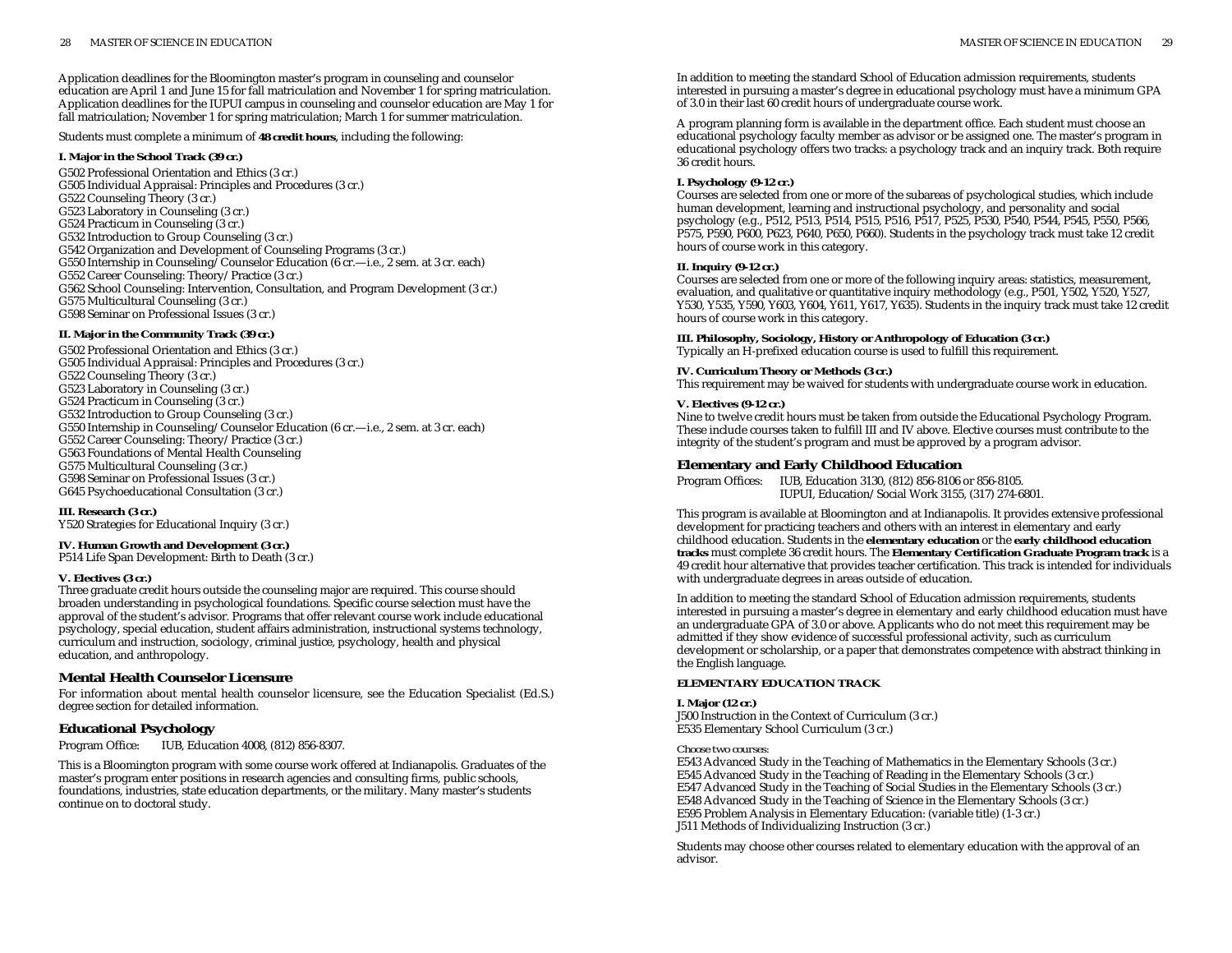Application deadlines for the Bloomington master's program in counseling and counselor education are April 1 and June 15 for fall matriculation and November 1 for spring matriculation. Application deadlines for the IUPUI campus in counseling and counselor education are May 1 for fall matriculation; November 1 for spring matriculation; March 1 for summer matriculation.

Students must complete a minimum of **48 credit hours**, including the following:

**I. Major in the School Track (39 cr.)**

G502 Professional Orientation and Ethics (3 cr.)
G505 Individual Appraisal: Principles and Procedures (3 cr.)
G522 Counseling Theory (3 cr.)
G523 Laboratory in Counseling (3 cr.)
G524 Practicum in Counseling (3 cr.)
G532 Introduction to Group Counseling (3 cr.)
G542 Organization and Development of Counseling Programs (3 cr.)
G550 Internship in Counseling/Counselor Education (6 cr.—i.e., 2 sem. at 3 cr. each)
G552 Career Counseling: Theory/Practice (3 cr.)
G562 School Counseling: Intervention, Consultation, and Program Development (3 cr.)
G575 Multicultural Counseling (3 cr.)
G598 Seminar on Professional Issues (3 cr.)

**II. Major in the Community Track (39 cr.)**

G502 Professional Orientation and Ethics (3 cr.)
G505 Individual Appraisal: Principles and Procedures (3 cr.)
G522 Counseling Theory (3 cr.)
G523 Laboratory in Counseling (3 cr.)
G524 Practicum in Counseling (3 cr.)
G532 Introduction to Group Counseling (3 cr.)
G550 Internship in Counseling/Counselor Education (6 cr.—i.e., 2 sem. at 3 cr. each)
G552 Career Counseling: Theory/Practice (3 cr.)
G563 Foundations of Mental Health Counseling
G575 Multicultural Counseling (3 cr.)
G598 Seminar on Professional Issues (3 cr.)
G645 Psychoeducational Consultation (3 cr.)

**III. Research (3 cr.)**

Y520 Strategies for Educational Inquiry (3 cr.)

**IV. Human Growth and Development (3 cr.)**

P514 Life Span Development: Birth to Death (3 cr.)

**V. Electives (3 cr.)**

Three graduate credit hours outside the counseling major are required. This course should broaden understanding in psychological foundations. Specific course selection must have the approval of the student's advisor. Programs that offer relevant course work include educational psychology, special education, student affairs administration, instructional systems technology, curriculum and instruction, sociology, criminal justice, psychology, health and physical education, and anthropology.

## Mental Health Counselor Licensure

For information about mental health counselor licensure, see the Education Specialist (Ed.S.) degree section for detailed information.

## Educational Psychology

Program Office: IUB, Education 4008, (812) 856-8307.

This is a Bloomington program with some course work offered at Indianapolis. Graduates of the master's program enter positions in research agencies and consulting firms, public schools, foundations, industries, state education departments, or the military. Many master's students continue on to doctoral study.

In addition to meeting the standard School of Education admission requirements, students interested in pursuing a master's degree in educational psychology must have a minimum GPA of 3.0 in their last 60 credit hours of undergraduate course work.

A program planning form is available in the department office. Each student must choose an educational psychology faculty member as advisor or be assigned one. The master's program in educational psychology offers two tracks: a psychology track and an inquiry track. Both require 36 credit hours.

**I. Psychology (9-12 cr.)**

Courses are selected from one or more of the subareas of psychological studies, which include human development, learning and instructional psychology, and personality and social psychology (e.g., P512, P513, P514, P515, P516, P517, P525, P530, P540, P544, P545, P550, P566, P575, P590, P600, P623, P640, P650, P660). Students in the psychology track must take 12 credit hours of course work in this category.

**II. Inquiry (9-12 cr.)**

Courses are selected from one or more of the following inquiry areas: statistics, measurement, evaluation, and qualitative or quantitative inquiry methodology (e.g., P501, Y502, Y520, Y527, Y530, Y535, Y590, Y603, Y604, Y611, Y617, Y635). Students in the inquiry track must take 12 credit hours of course work in this category.

**III. Philosophy, Sociology, History or Anthropology of Education (3 cr.)**

Typically an H-prefixed education course is used to fulfill this requirement.

**IV. Curriculum Theory or Methods (3 cr.)**

This requirement may be waived for students with undergraduate course work in education.

**V. Electives (9-12 cr.)**

Nine to twelve credit hours must be taken from outside the Educational Psychology Program. These include courses taken to fulfill III and IV above. Elective courses must contribute to the integrity of the student's program and must be approved by a program advisor.

## Elementary and Early Childhood Education

Program Offices: IUB, Education 3130, (812) 856-8106 or 856-8105.
IUPUI, Education/Social Work 3155, (317) 274-6801.

This program is available at Bloomington and at Indianapolis. It provides extensive professional development for practicing teachers and others with an interest in elementary and early childhood education. Students in the **elementary education** or the **early childhood education tracks** must complete 36 credit hours. The **Elementary Certification Graduate Program track** is a 49 credit hour alternative that provides teacher certification. This track is intended for individuals with undergraduate degrees in areas outside of education.

In addition to meeting the standard School of Education admission requirements, students interested in pursuing a master's degree in elementary and early childhood education must have an undergraduate GPA of 3.0 or above. Applicants who do not meet this requirement may be admitted if they show evidence of successful professional activity, such as curriculum development or scholarship, or a paper that demonstrates competence with abstract thinking in the English language.

**ELEMENTARY EDUCATION TRACK**

**I. Major (12 cr.)**

J500 Instruction in the Context of Curriculum (3 cr.)
E535 Elementary School Curriculum (3 cr.)

Choose two courses:

E543 Advanced Study in the Teaching of Mathematics in the Elementary Schools (3 cr.)
E545 Advanced Study in the Teaching of Reading in the Elementary Schools (3 cr.)
E547 Advanced Study in the Teaching of Social Studies in the Elementary Schools (3 cr.)
E548 Advanced Study in the Teaching of Science in the Elementary Schools (3 cr.)
E595 Problem Analysis in Elementary Education: (variable title) (1-3 cr.)
J511 Methods of Individualizing Instruction (3 cr.)

Students may choose other courses related to elementary education with the approval of an advisor.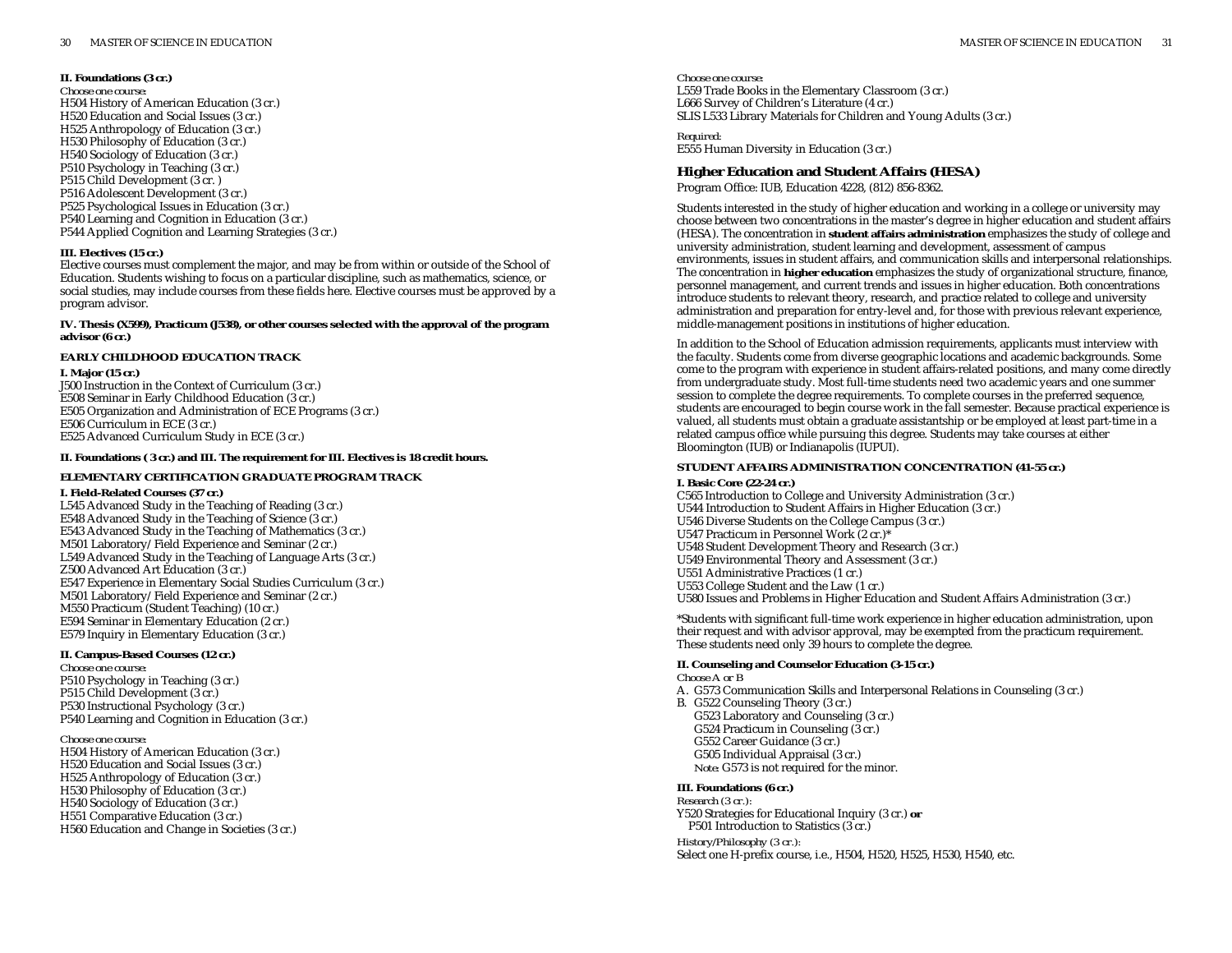**II. Foundations (3 cr.)**

*Choose one course:*

H504 History of American Education (3 cr.)
H520 Education and Social Issues (3 cr.)
H525 Anthropology of Education (3 cr.)
H530 Philosophy of Education (3 cr.)
H540 Sociology of Education (3 cr.)
P510 Psychology in Teaching (3 cr.)
P515 Child Development (3 cr. )
P516 Adolescent Development (3 cr.)
P525 Psychological Issues in Education (3 cr.)
P540 Learning and Cognition in Education (3 cr.)
P544 Applied Cognition and Learning Strategies (3 cr.)

**III. Electives (15 cr.)**

Elective courses must complement the major, and may be from within or outside of the School of Education. Students wishing to focus on a particular discipline, such as mathematics, science, or social studies, may include courses from these fields here. Elective courses must be approved by a program advisor.

**IV. Thesis (X599), Practicum (J538), or other courses selected with the approval of the program advisor (6 cr.)**

**EARLY CHILDHOOD EDUCATION TRACK**

**I. Major (15 cr.)**

J500 Instruction in the Context of Curriculum (3 cr.)
E508 Seminar in Early Childhood Education (3 cr.)
E505 Organization and Administration of ECE Programs (3 cr.)
E506 Curriculum in ECE (3 cr.)
E525 Advanced Curriculum Study in ECE (3 cr.)

**II. Foundations ( 3 cr.) and III. The requirement for III. Electives is 18 credit hours.**

**ELEMENTARY CERTIFICATION GRADUATE PROGRAM TRACK**

**I. Field-Related Courses (37 cr.)**

L545 Advanced Study in the Teaching of Reading (3 cr.)
E548 Advanced Study in the Teaching of Science (3 cr.)
E543 Advanced Study in the Teaching of Mathematics (3 cr.)
M501 Laboratory/Field Experience and Seminar (2 cr.)
L549 Advanced Study in the Teaching of Language Arts (3 cr.)
Z500 Advanced Art Education (3 cr.)
E547 Experience in Elementary Social Studies Curriculum (3 cr.)
M501 Laboratory/Field Experience and Seminar (2 cr.)
M550 Practicum (Student Teaching) (10 cr.)
E594 Seminar in Elementary Education (2 cr.)
E579 Inquiry in Elementary Education (3 cr.)

**II. Campus-Based Courses (12 cr.)**

*Choose one course:*

P510 Psychology in Teaching (3 cr.)
P515 Child Development (3 cr.)
P530 Instructional Psychology (3 cr.)
P540 Learning and Cognition in Education (3 cr.)

*Choose one course:*

H504 History of American Education (3 cr.)
H520 Education and Social Issues (3 cr.)
H525 Anthropology of Education (3 cr.)
H530 Philosophy of Education (3 cr.)
H540 Sociology of Education (3 cr.)
H551 Comparative Education (3 cr.)
H560 Education and Change in Societies (3 cr.)

*Choose one course:*

L559 Trade Books in the Elementary Classroom (3 cr.)
L666 Survey of Children's Literature (4 cr.)
SLIS L533 Library Materials for Children and Young Adults (3 cr.)

*Required:*

E555 Human Diversity in Education (3 cr.)

## Higher Education and Student Affairs (HESA)

Program Office: IUB, Education 4228, (812) 856-8362.

Students interested in the study of higher education and working in a college or university may choose between two concentrations in the master's degree in higher education and student affairs (HESA). The concentration in **student affairs administration** emphasizes the study of college and university administration, student learning and development, assessment of campus environments, issues in student affairs, and communication skills and interpersonal relationships. The concentration in **higher education** emphasizes the study of organizational structure, finance, personnel management, and current trends and issues in higher education. Both concentrations introduce students to relevant theory, research, and practice related to college and university administration and preparation for entry-level and, for those with previous relevant experience, middle-management positions in institutions of higher education.

In addition to the School of Education admission requirements, applicants must interview with the faculty. Students come from diverse geographic locations and academic backgrounds. Some come to the program with experience in student affairs-related positions, and many come directly from undergraduate study. Most full-time students need two academic years and one summer session to complete the degree requirements. To complete courses in the preferred sequence, students are encouraged to begin course work in the fall semester. Because practical experience is valued, all students must obtain a graduate assistantship or be employed at least part-time in a related campus office while pursuing this degree. Students may take courses at either Bloomington (IUB) or Indianapolis (IUPUI).

**STUDENT AFFAIRS ADMINISTRATION CONCENTRATION (41-55 cr.)**

**I. Basic Core (22-24 cr.)**

C565 Introduction to College and University Administration (3 cr.)
U544 Introduction to Student Affairs in Higher Education (3 cr.)
U546 Diverse Students on the College Campus (3 cr.)
U547 Practicum in Personnel Work (2 cr.)*
U548 Student Development Theory and Research (3 cr.)
U549 Environmental Theory and Assessment (3 cr.)
U551 Administrative Practices (1 cr.)
U553 College Student and the Law (1 cr.)
U580 Issues and Problems in Higher Education and Student Affairs Administration (3 cr.)

*Students with significant full-time work experience in higher education administration, upon their request and with advisor approval, may be exempted from the practicum requirement. These students need only 39 hours to complete the degree.

**II. Counseling and Counselor Education (3-15 cr.)**

*Choose A or B*

A. G573 Communication Skills and Interpersonal Relations in Counseling (3 cr.)
B. G522 Counseling Theory (3 cr.)
   G523 Laboratory and Counseling (3 cr.)
   G524 Practicum in Counseling (3 cr.)
   G552 Career Guidance (3 cr.)
   G505 Individual Appraisal (3 cr.)
   *Note:* G573 is not required for the minor.

**III. Foundations (6 cr.)**

*Research (3 cr.):*

Y520 Strategies for Educational Inquiry (3 cr.) **or**
   P501 Introduction to Statistics (3 cr.)

*History/Philosophy (3 cr.):*

Select one H-prefix course, i.e., H504, H520, H525, H530, H540, etc.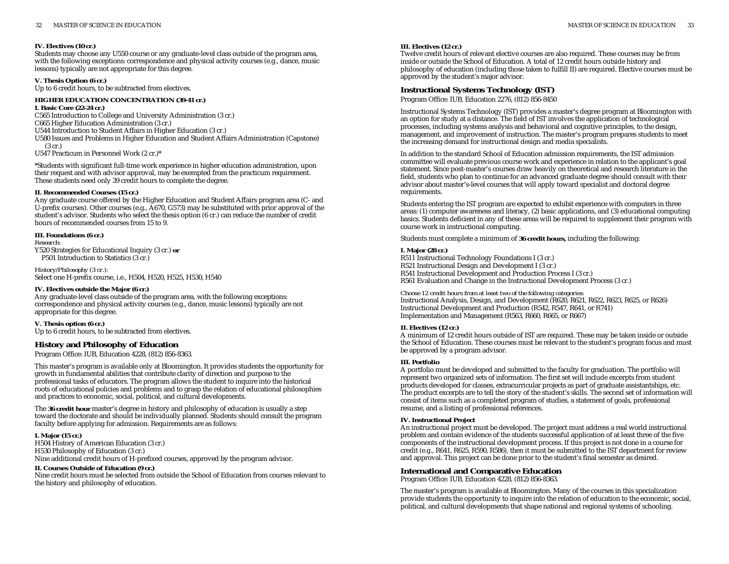**IV. Electives (10 cr.)**
Students may choose any U550 course or any graduate-level class outside of the program area, with the following exceptions: correspondence and physical activity courses (e.g., dance, music lessons) typically are not appropriate for this degree.

**V. Thesis Option (6 cr.)**
Up to 6 credit hours, to be subtracted from electives.

**HIGHER EDUCATION CONCENTRATION (39-41 cr.)**

**I. Basic Core (22-24 cr.)**
C565 Introduction to College and University Administration (3 cr.)
C665 Higher Education Administration (3 cr.)
U544 Introduction to Student Affairs in Higher Education (3 cr.)
U580 Issues and Problems in Higher Education and Student Affairs Administration (Capstone) (3 cr.)
U547 Practicum in Personnel Work (2 cr.)*

*Students with significant full-time work experience in higher education administration, upon their request and with advisor approval, may be exempted from the practicum requirement. These students need only 39 credit hours to complete the degree.

**II. Recommended Courses (15 cr.)**
Any graduate course offered by the Higher Education and Student Affairs program area (C- and U-prefix courses). Other courses (e.g., A670, G573) may be substituted with prior approval of the student's advisor. Students who select the thesis option (6 cr.) can reduce the number of credit hours of recommended courses from 15 to 9.

**III. Foundations (6 cr.)**
*Research:*
Y520 Strategies for Educational Inquiry (3 cr.) **or**
P501 Introduction to Statistics (3 cr.)

*History/Philosophy (3 cr.):*
Select one H-prefix course, i.e., H504, H520, H525, H530, H540

**IV. Electives outside the Major (6 cr.)**
Any graduate-level class outside of the program area, with the following exceptions: correspondence and physical activity courses (e.g., dance, music lessons) typically are not appropriate for this degree.

**V. Thesis option (6 cr.)**
Up to 6 credit hours, to be subtracted from electives.

## History and Philosophy of Education

Program Office: IUB, Education 4228, (812) 856-8363.

This master's program is available only at Bloomington. It provides students the opportunity for growth in fundamental abilities that contribute clarity of direction and purpose to the professional tasks of educators. The program allows the student to inquire into the historical roots of educational policies and problems and to grasp the relation of educational philosophies and practices to economic, social, political, and cultural developments.

The **36 credit hour** master's degree in history and philosophy of education is usually a step toward the doctorate and should be individually planned. Students should consult the program faculty before applying for admission. Requirements are as follows:

**I. Major (15 cr.)**
H504 History of American Education (3 cr.)
H530 Philosophy of Education (3 cr.)
Nine additional credit hours of H-prefixed courses, approved by the program advisor.

**II. Courses Outside of Education (9 cr.)**
Nine credit hours must be selected from outside the School of Education from courses relevant to the history and philosophy of education.

**III. Electives (12 cr.)**
Twelve credit hours of relevant elective courses are also required. These courses may be from inside or outside the School of Education. A total of 12 credit hours outside history and philosophy of education (including those taken to fulfill II) are required. Elective courses must be approved by the student's major advisor.

## Instructional Systems Technology (IST)

Program Office: IUB, Education 2276, (812) 856-8450

Instructional Systems Technology (IST) provides a master's degree program at Bloomington with an option for study at a distance. The field of IST involves the application of technological processes, including systems analysis and behavioral and cognitive principles, to the design, management, and improvement of instruction. The master's program prepares students to meet the increasing demand for instructional design and media specialists.

In addition to the standard School of Education admission requirements, the IST admission committee will evaluate previous course work and experience in relation to the applicant's goal statement. Since post-master's courses draw heavily on theoretical and research literature in the field, students who plan to continue for an advanced graduate degree should consult with their advisor about master's-level courses that will apply toward specialist and doctoral degree requirements.

Students entering the IST program are expected to exhibit experience with computers in three areas: (1) computer awareness and literacy, (2) basic applications, and (3) educational computing basics. Students deficient in any of these areas will be required to supplement their program with course work in instructional computing.

Students must complete a minimum of **36 credit hours,** including the following:

**I. Major (28 cr.)**
R511 Instructional Technology Foundations I (3 cr.)
R521 Instructional Design and Development I (3 cr.)
R541 Instructional Development and Production Process I (3 cr.)
R561 Evaluation and Change in the Instructional Development Process (3 cr.)

*Choose 12 credit hours from at least two of the following categories:*
Instructional Analysis, Design, and Development (R620, R621, R622, R623, R625, or R626)
Instructional Development and Production (R542, R547, R641, or R741)
Implementation and Management (R563, R660, R665, or R667)

**II. Electives (12 cr.)**
A minimum of 12 credit hours outside of IST are required. These may be taken inside or outside the School of Education. These courses must be relevant to the student's program focus and must be approved by a program advisor.

**III. Portfolio**
A portfolio must be developed and submitted to the faculty for graduation. The portfolio will represent two organized sets of information. The first set will include excerpts from student products developed for classes, extracurricular projects as part of graduate assistantships, etc. The product excerpts are to tell the story of the student's skills. The second set of information will consist of items such as a completed program of studies, a statement of goals, professional resume, and a listing of professional references.

**IV. Instructional Project**
An instructional project must be developed. The project must address a real world instructional problem and contain evidence of the students successful application of at least three of the five components of the instructional development process. If this project is not done in a course for credit (e.g., R641, R625, R590, R586), then it must be submitted to the IST department for review and approval. This project can be done prior to the student's final semester as desired.

## International and Comparative Education

Program Office: IUB, Education 4228, (812) 856-8363.

The master's program is available at Bloomington. Many of the courses in this specialization provide students the opportunity to inquire into the relation of education to the economic, social, political, and cultural developments that shape national and regional systems of schooling.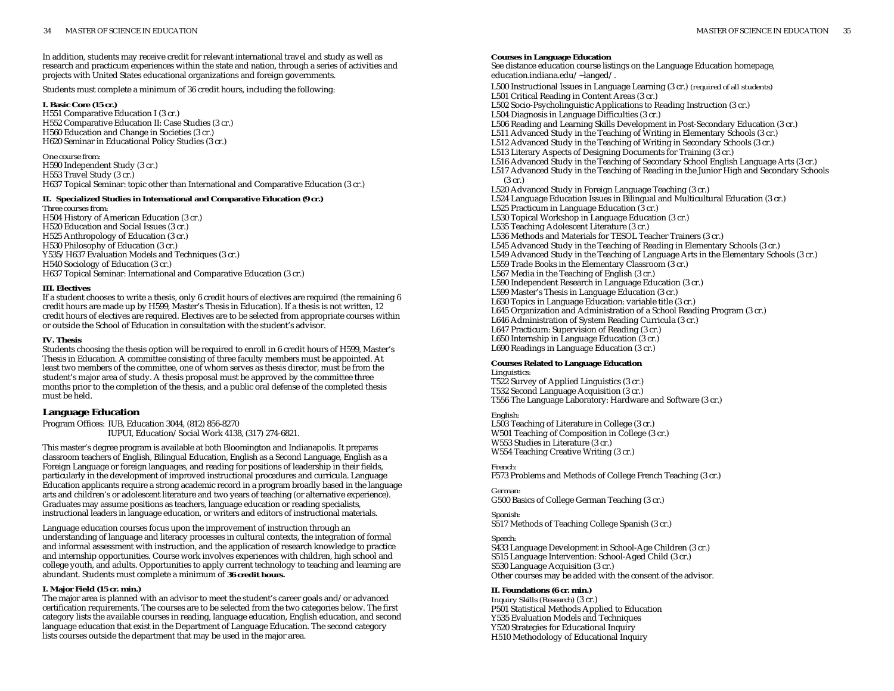In addition, students may receive credit for relevant international travel and study as well as research and practicum experiences within the state and nation, through a series of activities and projects with United States educational organizations and foreign governments.

Students must complete a minimum of 36 credit hours, including the following:

**I. Basic Core (15 cr.)**
H551 Comparative Education I (3 cr.)
H552 Comparative Education II: Case Studies (3 cr.)
H560 Education and Change in Societies (3 cr.)
H620 Seminar in Educational Policy Studies (3 cr.)

*One course from:*
H590 Independent Study (3 cr.)
H553 Travel Study (3 cr.)
H637 Topical Seminar: topic other than International and Comparative Education (3 cr.)

**II. Specialized Studies in International and Comparative Education (9 cr.)**
*Three courses from:*
H504 History of American Education (3 cr.)
H520 Education and Social Issues (3 cr.)
H525 Anthropology of Education (3 cr.)
H530 Philosophy of Education (3 cr.)
Y535/H637 Evaluation Models and Techniques (3 cr.)
H540 Sociology of Education (3 cr.)
H637 Topical Seminar: International and Comparative Education (3 cr.)

**III. Electives**
If a student chooses to write a thesis, only 6 credit hours of electives are required (the remaining 6 credit hours are made up by H599, Master's Thesis in Education). If a thesis is not written, 12 credit hours of electives are required. Electives are to be selected from appropriate courses within or outside the School of Education in consultation with the student's advisor.

**IV. Thesis**
Students choosing the thesis option will be required to enroll in 6 credit hours of H599, Master's Thesis in Education. A committee consisting of three faculty members must be appointed. At least two members of the committee, one of whom serves as thesis director, must be from the student's major area of study. A thesis proposal must be approved by the committee three months prior to the completion of the thesis, and a public oral defense of the completed thesis must be held.

## Language Education

Program Offices: IUB, Education 3044, (812) 856-8270
IUPUI, Education/Social Work 4138, (317) 274-6821.

This master's degree program is available at both Bloomington and Indianapolis. It prepares classroom teachers of English, Bilingual Education, English as a Second Language, English as a Foreign Language or foreign languages, and reading for positions of leadership in their fields, particularly in the development of improved instructional procedures and curricula. Language Education applicants require a strong academic record in a program broadly based in the language arts and children's or adolescent literature and two years of teaching (or alternative experience). Graduates may assume positions as teachers, language education or reading specialists, instructional leaders in language education, or writers and editors of instructional materials.

Language education courses focus upon the improvement of instruction through an understanding of language and literacy processes in cultural contexts, the integration of formal and informal assessment with instruction, and the application of research knowledge to practice and internship opportunities. Course work involves experiences with children, high school and college youth, and adults. Opportunities to apply current technology to teaching and learning are abundant. Students must complete a minimum of **36 credit hours.**

**I. Major Field (15 cr. min.)**
The major area is planned with an advisor to meet the student's career goals and/or advanced certification requirements. The courses are to be selected from the two categories below. The first category lists the available courses in reading, language education, English education, and second language education that exist in the Department of Language Education. The second category lists courses outside the department that may be used in the major area.

**Courses in Language Education**
See distance education course listings on the Language Education homepage, education.indiana.edu/~langed/.

L500 Instructional Issues in Language Learning (3 cr.) (required of all students)
L501 Critical Reading in Content Areas (3 cr.)
L502 Socio-Psycholinguistic Applications to Reading Instruction (3 cr.)
L504 Diagnosis in Language Difficulties (3 cr.)
L506 Reading and Learning Skills Development in Post-Secondary Education (3 cr.)
L511 Advanced Study in the Teaching of Writing in Elementary Schools (3 cr.)
L512 Advanced Study in the Teaching of Writing in Secondary Schools (3 cr.)
L513 Literary Aspects of Designing Documents for Training (3 cr.)
L516 Advanced Study in the Teaching of Secondary School English Language Arts (3 cr.)
L517 Advanced Study in the Teaching of Reading in the Junior High and Secondary Schools (3 cr.)
L520 Advanced Study in Foreign Language Teaching (3 cr.)
L524 Language Education Issues in Bilingual and Multicultural Education (3 cr.)
L525 Practicum in Language Education (3 cr.)
L530 Topical Workshop in Language Education (3 cr.)
L535 Teaching Adolescent Literature (3 cr.)
L536 Methods and Materials for TESOL Teacher Trainers (3 cr.)
L545 Advanced Study in the Teaching of Reading in Elementary Schools (3 cr.)
L549 Advanced Study in the Teaching of Language Arts in the Elementary Schools (3 cr.)
L559 Trade Books in the Elementary Classroom (3 cr.)
L567 Media in the Teaching of English (3 cr.)
L590 Independent Research in Language Education (3 cr.)
L599 Master's Thesis in Language Education (3 cr.)
L630 Topics in Language Education: variable title (3 cr.)
L645 Organization and Administration of a School Reading Program (3 cr.)
L646 Administration of System Reading Curricula (3 cr.)
L647 Practicum: Supervision of Reading (3 cr.)
L650 Internship in Language Education (3 cr.)
L690 Readings in Language Education (3 cr.)

**Courses Related to Language Education**
*Linguistics:*
T522 Survey of Applied Linguistics (3 cr.)
T532 Second Language Acquisition (3 cr.)
T556 The Language Laboratory: Hardware and Software (3 cr.)

*English:*
L503 Teaching of Literature in College (3 cr.)
W501 Teaching of Composition in College (3 cr.)
W553 Studies in Literature (3 cr.)
W554 Teaching Creative Writing (3 cr.)

*French:*
F573 Problems and Methods of College French Teaching (3 cr.)

*German:*
G500 Basics of College German Teaching (3 cr.)

*Spanish:*
S517 Methods of Teaching College Spanish (3 cr.)

*Speech:*
S433 Language Development in School-Age Children (3 cr.)
S515 Language Intervention: School-Aged Child (3 cr.)
S530 Language Acquisition (3 cr.)
Other courses may be added with the consent of the advisor.

**II. Foundations (6 cr. min.)**
*Inquiry Skills (Research)* (3 cr.)
P501 Statistical Methods Applied to Education
Y535 Evaluation Models and Techniques
Y520 Strategies for Educational Inquiry
H510 Methodology of Educational Inquiry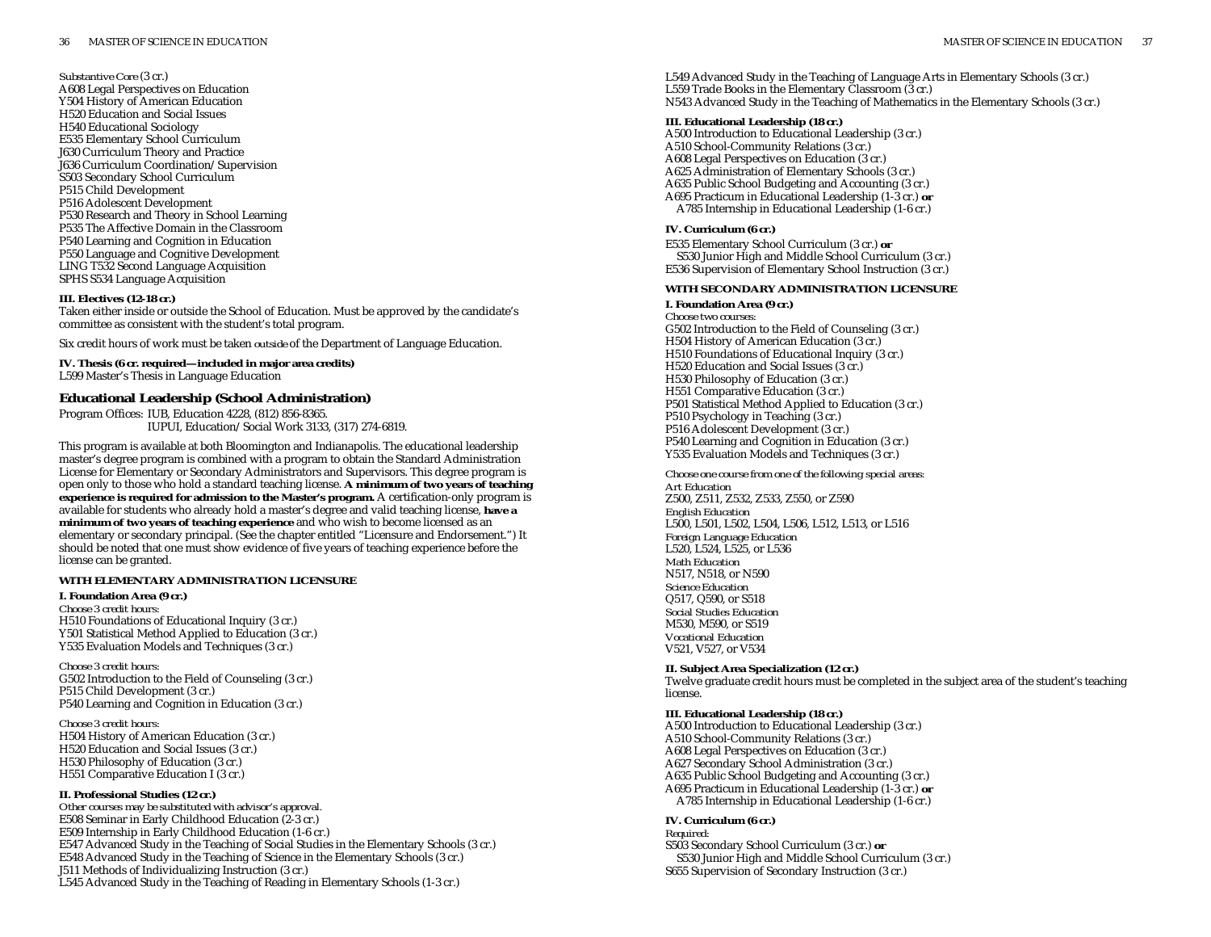Substantive Core (3 cr.)
A608 Legal Perspectives on Education
Y504 History of American Education
H520 Education and Social Issues
H540 Educational Sociology
E535 Elementary School Curriculum
J630 Curriculum Theory and Practice
J636 Curriculum Coordination/Supervision
S503 Secondary School Curriculum
P515 Child Development
P516 Adolescent Development
P530 Research and Theory in School Learning
P535 The Affective Domain in the Classroom
P540 Learning and Cognition in Education
P550 Language and Cognitive Development
LING T532 Second Language Acquisition
SPHS S534 Language Acquisition

**III. Electives (12-18 cr.)**
Taken either inside or outside the School of Education. Must be approved by the candidate's committee as consistent with the student's total program.

Six credit hours of work must be taken *outside* of the Department of Language Education.

**IV. Thesis (6 cr. required—included in major area credits)**
L599 Master's Thesis in Language Education

## Educational Leadership (School Administration)

Program Offices: IUB, Education 4228, (812) 856-8365.
IUPUI, Education/Social Work 3133, (317) 274-6819.

This program is available at both Bloomington and Indianapolis. The educational leadership master's degree program is combined with a program to obtain the Standard Administration License for Elementary or Secondary Administrators and Supervisors. This degree program is open only to those who hold a standard teaching license. **A minimum of two years of teaching experience is required for admission to the Master's program.** A certification-only program is available for students who already hold a master's degree and valid teaching license, **have a minimum of two years of teaching experience** and who wish to become licensed as an elementary or secondary principal. (See the chapter entitled "Licensure and Endorsement.") It should be noted that one must show evidence of five years of teaching experience before the license can be granted.

### WITH ELEMENTARY ADMINISTRATION LICENSURE

**I. Foundation Area (9 cr.)**

*Choose 3 credit hours:*
H510 Foundations of Educational Inquiry (3 cr.)
Y501 Statistical Method Applied to Education (3 cr.)
Y535 Evaluation Models and Techniques (3 cr.)

*Choose 3 credit hours:*
G502 Introduction to the Field of Counseling (3 cr.)
P515 Child Development (3 cr.)
P540 Learning and Cognition in Education (3 cr.)

*Choose 3 credit hours:*
H504 History of American Education (3 cr.)
H520 Education and Social Issues (3 cr.)
H530 Philosophy of Education (3 cr.)
H551 Comparative Education I (3 cr.)

**II. Professional Studies (12 cr.)**
*Other courses may be substituted with advisor's approval.*
E508 Seminar in Early Childhood Education (2-3 cr.)
E509 Internship in Early Childhood Education (1-6 cr.)
E547 Advanced Study in the Teaching of Social Studies in the Elementary Schools (3 cr.)
E548 Advanced Study in the Teaching of Science in the Elementary Schools (3 cr.)
J511 Methods of Individualizing Instruction (3 cr.)
L545 Advanced Study in the Teaching of Reading in Elementary Schools (1-3 cr.)
L549 Advanced Study in the Teaching of Language Arts in Elementary Schools (3 cr.)
L559 Trade Books in the Elementary Classroom (3 cr.)
N543 Advanced Study in the Teaching of Mathematics in the Elementary Schools (3 cr.)

**III. Educational Leadership (18 cr.)**
A500 Introduction to Educational Leadership (3 cr.)
A510 School-Community Relations (3 cr.)
A608 Legal Perspectives on Education (3 cr.)
A625 Administration of Elementary Schools (3 cr.)
A635 Public School Budgeting and Accounting (3 cr.)
A695 Practicum in Educational Leadership (1-3 cr.) **or**
A785 Internship in Educational Leadership (1-6 cr.)

**IV. Curriculum (6 cr.)**
E535 Elementary School Curriculum (3 cr.) **or**
S530 Junior High and Middle School Curriculum (3 cr.)
E536 Supervision of Elementary School Instruction (3 cr.)

### WITH SECONDARY ADMINISTRATION LICENSURE

**I. Foundation Area (9 cr.)**

*Choose two courses:*
G502 Introduction to the Field of Counseling (3 cr.)
H504 History of American Education (3 cr.)
H510 Foundations of Educational Inquiry (3 cr.)
H520 Education and Social Issues (3 cr.)
H530 Philosophy of Education (3 cr.)
H551 Comparative Education (3 cr.)
P501 Statistical Method Applied to Education (3 cr.)
P510 Psychology in Teaching (3 cr.)
P516 Adolescent Development (3 cr.)
P540 Learning and Cognition in Education (3 cr.)
Y535 Evaluation Models and Techniques (3 cr.)

*Choose one course from one of the following special areas:*

*Art Education*
Z500, Z511, Z532, Z533, Z550, or Z590

*English Education*
L500, L501, L502, L504, L506, L512, L513, or L516

*Foreign Language Education*
L520, L524, L525, or L536

*Math Education*
N517, N518, or N590

*Science Education*
Q517, Q590, or S518

*Social Studies Education*
M530, M590, or S519

*Vocational Education*
V521, V527, or V534

**II. Subject Area Specialization (12 cr.)**
Twelve graduate credit hours must be completed in the subject area of the student's teaching license.

**III. Educational Leadership (18 cr.)**
A500 Introduction to Educational Leadership (3 cr.)
A510 School-Community Relations (3 cr.)
A608 Legal Perspectives on Education (3 cr.)
A627 Secondary School Administration (3 cr.)
A635 Public School Budgeting and Accounting (3 cr.)
A695 Practicum in Educational Leadership (1-3 cr.) **or**
A785 Internship in Educational Leadership (1-6 cr.)

**IV. Curriculum (6 cr.)**
*Required:*
S503 Secondary School Curriculum (3 cr.) **or**
S530 Junior High and Middle School Curriculum (3 cr.)
S655 Supervision of Secondary Instruction (3 cr.)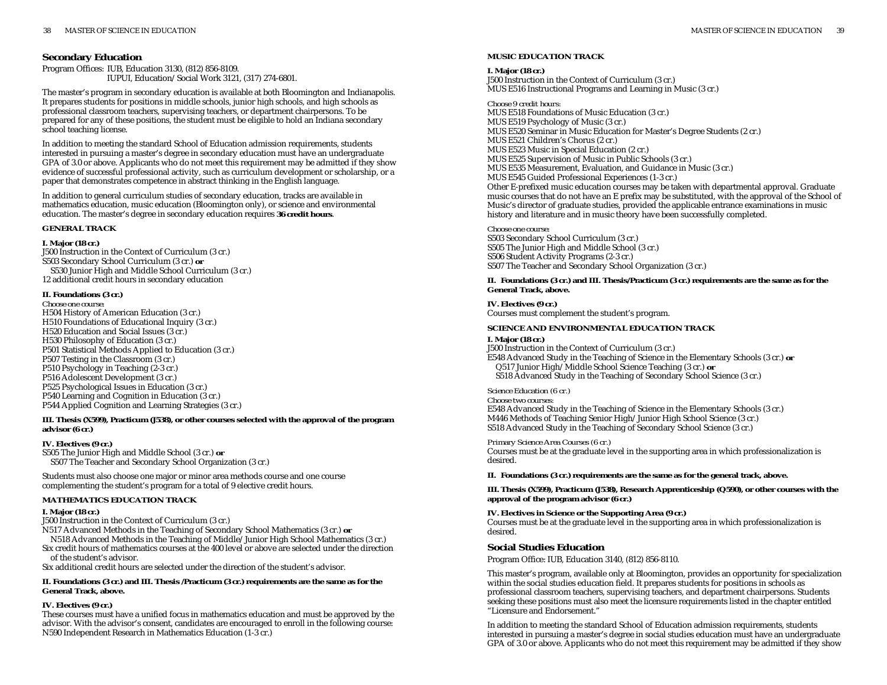## Secondary Education

Program Offices: IUB, Education 3130, (812) 856-8109.
IUPUI, Education/Social Work 3121, (317) 274-6801.

The master's program in secondary education is available at both Bloomington and Indianapolis. It prepares students for positions in middle schools, junior high schools, and high schools as professional classroom teachers, supervising teachers, or department chairpersons. To be prepared for any of these positions, the student must be eligible to hold an Indiana secondary school teaching license.

In addition to meeting the standard School of Education admission requirements, students interested in pursuing a master's degree in secondary education must have an undergraduate GPA of 3.0 or above. Applicants who do not meet this requirement may be admitted if they show evidence of successful professional activity, such as curriculum development or scholarship, or a paper that demonstrates competence in abstract thinking in the English language.

In addition to general curriculum studies of secondary education, tracks are available in mathematics education, music education (Bloomington only), or science and environmental education. The master's degree in secondary education requires **36 credit hours**.

### GENERAL TRACK

**I. Major (18 cr.)**

J500 Instruction in the Context of Curriculum (3 cr.)
S503 Secondary School Curriculum (3 cr.) **or**
S530 Junior High and Middle School Curriculum (3 cr.)
12 additional credit hours in secondary education

**II. Foundations (3 cr.)**

*Choose one course:*
H504 History of American Education (3 cr.)
H510 Foundations of Educational Inquiry (3 cr.)
H520 Education and Social Issues (3 cr.)
H530 Philosophy of Education (3 cr.)
P501 Statistical Methods Applied to Education (3 cr.)
P507 Testing in the Classroom (3 cr.)
P510 Psychology in Teaching (2-3 cr.)
P516 Adolescent Development (3 cr.)
P525 Psychological Issues in Education (3 cr.)
P540 Learning and Cognition in Education (3 cr.)
P544 Applied Cognition and Learning Strategies (3 cr.)

**III. Thesis (X599), Practicum (J538), or other courses selected with the approval of the program advisor (6 cr.)**

**IV. Electives (9 cr.)**

S505 The Junior High and Middle School (3 cr.) **or**
S507 The Teacher and Secondary School Organization (3 cr.)

Students must also choose one major or minor area methods course and one course complementing the student's program for a total of 9 elective credit hours.

### MATHEMATICS EDUCATION TRACK

**I. Major (18 cr.)**

J500 Instruction in the Context of Curriculum (3 cr.)
N517 Advanced Methods in the Teaching of Secondary School Mathematics (3 cr.) **or**
N518 Advanced Methods in the Teaching of Middle/Junior High School Mathematics (3 cr.)
Six credit hours of mathematics courses at the 400 level or above are selected under the direction of the student's advisor.
Six additional credit hours are selected under the direction of the student's advisor.

**II. Foundations (3 cr.) and III. Thesis /Practicum (3 cr.) requirements are the same as for the General Track, above.**

**IV. Electives (9 cr.)**

These courses must have a unified focus in mathematics education and must be approved by the advisor. With the advisor's consent, candidates are encouraged to enroll in the following course:
N590 Independent Research in Mathematics Education (1-3 cr.)

### MUSIC EDUCATION TRACK

**I. Major (18 cr.)**

J500 Instruction in the Context of Curriculum (3 cr.)
MUS E516 Instructional Programs and Learning in Music (3 cr.)

*Choose 9 credit hours:*
MUS E518 Foundations of Music Education (3 cr.)
MUS E519 Psychology of Music (3 cr.)
MUS E520 Seminar in Music Education for Master's Degree Students (2 cr.)
MUS E521 Children's Chorus (2 cr.)
MUS E523 Music in Special Education (2 cr.)
MUS E525 Supervision of Music in Public Schools (3 cr.)
MUS E535 Measurement, Evaluation, and Guidance in Music (3 cr.)
MUS E545 Guided Professional Experiences (1-3 cr.)
Other E-prefixed music education courses may be taken with departmental approval. Graduate music courses that do not have an E prefix may be substituted, with the approval of the School of Music's director of graduate studies, provided the applicable entrance examinations in music history and literature and in music theory have been successfully completed.

*Choose one course:*
S503 Secondary School Curriculum (3 cr.)
S505 The Junior High and Middle School (3 cr.)
S506 Student Activity Programs (2-3 cr.)
S507 The Teacher and Secondary School Organization (3 cr.)

**II. Foundations (3 cr.) and III. Thesis/Practicum (3 cr.) requirements are the same as for the General Track, above.**

**IV. Electives (9 cr.)**

Courses must complement the student's program.

### SCIENCE AND ENVIRONMENTAL EDUCATION TRACK

**I. Major (18 cr.)**

J500 Instruction in the Context of Curriculum (3 cr.)
E548 Advanced Study in the Teaching of Science in the Elementary Schools (3 cr.) **or**
Q517 Junior High/Middle School Science Teaching (3 cr.) **or**
S518 Advanced Study in the Teaching of Secondary School Science (3 cr.)

*Science Education (6 cr.)*
*Choose two courses:*
E548 Advanced Study in the Teaching of Science in the Elementary Schools (3 cr.)
M446 Methods of Teaching Senior High/Junior High School Science (3 cr.)
S518 Advanced Study in the Teaching of Secondary School Science (3 cr.)

*Primary Science Area Courses (6 cr.)*
Courses must be at the graduate level in the supporting area in which professionalization is desired.

**II. Foundations (3 cr.) requirements are the same as for the general track, above.**

**III. Thesis (X599), Practicum (J538), Research Apprenticeship (Q590), or other courses with the approval of the program advisor (6 cr.)**

**IV. Electives in Science or the Supporting Area (9 cr.)**

Courses must be at the graduate level in the supporting area in which professionalization is desired.

## Social Studies Education

Program Office: IUB, Education 3140, (812) 856-8110.

This master's program, available only at Bloomington, provides an opportunity for specialization within the social studies education field. It prepares students for positions in schools as professional classroom teachers, supervising teachers, and department chairpersons. Students seeking these positions must also meet the licensure requirements listed in the chapter entitled "Licensure and Endorsement."

In addition to meeting the standard School of Education admission requirements, students interested in pursuing a master's degree in social studies education must have an undergraduate GPA of 3.0 or above. Applicants who do not meet this requirement may be admitted if they show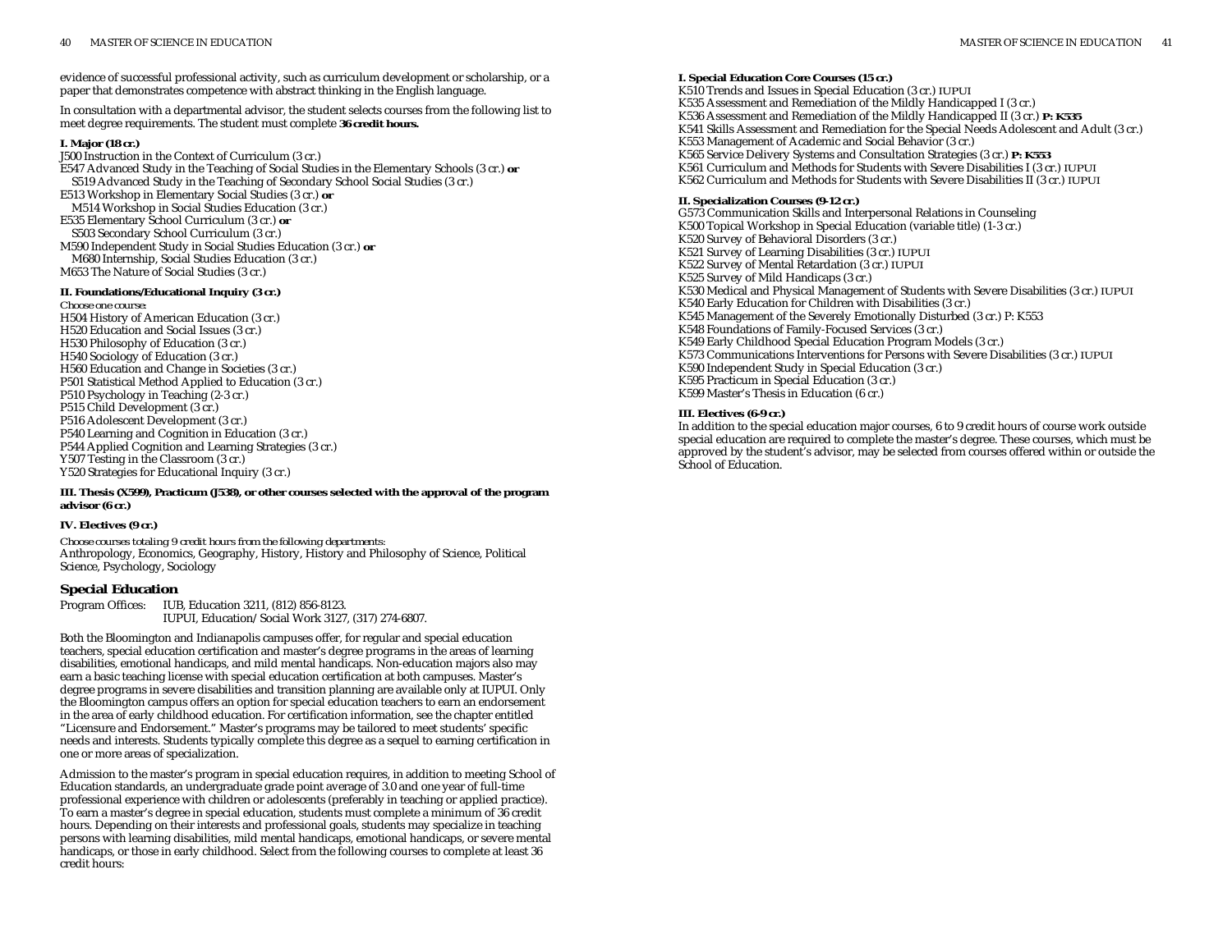evidence of successful professional activity, such as curriculum development or scholarship, or a paper that demonstrates competence with abstract thinking in the English language.

In consultation with a departmental advisor, the student selects courses from the following list to meet degree requirements. The student must complete **36 credit hours.**

**I. Major (18 cr.)**

J500 Instruction in the Context of Curriculum (3 cr.)
E547 Advanced Study in the Teaching of Social Studies in the Elementary Schools (3 cr.) **or**
S519 Advanced Study in the Teaching of Secondary School Social Studies (3 cr.)
E513 Workshop in Elementary Social Studies (3 cr.) **or**
M514 Workshop in Social Studies Education (3 cr.)
E535 Elementary School Curriculum (3 cr.) **or**
S503 Secondary School Curriculum (3 cr.)
M590 Independent Study in Social Studies Education (3 cr.) **or**
M680 Internship, Social Studies Education (3 cr.)
M653 The Nature of Social Studies (3 cr.)

**II. Foundations/Educational Inquiry (3 cr.)**

*Choose one course:*
H504 History of American Education (3 cr.)
H520 Education and Social Issues (3 cr.)
H530 Philosophy of Education (3 cr.)
H540 Sociology of Education (3 cr.)
H560 Education and Change in Societies (3 cr.)
P501 Statistical Method Applied to Education (3 cr.)
P510 Psychology in Teaching (2-3 cr.)
P515 Child Development (3 cr.)
P516 Adolescent Development (3 cr.)
P540 Learning and Cognition in Education (3 cr.)
P544 Applied Cognition and Learning Strategies (3 cr.)
Y507 Testing in the Classroom (3 cr.)
Y520 Strategies for Educational Inquiry (3 cr.)

**III. Thesis (X599), Practicum (J538), or other courses selected with the approval of the program advisor (6 cr.)**

**IV. Electives (9 cr.)**

*Choose courses totaling 9 credit hours from the following departments:*
Anthropology, Economics, Geography, History, History and Philosophy of Science, Political Science, Psychology, Sociology

## Special Education

Program Offices: IUB, Education 3211, (812) 856-8123.
IUPUI, Education/Social Work 3127, (317) 274-6807.

Both the Bloomington and Indianapolis campuses offer, for regular and special education teachers, special education certification and master's degree programs in the areas of learning disabilities, emotional handicaps, and mild mental handicaps. Non-education majors also may earn a basic teaching license with special education certification at both campuses. Master's degree programs in severe disabilities and transition planning are available only at IUPUI. Only the Bloomington campus offers an option for special education teachers to earn an endorsement in the area of early childhood education. For certification information, see the chapter entitled "Licensure and Endorsement." Master's programs may be tailored to meet students' specific needs and interests. Students typically complete this degree as a sequel to earning certification in one or more areas of specialization.

Admission to the master's program in special education requires, in addition to meeting School of Education standards, an undergraduate grade point average of 3.0 and one year of full-time professional experience with children or adolescents (preferably in teaching or applied practice). To earn a master's degree in special education, students must complete a minimum of 36 credit hours. Depending on their interests and professional goals, students may specialize in teaching persons with learning disabilities, mild mental handicaps, emotional handicaps, or severe mental handicaps, or those in early childhood. Select from the following courses to complete at least 36 credit hours:

**I. Special Education Core Courses (15 cr.)**

K510 Trends and Issues in Special Education (3 cr.) IUPUI
K535 Assessment and Remediation of the Mildly Handicapped I (3 cr.)
K536 Assessment and Remediation of the Mildly Handicapped II (3 cr.) **P: K535**
K541 Skills Assessment and Remediation for the Special Needs Adolescent and Adult (3 cr.)
K553 Management of Academic and Social Behavior (3 cr.)
K565 Service Delivery Systems and Consultation Strategies (3 cr.) **P: K553**
K561 Curriculum and Methods for Students with Severe Disabilities I (3 cr.) IUPUI
K562 Curriculum and Methods for Students with Severe Disabilities II (3 cr.) IUPUI

**II. Specialization Courses (9-12 cr.)**

G573 Communication Skills and Interpersonal Relations in Counseling
K500 Topical Workshop in Special Education (variable title) (1-3 cr.)
K520 Survey of Behavioral Disorders (3 cr.)
K521 Survey of Learning Disabilities (3 cr.) IUPUI
K522 Survey of Mental Retardation (3 cr.) IUPUI
K525 Survey of Mild Handicaps (3 cr.)
K530 Medical and Physical Management of Students with Severe Disabilities (3 cr.) IUPUI
K540 Early Education for Children with Disabilities (3 cr.)
K545 Management of the Severely Emotionally Disturbed (3 cr.) P: K553
K548 Foundations of Family-Focused Services (3 cr.)
K549 Early Childhood Special Education Program Models (3 cr.)
K573 Communications Interventions for Persons with Severe Disabilities (3 cr.) IUPUI
K590 Independent Study in Special Education (3 cr.)
K595 Practicum in Special Education (3 cr.)
K599 Master's Thesis in Education (6 cr.)

**III. Electives (6-9 cr.)**

In addition to the special education major courses, 6 to 9 credit hours of course work outside special education are required to complete the master's degree. These courses, which must be approved by the student's advisor, may be selected from courses offered within or outside the School of Education.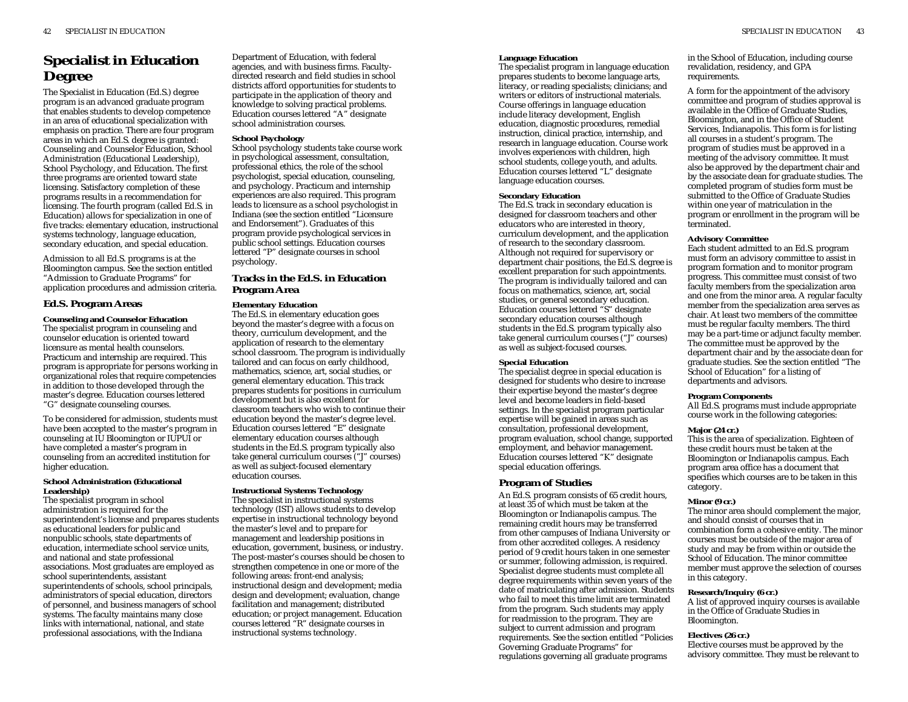# Specialist in Education Degree

The Specialist in Education (Ed.S.) degree program is an advanced graduate program that enables students to develop competence in an area of educational specialization with emphasis on practice. There are four program areas in which an Ed.S. degree is granted: Counseling and Counselor Education, School Administration (Educational Leadership), School Psychology, and Education. The first three programs are oriented toward state licensing. Satisfactory completion of these programs results in a recommendation for licensing. The fourth program (called Ed.S. in Education) allows for specialization in one of five tracks: elementary education, instructional systems technology, language education, secondary education, and special education.

Admission to all Ed.S. programs is at the Bloomington campus. See the section entitled "Admission to Graduate Programs" for application procedures and admission criteria.

## Ed.S. Program Areas

**Counseling and Counselor Education**

The specialist program in counseling and counselor education is oriented toward licensure as mental health counselors. Practicum and internship are required. This program is appropriate for persons working in organizational roles that require competencies in addition to those developed through the master's degree. Education courses lettered "G" designate counseling courses.

To be considered for admission, students must have been accepted to the master's program in counseling at IU Bloomington or IUPUI or have completed a master's program in counseling from an accredited institution for higher education.

**School Administration (Educational Leadership)**

The specialist program in school administration is required for the superintendent's license and prepares students as educational leaders for public and nonpublic schools, state departments of education, intermediate school service units, and national and state professional associations. Most graduates are employed as school superintendents, assistant superintendents of schools, school principals, administrators of special education, directors of personnel, and business managers of school systems. The faculty maintains many close links with international, national, and state professional associations, with the Indiana Department of Education, with federal agencies, and with business firms. Faculty-directed research and field studies in school districts afford opportunities for students to participate in the application of theory and knowledge to solving practical problems. Education courses lettered "A" designate school administration courses.

**School Psychology**

School psychology students take course work in psychological assessment, consultation, professional ethics, the role of the school psychologist, special education, counseling, and psychology. Practicum and internship experiences are also required. This program leads to licensure as a school psychologist in Indiana (see the section entitled "Licensure and Endorsement"). Graduates of this program provide psychological services in public school settings. Education courses lettered "P" designate courses in school psychology.

## Tracks in the Ed.S. in Education Program Area

**Elementary Education**

The Ed.S. in elementary education goes beyond the master's degree with a focus on theory, curriculum development, and the application of research to the elementary school classroom. The program is individually tailored and can focus on early childhood, mathematics, science, art, social studies, or general elementary education. This track prepares students for positions in curriculum development but is also excellent for classroom teachers who wish to continue their education beyond the master's degree level. Education courses lettered "E" designate elementary education courses although students in the Ed.S. program typically also take general curriculum courses ("J" courses) as well as subject-focused elementary education courses.

**Instructional Systems Technology**

The specialist in instructional systems technology (IST) allows students to develop expertise in instructional technology beyond the master's level and to prepare for management and leadership positions in education, government, business, or industry. The post-master's courses should be chosen to strengthen competence in one or more of the following areas: front-end analysis; instructional design and development; media design and development; evaluation, change facilitation and management; distributed education; or project management. Education courses lettered "R" designate courses in instructional systems technology.

**Language Education**

The specialist program in language education prepares students to become language arts, literacy, or reading specialists; clinicians; and writers or editors of instructional materials. Course offerings in language education include literacy development, English education, diagnostic procedures, remedial instruction, clinical practice, internship, and research in language education. Course work involves experiences with children, high school students, college youth, and adults. Education courses lettered "L" designate language education courses.

**Secondary Education**

The Ed.S. track in secondary education is designed for classroom teachers and other educators who are interested in theory, curriculum development, and the application of research to the secondary classroom. Although not required for supervisory or department chair positions, the Ed.S. degree is excellent preparation for such appointments. The program is individually tailored and can focus on mathematics, science, art, social studies, or general secondary education. Education courses lettered "S" designate secondary education courses although students in the Ed.S. program typically also take general curriculum courses ("J" courses) as well as subject-focused courses.

**Special Education**

The specialist degree in special education is designed for students who desire to increase their expertise beyond the master's degree level and become leaders in field-based settings. In the specialist program particular expertise will be gained in areas such as consultation, professional development, program evaluation, school change, supported employment, and behavior management. Education courses lettered "K" designate special education offerings.

## Program of Studies

An Ed.S. program consists of 65 credit hours, at least 35 of which must be taken at the Bloomington or Indianapolis campus. The remaining credit hours may be transferred from other campuses of Indiana University or from other accredited colleges. A residency period of 9 credit hours taken in one semester or summer, following admission, is required. Specialist degree students must complete all degree requirements within seven years of the date of matriculating after admission. Students who fail to meet this time limit are terminated from the program. Such students may apply for readmission to the program. They are subject to current admission and program requirements. See the section entitled "Policies Governing Graduate Programs" for regulations governing all graduate programs in the School of Education, including course revalidation, residency, and GPA requirements.

A form for the appointment of the advisory committee and program of studies approval is available in the Office of Graduate Studies, Bloomington, and in the Office of Student Services, Indianapolis. This form is for listing all courses in a student's program. The program of studies must be approved in a meeting of the advisory committee. It must also be approved by the department chair and by the associate dean for graduate studies. The completed program of studies form must be submitted to the Office of Graduate Studies within one year of matriculation in the program or enrollment in the program will be terminated.

**Advisory Committee**

Each student admitted to an Ed.S. program must form an advisory committee to assist in program formation and to monitor program progress. This committee must consist of two faculty members from the specialization area and one from the minor area. A regular faculty member from the specialization area serves as chair. At least two members of the committee must be regular faculty members. The third may be a part-time or adjunct faculty member. The committee must be approved by the department chair and by the associate dean for graduate studies. See the section entitled "The School of Education" for a listing of departments and advisors.

**Program Components**

All Ed.S. programs must include appropriate course work in the following categories:

**Major (24 cr.)**

This is the area of specialization. Eighteen of these credit hours must be taken at the Bloomington or Indianapolis campus. Each program area office has a document that specifies which courses are to be taken in this category.

**Minor (9 cr.)**

The minor area should complement the major, and should consist of courses that in combination form a cohesive entity. The minor courses must be outside of the major area of study and may be from within or outside the School of Education. The minor committee member must approve the selection of courses in this category.

**Research/Inquiry (6 cr.)**

A list of approved inquiry courses is available in the Office of Graduate Studies in Bloomington.

**Electives (26 cr.)**

Elective courses must be approved by the advisory committee. They must be relevant to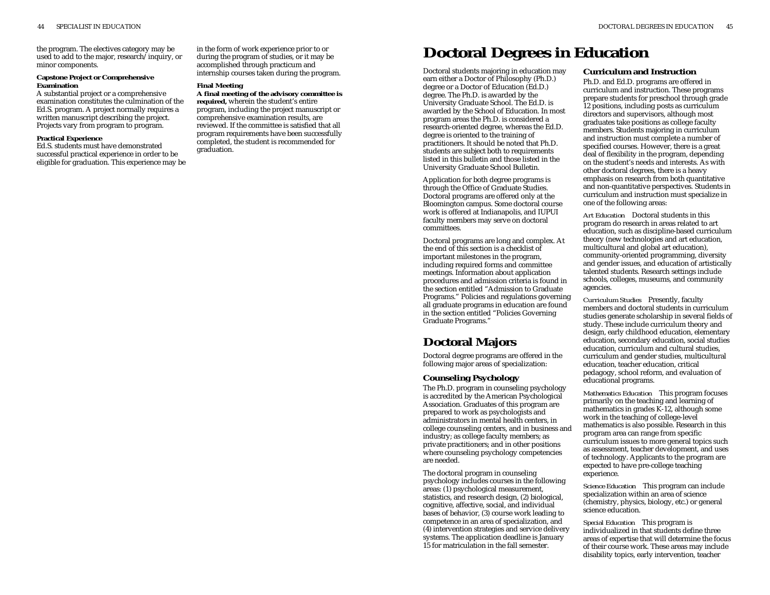the program. The electives category may be used to add to the major, research/inquiry, or minor components.

**Capstone Project or Comprehensive Examination**

A substantial project or a comprehensive examination constitutes the culmination of the Ed.S. program. A project normally requires a written manuscript describing the project. Projects vary from program to program.

**Practical Experience**

Ed.S. students must have demonstrated successful practical experience in order to be eligible for graduation. This experience may be in the form of work experience prior to or during the program of studies, or it may be accomplished through practicum and internship courses taken during the program.

**Final Meeting**

**A final meeting of the advisory committee is required,** wherein the student's entire program, including the project manuscript or comprehensive examination results, are reviewed. If the committee is satisfied that all program requirements have been successfully completed, the student is recommended for graduation.

# Doctoral Degrees in Education

Doctoral students majoring in education may earn either a Doctor of Philosophy (Ph.D.) degree or a Doctor of Education (Ed.D.) degree. The Ph.D. is awarded by the University Graduate School. The Ed.D. is awarded by the School of Education. In most program areas the Ph.D. is considered a research-oriented degree, whereas the Ed.D. degree is oriented to the training of practitioners. It should be noted that Ph.D. students are subject both to requirements listed in this bulletin and those listed in the University Graduate School Bulletin.

Application for both degree programs is through the Office of Graduate Studies. Doctoral programs are offered only at the Bloomington campus. Some doctoral course work is offered at Indianapolis, and IUPUI faculty members may serve on doctoral committees.

Doctoral programs are long and complex. At the end of this section is a checklist of important milestones in the program, including required forms and committee meetings. Information about application procedures and admission criteria is found in the section entitled "Admission to Graduate Programs." Policies and regulations governing all graduate programs in education are found in the section entitled "Policies Governing Graduate Programs."

## Doctoral Majors

Doctoral degree programs are offered in the following major areas of specialization:

### Counseling Psychology

The Ph.D. program in counseling psychology is accredited by the American Psychological Association. Graduates of this program are prepared to work as psychologists and administrators in mental health centers, in college counseling centers, and in business and industry; as college faculty members; as private practitioners; and in other positions where counseling psychology competencies are needed.

The doctoral program in counseling psychology includes courses in the following areas: (1) psychological measurement, statistics, and research design, (2) biological, cognitive, affective, social, and individual bases of behavior, (3) course work leading to competence in an area of specialization, and (4) intervention strategies and service delivery systems. The application deadline is January 15 for matriculation in the fall semester.

### Curriculum and Instruction

Ph.D. and Ed.D. programs are offered in curriculum and instruction. These programs prepare students for preschool through grade 12 positions, including posts as curriculum directors and supervisors, although most graduates take positions as college faculty members. Students majoring in curriculum and instruction must complete a number of specified courses. However, there is a great deal of flexibility in the program, depending on the student's needs and interests. As with other doctoral degrees, there is a heavy emphasis on research from both quantitative and non-quantitative perspectives. Students in curriculum and instruction must specialize in one of the following areas:

*Art Education* Doctoral students in this program do research in areas related to art education, such as discipline-based curriculum theory (new technologies and art education, multicultural and global art education), community-oriented programming, diversity and gender issues, and education of artistically talented students. Research settings include schools, colleges, museums, and community agencies.

*Curriculum Studies* Presently, faculty members and doctoral students in curriculum studies generate scholarship in several fields of study. These include curriculum theory and design, early childhood education, elementary education, secondary education, social studies education, curriculum and cultural studies, curriculum and gender studies, multicultural education, teacher education, critical pedagogy, school reform, and evaluation of educational programs.

*Mathematics Education* This program focuses primarily on the teaching and learning of mathematics in grades K-12, although some work in the teaching of college-level mathematics is also possible. Research in this program area can range from specific curriculum issues to more general topics such as assessment, teacher development, and uses of technology. Applicants to the program are expected to have pre-college teaching experience.

*Science Education* This program can include specialization within an area of science (chemistry, physics, biology, etc.) or general science education.

*Special Education* This program is individualized in that students define three areas of expertise that will determine the focus of their course work. These areas may include disability topics, early intervention, teacher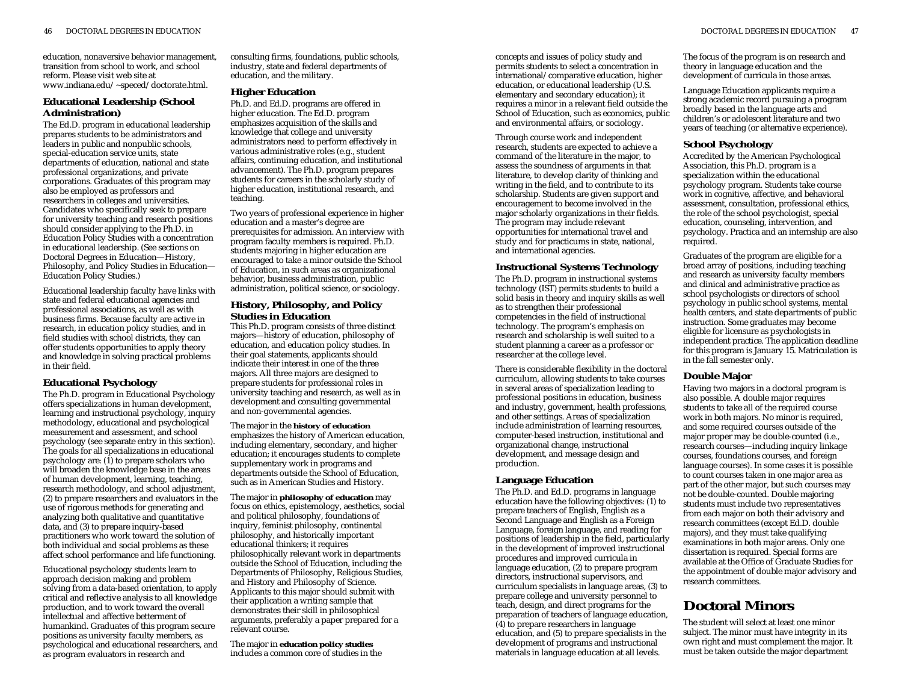education, nonaversive behavior management, transition from school to work, and school reform. Please visit web site at www.indiana.edu/~speced/doctorate.html.

### Educational Leadership (School Administration)

The Ed.D. program in educational leadership prepares students to be administrators and leaders in public and nonpublic schools, special-education service units, state departments of education, national and state professional organizations, and private corporations. Graduates of this program may also be employed as professors and researchers in colleges and universities. Candidates who specifically seek to prepare for university teaching and research positions should consider applying to the Ph.D. in Education Policy Studies with a concentration in educational leadership. (See sections on Doctoral Degrees in Education—History, Philosophy, and Policy Studies in Education—Education Policy Studies.)

Educational leadership faculty have links with state and federal educational agencies and professional associations, as well as with business firms. Because faculty are active in research, in education policy studies, and in field studies with school districts, they can offer students opportunities to apply theory and knowledge in solving practical problems in their field.

### Educational Psychology

The Ph.D. program in Educational Psychology offers specializations in human development, learning and instructional psychology, inquiry methodology, educational and psychological measurement and assessment, and school psychology (see separate entry in this section). The goals for all specializations in educational psychology are: (1) to prepare scholars who will broaden the knowledge base in the areas of human development, learning, teaching, research methodology, and school adjustment, (2) to prepare researchers and evaluators in the use of rigorous methods for generating and analyzing both qualitative and quantitative data, and (3) to prepare inquiry-based practitioners who work toward the solution of both individual and social problems as these affect school performance and life functioning.

Educational psychology students learn to approach decision making and problem solving from a data-based orientation, to apply critical and reflective analysis to all knowledge production, and to work toward the overall intellectual and affective betterment of humankind. Graduates of this program secure positions as university faculty members, as psychological and educational researchers, and as program evaluators in research and consulting firms, foundations, public schools, industry, state and federal departments of education, and the military.

### Higher Education

Ph.D. and Ed.D. programs are offered in higher education. The Ed.D. program emphasizes acquisition of the skills and knowledge that college and university administrators need to perform effectively in various administrative roles (e.g., student affairs, continuing education, and institutional advancement). The Ph.D. program prepares students for careers in the scholarly study of higher education, institutional research, and teaching.

Two years of professional experience in higher education and a master's degree are prerequisites for admission. An interview with program faculty members is required. Ph.D. students majoring in higher education are encouraged to take a minor outside the School of Education, in such areas as organizational behavior, business administration, public administration, political science, or sociology.

### History, Philosophy, and Policy Studies in Education

This Ph.D. program consists of three distinct majors—history of education, philosophy of education, and education policy studies. In their goal statements, applicants should indicate their interest in one of the three majors. All three majors are designed to prepare students for professional roles in university teaching and research, as well as in development and consulting governmental and non-governmental agencies.

The major in the **history of education** emphasizes the history of American education, including elementary, secondary, and higher education; it encourages students to complete supplementary work in programs and departments outside the School of Education, such as in American Studies and History.

The major in **philosophy of education** may focus on ethics, epistemology, aesthetics, social and political philosophy, foundations of inquiry, feminist philosophy, continental philosophy, and historically important educational thinkers; it requires philosophically relevant work in departments outside the School of Education, including the Departments of Philosophy, Religious Studies, and History and Philosophy of Science. Applicants to this major should submit with their application a writing sample that demonstrates their skill in philosophical arguments, preferably a paper prepared for a relevant course.

The major in **education policy studies** includes a common core of studies in the concepts and issues of policy study and permits students to select a concentration in international/comparative education, higher education, or educational leadership (U.S. elementary and secondary education); it requires a minor in a relevant field outside the School of Education, such as economics, public and environmental affairs, or sociology.

Through course work and independent research, students are expected to achieve a command of the literature in the major, to assess the soundness of arguments in that literature, to develop clarity of thinking and writing in the field, and to contribute to its scholarship. Students are given support and encouragement to become involved in the major scholarly organizations in their fields. The program may include relevant opportunities for international travel and study and for practicums in state, national, and international agencies.

### Instructional Systems Technology

The Ph.D. program in instructional systems technology (IST) permits students to build a solid basis in theory and inquiry skills as well as to strengthen their professional competencies in the field of instructional technology. The program's emphasis on research and scholarship is well suited to a student planning a career as a professor or researcher at the college level.

There is considerable flexibility in the doctoral curriculum, allowing students to take courses in several areas of specialization leading to professional positions in education, business and industry, government, health professions, and other settings. Areas of specialization include administration of learning resources, computer-based instruction, institutional and organizational change, instructional development, and message design and production.

### Language Education

The Ph.D. and Ed.D. programs in language education have the following objectives: (1) to prepare teachers of English, English as a Second Language and English as a Foreign Language, foreign language, and reading for positions of leadership in the field, particularly in the development of improved instructional procedures and improved curricula in language education, (2) to prepare program directors, instructional supervisors, and curriculum specialists in language areas, (3) to prepare college and university personnel to teach, design, and direct programs for the preparation of teachers of language education, (4) to prepare researchers in language education, and (5) to prepare specialists in the development of programs and instructional materials in language education at all levels. The focus of the program is on research and theory in language education and the development of curricula in those areas.

Language Education applicants require a strong academic record pursuing a program broadly based in the language arts and children's or adolescent literature and two years of teaching (or alternative experience).

### School Psychology

Accredited by the American Psychological Association, this Ph.D. program is a specialization within the educational psychology program. Students take course work in cognitive, affective, and behavioral assessment, consultation, professional ethics, the role of the school psychologist, special education, counseling, intervention, and psychology. Practica and an internship are also required.

Graduates of the program are eligible for a broad array of positions, including teaching and research as university faculty members and clinical and administrative practice as school psychologists or directors of school psychology in public school systems, mental health centers, and state departments of public instruction. Some graduates may become eligible for licensure as psychologists in independent practice. The application deadline for this program is January 15. Matriculation is in the fall semester only.

### Double Major

Having two majors in a doctoral program is also possible. A double major requires students to take all of the required course work in both majors. No minor is required, and some required courses outside of the major proper may be double-counted (i.e., research courses—including inquiry linkage courses, foundations courses, and foreign language courses). In some cases it is possible to count courses taken in one major area as part of the other major, but such courses may not be double-counted. Double majoring students must include two representatives from each major on both their advisory and research committees (except Ed.D. double majors), and they must take qualifying examinations in both major areas. Only one dissertation is required. Special forms are available at the Office of Graduate Studies for the appointment of double major advisory and research committees.

## Doctoral Minors

The student will select at least one minor subject. The minor must have integrity in its own right and must complement the major. It must be taken outside the major department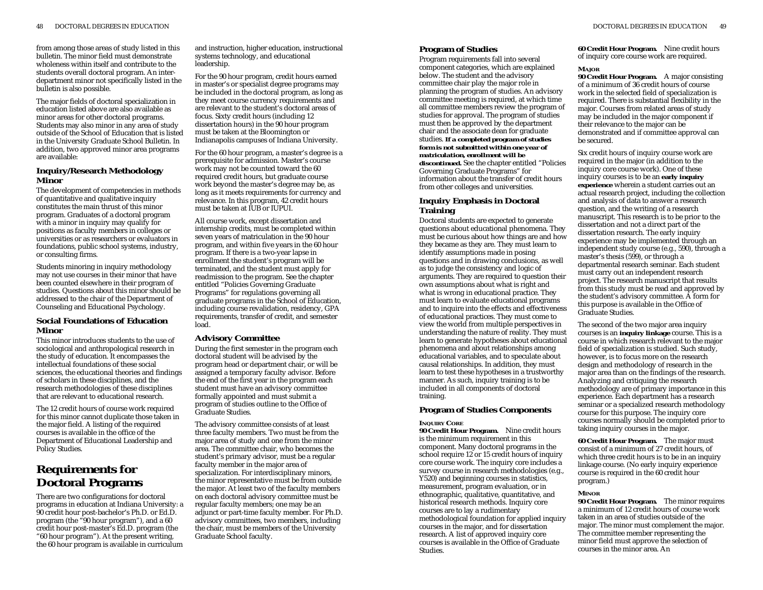from among those areas of study listed in this bulletin. The minor field must demonstrate wholeness within itself and contribute to the students overall doctoral program. An inter-department minor not specifically listed in the bulletin is also possible.

The major fields of doctoral specialization in education listed above are also available as minor areas for other doctoral programs. Students may also minor in any area of study outside of the School of Education that is listed in the University Graduate School Bulletin. In addition, two approved minor area programs are available:

### Inquiry/Research Methodology Minor

The development of competencies in methods of quantitative and qualitative inquiry constitutes the main thrust of this minor program. Graduates of a doctoral program with a minor in inquiry may qualify for positions as faculty members in colleges or universities or as researchers or evaluators in foundations, public school systems, industry, or consulting firms.

Students minoring in inquiry methodology may not use courses in their minor that have been counted elsewhere in their program of studies. Questions about this minor should be addressed to the chair of the Department of Counseling and Educational Psychology.

### Social Foundations of Education Minor

This minor introduces students to the use of sociological and anthropological research in the study of education. It encompasses the intellectual foundations of these social sciences, the educational theories and findings of scholars in these disciplines, and the research methodologies of these disciplines that are relevant to educational research.

The 12 credit hours of course work required for this minor cannot duplicate those taken in the major field. A listing of the required courses is available in the office of the Department of Educational Leadership and Policy Studies.

## Requirements for Doctoral Programs

There are two configurations for doctoral programs in education at Indiana University: a 90 credit hour post-bachelor's Ph.D. or Ed.D. program (the "90 hour program"), and a 60 credit hour post-master's Ed.D. program (the "60 hour program"). At the present writing, the 60 hour program is available in curriculum and instruction, higher education, instructional systems technology, and educational leadership.

For the 90 hour program, credit hours earned in master's or specialist degree programs may be included in the doctoral program, as long as they meet course currency requirements and are relevant to the student's doctoral areas of focus. Sixty credit hours (including 12 dissertation hours) in the 90 hour program must be taken at the Bloomington or Indianapolis campuses of Indiana University.

For the 60 hour program, a master's degree is a prerequisite for admission. Master's course work may not be counted toward the 60 required credit hours, but graduate course work beyond the master's degree may be, as long as it meets requirements for currency and relevance. In this program, 42 credit hours must be taken at IUB or IUPUI.

All course work, except dissertation and internship credits, must be completed within seven years of matriculation in the 90 hour program, and within five years in the 60 hour program. If there is a two-year lapse in enrollment the student's program will be terminated, and the student must apply for readmission to the program. See the chapter entitled "Policies Governing Graduate Programs" for regulations governing all graduate programs in the School of Education, including course revalidation, residency, GPA requirements, transfer of credit, and semester load.

### Advisory Committee

During the first semester in the program each doctoral student will be advised by the program head or department chair, or will be assigned a temporary faculty advisor. Before the end of the first year in the program each student must have an advisory committee formally appointed and must submit a program of studies outline to the Office of Graduate Studies.

The advisory committee consists of at least three faculty members. Two must be from the major area of study and one from the minor area. The committee chair, who becomes the student's primary advisor, must be a regular faculty member in the major area of specialization. For interdisciplinary minors, the minor representative must be from outside the major. At least two of the faculty members on each doctoral advisory committee must be regular faculty members; one may be an adjunct or part-time faculty member. For Ph.D. advisory committees, two members, including the chair, must be members of the University Graduate School faculty.

### Program of Studies

Program requirements fall into several component categories, which are explained below. The student and the advisory committee chair play the major role in planning the program of studies. An advisory committee meeting is required, at which time all committee members review the program of studies for approval. The program of studies must then be approved by the department chair and the associate dean for graduate studies. **If a completed program of studies form is not submitted within one year of matriculation, enrollment will be discontinued.** See the chapter entitled "Policies Governing Graduate Programs" for information about the transfer of credit hours from other colleges and universities.

### Inquiry Emphasis in Doctoral Training

Doctoral students are expected to generate questions about educational phenomena. They must be curious about how things are and how they became as they are. They must learn to identify assumptions made in posing questions and in drawing conclusions, as well as to judge the consistency and logic of arguments. They are required to question their own assumptions about what is right and what is wrong in educational practice. They must learn to evaluate educational programs and to inquire into the effects and effectiveness of educational practices. They must come to view the world from multiple perspectives in understanding the nature of reality. They must learn to generate hypotheses about educational phenomena and about relationships among educational variables, and to speculate about causal relationships. In addition, they must learn to test these hypotheses in a trustworthy manner. As such, inquiry training is to be included in all components of doctoral training.

### Program of Studies Components

#### Inquiry Core

***90 Credit Hour Program.*** Nine credit hours is the minimum requirement in this component. Many doctoral programs in the school require 12 or 15 credit hours of inquiry core course work. The inquiry core includes a survey course in research methodologies (e.g., Y520) and beginning courses in statistics, measurement, program evaluation, or in ethnographic, qualitative, quantitative, and historical research methods. Inquiry core courses are to lay a rudimentary methodological foundation for applied inquiry courses in the major, and for dissertation research. A list of approved inquiry core courses is available in the Office of Graduate Studies.

***60 Credit Hour Program.*** Nine credit hours of inquiry core course work are required.

#### Major

***90 Credit Hour Program.*** A major consisting of a minimum of 36 credit hours of course work in the selected field of specialization is required. There is substantial flexibility in the major. Courses from related areas of study may be included in the major component if their relevance to the major can be demonstrated and if committee approval can be secured.

Six credit hours of inquiry course work are required in the major (in addition to the inquiry core course work). One of these inquiry courses is to be an **early inquiry experience** wherein a student carries out an actual research project, including the collection and analysis of data to answer a research question, and the writing of a research manuscript. This research is to be prior to the dissertation and not a direct part of the dissertation research. The early inquiry experience may be implemented through an independent study course (e.g., 590), through a master's thesis (599), or through a departmental research seminar. Each student must carry out an independent research project. The research manuscript that results from this study must be read and approved by the student's advisory committee. A form for this purpose is available in the Office of Graduate Studies.

The second of the two major area inquiry courses is an **inquiry linkage** course. This is a course in which research relevant to the major field of specialization is studied. Such study, however, is to focus more on the research design and methodology of research in the major area than on the findings of the research. Analyzing and critiquing the research methodology are of primary importance in this experience. Each department has a research seminar or a specialized research methodology course for this purpose. The inquiry core courses normally should be completed prior to taking inquiry courses in the major.

***60 Credit Hour Program.*** The major must consist of a minimum of 27 credit hours, of which three credit hours is to be in an inquiry linkage course. (No early inquiry experience course is required in the 60 credit hour program.)

#### Minor

***90 Credit Hour Program.*** The minor requires a minimum of 12 credit hours of course work taken in an area of studies outside of the major. The minor must complement the major. The committee member representing the minor field must approve the selection of courses in the minor area. An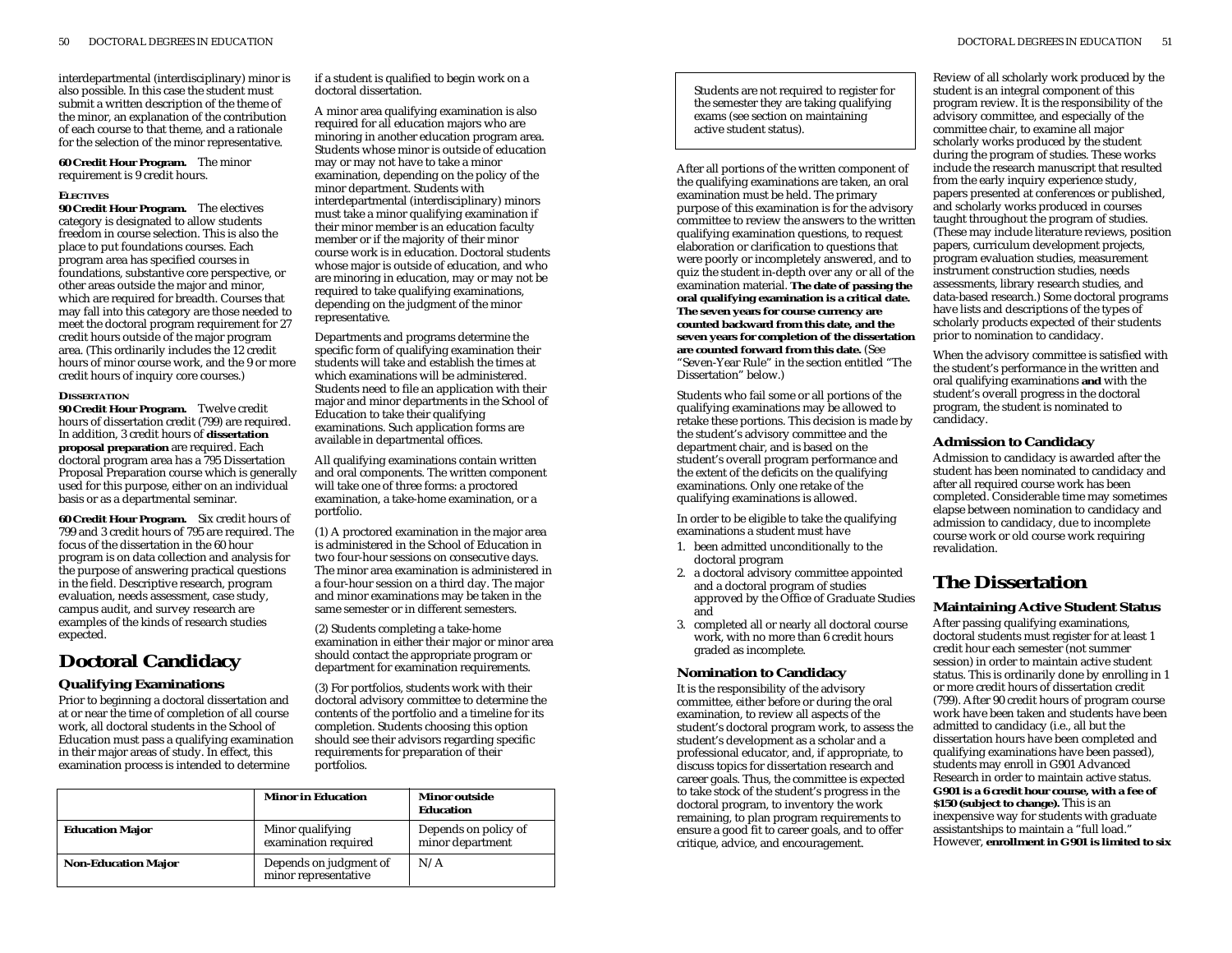interdepartmental (interdisciplinary) minor is also possible. In this case the student must submit a written description of the theme of the minor, an explanation of the contribution of each course to that theme, and a rationale for the selection of the minor representative.

**60 Credit Hour Program.** The minor requirement is 9 credit hours.

#### ELECTIVES

**90 Credit Hour Program.** The electives category is designated to allow students freedom in course selection. This is also the place to put foundations courses. Each program area has specified courses in foundations, substantive core perspective, or other areas outside the major and minor, which are required for breadth. Courses that may fall into this category are those needed to meet the doctoral program requirement for 27 credit hours outside of the major program area. (This ordinarily includes the 12 credit hours of minor course work, and the 9 or more credit hours of inquiry core courses.)

#### DISSERTATION

**90 Credit Hour Program.** Twelve credit hours of dissertation credit (799) are required. In addition, 3 credit hours of **dissertation proposal preparation** are required. Each doctoral program area has a 795 Dissertation Proposal Preparation course which is generally used for this purpose, either on an individual basis or as a departmental seminar.

**60 Credit Hour Program.** Six credit hours of 799 and 3 credit hours of 795 are required. The focus of the dissertation in the 60 hour program is on data collection and analysis for the purpose of answering practical questions in the field. Descriptive research, program evaluation, needs assessment, case study, campus audit, and survey research are examples of the kinds of research studies expected.

## Doctoral Candidacy

### Qualifying Examinations

Prior to beginning a doctoral dissertation and at or near the time of completion of all course work, all doctoral students in the School of Education must pass a qualifying examination in their major areas of study. In effect, this examination process is intended to determine if a student is qualified to begin work on a doctoral dissertation.

A minor area qualifying examination is also required for all education majors who are minoring in another education program area. Students whose minor is outside of education may or may not have to take a minor examination, depending on the policy of the minor department. Students with interdepartmental (interdisciplinary) minors must take a minor qualifying examination if their minor member is an education faculty member or if the majority of their minor course work is in education. Doctoral students whose major is outside of education, and who are minoring in education, may or may not be required to take qualifying examinations, depending on the judgment of the minor representative.

Departments and programs determine the specific form of qualifying examination their students will take and establish the times at which examinations will be administered. Students need to file an application with their major and minor departments in the School of Education to take their qualifying examinations. Such application forms are available in departmental offices.

All qualifying examinations contain written and oral components. The written component will take one of three forms: a proctored examination, a take-home examination, or a portfolio.

(1) A proctored examination in the major area is administered in the School of Education in two four-hour sessions on consecutive days. The minor area examination is administered in a four-hour session on a third day. The major and minor examinations may be taken in the same semester or in different semesters.

(2) Students completing a take-home examination in either their major or minor area should contact the appropriate program or department for examination requirements.

(3) For portfolios, students work with their doctoral advisory committee to determine the contents of the portfolio and a timeline for its completion. Students choosing this option should see their advisors regarding specific requirements for preparation of their portfolios.

| | Minor in Education | Minor outside Education |
|---|---|---|
| **Education Major** | Minor qualifying examination required | Depends on policy of minor department |
| **Non-Education Major** | Depends on judgment of minor representative | N/A |

Students are not required to register for the semester they are taking qualifying exams (see section on maintaining active student status).

After all portions of the written component of the qualifying examinations are taken, an oral examination must be held. The primary purpose of this examination is for the advisory committee to review the answers to the written qualifying examination questions, to request elaboration or clarification to questions that were poorly or incompletely answered, and to quiz the student in-depth over any or all of the examination material. **The date of passing the oral qualifying examination is a critical date. The seven years for course currency are counted backward from this date, and the seven years for completion of the dissertation are counted forward from this date.** (See "Seven-Year Rule" in the section entitled "The Dissertation" below.)

Students who fail some or all portions of the qualifying examinations may be allowed to retake these portions. This decision is made by the student's advisory committee and the department chair, and is based on the student's overall program performance and the extent of the deficits on the qualifying examinations. Only one retake of the qualifying examinations is allowed.

In order to be eligible to take the qualifying examinations a student must have

1. been admitted unconditionally to the doctoral program
2. a doctoral advisory committee appointed and a doctoral program of studies approved by the Office of Graduate Studies and
3. completed all or nearly all doctoral course work, with no more than 6 credit hours graded as incomplete.

### Nomination to Candidacy

It is the responsibility of the advisory committee, either before or during the oral examination, to review all aspects of the student's doctoral program work, to assess the student's development as a scholar and a professional educator, and, if appropriate, to discuss topics for dissertation research and career goals. Thus, the committee is expected to take stock of the student's progress in the doctoral program, to inventory the work remaining, to plan program requirements to ensure a good fit to career goals, and to offer critique, advice, and encouragement.

Review of all scholarly work produced by the student is an integral component of this program review. It is the responsibility of the advisory committee, and especially of the committee chair, to examine all major scholarly works produced by the student during the program of studies. These works include the research manuscript that resulted from the early inquiry experience study, papers presented at conferences or published, and scholarly works produced in courses taught throughout the program of studies. (These may include literature reviews, position papers, curriculum development projects, program evaluation studies, measurement instrument construction studies, needs assessments, library research studies, and data-based research.) Some doctoral programs have lists and descriptions of the types of scholarly products expected of their students prior to nomination to candidacy.

When the advisory committee is satisfied with the student's performance in the written and oral qualifying examinations **and** with the student's overall progress in the doctoral program, the student is nominated to candidacy.

### Admission to Candidacy

Admission to candidacy is awarded after the student has been nominated to candidacy and after all required course work has been completed. Considerable time may sometimes elapse between nomination to candidacy and admission to candidacy, due to incomplete course work or old course work requiring revalidation.

## The Dissertation

### Maintaining Active Student Status

After passing qualifying examinations, doctoral students must register for at least 1 credit hour each semester (not summer session) in order to maintain active student status. This is ordinarily done by enrolling in 1 or more credit hours of dissertation credit (799). After 90 credit hours of program course work have been taken and students have been admitted to candidacy (i.e., all but the dissertation hours have been completed and qualifying examinations have been passed), students may enroll in G901 Advanced Research in order to maintain active status. **G901 is a 6 credit hour course, with a fee of $150 (subject to change).** This is an inexpensive way for students with graduate assistantships to maintain a "full load." However, **enrollment in G901 is limited to six**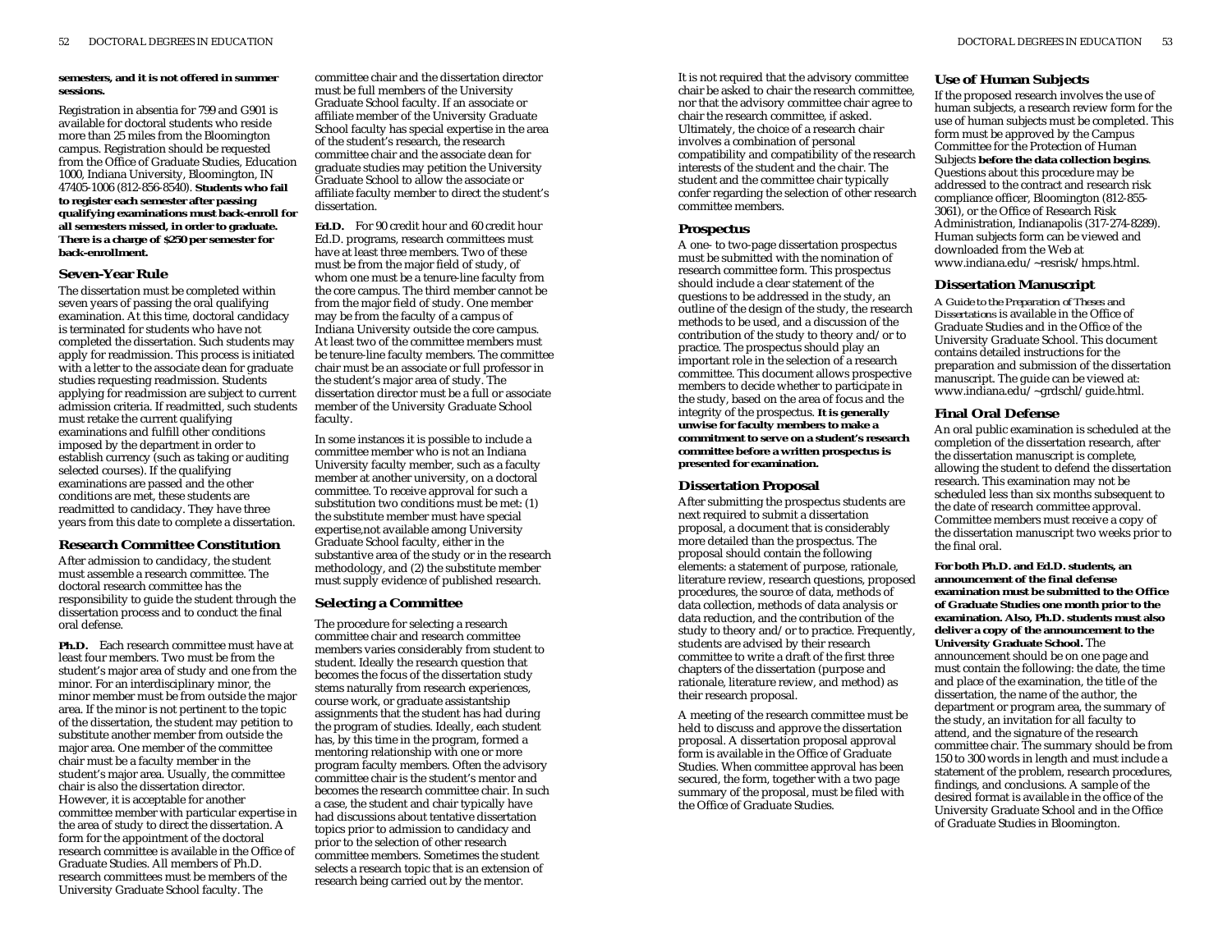**semesters, and it is not offered in summer sessions.**

Registration in absentia for 799 and G901 is available for doctoral students who reside more than 25 miles from the Bloomington campus. Registration should be requested from the Office of Graduate Studies, Education 1000, Indiana University, Bloomington, IN 47405-1006 (812-856-8540). **Students who fail to register each semester after passing qualifying examinations must back-enroll for all semesters missed, in order to graduate. There is a charge of $250 per semester for back-enrollment.**

### Seven-Year Rule

The dissertation must be completed within seven years of passing the oral qualifying examination. At this time, doctoral candidacy is terminated for students who have not completed the dissertation. Such students may apply for readmission. This process is initiated with a letter to the associate dean for graduate studies requesting readmission. Students applying for readmission are subject to current admission criteria. If readmitted, such students must retake the current qualifying examinations and fulfill other conditions imposed by the department in order to establish currency (such as taking or auditing selected courses). If the qualifying examinations are passed and the other conditions are met, these students are readmitted to candidacy. They have three years from this date to complete a dissertation.

### Research Committee Constitution

After admission to candidacy, the student must assemble a research committee. The doctoral research committee has the responsibility to guide the student through the dissertation process and to conduct the final oral defense.

**Ph.D.** Each research committee must have at least four members. Two must be from the student's major area of study and one from the minor. For an interdisciplinary minor, the minor member must be from outside the major area. If the minor is not pertinent to the topic of the dissertation, the student may petition to substitute another member from outside the major area. One member of the committee chair must be a faculty member in the student's major area. Usually, the committee chair is also the dissertation director. However, it is acceptable for another committee member with particular expertise in the area of study to direct the dissertation. A form for the appointment of the doctoral research committee is available in the Office of Graduate Studies. All members of Ph.D. research committees must be members of the University Graduate School faculty. The committee chair and the dissertation director must be full members of the University Graduate School faculty. If an associate or affiliate member of the University Graduate School faculty has special expertise in the area of the student's research, the research committee chair and the associate dean for graduate studies may petition the University Graduate School to allow the associate or affiliate faculty member to direct the student's dissertation.

**Ed.D.** For 90 credit hour and 60 credit hour Ed.D. programs, research committees must have at least three members. Two of these must be from the major field of study, of whom one must be a tenure-line faculty from the core campus. The third member cannot be from the major field of study. One member may be from the faculty of a campus of Indiana University outside the core campus. At least two of the committee members must be tenure-line faculty members. The committee chair must be an associate or full professor in the student's major area of study. The dissertation director must be a full or associate member of the University Graduate School faculty.

In some instances it is possible to include a committee member who is not an Indiana University faculty member, such as a faculty member at another university, on a doctoral committee. To receive approval for such a substitution two conditions must be met: (1) the substitute member must have special expertise,not available among University Graduate School faculty, either in the substantive area of the study or in the research methodology, and (2) the substitute member must supply evidence of published research.

### Selecting a Committee

The procedure for selecting a research committee chair and research committee members varies considerably from student to student. Ideally the research question that becomes the focus of the dissertation study stems naturally from research experiences, course work, or graduate assistantship assignments that the student has had during the program of studies. Ideally, each student has, by this time in the program, formed a mentoring relationship with one or more program faculty members. Often the advisory committee chair is the student's mentor and becomes the research committee chair. In such a case, the student and chair typically have had discussions about tentative dissertation topics prior to admission to candidacy and prior to the selection of other research committee members. Sometimes the student selects a research topic that is an extension of research being carried out by the mentor.

It is not required that the advisory committee chair be asked to chair the research committee, nor that the advisory committee chair agree to chair the research committee, if asked. Ultimately, the choice of a research chair involves a combination of personal compatibility and compatibility of the research interests of the student and the chair. The student and the committee chair typically confer regarding the selection of other research committee members.

### Prospectus

A one- to two-page dissertation prospectus must be submitted with the nomination of research committee form. This prospectus should include a clear statement of the questions to be addressed in the study, an outline of the design of the study, the research methods to be used, and a discussion of the contribution of the study to theory and/or to practice. The prospectus should play an important role in the selection of a research committee. This document allows prospective members to decide whether to participate in the study, based on the area of focus and the integrity of the prospectus. **It is generally unwise for faculty members to make a commitment to serve on a student's research committee before a written prospectus is presented for examination.**

### Dissertation Proposal

After submitting the prospectus students are next required to submit a dissertation proposal, a document that is considerably more detailed than the prospectus. The proposal should contain the following elements: a statement of purpose, rationale, literature review, research questions, proposed procedures, the source of data, methods of data collection, methods of data analysis or data reduction, and the contribution of the study to theory and/or to practice. Frequently, students are advised by their research committee to write a draft of the first three chapters of the dissertation (purpose and rationale, literature review, and method) as their research proposal.

A meeting of the research committee must be held to discuss and approve the dissertation proposal. A dissertation proposal approval form is available in the Office of Graduate Studies. When committee approval has been secured, the form, together with a two page summary of the proposal, must be filed with the Office of Graduate Studies.

### Use of Human Subjects

If the proposed research involves the use of human subjects, a research review form for the use of human subjects must be completed. This form must be approved by the Campus Committee for the Protection of Human Subjects **before the data collection begins**. Questions about this procedure may be addressed to the contract and research risk compliance officer, Bloomington (812-855-3061), or the Office of Research Risk Administration, Indianapolis (317-274-8289). Human subjects form can be viewed and downloaded from the Web at www.indiana.edu/~resrisk/hmps.html.

### Dissertation Manuscript

*A Guide to the Preparation of Theses and Dissertations* is available in the Office of Graduate Studies and in the Office of the University Graduate School. This document contains detailed instructions for the preparation and submission of the dissertation manuscript. The guide can be viewed at: www.indiana.edu/~grdschl/guide.html.

### Final Oral Defense

An oral public examination is scheduled at the completion of the dissertation research, after the dissertation manuscript is complete, allowing the student to defend the dissertation research. This examination may not be scheduled less than six months subsequent to the date of research committee approval. Committee members must receive a copy of the dissertation manuscript two weeks prior to the final oral.

**For both Ph.D. and Ed.D. students, an announcement of the final defense examination must be submitted to the Office of Graduate Studies one month prior to the examination. Also, Ph.D. students must also deliver a copy of the announcement to the University Graduate School.** The announcement should be on one page and must contain the following: the date, the time and place of the examination, the title of the dissertation, the name of the author, the department or program area, the summary of the study, an invitation for all faculty to attend, and the signature of the research committee chair. The summary should be from 150 to 300 words in length and must include a statement of the problem, research procedures, findings, and conclusions. A sample of the desired format is available in the office of the University Graduate School and in the Office of Graduate Studies in Bloomington.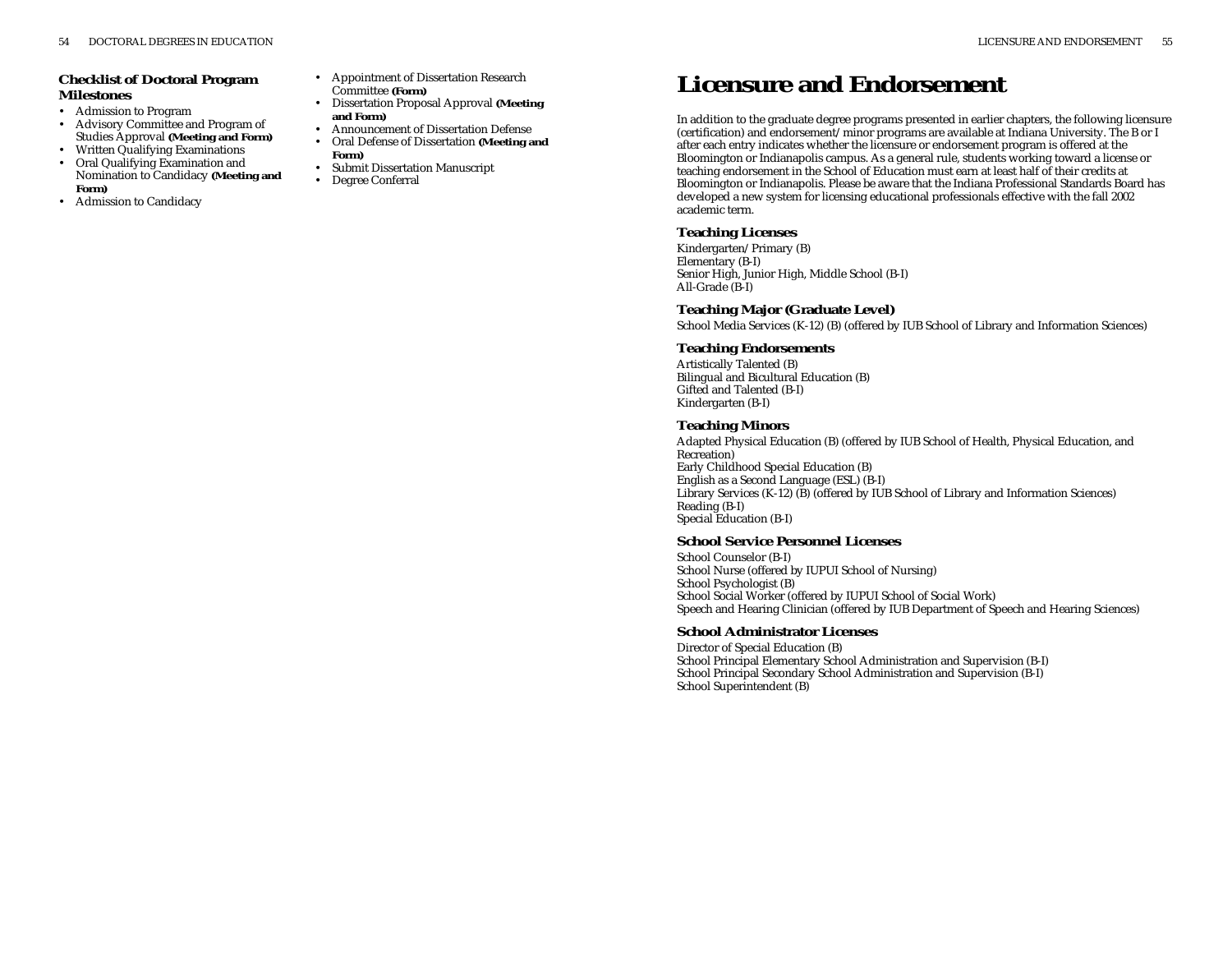### Checklist of Doctoral Program Milestones

- Admission to Program
- Advisory Committee and Program of Studies Approval **(Meeting and Form)**
- Written Qualifying Examinations
- Oral Qualifying Examination and Nomination to Candidacy **(Meeting and Form)**
- Admission to Candidacy
- Appointment of Dissertation Research Committee **(Form)**
- Dissertation Proposal Approval **(Meeting and Form)**
- Announcement of Dissertation Defense
- Oral Defense of Dissertation **(Meeting and Form)**
- Submit Dissertation Manuscript
- Degree Conferral

# Licensure and Endorsement

In addition to the graduate degree programs presented in earlier chapters, the following licensure (certification) and endorsement/minor programs are available at Indiana University. The B or I after each entry indicates whether the licensure or endorsement program is offered at the Bloomington or Indianapolis campus. As a general rule, students working toward a license or teaching endorsement in the School of Education must earn at least half of their credits at Bloomington or Indianapolis. Please be aware that the Indiana Professional Standards Board has developed a new system for licensing educational professionals effective with the fall 2002 academic term.

### Teaching Licenses

Kindergarten/Primary (B)
Elementary (B-I)
Senior High, Junior High, Middle School (B-I)
All-Grade (B-I)

### Teaching Major (Graduate Level)

School Media Services (K-12) (B) (offered by IUB School of Library and Information Sciences)

### Teaching Endorsements

Artistically Talented (B)
Bilingual and Bicultural Education (B)
Gifted and Talented (B-I)
Kindergarten (B-I)

### Teaching Minors

Adapted Physical Education (B) (offered by IUB School of Health, Physical Education, and Recreation)
Early Childhood Special Education (B)
English as a Second Language (ESL) (B-I)
Library Services (K-12) (B) (offered by IUB School of Library and Information Sciences)
Reading (B-I)
Special Education (B-I)

### School Service Personnel Licenses

School Counselor (B-I)
School Nurse (offered by IUPUI School of Nursing)
School Psychologist (B)
School Social Worker (offered by IUPUI School of Social Work)
Speech and Hearing Clinician (offered by IUB Department of Speech and Hearing Sciences)

### School Administrator Licenses

Director of Special Education (B)
School Principal Elementary School Administration and Supervision (B-I)
School Principal Secondary School Administration and Supervision (B-I)
School Superintendent (B)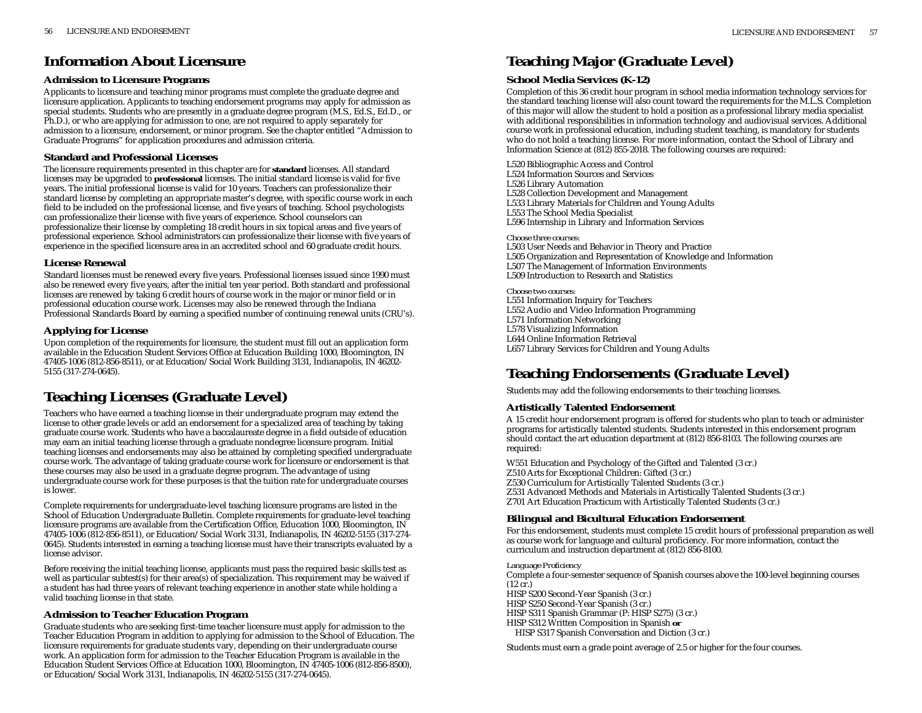# Information About Licensure

### Admission to Licensure Programs

Applicants to licensure and teaching minor programs must complete the graduate degree and licensure application. Applicants to teaching endorsement programs may apply for admission as special students. Students who are presently in a graduate degree program (M.S., Ed.S., Ed.D., or Ph.D.), or who are applying for admission to one, are not required to apply separately for admission to a licensure, endorsement, or minor program. See the chapter entitled "Admission to Graduate Programs" for application procedures and admission criteria.

### Standard and Professional Licenses

The licensure requirements presented in this chapter are for **standard** licenses. All standard licenses may be upgraded to **professional** licenses. The initial standard license is valid for five years. The initial professional license is valid for 10 years. Teachers can professionalize their standard license by completing an appropriate master's degree, with specific course work in each field to be included on the professional license, and five years of teaching. School psychologists can professionalize their license with five years of experience. School counselors can professionalize their license by completing 18 credit hours in six topical areas and five years of professional experience. School administrators can professionalize their license with five years of experience in the specified licensure area in an accredited school and 60 graduate credit hours.

### License Renewal

Standard licenses must be renewed every five years. Professional licenses issued since 1990 must also be renewed every five years, after the initial ten year period. Both standard and professional licenses are renewed by taking 6 credit hours of course work in the major or minor field or in professional education course work. Licenses may also be renewed through the Indiana Professional Standards Board by earning a specified number of continuing renewal units (CRU's).

### Applying for License

Upon completion of the requirements for licensure, the student must fill out an application form available in the Education Student Services Office at Education Building 1000, Bloomington, IN 47405-1006 (812-856-8511), or at Education/Social Work Building 3131, Indianapolis, IN 46202-5155 (317-274-0645).

# Teaching Licenses (Graduate Level)

Teachers who have earned a teaching license in their undergraduate program may extend the license to other grade levels or add an endorsement for a specialized area of teaching by taking graduate course work. Students who have a baccalaureate degree in a field outside of education may earn an initial teaching license through a graduate nondegree licensure program. Initial teaching licenses and endorsements may also be attained by completing specified undergraduate course work. The advantage of taking graduate course work for licensure or endorsement is that these courses may also be used in a graduate degree program. The advantage of using undergraduate course work for these purposes is that the tuition rate for undergraduate courses is lower.

Complete requirements for undergraduate-level teaching licensure programs are listed in the School of Education Undergraduate Bulletin. Complete requirements for graduate-level teaching licensure programs are available from the Certification Office, Education 1000, Bloomington, IN 47405-1006 (812-856-8511), or Education/Social Work 3131, Indianapolis, IN 46202-5155 (317-274-0645). Students interested in earning a teaching license must have their transcripts evaluated by a license advisor.

Before receiving the initial teaching license, applicants must pass the required basic skills test as well as particular subtest(s) for their area(s) of specialization. This requirement may be waived if a student has had three years of relevant teaching experience in another state while holding a valid teaching license in that state.

### Admission to Teacher Education Program

Graduate students who are seeking first-time teacher licensure must apply for admission to the Teacher Education Program in addition to applying for admission to the School of Education. The licensure requirements for graduate students vary, depending on their undergraduate course work. An application form for admission to the Teacher Education Program is available in the Education Student Services Office at Education 1000, Bloomington, IN 47405-1006 (812-856-8500), or Education/Social Work 3131, Indianapolis, IN 46202-5155 (317-274-0645).

# Teaching Major (Graduate Level)

### School Media Services (K-12)

Completion of this 36 credit hour program in school media information technology services for the standard teaching license will also count toward the requirements for the M.L.S. Completion of this major will allow the student to hold a position as a professional library media specialist with additional responsibilities in information technology and audiovisual services. Additional course work in professional education, including student teaching, is mandatory for students who do not hold a teaching license. For more information, contact the School of Library and Information Science at (812) 855-2018. The following courses are required:

L520 Bibliographic Access and Control
L524 Information Sources and Services
L526 Library Automation
L528 Collection Development and Management
L533 Library Materials for Children and Young Adults
L553 The School Media Specialist
L596 Internship in Library and Information Services

*Choose three courses:*
L503 User Needs and Behavior in Theory and Practice
L505 Organization and Representation of Knowledge and Information
L507 The Management of Information Environments
L509 Introduction to Research and Statistics

*Choose two courses:*
L551 Information Inquiry for Teachers
L552 Audio and Video Information Programming
L571 Information Networking
L578 Visualizing Information
L644 Online Information Retrieval
L657 Library Services for Children and Young Adults

# Teaching Endorsements (Graduate Level)

Students may add the following endorsements to their teaching licenses.

### Artistically Talented Endorsement

A 15 credit hour endorsement program is offered for students who plan to teach or administer programs for artistically talented students. Students interested in this endorsement program should contact the art education department at (812) 856-8103. The following courses are required:

W551 Education and Psychology of the Gifted and Talented (3 cr.)
Z510 Arts for Exceptional Children: Gifted (3 cr.)
Z530 Curriculum for Artistically Talented Students (3 cr.)
Z531 Advanced Methods and Materials in Artistically Talented Students (3 cr.)
Z701 Art Education Practicum with Artistically Talented Students (3 cr.)

### Bilingual and Bicultural Education Endorsement

For this endorsement, students must complete 15 credit hours of professional preparation as well as course work for language and cultural proficiency. For more information, contact the curriculum and instruction department at (812) 856-8100.

*Language Proficiency*
Complete a four-semester sequence of Spanish courses above the 100-level beginning courses (12 cr.)
HISP S200 Second-Year Spanish (3 cr.)
HISP S250 Second-Year Spanish (3 cr.)
HISP S311 Spanish Grammar (P: HISP S275) (3 cr.)
HISP S312 Written Composition in Spanish **or**
HISP S317 Spanish Conversation and Diction (3 cr.)

Students must earn a grade point average of 2.5 or higher for the four courses.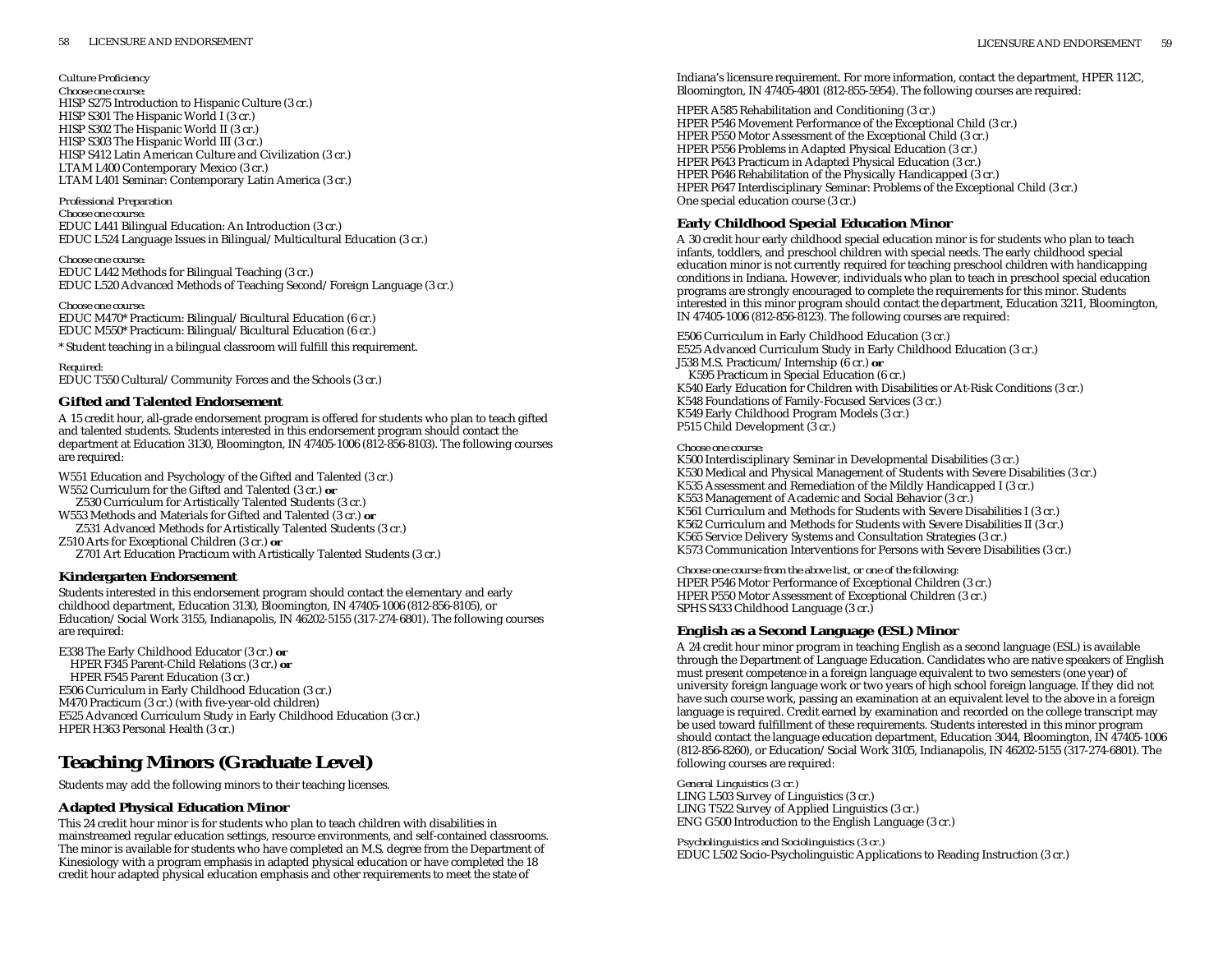*Culture Proficiency*

*Choose one course:*

HISP S275 Introduction to Hispanic Culture (3 cr.)
HISP S301 The Hispanic World I (3 cr.)
HISP S302 The Hispanic World II (3 cr.)
HISP S303 The Hispanic World III (3 cr.)
HISP S412 Latin American Culture and Civilization (3 cr.)
LTAM L400 Contemporary Mexico (3 cr.)
LTAM L401 Seminar: Contemporary Latin America (3 cr.)

*Professional Preparation*

*Choose one course:*

EDUC L441 Bilingual Education: An Introduction (3 cr.)
EDUC L524 Language Issues in Bilingual/Multicultural Education (3 cr.)

*Choose one course:*

EDUC L442 Methods for Bilingual Teaching (3 cr.)
EDUC L520 Advanced Methods of Teaching Second/Foreign Language (3 cr.)

*Choose one course:*

EDUC M470* Practicum: Bilingual/Bicultural Education (6 cr.)
EDUC M550* Practicum: Bilingual/Bicultural Education (6 cr.)

* Student teaching in a bilingual classroom will fulfill this requirement.

*Required:*

EDUC T550 Cultural/Community Forces and the Schools (3 cr.)

### Gifted and Talented Endorsement

A 15 credit hour, all-grade endorsement program is offered for students who plan to teach gifted and talented students. Students interested in this endorsement program should contact the department at Education 3130, Bloomington, IN 47405-1006 (812-856-8103). The following courses are required:

W551 Education and Psychology of the Gifted and Talented (3 cr.)
W552 Curriculum for the Gifted and Talented (3 cr.) **or**
  Z530 Curriculum for Artistically Talented Students (3 cr.)
W553 Methods and Materials for Gifted and Talented (3 cr.) **or**
  Z531 Advanced Methods for Artistically Talented Students (3 cr.)
Z510 Arts for Exceptional Children (3 cr.) **or**
  Z701 Art Education Practicum with Artistically Talented Students (3 cr.)

### Kindergarten Endorsement

Students interested in this endorsement program should contact the elementary and early childhood department, Education 3130, Bloomington, IN 47405-1006 (812-856-8105), or Education/Social Work 3155, Indianapolis, IN 46202-5155 (317-274-6801). The following courses are required:

E338 The Early Childhood Educator (3 cr.) **or**
  HPER F345 Parent-Child Relations (3 cr.) **or**
  HPER F545 Parent Education (3 cr.)
E506 Curriculum in Early Childhood Education (3 cr.)
M470 Practicum (3 cr.) (with five-year-old children)
E525 Advanced Curriculum Study in Early Childhood Education (3 cr.)
HPER H363 Personal Health (3 cr.)

## Teaching Minors (Graduate Level)

Students may add the following minors to their teaching licenses.

### Adapted Physical Education Minor

This 24 credit hour minor is for students who plan to teach children with disabilities in mainstreamed regular education settings, resource environments, and self-contained classrooms. The minor is available for students who have completed an M.S. degree from the Department of Kinesiology with a program emphasis in adapted physical education or have completed the 18 credit hour adapted physical education emphasis and other requirements to meet the state of Indiana's licensure requirement. For more information, contact the department, HPER 112C, Bloomington, IN 47405-4801 (812-855-5954). The following courses are required:

HPER A585 Rehabilitation and Conditioning (3 cr.)
HPER P546 Movement Performance of the Exceptional Child (3 cr.)
HPER P550 Motor Assessment of the Exceptional Child (3 cr.)
HPER P556 Problems in Adapted Physical Education (3 cr.)
HPER P643 Practicum in Adapted Physical Education (3 cr.)
HPER P646 Rehabilitation of the Physically Handicapped (3 cr.)
HPER P647 Interdisciplinary Seminar: Problems of the Exceptional Child (3 cr.)
One special education course (3 cr.)

### Early Childhood Special Education Minor

A 30 credit hour early childhood special education minor is for students who plan to teach infants, toddlers, and preschool children with special needs. The early childhood special education minor is not currently required for teaching preschool children with handicapping conditions in Indiana. However, individuals who plan to teach in preschool special education programs are strongly encouraged to complete the requirements for this minor. Students interested in this minor program should contact the department, Education 3211, Bloomington, IN 47405-1006 (812-856-8123). The following courses are required:

E506 Curriculum in Early Childhood Education (3 cr.)
E525 Advanced Curriculum Study in Early Childhood Education (3 cr.)
J538 M.S. Practicum/Internship (6 cr.) **or**
  K595 Practicum in Special Education (6 cr.)
K540 Early Education for Children with Disabilities or At-Risk Conditions (3 cr.)
K548 Foundations of Family-Focused Services (3 cr.)
K549 Early Childhood Program Models (3 cr.)
P515 Child Development (3 cr.)

*Choose one course:*

K500 Interdisciplinary Seminar in Developmental Disabilities (3 cr.)
K530 Medical and Physical Management of Students with Severe Disabilities (3 cr.)
K535 Assessment and Remediation of the Mildly Handicapped I (3 cr.)
K553 Management of Academic and Social Behavior (3 cr.)
K561 Curriculum and Methods for Students with Severe Disabilities I (3 cr.)
K562 Curriculum and Methods for Students with Severe Disabilities II (3 cr.)
K565 Service Delivery Systems and Consultation Strategies (3 cr.)
K573 Communication Interventions for Persons with Severe Disabilities (3 cr.)

*Choose one course from the above list, or one of the following:*

HPER P546 Motor Performance of Exceptional Children (3 cr.)
HPER P550 Motor Assessment of Exceptional Children (3 cr.)
SPHS S433 Childhood Language (3 cr.)

### English as a Second Language (ESL) Minor

A 24 credit hour minor program in teaching English as a second language (ESL) is available through the Department of Language Education. Candidates who are native speakers of English must present competence in a foreign language equivalent to two semesters (one year) of university foreign language work or two years of high school foreign language. If they did not have such course work, passing an examination at an equivalent level to the above in a foreign language is required. Credit earned by examination and recorded on the college transcript may be used toward fulfillment of these requirements. Students interested in this minor program should contact the language education department, Education 3044, Bloomington, IN 47405-1006 (812-856-8260), or Education/Social Work 3105, Indianapolis, IN 46202-5155 (317-274-6801). The following courses are required:

*General Linguistics (3 cr.)*

LING L503 Survey of Linguistics (3 cr.)
LING T522 Survey of Applied Linguistics (3 cr.)
ENG G500 Introduction to the English Language (3 cr.)

*Psycholinguistics and Sociolinguistics (3 cr.)*

EDUC L502 Socio-Psycholinguistic Applications to Reading Instruction (3 cr.)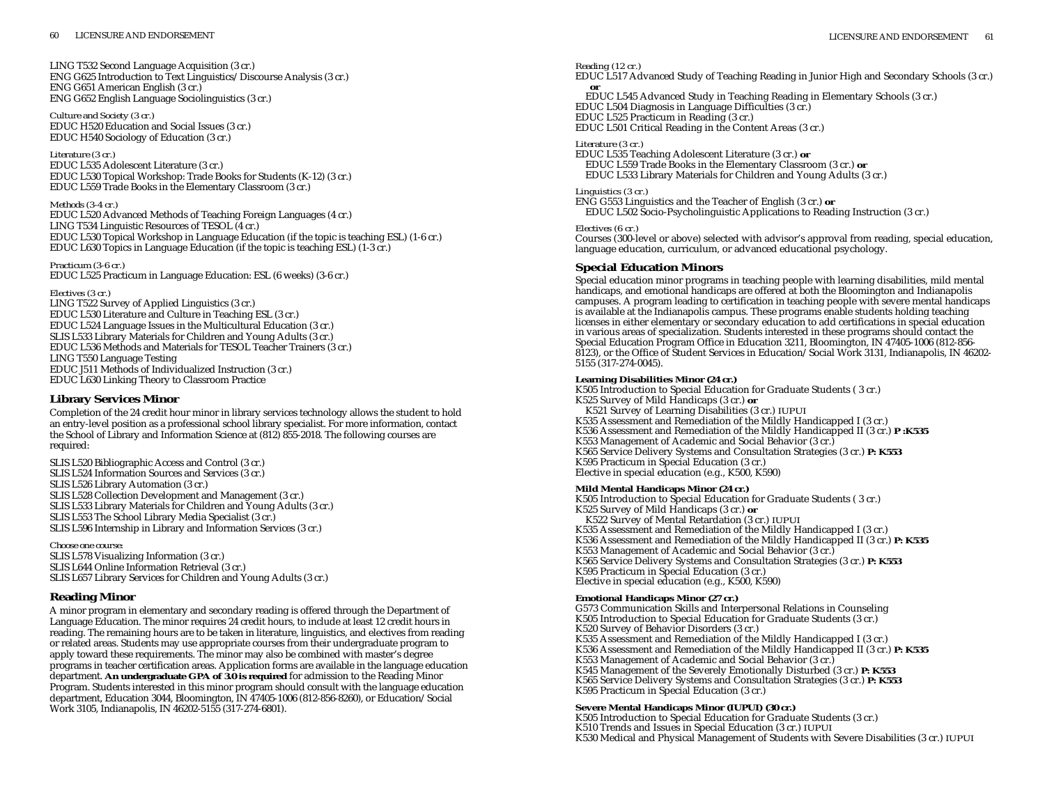LING T532 Second Language Acquisition (3 cr.)
ENG G625 Introduction to Text Linguistics/Discourse Analysis (3 cr.)
ENG G651 American English (3 cr.)
ENG G652 English Language Sociolinguistics (3 cr.)

*Culture and Society (3 cr.)*
EDUC H520 Education and Social Issues (3 cr.)
EDUC H540 Sociology of Education (3 cr.)

*Literature (3 cr.)*
EDUC L535 Adolescent Literature (3 cr.)
EDUC L530 Topical Workshop: Trade Books for Students (K-12) (3 cr.)
EDUC L559 Trade Books in the Elementary Classroom (3 cr.)

*Methods (3-4 cr.)*
EDUC L520 Advanced Methods of Teaching Foreign Languages (4 cr.)
LING T534 Linguistic Resources of TESOL (4 cr.)
EDUC L530 Topical Workshop in Language Education (if the topic is teaching ESL) (1-6 cr.)
EDUC L630 Topics in Language Education (if the topic is teaching ESL) (1-3 cr.)

*Practicum (3-6 cr.)*
EDUC L525 Practicum in Language Education: ESL (6 weeks) (3-6 cr.)

*Electives (3 cr.)*
LING T522 Survey of Applied Linguistics (3 cr.)
EDUC L530 Literature and Culture in Teaching ESL (3 cr.)
EDUC L524 Language Issues in the Multicultural Education (3 cr.)
SLIS L533 Library Materials for Children and Young Adults (3 cr.)
EDUC L536 Methods and Materials for TESOL Teacher Trainers (3 cr.)
LING T550 Language Testing
EDUC J511 Methods of Individualized Instruction (3 cr.)
EDUC L630 Linking Theory to Classroom Practice

## Library Services Minor

Completion of the 24 credit hour minor in library services technology allows the student to hold an entry-level position as a professional school library specialist. For more information, contact the School of Library and Information Science at (812) 855-2018. The following courses are required:

SLIS L520 Bibliographic Access and Control (3 cr.)
SLIS L524 Information Sources and Services (3 cr.)
SLIS L526 Library Automation (3 cr.)
SLIS L528 Collection Development and Management (3 cr.)
SLIS L533 Library Materials for Children and Young Adults (3 cr.)
SLIS L553 The School Library Media Specialist (3 cr.)
SLIS L596 Internship in Library and Information Services (3 cr.)

*Choose one course:*
SLIS L578 Visualizing Information (3 cr.)
SLIS L644 Online Information Retrieval (3 cr.)
SLIS L657 Library Services for Children and Young Adults (3 cr.)

## Reading Minor

A minor program in elementary and secondary reading is offered through the Department of Language Education. The minor requires 24 credit hours, to include at least 12 credit hours in reading. The remaining hours are to be taken in literature, linguistics, and electives from reading or related areas. Students may use appropriate courses from their undergraduate program to apply toward these requirements. The minor may also be combined with master's degree programs in teacher certification areas. Application forms are available in the language education department. **An undergraduate GPA of 3.0 is required** for admission to the Reading Minor Program. Students interested in this minor program should consult with the language education department, Education 3044, Bloomington, IN 47405-1006 (812-856-8260), or Education/Social Work 3105, Indianapolis, IN 46202-5155 (317-274-6801).

*Reading (12 cr.)*
EDUC L517 Advanced Study of Teaching Reading in Junior High and Secondary Schools (3 cr.)
**or**
EDUC L545 Advanced Study in Teaching Reading in Elementary Schools (3 cr.)
EDUC L504 Diagnosis in Language Difficulties (3 cr.)
EDUC L525 Practicum in Reading (3 cr.)
EDUC L501 Critical Reading in the Content Areas (3 cr.)

*Literature (3 cr.)*
EDUC L535 Teaching Adolescent Literature (3 cr.) **or**
EDUC L559 Trade Books in the Elementary Classroom (3 cr.) **or**
EDUC L533 Library Materials for Children and Young Adults (3 cr.)

*Linguistics (3 cr.)*
ENG G553 Linguistics and the Teacher of English (3 cr.) **or**
EDUC L502 Socio-Psycholinguistic Applications to Reading Instruction (3 cr.)

*Electives (6 cr.)*
Courses (300-level or above) selected with advisor's approval from reading, special education, language education, curriculum, or advanced educational psychology.

## Special Education Minors

Special education minor programs in teaching people with learning disabilities, mild mental handicaps, and emotional handicaps are offered at both the Bloomington and Indianapolis campuses. A program leading to certification in teaching people with severe mental handicaps is available at the Indianapolis campus. These programs enable students holding teaching licenses in either elementary or secondary education to add certifications in special education in various areas of specialization. Students interested in these programs should contact the Special Education Program Office in Education 3211, Bloomington, IN 47405-1006 (812-856-8123), or the Office of Student Services in Education/Social Work 3131, Indianapolis, IN 46202-5155 (317-274-0045).

**Learning Disabilities Minor (24 cr.)**
K505 Introduction to Special Education for Graduate Students ( 3 cr.)
K525 Survey of Mild Handicaps (3 cr.) **or**
K521 Survey of Learning Disabilities (3 cr.) IUPUI
K535 Assessment and Remediation of the Mildly Handicapped I (3 cr.)
K536 Assessment and Remediation of the Mildly Handicapped II (3 cr.) **P :K535**
K553 Management of Academic and Social Behavior (3 cr.)
K565 Service Delivery Systems and Consultation Strategies (3 cr.) **P: K553**
K595 Practicum in Special Education (3 cr.)
Elective in special education (e.g., K500, K590)

**Mild Mental Handicaps Minor (24 cr.)**
K505 Introduction to Special Education for Graduate Students ( 3 cr.)
K525 Survey of Mild Handicaps (3 cr.) **or**
K522 Survey of Mental Retardation (3 cr.) IUPUI
K535 Assessment and Remediation of the Mildly Handicapped I (3 cr.)
K536 Assessment and Remediation of the Mildly Handicapped II (3 cr.) **P: K535**
K553 Management of Academic and Social Behavior (3 cr.)
K565 Service Delivery Systems and Consultation Strategies (3 cr.) **P: K553**
K595 Practicum in Special Education (3 cr.)
Elective in special education (e.g., K500, K590)

**Emotional Handicaps Minor (27 cr.)**
G573 Communication Skills and Interpersonal Relations in Counseling
K505 Introduction to Special Education for Graduate Students (3 cr.)
K520 Survey of Behavior Disorders (3 cr.)
K535 Assessment and Remediation of the Mildly Handicapped I (3 cr.)
K536 Assessment and Remediation of the Mildly Handicapped II (3 cr.) **P: K535**
K553 Management of Academic and Social Behavior (3 cr.)
K545 Management of the Severely Emotionally Disturbed (3 cr.) **P: K553**
K565 Service Delivery Systems and Consultation Strategies (3 cr.) **P: K553**
K595 Practicum in Special Education (3 cr.)

**Severe Mental Handicaps Minor (IUPUI) (30 cr.)**
K505 Introduction to Special Education for Graduate Students (3 cr.)
K510 Trends and Issues in Special Education (3 cr.) IUPUI
K530 Medical and Physical Management of Students with Severe Disabilities (3 cr.) IUPUI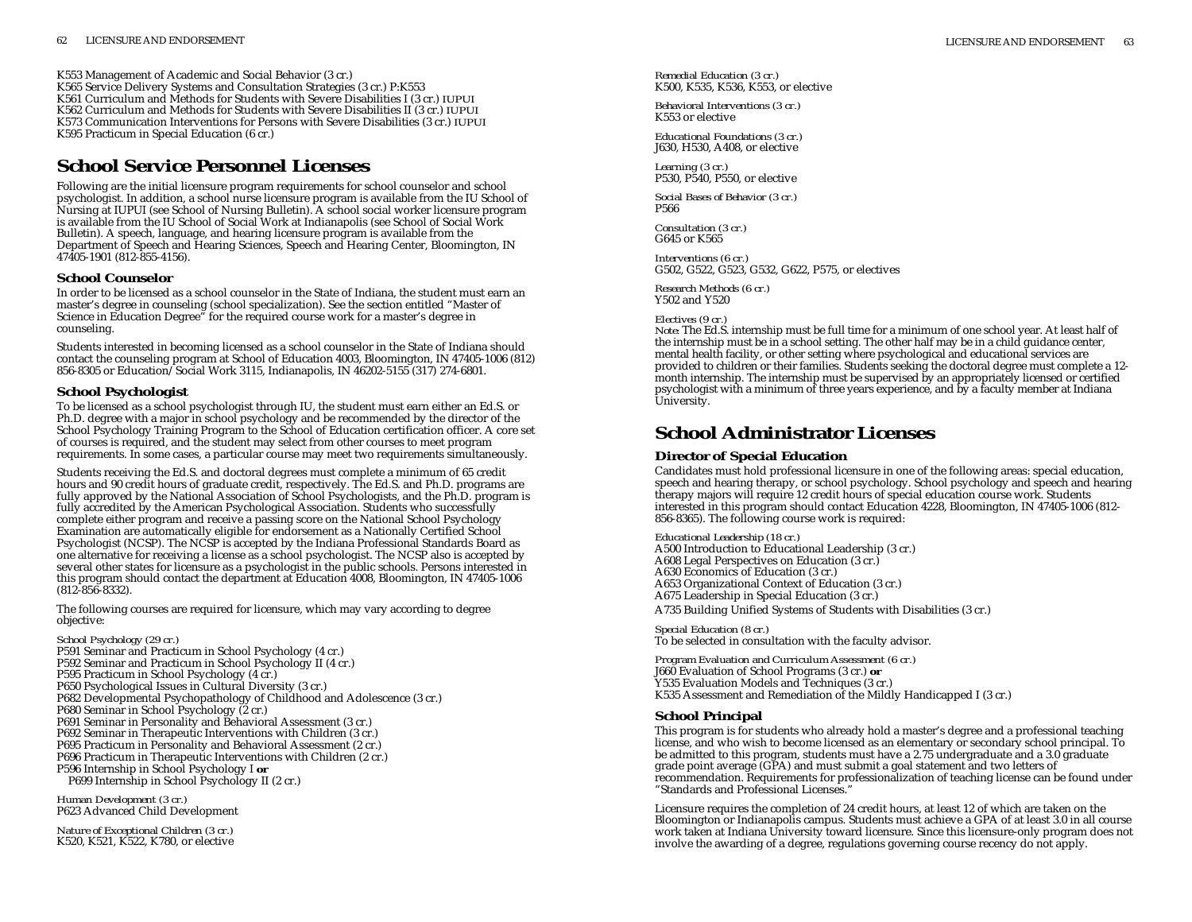K553 Management of Academic and Social Behavior (3 cr.)
K565 Service Delivery Systems and Consultation Strategies (3 cr.) P:K553
K561 Curriculum and Methods for Students with Severe Disabilities I (3 cr.) IUPUI
K562 Curriculum and Methods for Students with Severe Disabilities II (3 cr.) IUPUI
K573 Communication Interventions for Persons with Severe Disabilities (3 cr.) IUPUI
K595 Practicum in Special Education (6 cr.)

## School Service Personnel Licenses

Following are the initial licensure program requirements for school counselor and school psychologist. In addition, a school nurse licensure program is available from the IU School of Nursing at IUPUI (see School of Nursing Bulletin). A school social worker licensure program is available from the IU School of Social Work at Indianapolis (see School of Social Work Bulletin). A speech, language, and hearing licensure program is available from the Department of Speech and Hearing Sciences, Speech and Hearing Center, Bloomington, IN 47405-1901 (812-855-4156).

### School Counselor

In order to be licensed as a school counselor in the State of Indiana, the student must earn an master's degree in counseling (school specialization). See the section entitled "Master of Science in Education Degree" for the required course work for a master's degree in counseling.

Students interested in becoming licensed as a school counselor in the State of Indiana should contact the counseling program at School of Education 4003, Bloomington, IN 47405-1006 (812) 856-8305 or Education/Social Work 3115, Indianapolis, IN 46202-5155 (317) 274-6801.

### School Psychologist

To be licensed as a school psychologist through IU, the student must earn either an Ed.S. or Ph.D. degree with a major in school psychology and be recommended by the director of the School Psychology Training Program to the School of Education certification officer. A core set of courses is required, and the student may select from other courses to meet program requirements. In some cases, a particular course may meet two requirements simultaneously.

Students receiving the Ed.S. and doctoral degrees must complete a minimum of 65 credit hours and 90 credit hours of graduate credit, respectively. The Ed.S. and Ph.D. programs are fully approved by the National Association of School Psychologists, and the Ph.D. program is fully accredited by the American Psychological Association. Students who successfully complete either program and receive a passing score on the National School Psychology Examination are automatically eligible for endorsement as a Nationally Certified School Psychologist (NCSP). The NCSP is accepted by the Indiana Professional Standards Board as one alternative for receiving a license as a school psychologist. The NCSP also is accepted by several other states for licensure as a psychologist in the public schools. Persons interested in this program should contact the department at Education 4008, Bloomington, IN 47405-1006 (812-856-8332).

The following courses are required for licensure, which may vary according to degree objective:

*School Psychology (29 cr.)*
P591 Seminar and Practicum in School Psychology (4 cr.)
P592 Seminar and Practicum in School Psychology II (4 cr.)
P595 Practicum in School Psychology (4 cr.)
P650 Psychological Issues in Cultural Diversity (3 cr.)
P682 Developmental Psychopathology of Childhood and Adolescence (3 cr.)
P680 Seminar in School Psychology (2 cr.)
P691 Seminar in Personality and Behavioral Assessment (3 cr.)
P692 Seminar in Therapeutic Interventions with Children (3 cr.)
P695 Practicum in Personality and Behavioral Assessment (2 cr.)
P696 Practicum in Therapeutic Interventions with Children (2 cr.)
P596 Internship in School Psychology I **or**
P699 Internship in School Psychology II (2 cr.)

*Human Development (3 cr.)*
P623 Advanced Child Development

*Nature of Exceptional Children (3 cr.)*
K520, K521, K522, K780, or elective

*Remedial Education (3 cr.)*
K500, K535, K536, K553, or elective

*Behavioral Interventions (3 cr.)*
K553 or elective

*Educational Foundations (3 cr.)*
J630, H530, A408, or elective

*Learning (3 cr.)*
P530, P540, P550, or elective

*Social Bases of Behavior (3 cr.)*
P566

*Consultation (3 cr.)*
G645 or K565

*Interventions (6 cr.)*
G502, G522, G523, G532, G622, P575, or electives

*Research Methods (6 cr.)*
Y502 and Y520

*Electives (9 cr.)*
*Note*: The Ed.S. internship must be full time for a minimum of one school year. At least half of the internship must be in a school setting. The other half may be in a child guidance center, mental health facility, or other setting where psychological and educational services are provided to children or their families. Students seeking the doctoral degree must complete a 12-month internship. The internship must be supervised by an appropriately licensed or certified psychologist with a minimum of three years experience, and by a faculty member at Indiana University.

## School Administrator Licenses

### Director of Special Education

Candidates must hold professional licensure in one of the following areas: special education, speech and hearing therapy, or school psychology. School psychology and speech and hearing therapy majors will require 12 credit hours of special education course work. Students interested in this program should contact Education 4228, Bloomington, IN 47405-1006 (812-856-8365). The following course work is required:

*Educational Leadership (18 cr.)*
A500 Introduction to Educational Leadership (3 cr.)
A608 Legal Perspectives on Education (3 cr.)
A630 Economics of Education (3 cr.)
A653 Organizational Context of Education (3 cr.)
A675 Leadership in Special Education (3 cr.)
A735 Building Unified Systems of Students with Disabilities (3 cr.)

*Special Education (8 cr.)*
To be selected in consultation with the faculty advisor.

*Program Evaluation and Curriculum Assessment (6 cr.)*
J660 Evaluation of School Programs (3 cr.) **or**
Y535 Evaluation Models and Techniques (3 cr.)
K535 Assessment and Remediation of the Mildly Handicapped I (3 cr.)

### School Principal

This program is for students who already hold a master's degree and a professional teaching license, and who wish to become licensed as an elementary or secondary school principal. To be admitted to this program, students must have a 2.75 undergraduate and a 3.0 graduate grade point average (GPA) and must submit a goal statement and two letters of recommendation. Requirements for professionalization of teaching license can be found under "Standards and Professional Licenses."

Licensure requires the completion of 24 credit hours, at least 12 of which are taken on the Bloomington or Indianapolis campus. Students must achieve a GPA of at least 3.0 in all course work taken at Indiana University toward licensure. Since this licensure-only program does not involve the awarding of a degree, regulations governing course recency do not apply.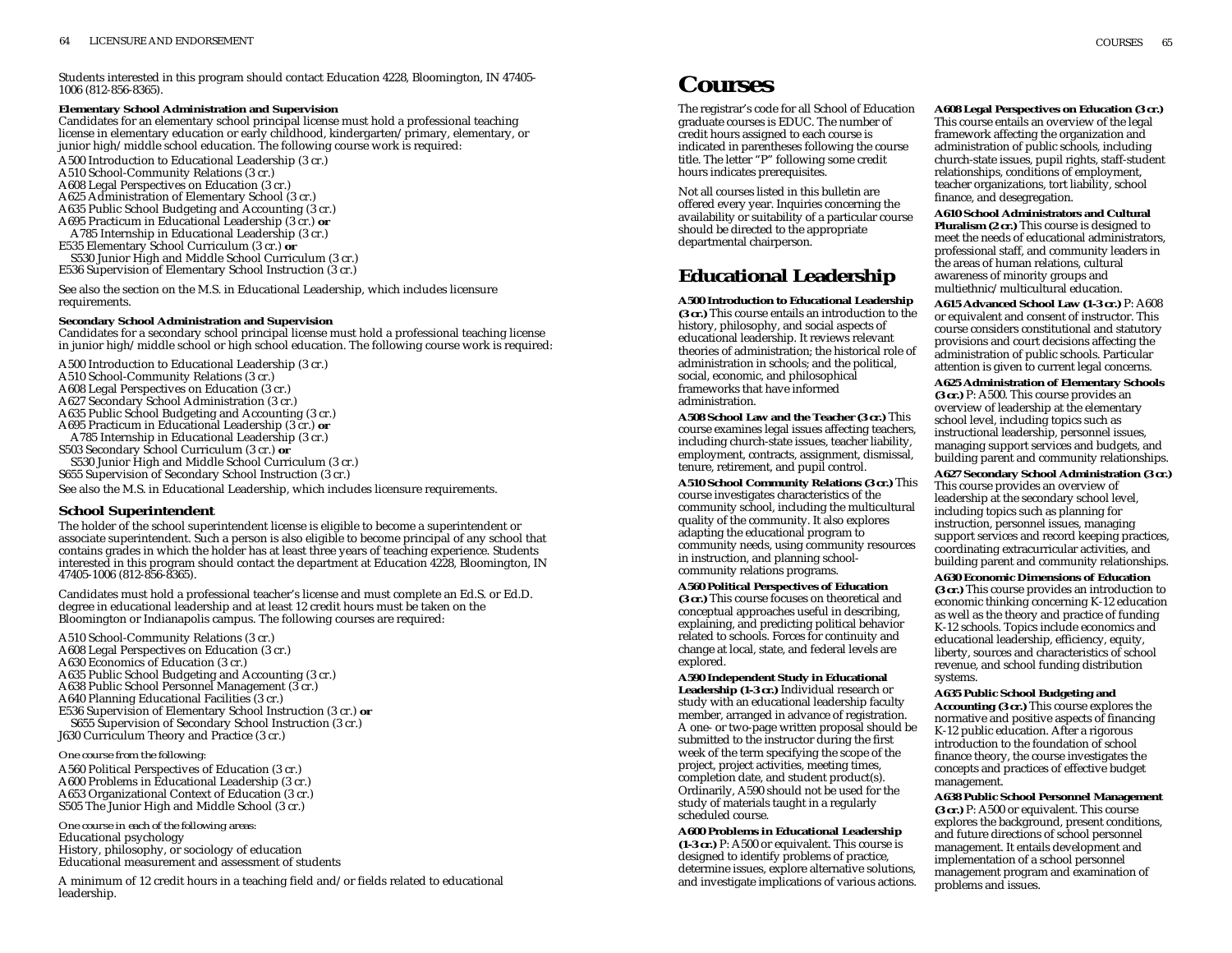Students interested in this program should contact Education 4228, Bloomington, IN 47405-1006 (812-856-8365).

**Elementary School Administration and Supervision**

Candidates for an elementary school principal license must hold a professional teaching license in elementary education or early childhood, kindergarten/primary, elementary, or junior high/middle school education. The following course work is required:

A500 Introduction to Educational Leadership (3 cr.)
A510 School-Community Relations (3 cr.)
A608 Legal Perspectives on Education (3 cr.)
A625 Administration of Elementary School (3 cr.)
A635 Public School Budgeting and Accounting (3 cr.)
A695 Practicum in Educational Leadership (3 cr.) **or**
 A785 Internship in Educational Leadership (3 cr.)
E535 Elementary School Curriculum (3 cr.) **or**
 S530 Junior High and Middle School Curriculum (3 cr.)
E536 Supervision of Elementary School Instruction (3 cr.)

See also the section on the M.S. in Educational Leadership, which includes licensure requirements.

**Secondary School Administration and Supervision**

Candidates for a secondary school principal license must hold a professional teaching license in junior high/middle school or high school education. The following course work is required:

A500 Introduction to Educational Leadership (3 cr.)
A510 School-Community Relations (3 cr.)
A608 Legal Perspectives on Education (3 cr.)
A627 Secondary School Administration (3 cr.)
A635 Public School Budgeting and Accounting (3 cr.)
A695 Practicum in Educational Leadership (3 cr.) **or**
 A785 Internship in Educational Leadership (3 cr.)
S503 Secondary School Curriculum (3 cr.) **or**
 S530 Junior High and Middle School Curriculum (3 cr.)
S655 Supervision of Secondary School Instruction (3 cr.)

See also the M.S. in Educational Leadership, which includes licensure requirements.

### School Superintendent

The holder of the school superintendent license is eligible to become a superintendent or associate superintendent. Such a person is also eligible to become principal of any school that contains grades in which the holder has at least three years of teaching experience. Students interested in this program should contact the department at Education 4228, Bloomington, IN 47405-1006 (812-856-8365).

Candidates must hold a professional teacher's license and must complete an Ed.S. or Ed.D. degree in educational leadership and at least 12 credit hours must be taken on the Bloomington or Indianapolis campus. The following courses are required:

A510 School-Community Relations (3 cr.)
A608 Legal Perspectives on Education (3 cr.)
A630 Economics of Education (3 cr.)
A635 Public School Budgeting and Accounting (3 cr.)
A638 Public School Personnel Management (3 cr.)
A640 Planning Educational Facilities (3 cr.)
E536 Supervision of Elementary School Instruction (3 cr.) **or**
 S655 Supervision of Secondary School Instruction (3 cr.)
J630 Curriculum Theory and Practice (3 cr.)

*One course from the following:*

A560 Political Perspectives of Education (3 cr.)
A600 Problems in Educational Leadership (3 cr.)
A653 Organizational Context of Education (3 cr.)
S505 The Junior High and Middle School (3 cr.)

*One course in each of the following areas:*

Educational psychology
History, philosophy, or sociology of education
Educational measurement and assessment of students

A minimum of 12 credit hours in a teaching field and/or fields related to educational leadership.

# Courses

The registrar's code for all School of Education graduate courses is EDUC. The number of credit hours assigned to each course is indicated in parentheses following the course title. The letter "P" following some credit hours indicates prerequisites.

Not all courses listed in this bulletin are offered every year. Inquiries concerning the availability or suitability of a particular course should be directed to the appropriate departmental chairperson.

## Educational Leadership

**A500 Introduction to Educational Leadership (3 cr.)** This course entails an introduction to the history, philosophy, and social aspects of educational leadership. It reviews relevant theories of administration; the historical role of administration in schools; and the political, social, economic, and philosophical frameworks that have informed administration.

**A508 School Law and the Teacher (3 cr.)** This course examines legal issues affecting teachers, including church-state issues, teacher liability, employment, contracts, assignment, dismissal, tenure, retirement, and pupil control.

**A510 School Community Relations (3 cr.)** This course investigates characteristics of the community school, including the multicultural quality of the community. It also explores adapting the educational program to community needs, using community resources in instruction, and planning school-community relations programs.

**A560 Political Perspectives of Education (3 cr.)** This course focuses on theoretical and conceptual approaches useful in describing, explaining, and predicting political behavior related to schools. Forces for continuity and change at local, state, and federal levels are explored.

**A590 Independent Study in Educational Leadership (1-3 cr.)** Individual research or study with an educational leadership faculty member, arranged in advance of registration. A one- or two-page written proposal should be submitted to the instructor during the first week of the term specifying the scope of the project, project activities, meeting times, completion date, and student product(s). Ordinarily, A590 should not be used for the study of materials taught in a regularly scheduled course.

**A600 Problems in Educational Leadership (1-3 cr.)** P: A500 or equivalent. This course is designed to identify problems of practice, determine issues, explore alternative solutions, and investigate implications of various actions.

**A608 Legal Perspectives on Education (3 cr.)** This course entails an overview of the legal framework affecting the organization and administration of public schools, including church-state issues, pupil rights, staff-student relationships, conditions of employment, teacher organizations, tort liability, school finance, and desegregation.

**A610 School Administrators and Cultural Pluralism (2 cr.)** This course is designed to meet the needs of educational administrators, professional staff, and community leaders in the areas of human relations, cultural awareness of minority groups and multiethnic/multicultural education.

**A615 Advanced School Law (1-3 cr.)** P: A608 or equivalent and consent of instructor. This course considers constitutional and statutory provisions and court decisions affecting the administration of public schools. Particular attention is given to current legal concerns.

**A625 Administration of Elementary Schools (3 cr.)** P: A500. This course provides an overview of leadership at the elementary school level, including topics such as instructional leadership, personnel issues, managing support services and budgets, and building parent and community relationships.

**A627 Secondary School Administration (3 cr.)** This course provides an overview of leadership at the secondary school level, including topics such as planning for instruction, personnel issues, managing support services and record keeping practices, coordinating extracurricular activities, and building parent and community relationships.

**A630 Economic Dimensions of Education (3 cr.)** This course provides an introduction to economic thinking concerning K-12 education as well as the theory and practice of funding K-12 schools. Topics include economics and educational leadership, efficiency, equity, liberty, sources and characteristics of school revenue, and school funding distribution systems.

**A635 Public School Budgeting and Accounting (3 cr.)** This course explores the normative and positive aspects of financing K-12 public education. After a rigorous introduction to the foundation of school finance theory, the course investigates the concepts and practices of effective budget management.

**A638 Public School Personnel Management (3 cr.)** P: A500 or equivalent. This course explores the background, present conditions, and future directions of school personnel management. It entails development and implementation of a school personnel management program and examination of problems and issues.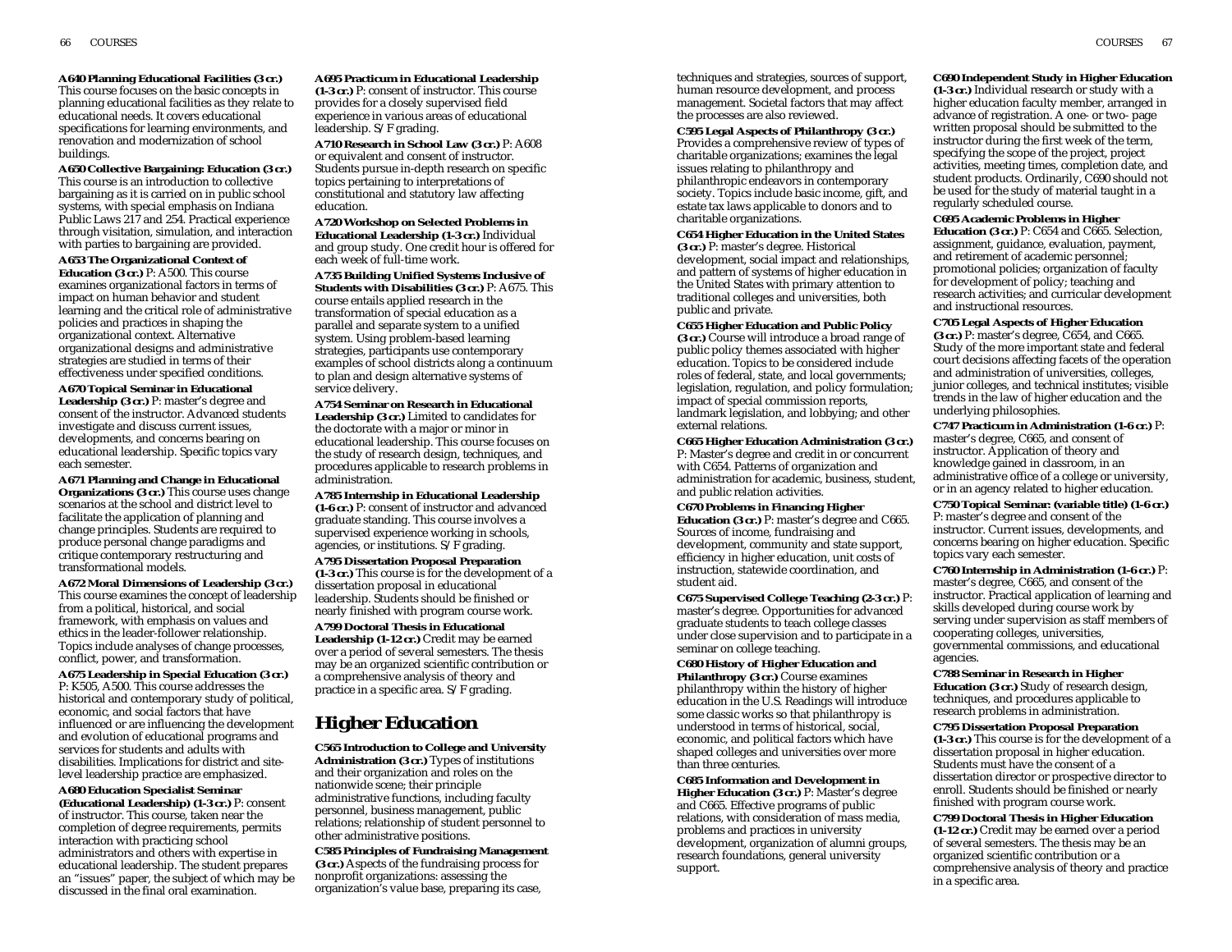**A640 Planning Educational Facilities (3 cr.)** This course focuses on the basic concepts in planning educational facilities as they relate to educational needs. It covers educational specifications for learning environments, and renovation and modernization of school buildings.

**A650 Collective Bargaining: Education (3 cr.)** This course is an introduction to collective bargaining as it is carried on in public school systems, with special emphasis on Indiana Public Laws 217 and 254. Practical experience through visitation, simulation, and interaction with parties to bargaining are provided.

**A653 The Organizational Context of Education (3 cr.)** P: A500. This course examines organizational factors in terms of impact on human behavior and student learning and the critical role of administrative policies and practices in shaping the organizational context. Alternative organizational designs and administrative strategies are studied in terms of their effectiveness under specified conditions.

**A670 Topical Seminar in Educational Leadership (3 cr.)** P: master's degree and consent of the instructor. Advanced students investigate and discuss current issues, developments, and concerns bearing on educational leadership. Specific topics vary each semester.

**A671 Planning and Change in Educational Organizations (3 cr.)** This course uses change scenarios at the school and district level to facilitate the application of planning and change principles. Students are required to produce personal change paradigms and critique contemporary restructuring and transformational models.

**A672 Moral Dimensions of Leadership (3 cr.)** This course examines the concept of leadership from a political, historical, and social framework, with emphasis on values and ethics in the leader-follower relationship. Topics include analyses of change processes, conflict, power, and transformation.

**A675 Leadership in Special Education (3 cr.)** P: K505, A500. This course addresses the historical and contemporary study of political, economic, and social factors that have influenced or are influencing the development and evolution of educational programs and services for students and adults with disabilities. Implications for district and site-level leadership practice are emphasized.

**A680 Education Specialist Seminar (Educational Leadership) (1-3 cr.)** P: consent of instructor. This course, taken near the completion of degree requirements, permits interaction with practicing school administrators and others with expertise in educational leadership. The student prepares an "issues" paper, the subject of which may be discussed in the final oral examination.

**A695 Practicum in Educational Leadership (1-3 cr.)** P: consent of instructor. This course provides for a closely supervised field experience in various areas of educational leadership. S/F grading.

**A710 Research in School Law (3 cr.)** P: A608 or equivalent and consent of instructor. Students pursue in-depth research on specific topics pertaining to interpretations of constitutional and statutory law affecting education.

**A720 Workshop on Selected Problems in Educational Leadership (1-3 cr.)** Individual and group study. One credit hour is offered for each week of full-time work.

**A735 Building Unified Systems Inclusive of Students with Disabilities (3 cr.)** P: A675. This course entails applied research in the transformation of special education as a parallel and separate system to a unified system. Using problem-based learning strategies, participants use contemporary examples of school districts along a continuum to plan and design alternative systems of service delivery.

**A754 Seminar on Research in Educational Leadership (3 cr.)** Limited to candidates for the doctorate with a major or minor in educational leadership. This course focuses on the study of research design, techniques, and procedures applicable to research problems in administration.

**A785 Internship in Educational Leadership (1-6 cr.)** P: consent of instructor and advanced graduate standing. This course involves a supervised experience working in schools, agencies, or institutions. S/F grading.

**A795 Dissertation Proposal Preparation (1-3 cr.)** This course is for the development of a dissertation proposal in educational leadership. Students should be finished or nearly finished with program course work.

**A799 Doctoral Thesis in Educational Leadership (1-12 cr.)** Credit may be earned over a period of several semesters. The thesis may be an organized scientific contribution or a comprehensive analysis of theory and practice in a specific area. S/F grading.

# Higher Education

**C565 Introduction to College and University Administration (3 cr.)** Types of institutions and their organization and roles on the nationwide scene; their principle administrative functions, including faculty personnel, business management, public relations; relationship of student personnel to other administrative positions.

**C585 Principles of Fundraising Management (3 cr.)** Aspects of the fundraising process for nonprofit organizations: assessing the organization's value base, preparing its case, techniques and strategies, sources of support, human resource development, and process management. Societal factors that may affect the processes are also reviewed.

**C595 Legal Aspects of Philanthropy (3 cr.)** Provides a comprehensive review of types of charitable organizations; examines the legal issues relating to philanthropy and philanthropic endeavors in contemporary society. Topics include basic income, gift, and estate tax laws applicable to donors and to charitable organizations.

**C654 Higher Education in the United States (3 cr.)** P: master's degree. Historical development, social impact and relationships, and pattern of systems of higher education in the United States with primary attention to traditional colleges and universities, both public and private.

**C655 Higher Education and Public Policy (3 cr.)** Course will introduce a broad range of public policy themes associated with higher education. Topics to be considered include roles of federal, state, and local governments; legislation, regulation, and policy formulation; impact of special commission reports, landmark legislation, and lobbying; and other external relations.

**C665 Higher Education Administration (3 cr.)** P: Master's degree and credit in or concurrent with C654. Patterns of organization and administration for academic, business, student, and public relation activities.

**C670 Problems in Financing Higher Education (3 cr.)** P: master's degree and C665. Sources of income, fundraising and development, community and state support, efficiency in higher education, unit costs of instruction, statewide coordination, and student aid.

**C675 Supervised College Teaching (2-3 cr.)** P: master's degree. Opportunities for advanced graduate students to teach college classes under close supervision and to participate in a seminar on college teaching.

**C680 History of Higher Education and Philanthropy (3 cr.)** Course examines philanthropy within the history of higher education in the U.S. Readings will introduce some classic works so that philanthropy is understood in terms of historical, social, economic, and political factors which have shaped colleges and universities over more than three centuries.

**C685 Information and Development in Higher Education (3 cr.)** P: Master's degree and C665. Effective programs of public relations, with consideration of mass media, problems and practices in university development, organization of alumni groups, research foundations, general university support.

**C690 Independent Study in Higher Education (1-3 cr.)** Individual research or study with a higher education faculty member, arranged in advance of registration. A one- or two- page written proposal should be submitted to the instructor during the first week of the term, specifying the scope of the project, project activities, meeting times, completion date, and student products. Ordinarily, C690 should not be used for the study of material taught in a regularly scheduled course.

**C695 Academic Problems in Higher Education (3 cr.)** P: C654 and C665. Selection, assignment, guidance, evaluation, payment, and retirement of academic personnel; promotional policies; organization of faculty for development of policy; teaching and research activities; and curricular development and instructional resources.

**C705 Legal Aspects of Higher Education (3 cr.)** P: master's degree, C654, and C665. Study of the more important state and federal court decisions affecting facets of the operation and administration of universities, colleges, junior colleges, and technical institutes; visible trends in the law of higher education and the underlying philosophies.

**C747 Practicum in Administration (1-6 cr.)** P: master's degree, C665, and consent of instructor. Application of theory and knowledge gained in classroom, in an administrative office of a college or university, or in an agency related to higher education.

**C750 Topical Seminar: (variable title) (1-6 cr.)** P: master's degree and consent of the instructor. Current issues, developments, and concerns bearing on higher education. Specific topics vary each semester.

**C760 Internship in Administration (1-6 cr.)** P: master's degree, C665, and consent of the instructor. Practical application of learning and skills developed during course work by serving under supervision as staff members of cooperating colleges, universities, governmental commissions, and educational agencies.

**C788 Seminar in Research in Higher Education (3 cr.)** Study of research design, techniques, and procedures applicable to research problems in administration.

**C795 Dissertation Proposal Preparation (1-3 cr.)** This course is for the development of a dissertation proposal in higher education. Students must have the consent of a dissertation director or prospective director to enroll. Students should be finished or nearly finished with program course work.

**C799 Doctoral Thesis in Higher Education (1-12 cr.)** Credit may be earned over a period of several semesters. The thesis may be an organized scientific contribution or a comprehensive analysis of theory and practice in a specific area.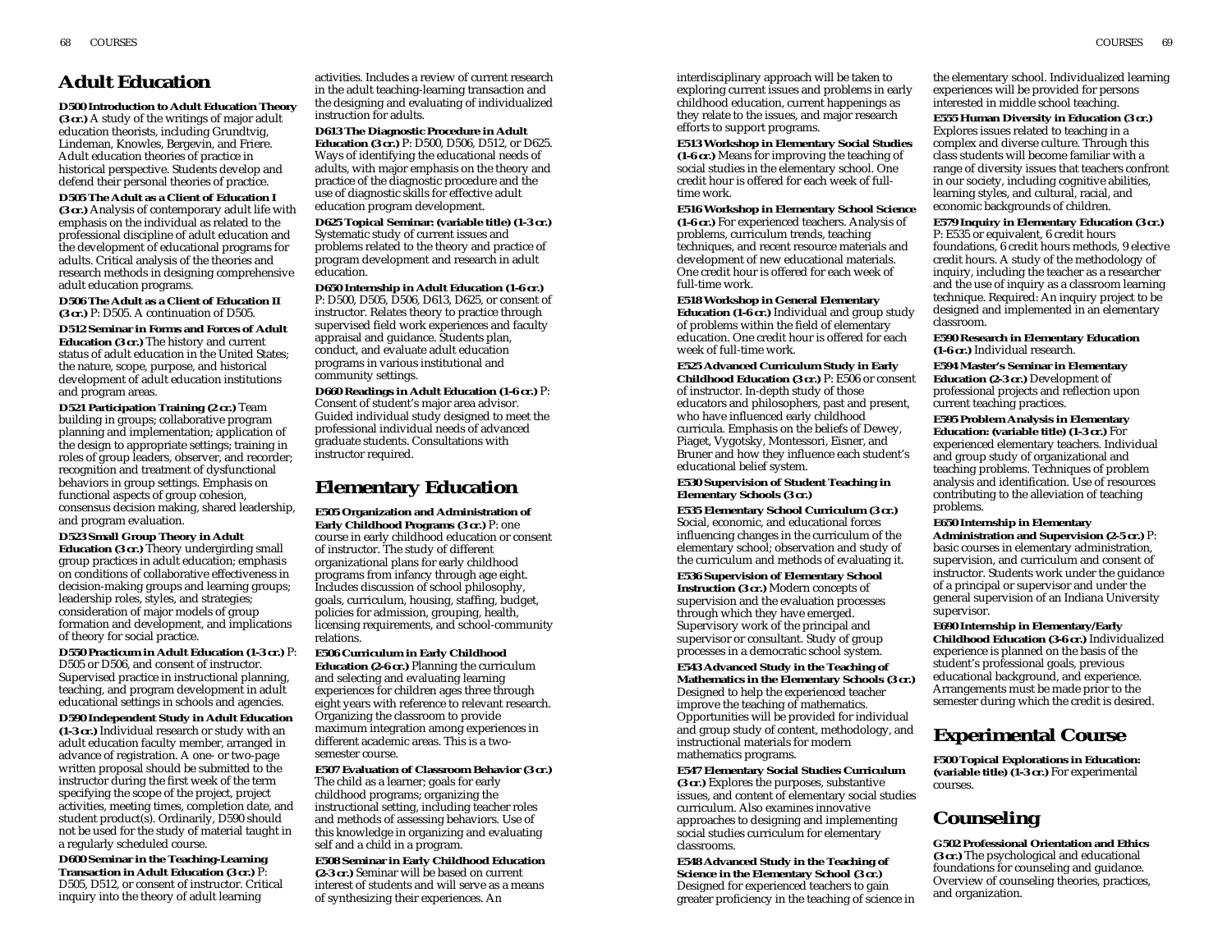## Adult Education

**D500 Introduction to Adult Education Theory (3 cr.)** A study of the writings of major adult education theorists, including Grundtvig, Lindeman, Knowles, Bergevin, and Friere. Adult education theories of practice in historical perspective. Students develop and defend their personal theories of practice.

**D505 The Adult as a Client of Education I (3 cr.)** Analysis of contemporary adult life with emphasis on the individual as related to the professional discipline of adult education and the development of educational programs for adults. Critical analysis of the theories and research methods in designing comprehensive adult education programs.

**D506 The Adult as a Client of Education II (3 cr.)** P: D505. A continuation of D505.

**D512 Seminar in Forms and Forces of Adult Education (3 cr.)** The history and current status of adult education in the United States; the nature, scope, purpose, and historical development of adult education institutions and program areas.

**D521 Participation Training (2 cr.)** Team building in groups; collaborative program planning and implementation; application of the design to appropriate settings; training in roles of group leaders, observer, and recorder; recognition and treatment of dysfunctional behaviors in group settings. Emphasis on functional aspects of group cohesion, consensus decision making, shared leadership, and program evaluation.

**D523 Small Group Theory in Adult Education (3 cr.)** Theory undergirding small group practices in adult education; emphasis on conditions of collaborative effectiveness in decision-making groups and learning groups; leadership roles, styles, and strategies; consideration of major models of group formation and development, and implications of theory for social practice.

**D550 Practicum in Adult Education (1-3 cr.)** P: D505 or D506, and consent of instructor. Supervised practice in instructional planning, teaching, and program development in adult educational settings in schools and agencies.

**D590 Independent Study in Adult Education (1-3 cr.)** Individual research or study with an adult education faculty member, arranged in advance of registration. A one- or two-page written proposal should be submitted to the instructor during the first week of the term specifying the scope of the project, project activities, meeting times, completion date, and student product(s). Ordinarily, D590 should not be used for the study of material taught in a regularly scheduled course.

**D600 Seminar in the Teaching-Learning Transaction in Adult Education (3 cr.)** P: D505, D512, or consent of instructor. Critical inquiry into the theory of adult learning activities. Includes a review of current research in the adult teaching-learning transaction and the designing and evaluating of individualized instruction for adults.

**D613 The Diagnostic Procedure in Adult Education (3 cr.)** P: D500, D506, D512, or D625. Ways of identifying the educational needs of adults, with major emphasis on the theory and practice of the diagnostic procedure and the use of diagnostic skills for effective adult education program development.

**D625 Topical Seminar: (variable title) (1-3 cr.)** Systematic study of current issues and problems related to the theory and practice of program development and research in adult education.

**D650 Internship in Adult Education (1-6 cr.)** P: D500, D505, D506, D613, D625, or consent of instructor. Relates theory to practice through supervised field work experiences and faculty appraisal and guidance. Students plan, conduct, and evaluate adult education programs in various institutional and community settings.

**D660 Readings in Adult Education (1-6 cr.)** P: Consent of student's major area advisor. Guided individual study designed to meet the professional individual needs of advanced graduate students. Consultations with instructor required.

## Elementary Education

**E505 Organization and Administration of Early Childhood Programs (3 cr.)** P: one course in early childhood education or consent of instructor. The study of different organizational plans for early childhood programs from infancy through age eight. Includes discussion of school philosophy, goals, curriculum, housing, staffing, budget, policies for admission, grouping, health, licensing requirements, and school-community relations.

**E506 Curriculum in Early Childhood Education (2-6 cr.)** Planning the curriculum and selecting and evaluating learning experiences for children ages three through eight years with reference to relevant research. Organizing the classroom to provide maximum integration among experiences in different academic areas. This is a two-semester course.

**E507 Evaluation of Classroom Behavior (3 cr.)** The child as a learner; goals for early childhood programs; organizing the instructional setting, including teacher roles and methods of assessing behaviors. Use of this knowledge in organizing and evaluating self and a child in a program.

**E508 Seminar in Early Childhood Education (2-3 cr.)** Seminar will be based on current interest of students and will serve as a means of synthesizing their experiences. An interdisciplinary approach will be taken to exploring current issues and problems in early childhood education, current happenings as they relate to the issues, and major research efforts to support programs.

**E513 Workshop in Elementary Social Studies (1-6 cr.)** Means for improving the teaching of social studies in the elementary school. One credit hour is offered for each week of full-time work.

**E516 Workshop in Elementary School Science (1-6 cr.)** For experienced teachers. Analysis of problems, curriculum trends, teaching techniques, and recent resource materials and development of new educational materials. One credit hour is offered for each week of full-time work.

**E518 Workshop in General Elementary Education (1-6 cr.)** Individual and group study of problems within the field of elementary education. One credit hour is offered for each week of full-time work.

**E525 Advanced Curriculum Study in Early Childhood Education (3 cr.)** P: E506 or consent of instructor. In-depth study of those educators and philosophers, past and present, who have influenced early childhood curricula. Emphasis on the beliefs of Dewey, Piaget, Vygotsky, Montessori, Eisner, and Bruner and how they influence each student's educational belief system.

**E530 Supervision of Student Teaching in Elementary Schools (3 cr.)**

**E535 Elementary School Curriculum (3 cr.)** Social, economic, and educational forces influencing changes in the curriculum of the elementary school; observation and study of the curriculum and methods of evaluating it.

**E536 Supervision of Elementary School Instruction (3 cr.)** Modern concepts of supervision and the evaluation processes through which they have emerged. Supervisory work of the principal and supervisor or consultant. Study of group processes in a democratic school system.

**E543 Advanced Study in the Teaching of Mathematics in the Elementary Schools (3 cr.)** Designed to help the experienced teacher improve the teaching of mathematics. Opportunities will be provided for individual and group study of content, methodology, and instructional materials for modern mathematics programs.

**E547 Elementary Social Studies Curriculum (3 cr.)** Explores the purposes, substantive issues, and content of elementary social studies curriculum. Also examines innovative approaches to designing and implementing social studies curriculum for elementary classrooms.

**E548 Advanced Study in the Teaching of Science in the Elementary School (3 cr.)** Designed for experienced teachers to gain greater proficiency in the teaching of science in the elementary school. Individualized learning experiences will be provided for persons interested in middle school teaching.

**E555 Human Diversity in Education (3 cr.)** Explores issues related to teaching in a complex and diverse culture. Through this class students will become familiar with a range of diversity issues that teachers confront in our society, including cognitive abilities, learning styles, and cultural, racial, and economic backgrounds of children.

**E579 Inquiry in Elementary Education (3 cr.)** P: E535 or equivalent, 6 credit hours foundations, 6 credit hours methods, 9 elective credit hours. A study of the methodology of inquiry, including the teacher as a researcher and the use of inquiry as a classroom learning technique. Required: An inquiry project to be designed and implemented in an elementary classroom.

**E590 Research in Elementary Education (1-6 cr.)** Individual research.

**E594 Master's Seminar in Elementary Education (2-3 cr.)** Development of professional projects and reflection upon current teaching practices.

**E595 Problem Analysis in Elementary Education: (variable title) (1-3 cr.)** For experienced elementary teachers. Individual and group study of organizational and teaching problems. Techniques of problem analysis and identification. Use of resources contributing to the alleviation of teaching problems.

**E650 Internship in Elementary Administration and Supervision (2-5 cr.)** P: basic courses in elementary administration, supervision, and curriculum and consent of instructor. Students work under the guidance of a principal or supervisor and under the general supervision of an Indiana University supervisor.

**E690 Internship in Elementary/Early Childhood Education (3-6 cr.)** Individualized experience is planned on the basis of the student's professional goals, previous educational background, and experience. Arrangements must be made prior to the semester during which the credit is desired.

## Experimental Course

**F500 Topical Explorations in Education: (variable title) (1-3 cr.)** For experimental courses.

## Counseling

**G502 Professional Orientation and Ethics (3 cr.)** The psychological and educational foundations for counseling and guidance. Overview of counseling theories, practices, and organization.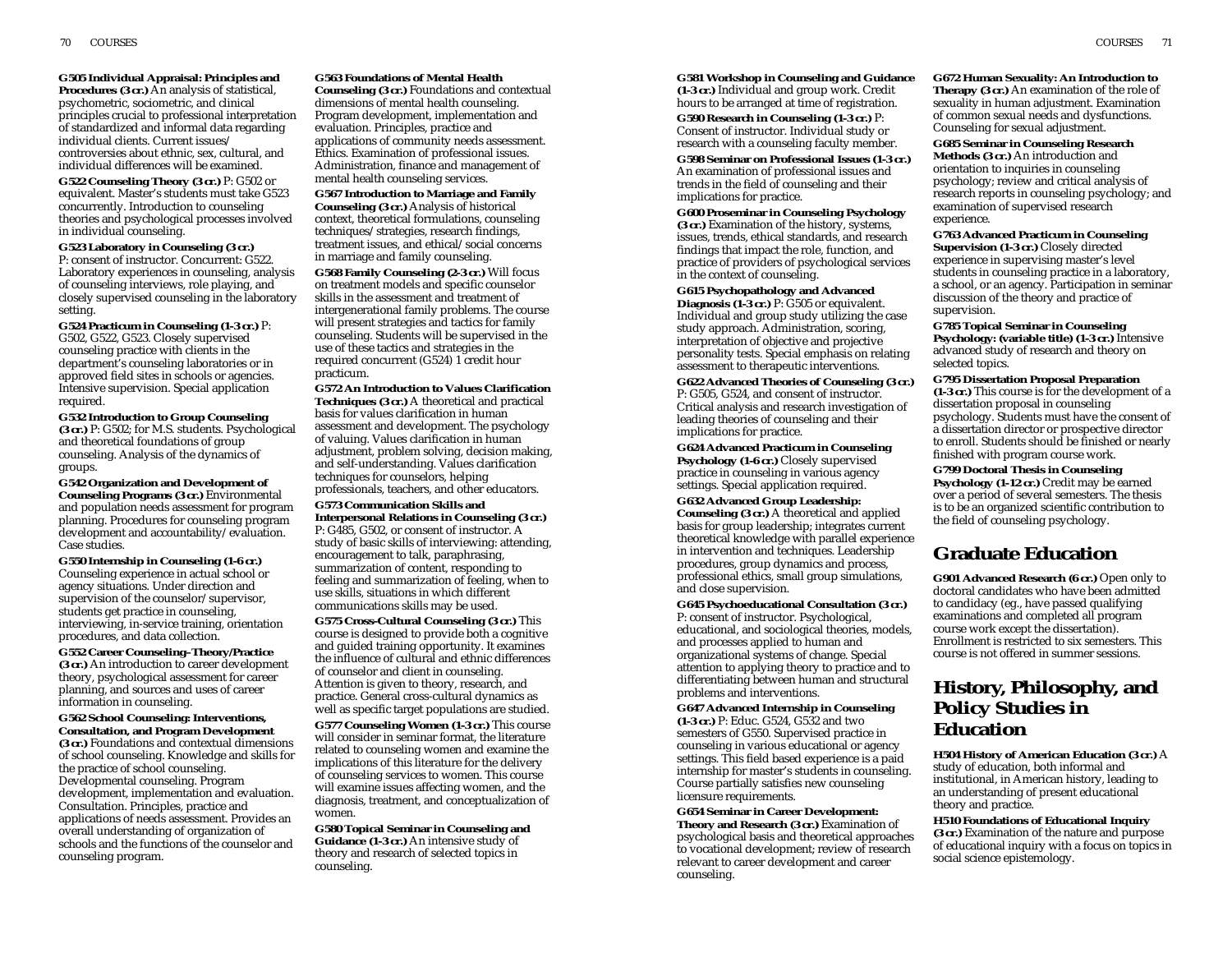**G505 Individual Appraisal: Principles and Procedures (3 cr.)** An analysis of statistical, psychometric, sociometric, and clinical principles crucial to professional interpretation of standardized and informal data regarding individual clients. Current issues/controversies about ethnic, sex, cultural, and individual differences will be examined.

**G522 Counseling Theory (3 cr.)** P: G502 or equivalent. Master's students must take G523 concurrently. Introduction to counseling theories and psychological processes involved in individual counseling.

**G523 Laboratory in Counseling (3 cr.)** P: consent of instructor. Concurrent: G522. Laboratory experiences in counseling, analysis of counseling interviews, role playing, and closely supervised counseling in the laboratory setting.

**G524 Practicum in Counseling (1-3 cr.)** P: G502, G522, G523. Closely supervised counseling practice with clients in the department's counseling laboratories or in approved field sites in schools or agencies. Intensive supervision. Special application required.

**G532 Introduction to Group Counseling (3 cr.)** P: G502; for M.S. students. Psychological and theoretical foundations of group counseling. Analysis of the dynamics of groups.

**G542 Organization and Development of Counseling Programs (3 cr.)** Environmental and population needs assessment for program planning. Procedures for counseling program development and accountability/evaluation. Case studies.

**G550 Internship in Counseling (1-6 cr.)** Counseling experience in actual school or agency situations. Under direction and supervision of the counselor/supervisor, students get practice in counseling, interviewing, in-service training, orientation procedures, and data collection.

**G552 Career Counseling–Theory/Practice (3 cr.)** An introduction to career development theory, psychological assessment for career planning, and sources and uses of career information in counseling.

**G562 School Counseling: Interventions, Consultation, and Program Development (3 cr.)** Foundations and contextual dimensions of school counseling. Knowledge and skills for the practice of school counseling. Developmental counseling. Program development, implementation and evaluation. Consultation. Principles, practice and applications of needs assessment. Provides an overall understanding of organization of schools and the functions of the counselor and counseling program.

**G563 Foundations of Mental Health Counseling (3 cr.)** Foundations and contextual dimensions of mental health counseling. Program development, implementation and evaluation. Principles, practice and applications of community needs assessment. Ethics. Examination of professional issues. Administration, finance and management of mental health counseling services.

**G567 Introduction to Marriage and Family Counseling (3 cr.)** Analysis of historical context, theoretical formulations, counseling techniques/strategies, research findings, treatment issues, and ethical/social concerns in marriage and family counseling.

**G568 Family Counseling (2-3 cr.)** Will focus on treatment models and specific counselor skills in the assessment and treatment of intergenerational family problems. The course will present strategies and tactics for family counseling. Students will be supervised in the use of these tactics and strategies in the required concurrent (G524) 1 credit hour practicum.

**G572 An Introduction to Values Clarification Techniques (3 cr.)** A theoretical and practical basis for values clarification in human assessment and development. The psychology of valuing. Values clarification in human adjustment, problem solving, decision making, and self-understanding. Values clarification techniques for counselors, helping professionals, teachers, and other educators.

**G573 Communication Skills and Interpersonal Relations in Counseling (3 cr.)** P: G485, G502, or consent of instructor. A study of basic skills of interviewing: attending, encouragement to talk, paraphrasing, summarization of content, responding to feeling and summarization of feeling, when to use skills, situations in which different communications skills may be used.

**G575 Cross-Cultural Counseling (3 cr.)** This course is designed to provide both a cognitive and guided training opportunity. It examines the influence of cultural and ethnic differences of counselor and client in counseling. Attention is given to theory, research, and practice. General cross-cultural dynamics as well as specific target populations are studied.

**G577 Counseling Women (1-3 cr.)** This course will consider in seminar format, the literature related to counseling women and examine the implications of this literature for the delivery of counseling services to women. This course will examine issues affecting women, and the diagnosis, treatment, and conceptualization of women.

**G580 Topical Seminar in Counseling and Guidance (1-3 cr.)** An intensive study of theory and research of selected topics in counseling.

**G581 Workshop in Counseling and Guidance (1-3 cr.)** Individual and group work. Credit hours to be arranged at time of registration.

**G590 Research in Counseling (1-3 cr.)** P: Consent of instructor. Individual study or research with a counseling faculty member.

**G598 Seminar on Professional Issues (1-3 cr.)** An examination of professional issues and trends in the field of counseling and their implications for practice.

**G600 Proseminar in Counseling Psychology (3 cr.)** Examination of the history, systems, issues, trends, ethical standards, and research findings that impact the role, function, and practice of providers of psychological services in the context of counseling.

**G615 Psychopathology and Advanced Diagnosis (1-3 cr.)** P: G505 or equivalent. Individual and group study utilizing the case study approach. Administration, scoring, interpretation of objective and projective personality tests. Special emphasis on relating assessment to therapeutic interventions.

**G622 Advanced Theories of Counseling (3 cr.)** P: G505, G524, and consent of instructor. Critical analysis and research investigation of leading theories of counseling and their implications for practice.

**G624 Advanced Practicum in Counseling Psychology (1-6 cr.)** Closely supervised practice in counseling in various agency settings. Special application required.

**G632 Advanced Group Leadership: Counseling (3 cr.)** A theoretical and applied basis for group leadership; integrates current theoretical knowledge with parallel experience in intervention and techniques. Leadership procedures, group dynamics and process, professional ethics, small group simulations, and close supervision.

**G645 Psychoeducational Consultation (3 cr.)** P: consent of instructor. Psychological, educational, and sociological theories, models, and processes applied to human and organizational systems of change. Special attention to applying theory to practice and to differentiating between human and structural problems and interventions.

**G647 Advanced Internship in Counseling (1-3 cr.)** P: Educ. G524, G532 and two semesters of G550. Supervised practice in counseling in various educational or agency settings. This field based experience is a paid internship for master's students in counseling. Course partially satisfies new counseling licensure requirements.

**G654 Seminar in Career Development: Theory and Research (3 cr.)** Examination of psychological basis and theoretical approaches to vocational development; review of research relevant to career development and career counseling.

**G672 Human Sexuality: An Introduction to Therapy (3 cr.)** An examination of the role of sexuality in human adjustment. Examination of common sexual needs and dysfunctions. Counseling for sexual adjustment.

**G685 Seminar in Counseling Research Methods (3 cr.)** An introduction and orientation to inquiries in counseling psychology; review and critical analysis of research reports in counseling psychology; and examination of supervised research experience.

**G763 Advanced Practicum in Counseling Supervision (1-3 cr.)** Closely directed experience in supervising master's level students in counseling practice in a laboratory, a school, or an agency. Participation in seminar discussion of the theory and practice of supervision.

**G785 Topical Seminar in Counseling Psychology: (variable title) (1-3 cr.)** Intensive advanced study of research and theory on selected topics.

**G795 Dissertation Proposal Preparation (1-3 cr.)** This course is for the development of a dissertation proposal in counseling psychology. Students must have the consent of a dissertation director or prospective director to enroll. Students should be finished or nearly finished with program course work.

**G799 Doctoral Thesis in Counseling Psychology (1-12 cr.)** Credit may be earned over a period of several semesters. The thesis is to be an organized scientific contribution to the field of counseling psychology.

## Graduate Education

**G901 Advanced Research (6 cr.)** Open only to doctoral candidates who have been admitted to candidacy (eg., have passed qualifying examinations and completed all program course work except the dissertation). Enrollment is restricted to six semesters. This course is not offered in summer sessions.

## History, Philosophy, and Policy Studies in Education

**H504 History of American Education (3 cr.)** A study of education, both informal and institutional, in American history, leading to an understanding of present educational theory and practice.

**H510 Foundations of Educational Inquiry (3 cr.)** Examination of the nature and purpose of educational inquiry with a focus on topics in social science epistemology.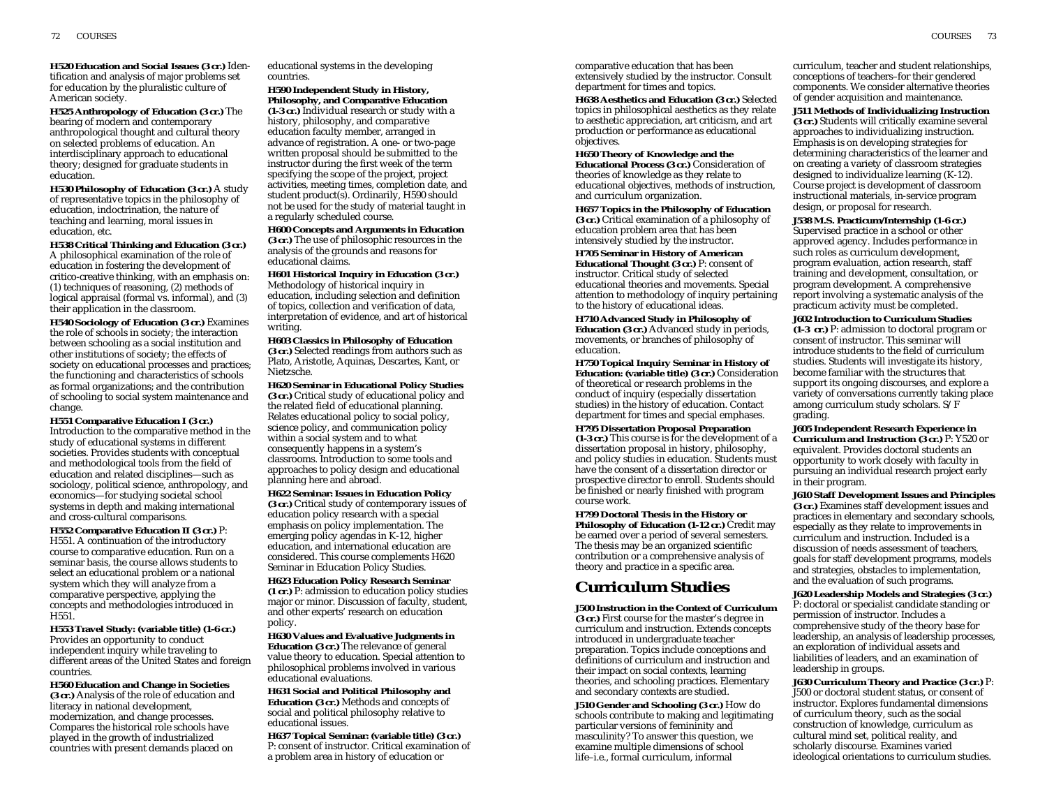**H520 Education and Social Issues (3 cr.)** Identification and analysis of major problems set for education by the pluralistic culture of American society.

**H525 Anthropology of Education (3 cr.)** The bearing of modern and contemporary anthropological thought and cultural theory on selected problems of education. An interdisciplinary approach to educational theory; designed for graduate students in education.

**H530 Philosophy of Education (3 cr.)** A study of representative topics in the philosophy of education, indoctrination, the nature of teaching and learning, moral issues in education, etc.

**H538 Critical Thinking and Education (3 cr.)** A philosophical examination of the role of education in fostering the development of critico-creative thinking, with an emphasis on: (1) techniques of reasoning, (2) methods of logical appraisal (formal vs. informal), and (3) their application in the classroom.

**H540 Sociology of Education (3 cr.)** Examines the role of schools in society; the interaction between schooling as a social institution and other institutions of society; the effects of society on educational processes and practices; the functioning and characteristics of schools as formal organizations; and the contribution of schooling to social system maintenance and change.

**H551 Comparative Education I (3 cr.)** Introduction to the comparative method in the study of educational systems in different societies. Provides students with conceptual and methodological tools from the field of education and related disciplines—such as sociology, political science, anthropology, and economics—for studying societal school systems in depth and making international and cross-cultural comparisons.

**H552 Comparative Education II (3 cr.)** P: H551. A continuation of the introductory course to comparative education. Run on a seminar basis, the course allows students to select an educational problem or a national system which they will analyze from a comparative perspective, applying the concepts and methodologies introduced in H551.

**H553 Travel Study: (variable title) (1-6 cr.)** Provides an opportunity to conduct independent inquiry while traveling to different areas of the United States and foreign countries.

**H560 Education and Change in Societies (3 cr.)** Analysis of the role of education and literacy in national development, modernization, and change processes. Compares the historical role schools have played in the growth of industrialized countries with present demands placed on educational systems in the developing countries.

**H590 Independent Study in History, Philosophy, and Comparative Education (1-3 cr.)** Individual research or study with a history, philosophy, and comparative education faculty member, arranged in advance of registration. A one- or two-page written proposal should be submitted to the instructor during the first week of the term specifying the scope of the project, project activities, meeting times, completion date, and student product(s). Ordinarily, H590 should not be used for the study of material taught in a regularly scheduled course.

**H600 Concepts and Arguments in Education (3 cr.)** The use of philosophic resources in the analysis of the grounds and reasons for educational claims.

**H601 Historical Inquiry in Education (3 cr.)** Methodology of historical inquiry in education, including selection and definition of topics, collection and verification of data, interpretation of evidence, and art of historical writing.

**H603 Classics in Philosophy of Education (3 cr.)** Selected readings from authors such as Plato, Aristotle, Aquinas, Descartes, Kant, or Nietzsche.

**H620 Seminar in Educational Policy Studies (3 cr.)** Critical study of educational policy and the related field of educational planning. Relates educational policy to social policy, science policy, and communication policy within a social system and to what consequently happens in a system's classrooms. Introduction to some tools and approaches to policy design and educational planning here and abroad.

**H622 Seminar: Issues in Education Policy (3 cr.)** Critical study of contemporary issues of education policy research with a special emphasis on policy implementation. The emerging policy agendas in K-12, higher education, and international education are considered. This course complements H620 Seminar in Education Policy Studies.

**H623 Education Policy Research Seminar (1 cr.)** P: admission to education policy studies major or minor. Discussion of faculty, student, and other experts' research on education policy.

**H630 Values and Evaluative Judgments in Education (3 cr.)** The relevance of general value theory to education. Special attention to philosophical problems involved in various educational evaluations.

**H631 Social and Political Philosophy and Education (3 cr.)** Methods and concepts of social and political philosophy relative to educational issues.

**H637 Topical Seminar: (variable title) (3 cr.)** P: consent of instructor. Critical examination of a problem area in history of education or comparative education that has been extensively studied by the instructor. Consult department for times and topics.

**H638 Aesthetics and Education (3 cr.)** Selected topics in philosophical aesthetics as they relate to aesthetic appreciation, art criticism, and art production or performance as educational objectives.

**H650 Theory of Knowledge and the Educational Process (3 cr.)** Consideration of theories of knowledge as they relate to educational objectives, methods of instruction, and curriculum organization.

**H657 Topics in the Philosophy of Education (3 cr.)** Critical examination of a philosophy of education problem area that has been intensively studied by the instructor.

**H705 Seminar in History of American Educational Thought (3 cr.)** P: consent of instructor. Critical study of selected educational theories and movements. Special attention to methodology of inquiry pertaining to the history of educational ideas.

**H710 Advanced Study in Philosophy of Education (3 cr.)** Advanced study in periods, movements, or branches of philosophy of education.

**H750 Topical Inquiry Seminar in History of Education: (variable title) (3 cr.)** Consideration of theoretical or research problems in the conduct of inquiry (especially dissertation studies) in the history of education. Contact department for times and special emphases.

**H795 Dissertation Proposal Preparation (1-3 cr.)** This course is for the development of a dissertation proposal in history, philosophy, and policy studies in education. Students must have the consent of a dissertation director or prospective director to enroll. Students should be finished or nearly finished with program course work.

**H799 Doctoral Thesis in the History or Philosophy of Education (1-12 cr.)** Credit may be earned over a period of several semesters. The thesis may be an organized scientific contribution or a comprehensive analysis of theory and practice in a specific area.

## Curriculum Studies

**J500 Instruction in the Context of Curriculum (3 cr.)** First course for the master's degree in curriculum and instruction. Extends concepts introduced in undergraduate teacher preparation. Topics include conceptions and definitions of curriculum and instruction and their impact on social contexts, learning theories, and schooling practices. Elementary and secondary contexts are studied.

**J510 Gender and Schooling (3 cr.)** How do schools contribute to making and legitimating particular versions of femininity and masculinity? To answer this question, we examine multiple dimensions of school life–i.e., formal curriculum, informal curriculum, teacher and student relationships, conceptions of teachers–for their gendered components. We consider alternative theories of gender acquisition and maintenance.

**J511 Methods of Individualizing Instruction (3 cr.)** Students will critically examine several approaches to individualizing instruction. Emphasis is on developing strategies for determining characteristics of the learner and on creating a variety of classroom strategies designed to individualize learning (K-12). Course project is development of classroom instructional materials, in-service program design, or proposal for research.

**J538 M.S. Practicum/Internship (1-6 cr.)** Supervised practice in a school or other approved agency. Includes performance in such roles as curriculum development, program evaluation, action research, staff training and development, consultation, or program development. A comprehensive report involving a systematic analysis of the practicum activity must be completed.

**J602 Introduction to Curriculum Studies (1-3 cr.)** P: admission to doctoral program or consent of instructor. This seminar will introduce students to the field of curriculum studies. Students will investigate its history, become familiar with the structures that support its ongoing discourses, and explore a variety of conversations currently taking place among curriculum study scholars. S/F grading.

**J605 Independent Research Experience in Curriculum and Instruction (3 cr.)** P: Y520 or equivalent. Provides doctoral students an opportunity to work closely with faculty in pursuing an individual research project early in their program.

**J610 Staff Development Issues and Principles (3 cr.)** Examines staff development issues and practices in elementary and secondary schools, especially as they relate to improvements in curriculum and instruction. Included is a discussion of needs assessment of teachers, goals for staff development programs, models and strategies, obstacles to implementation, and the evaluation of such programs.

**J620 Leadership Models and Strategies (3 cr.)** P: doctoral or specialist candidate standing or permission of instructor. Includes a comprehensive study of the theory base for leadership, an analysis of leadership processes, an exploration of individual assets and liabilities of leaders, and an examination of leadership in groups.

**J630 Curriculum Theory and Practice (3 cr.)** P: J500 or doctoral student status, or consent of instructor. Explores fundamental dimensions of curriculum theory, such as the social construction of knowledge, curriculum as cultural mind set, political reality, and scholarly discourse. Examines varied ideological orientations to curriculum studies.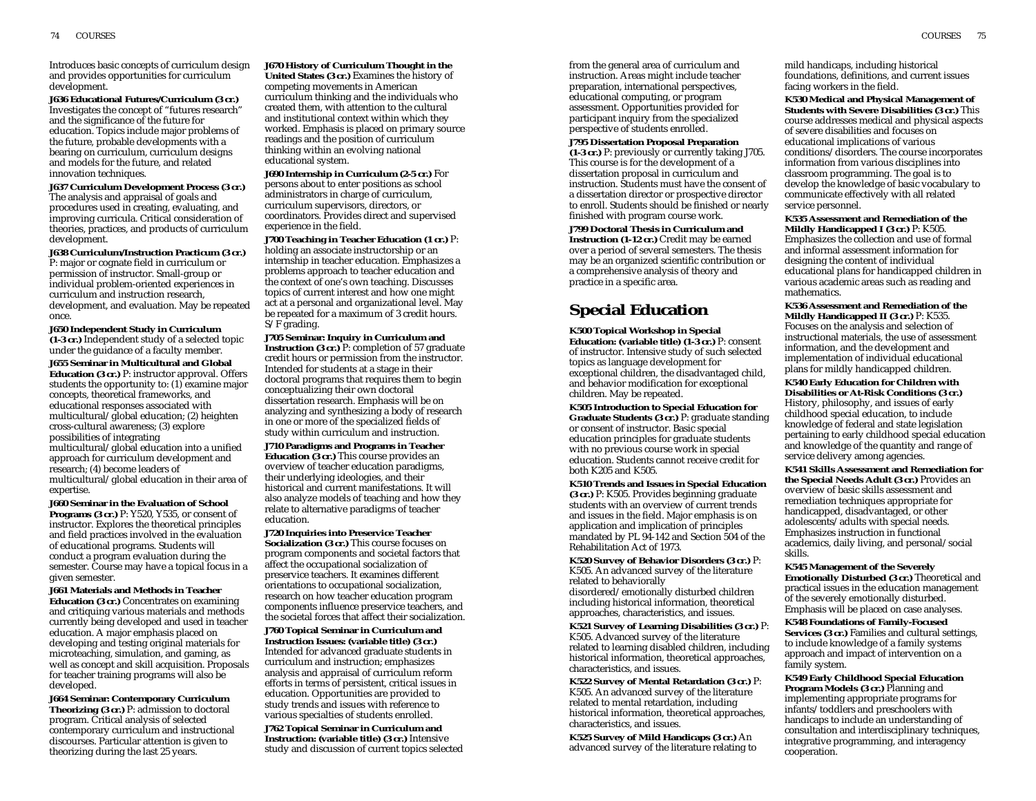Introduces basic concepts of curriculum design and provides opportunities for curriculum development.

**J636 Educational Futures/Curriculum (3 cr.)** Investigates the concept of "futures research" and the significance of the future for education. Topics include major problems of the future, probable developments with a bearing on curriculum, curriculum designs and models for the future, and related innovation techniques.

**J637 Curriculum Development Process (3 cr.)** The analysis and appraisal of goals and procedures used in creating, evaluating, and improving curricula. Critical consideration of theories, practices, and products of curriculum development.

**J638 Curriculum/Instruction Practicum (3 cr.)** P: major or cognate field in curriculum or permission of instructor. Small-group or individual problem-oriented experiences in curriculum and instruction research, development, and evaluation. May be repeated once.

**J650 Independent Study in Curriculum (1-3 cr.)** Independent study of a selected topic under the guidance of a faculty member.

**J655 Seminar in Multicultural and Global Education (3 cr.)** P: instructor approval. Offers students the opportunity to: (1) examine major concepts, theoretical frameworks, and educational responses associated with multicultural/global education; (2) heighten cross-cultural awareness; (3) explore possibilities of integrating multicultural/global education into a unified approach for curriculum development and research; (4) become leaders of multicultural/global education in their area of expertise.

**J660 Seminar in the Evaluation of School Programs (3 cr.)** P: Y520, Y535, or consent of instructor. Explores the theoretical principles and field practices involved in the evaluation of educational programs. Students will conduct a program evaluation during the semester. Course may have a topical focus in a given semester.

**J661 Materials and Methods in Teacher Education (3 cr.)** Concentrates on examining and critiquing various materials and methods currently being developed and used in teacher education. A major emphasis placed on developing and testing original materials for microteaching, simulation, and gaming, as well as concept and skill acquisition. Proposals for teacher training programs will also be developed.

**J664 Seminar: Contemporary Curriculum Theorizing (3 cr.)** P: admission to doctoral program. Critical analysis of selected contemporary curriculum and instructional discourses. Particular attention is given to theorizing during the last 25 years.

**J670 History of Curriculum Thought in the United States (3 cr.)** Examines the history of competing movements in American curriculum thinking and the individuals who created them, with attention to the cultural and institutional context within which they worked. Emphasis is placed on primary source readings and the position of curriculum thinking within an evolving national educational system.

**J690 Internship in Curriculum (2-5 cr.)** For persons about to enter positions as school administrators in charge of curriculum, curriculum supervisors, directors, or coordinators. Provides direct and supervised experience in the field.

**J700 Teaching in Teacher Education (1 cr.)** P: holding an associate instructorship or an internship in teacher education. Emphasizes a problems approach to teacher education and the context of one's own teaching. Discusses topics of current interest and how one might act at a personal and organizational level. May be repeated for a maximum of 3 credit hours. S/F grading.

**J705 Seminar: Inquiry in Curriculum and Instruction (3 cr.)** P: completion of 57 graduate credit hours or permission from the instructor. Intended for students at a stage in their doctoral programs that requires them to begin conceptualizing their own doctoral dissertation research. Emphasis will be on analyzing and synthesizing a body of research in one or more of the specialized fields of study within curriculum and instruction.

**J710 Paradigms and Programs in Teacher Education (3 cr.)** This course provides an overview of teacher education paradigms, their underlying ideologies, and their historical and current manifestations. It will also analyze models of teaching and how they relate to alternative paradigms of teacher education.

**J720 Inquiries into Preservice Teacher Socialization (3 cr.)** This course focuses on program components and societal factors that affect the occupational socialization of preservice teachers. It examines different orientations to occupational socialization, research on how teacher education program components influence preservice teachers, and the societal forces that affect their socialization.

**J760 Topical Seminar in Curriculum and Instruction Issues: (variable title) (3 cr.)** Intended for advanced graduate students in curriculum and instruction; emphasizes analysis and appraisal of curriculum reform efforts in terms of persistent, critical issues in education. Opportunities are provided to study trends and issues with reference to various specialties of students enrolled.

**J762 Topical Seminar in Curriculum and Instruction: (variable title) (3 cr.)** Intensive study and discussion of current topics selected from the general area of curriculum and instruction. Areas might include teacher preparation, international perspectives, educational computing, or program assessment. Opportunities provided for participant inquiry from the specialized perspective of students enrolled.

**J795 Dissertation Proposal Preparation (1-3 cr.)** P: previously or currently taking J705. This course is for the development of a dissertation proposal in curriculum and instruction. Students must have the consent of a dissertation director or prospective director to enroll. Students should be finished or nearly finished with program course work.

**J799 Doctoral Thesis in Curriculum and Instruction (1-12 cr.)** Credit may be earned over a period of several semesters. The thesis may be an organized scientific contribution or a comprehensive analysis of theory and practice in a specific area.

## Special Education

**K500 Topical Workshop in Special Education: (variable title) (1-3 cr.)** P: consent of instructor. Intensive study of such selected topics as language development for exceptional children, the disadvantaged child, and behavior modification for exceptional children. May be repeated.

**K505 Introduction to Special Education for Graduate Students (3 cr.)** P: graduate standing or consent of instructor. Basic special education principles for graduate students with no previous course work in special education. Students cannot receive credit for both K205 and K505.

**K510 Trends and Issues in Special Education (3 cr.)** P: K505. Provides beginning graduate students with an overview of current trends and issues in the field. Major emphasis is on application and implication of principles mandated by PL 94-142 and Section 504 of the Rehabilitation Act of 1973.

**K520 Survey of Behavior Disorders (3 cr.)** P: K505. An advanced survey of the literature related to behaviorally disordered/emotionally disturbed children including historical information, theoretical approaches, characteristics, and issues.

**K521 Survey of Learning Disabilities (3 cr.)** P: K505. Advanced survey of the literature related to learning disabled children, including historical information, theoretical approaches, characteristics, and issues.

**K522 Survey of Mental Retardation (3 cr.)** P: K505. An advanced survey of the literature related to mental retardation, including historical information, theoretical approaches, characteristics, and issues.

**K525 Survey of Mild Handicaps (3 cr.)** An advanced survey of the literature relating to mild handicaps, including historical foundations, definitions, and current issues facing workers in the field.

**K530 Medical and Physical Management of Students with Severe Disabilities (3 cr.)** This course addresses medical and physical aspects of severe disabilities and focuses on educational implications of various conditions/disorders. The course incorporates information from various disciplines into classroom programming. The goal is to develop the knowledge of basic vocabulary to communicate effectively with all related service personnel.

**K535 Assessment and Remediation of the Mildly Handicapped I (3 cr.)** P: K505. Emphasizes the collection and use of formal and informal assessment information for designing the content of individual educational plans for handicapped children in various academic areas such as reading and mathematics.

**K536 Assessment and Remediation of the Mildly Handicapped II (3 cr.)** P: K535. Focuses on the analysis and selection of instructional materials, the use of assessment information, and the development and implementation of individual educational plans for mildly handicapped children.

**K540 Early Education for Children with Disabilities or At-Risk Conditions (3 cr.)** History, philosophy, and issues of early childhood special education, to include knowledge of federal and state legislation pertaining to early childhood special education and knowledge of the quantity and range of service delivery among agencies.

**K541 Skills Assessment and Remediation for the Special Needs Adult (3 cr.)** Provides an overview of basic skills assessment and remediation techniques appropriate for handicapped, disadvantaged, or other adolescents/adults with special needs. Emphasizes instruction in functional academics, daily living, and personal/social skills.

**K545 Management of the Severely Emotionally Disturbed (3 cr.)** Theoretical and practical issues in the education management of the severely emotionally disturbed. Emphasis will be placed on case analyses.

**K548 Foundations of Family-Focused Services (3 cr.)** Families and cultural settings, to include knowledge of a family systems approach and impact of intervention on a family system.

**K549 Early Childhood Special Education Program Models (3 cr.)** Planning and implementing appropriate programs for infants/toddlers and preschoolers with handicaps to include an understanding of consultation and interdisciplinary techniques, integrative programming, and interagency cooperation.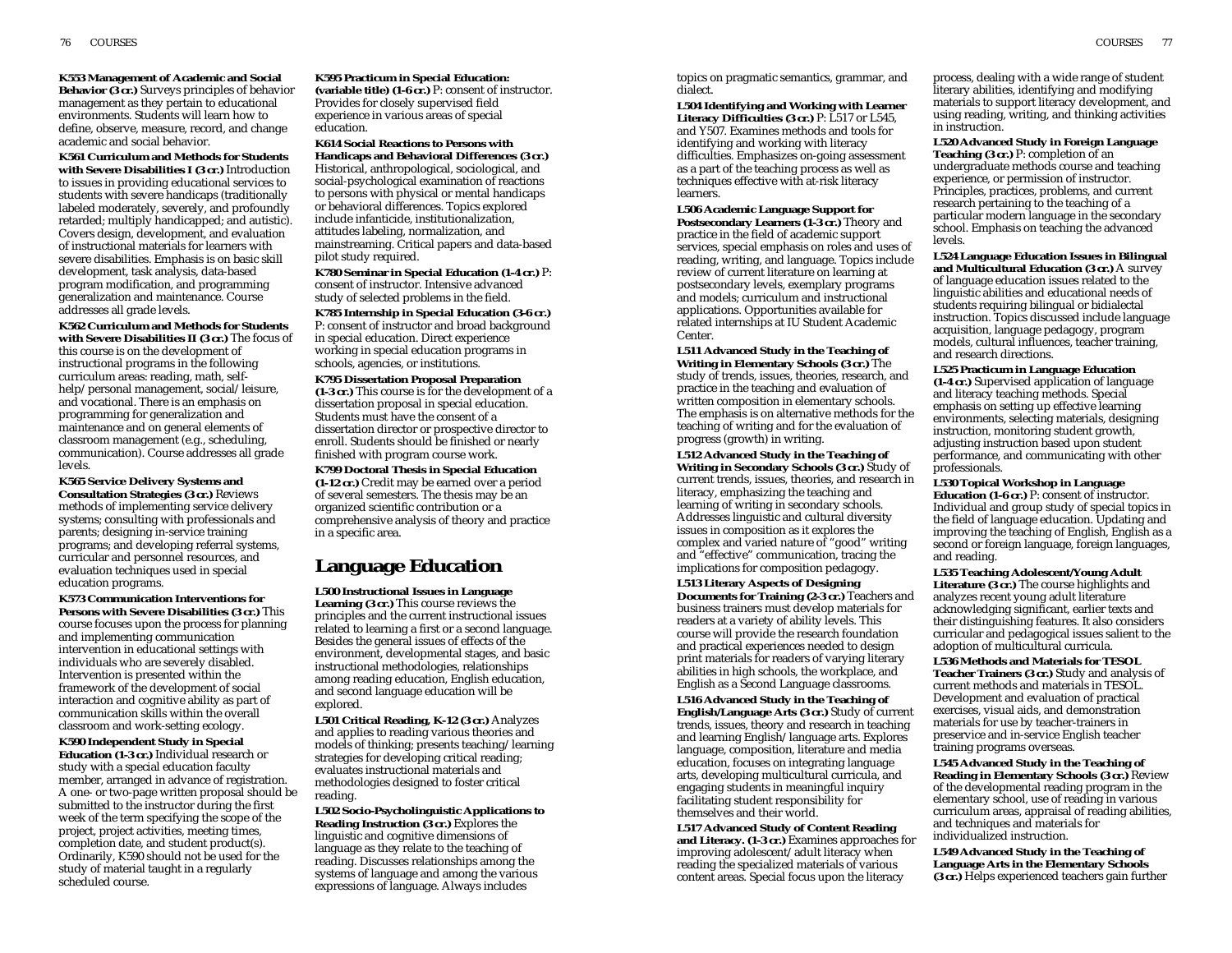**K553 Management of Academic and Social Behavior (3 cr.)** Surveys principles of behavior management as they pertain to educational environments. Students will learn how to define, observe, measure, record, and change academic and social behavior.

**K561 Curriculum and Methods for Students with Severe Disabilities I (3 cr.)** Introduction to issues in providing educational services to students with severe handicaps (traditionally labeled moderately, severely, and profoundly retarded; multiply handicapped; and autistic). Covers design, development, and evaluation of instructional materials for learners with severe disabilities. Emphasis is on basic skill development, task analysis, data-based program modification, and programming generalization and maintenance. Course addresses all grade levels.

**K562 Curriculum and Methods for Students with Severe Disabilities II (3 cr.)** The focus of this course is on the development of instructional programs in the following curriculum areas: reading, math, self-help/personal management, social/leisure, and vocational. There is an emphasis on programming for generalization and maintenance and on general elements of classroom management (e.g., scheduling, communication). Course addresses all grade levels.

**K565 Service Delivery Systems and Consultation Strategies (3 cr.)** Reviews methods of implementing service delivery systems; consulting with professionals and parents; designing in-service training programs; and developing referral systems, curricular and personnel resources, and evaluation techniques used in special education programs.

**K573 Communication Interventions for Persons with Severe Disabilities (3 cr.)** This course focuses upon the process for planning and implementing communication intervention in educational settings with individuals who are severely disabled. Intervention is presented within the framework of the development of social interaction and cognitive ability as part of communication skills within the overall classroom and work-setting ecology.

**K590 Independent Study in Special Education (1-3 cr.)** Individual research or study with a special education faculty member, arranged in advance of registration. A one- or two-page written proposal should be submitted to the instructor during the first week of the term specifying the scope of the project, project activities, meeting times, completion date, and student product(s). Ordinarily, K590 should not be used for the study of material taught in a regularly scheduled course.

**K595 Practicum in Special Education: (variable title) (1-6 cr.)** P: consent of instructor. Provides for closely supervised field experience in various areas of special education.

**K614 Social Reactions to Persons with Handicaps and Behavioral Differences (3 cr.)** Historical, anthropological, sociological, and social-psychological examination of reactions to persons with physical or mental handicaps or behavioral differences. Topics explored include infanticide, institutionalization, attitudes labeling, normalization, and mainstreaming. Critical papers and data-based pilot study required.

**K780 Seminar in Special Education (1-4 cr.)** P: consent of instructor. Intensive advanced study of selected problems in the field.

**K785 Internship in Special Education (3-6 cr.)** P: consent of instructor and broad background in special education. Direct experience working in special education programs in schools, agencies, or institutions.

**K795 Dissertation Proposal Preparation (1-3 cr.)** This course is for the development of a dissertation proposal in special education. Students must have the consent of a dissertation director or prospective director to enroll. Students should be finished or nearly finished with program course work.

**K799 Doctoral Thesis in Special Education (1-12 cr.)** Credit may be earned over a period of several semesters. The thesis may be an organized scientific contribution or a comprehensive analysis of theory and practice in a specific area.

## Language Education

**L500 Instructional Issues in Language Learning (3 cr.)** This course reviews the principles and the current instructional issues related to learning a first or a second language. Besides the general issues of effects of the environment, developmental stages, and basic instructional methodologies, relationships among reading education, English education, and second language education will be explored.

**L501 Critical Reading, K-12 (3 cr.)** Analyzes and applies to reading various theories and models of thinking; presents teaching/learning strategies for developing critical reading; evaluates instructional materials and methodologies designed to foster critical reading.

**L502 Socio-Psycholinguistic Applications to Reading Instruction (3 cr.)** Explores the linguistic and cognitive dimensions of language as they relate to the teaching of reading. Discusses relationships among the systems of language and among the various expressions of language. Always includes topics on pragmatic semantics, grammar, and dialect.

**L504 Identifying and Working with Learner Literacy Difficulties (3 cr.)** P: L517 or L545, and Y507. Examines methods and tools for identifying and working with literacy difficulties. Emphasizes on-going assessment as a part of the teaching process as well as techniques effective with at-risk literacy learners.

**L506 Academic Language Support for Postsecondary Learners (1-3 cr.)** Theory and practice in the field of academic support services, special emphasis on roles and uses of reading, writing, and language. Topics include review of current literature on learning at postsecondary levels, exemplary programs and models; curriculum and instructional applications. Opportunities available for related internships at IU Student Academic Center.

**L511 Advanced Study in the Teaching of Writing in Elementary Schools (3 cr.)** The study of trends, issues, theories, research, and practice in the teaching and evaluation of written composition in elementary schools. The emphasis is on alternative methods for the teaching of writing and for the evaluation of progress (growth) in writing.

**L512 Advanced Study in the Teaching of Writing in Secondary Schools (3 cr.)** Study of current trends, issues, theories, and research in literacy, emphasizing the teaching and learning of writing in secondary schools. Addresses linguistic and cultural diversity issues in composition as it explores the complex and varied nature of "good" writing and "effective" communication, tracing the implications for composition pedagogy.

**L513 Literary Aspects of Designing Documents for Training (2-3 cr.)** Teachers and business trainers must develop materials for readers at a variety of ability levels. This course will provide the research foundation and practical experiences needed to design print materials for readers of varying literary abilities in high schools, the workplace, and English as a Second Language classrooms.

**L516 Advanced Study in the Teaching of English/Language Arts (3 cr.)** Study of current trends, issues, theory and research in teaching and learning English/language arts. Explores language, composition, literature and media education, focuses on integrating language arts, developing multicultural curricula, and engaging students in meaningful inquiry facilitating student responsibility for themselves and their world.

**L517 Advanced Study of Content Reading and Literacy. (1-3 cr.)** Examines approaches for improving adolescent/adult literacy when reading the specialized materials of various content areas. Special focus upon the literacy process, dealing with a wide range of student literary abilities, identifying and modifying materials to support literacy development, and using reading, writing, and thinking activities in instruction.

**L520 Advanced Study in Foreign Language Teaching (3 cr.)** P: completion of an undergraduate methods course and teaching experience, or permission of instructor. Principles, practices, problems, and current research pertaining to the teaching of a particular modern language in the secondary school. Emphasis on teaching the advanced levels.

**L524 Language Education Issues in Bilingual and Multicultural Education (3 cr.)** A survey of language education issues related to the linguistic abilities and educational needs of students requiring bilingual or bidialectal instruction. Topics discussed include language acquisition, language pedagogy, program models, cultural influences, teacher training, and research directions.

**L525 Practicum in Language Education (1-4 cr.)** Supervised application of language and literacy teaching methods. Special emphasis on setting up effective learning environments, selecting materials, designing instruction, monitoring student growth, adjusting instruction based upon student performance, and communicating with other professionals.

**L530 Topical Workshop in Language Education (1-6 cr.)** P: consent of instructor. Individual and group study of special topics in the field of language education. Updating and improving the teaching of English, English as a second or foreign language, foreign languages, and reading.

**L535 Teaching Adolescent/Young Adult Literature (3 cr.)** The course highlights and analyzes recent young adult literature acknowledging significant, earlier texts and their distinguishing features. It also considers curricular and pedagogical issues salient to the adoption of multicultural curricula.

**L536 Methods and Materials for TESOL Teacher Trainers (3 cr.)** Study and analysis of current methods and materials in TESOL. Development and evaluation of practical exercises, visual aids, and demonstration materials for use by teacher-trainers in preservice and in-service English teacher training programs overseas.

**L545 Advanced Study in the Teaching of Reading in Elementary Schools (3 cr.)** Review of the developmental reading program in the elementary school, use of reading in various curriculum areas, appraisal of reading abilities, and techniques and materials for individualized instruction.

**L549 Advanced Study in the Teaching of Language Arts in the Elementary Schools (3 cr.)** Helps experienced teachers gain further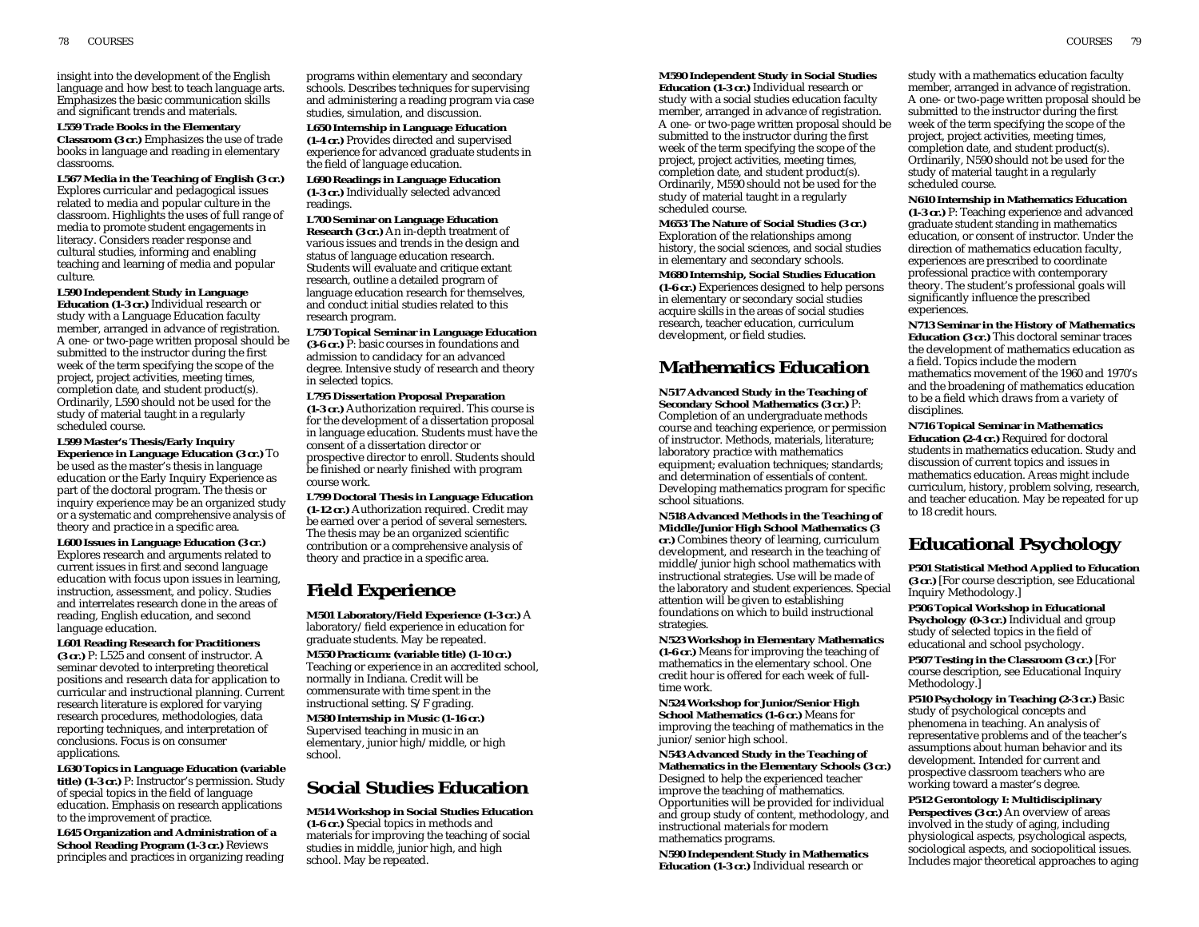insight into the development of the English language and how best to teach language arts. Emphasizes the basic communication skills and significant trends and materials.

**L559 Trade Books in the Elementary Classroom (3 cr.)** Emphasizes the use of trade books in language and reading in elementary classrooms.

**L567 Media in the Teaching of English (3 cr.)** Explores curricular and pedagogical issues related to media and popular culture in the classroom. Highlights the uses of full range of media to promote student engagements in literacy. Considers reader response and cultural studies, informing and enabling teaching and learning of media and popular culture.

**L590 Independent Study in Language Education (1-3 cr.)** Individual research or study with a Language Education faculty member, arranged in advance of registration. A one- or two-page written proposal should be submitted to the instructor during the first week of the term specifying the scope of the project, project activities, meeting times, completion date, and student product(s). Ordinarily, L590 should not be used for the study of material taught in a regularly scheduled course.

**L599 Master's Thesis/Early Inquiry Experience in Language Education (3 cr.)** To be used as the master's thesis in language education or the Early Inquiry Experience as part of the doctoral program. The thesis or inquiry experience may be an organized study or a systematic and comprehensive analysis of theory and practice in a specific area.

**L600 Issues in Language Education (3 cr.)** Explores research and arguments related to current issues in first and second language education with focus upon issues in learning, instruction, assessment, and policy. Studies and interrelates research done in the areas of reading, English education, and second language education.

**L601 Reading Research for Practitioners (3 cr.)** P: L525 and consent of instructor. A seminar devoted to interpreting theoretical positions and research data for application to curricular and instructional planning. Current research literature is explored for varying research procedures, methodologies, data reporting techniques, and interpretation of conclusions. Focus is on consumer applications.

**L630 Topics in Language Education (variable title) (1-3 cr.)** P: Instructor's permission. Study of special topics in the field of language education. Emphasis on research applications to the improvement of practice.

**L645 Organization and Administration of a School Reading Program (1-3 cr.)** Reviews principles and practices in organizing reading programs within elementary and secondary schools. Describes techniques for supervising and administering a reading program via case studies, simulation, and discussion.

**L650 Internship in Language Education (1-4 cr.)** Provides directed and supervised experience for advanced graduate students in the field of language education.

**L690 Readings in Language Education (1-3 cr.)** Individually selected advanced readings.

**L700 Seminar on Language Education Research (3 cr.)** An in-depth treatment of various issues and trends in the design and status of language education research. Students will evaluate and critique extant research, outline a detailed program of language education research for themselves, and conduct initial studies related to this research program.

**L750 Topical Seminar in Language Education (3-6 cr.)** P: basic courses in foundations and admission to candidacy for an advanced degree. Intensive study of research and theory in selected topics.

**L795 Dissertation Proposal Preparation (1-3 cr.)** Authorization required. This course is for the development of a dissertation proposal in language education. Students must have the consent of a dissertation director or prospective director to enroll. Students should be finished or nearly finished with program course work.

**L799 Doctoral Thesis in Language Education (1-12 cr.)** Authorization required. Credit may be earned over a period of several semesters. The thesis may be an organized scientific contribution or a comprehensive analysis of theory and practice in a specific area.

## Field Experience

**M501 Laboratory/Field Experience (1-3 cr.)** A laboratory/field experience in education for graduate students. May be repeated.

**M550 Practicum: (variable title) (1-10 cr.)** Teaching or experience in an accredited school, normally in Indiana. Credit will be commensurate with time spent in the instructional setting. S/F grading.

**M580 Internship in Music (1-16 cr.)** Supervised teaching in music in an elementary, junior high/middle, or high school.

## Social Studies Education

**M514 Workshop in Social Studies Education (1-6 cr.)** Special topics in methods and materials for improving the teaching of social studies in middle, junior high, and high school. May be repeated.

**M590 Independent Study in Social Studies Education (1-3 cr.)** Individual research or study with a social studies education faculty member, arranged in advance of registration. A one- or two-page written proposal should be submitted to the instructor during the first week of the term specifying the scope of the project, project activities, meeting times, completion date, and student product(s). Ordinarily, M590 should not be used for the study of material taught in a regularly scheduled course.

**M653 The Nature of Social Studies (3 cr.)** Exploration of the relationships among history, the social sciences, and social studies in elementary and secondary schools.

**M680 Internship, Social Studies Education (1-6 cr.)** Experiences designed to help persons in elementary or secondary social studies acquire skills in the areas of social studies research, teacher education, curriculum development, or field studies.

## Mathematics Education

**N517 Advanced Study in the Teaching of Secondary School Mathematics (3 cr.)** P: Completion of an undergraduate methods course and teaching experience, or permission of instructor. Methods, materials, literature; laboratory practice with mathematics equipment; evaluation techniques; standards; and determination of essentials of content. Developing mathematics program for specific school situations.

**N518 Advanced Methods in the Teaching of Middle/Junior High School Mathematics (3 cr.)** Combines theory of learning, curriculum development, and research in the teaching of middle/junior high school mathematics with instructional strategies. Use will be made of the laboratory and student experiences. Special attention will be given to establishing foundations on which to build instructional strategies.

**N523 Workshop in Elementary Mathematics (1-6 cr.)** Means for improving the teaching of mathematics in the elementary school. One credit hour is offered for each week of full-time work.

**N524 Workshop for Junior/Senior High School Mathematics (1-6 cr.)** Means for improving the teaching of mathematics in the junior/senior high school.

**N543 Advanced Study in the Teaching of Mathematics in the Elementary Schools (3 cr.)** Designed to help the experienced teacher improve the teaching of mathematics. Opportunities will be provided for individual and group study of content, methodology, and instructional materials for modern mathematics programs.

**N590 Independent Study in Mathematics Education (1-3 cr.)** Individual research or study with a mathematics education faculty member, arranged in advance of registration. A one- or two-page written proposal should be submitted to the instructor during the first week of the term specifying the scope of the project, project activities, meeting times, completion date, and student product(s). Ordinarily, N590 should not be used for the study of material taught in a regularly scheduled course.

**N610 Internship in Mathematics Education (1-3 cr.)** P: Teaching experience and advanced graduate student standing in mathematics education, or consent of instructor. Under the direction of mathematics education faculty, experiences are prescribed to coordinate professional practice with contemporary theory. The student's professional goals will significantly influence the prescribed experiences.

**N713 Seminar in the History of Mathematics Education (3 cr.)** This doctoral seminar traces the development of mathematics education as a field. Topics include the modern mathematics movement of the 1960 and 1970's and the broadening of mathematics education to be a field which draws from a variety of disciplines.

**N716 Topical Seminar in Mathematics Education (2-4 cr.)** Required for doctoral students in mathematics education. Study and discussion of current topics and issues in mathematics education. Areas might include curriculum, history, problem solving, research, and teacher education. May be repeated for up to 18 credit hours.

## Educational Psychology

**P501 Statistical Method Applied to Education (3 cr.)** [For course description, see Educational Inquiry Methodology.]

**P506 Topical Workshop in Educational Psychology (0-3 cr.)** Individual and group study of selected topics in the field of educational and school psychology.

**P507 Testing in the Classroom (3 cr.)** [For course description, see Educational Inquiry Methodology.]

**P510 Psychology in Teaching (2-3 cr.)** Basic study of psychological concepts and phenomena in teaching. An analysis of representative problems and of the teacher's assumptions about human behavior and its development. Intended for current and prospective classroom teachers who are working toward a master's degree.

**P512 Gerontology I: Multidisciplinary Perspectives (3 cr.)** An overview of areas involved in the study of aging, including physiological aspects, psychological aspects, sociological aspects, and sociopolitical issues. Includes major theoretical approaches to aging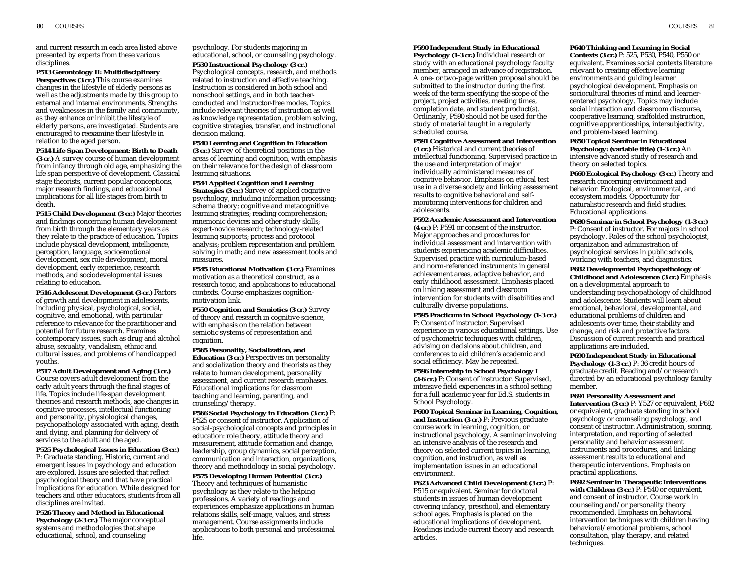and current research in each area listed above presented by experts from these various disciplines.

**P513 Gerontology II: Multidisciplinary Perspectives (3 cr.)** This course examines changes in the lifestyle of elderly persons as well as the adjustments made by this group to external and internal environments. Strengths and weaknesses in the family and community, as they enhance or inhibit the lifestyle of elderly persons, are investigated. Students are encouraged to reexamine their lifestyle in relation to the aged person.

**P514 Life Span Development: Birth to Death (3 cr.)** A survey course of human development from infancy through old age, emphasizing the life span perspective of development. Classical stage theorists, current popular conceptions, major research findings, and educational implications for all life stages from birth to death.

**P515 Child Development (3 cr.)** Major theories and findings concerning human development from birth through the elementary years as they relate to the practice of education. Topics include physical development, intelligence, perception, language, socioemotional development, sex role development, moral development, early experience, research methods, and sociodevelopmental issues relating to education.

**P516 Adolescent Development (3 cr.)** Factors of growth and development in adolescents, including physical, psychological, social, cognitive, and emotional, with particular reference to relevance for the practitioner and potential for future research. Examines contemporary issues, such as drug and alcohol abuse, sexuality, vandalism, ethnic and cultural issues, and problems of handicapped youths.

**P517 Adult Development and Aging (3 cr.)** Course covers adult development from the early adult years through the final stages of life. Topics include life-span development theories and research methods, age changes in cognitive processes, intellectual functioning and personality, physiological changes, psychopathology associated with aging, death and dying, and planning for delivery of services to the adult and the aged.

**P525 Psychological Issues in Education (3 cr.)** P: Graduate standing. Historic, current and emergent issues in psychology and education are explored. Issues are selected that reflect psychological theory and that have practical implications for education. While designed for teachers and other educators, students from all disciplines are invited.

**P526 Theory and Method in Educational Psychology (2-3 cr.)** The major conceptual systems and methodologies that shape educational, school, and counseling psychology. For students majoring in educational, school, or counseling psychology.

**P530 Instructional Psychology (3 cr.)** Psychological concepts, research, and methods related to instruction and effective teaching. Instruction is considered in both school and nonschool settings, and in both teacher-conducted and instructor-free modes. Topics include relevant theories of instruction as well as knowledge representation, problem solving, cognitive strategies, transfer, and instructional decision making.

**P540 Learning and Cognition in Education (3 cr.)** Survey of theoretical positions in the areas of learning and cognition, with emphasis on their relevance for the design of classroom learning situations.

**P544 Applied Cognition and Learning Strategies (3 cr.)** Survey of applied cognitive psychology, including information processing; schema theory; cognitive and metacognitive learning strategies; reading comprehension; mnemonic devices and other study skills; expert-novice research; technology-related learning supports; process and protocol analysis; problem representation and problem solving in math; and new assessment tools and measures.

**P545 Educational Motivation (3 cr.)** Examines motivation as a theoretical construct, as a research topic, and applications to educational contexts. Course emphasizes cognition-motivation link.

**P550 Cognition and Semiotics (3 cr.)** Survey of theory and research in cognitive science, with emphasis on the relation between semiotic systems of representation and cognition.

**P565 Personality, Socialization, and Education (3 cr.)** Perspectives on personality and socialization theory and theorists as they relate to human development, personality assessment, and current research emphases. Educational implications for classroom teaching and learning, parenting, and counseling/therapy.

**P566 Social Psychology in Education (3 cr.)** P: P525 or consent of instructor. Application of social-psychological concepts and principles in education: role theory, attitude theory and measurement, attitude formation and change, leadership, group dynamics, social perception, communication and interaction, organizations, theory and methodology in social psychology.

**P575 Developing Human Potential (3 cr.)** Theory and techniques of humanistic psychology as they relate to the helping professions. A variety of readings and experiences emphasize applications in human relations skills, self-image, values, and stress management. Course assignments include applications to both personal and professional life.

**P590 Independent Study in Educational Psychology (1-3 cr.)** Individual research or study with an educational psychology faculty member, arranged in advance of registration. A one- or two-page written proposal should be submitted to the instructor during the first week of the term specifying the scope of the project, project activities, meeting times, completion date, and student product(s). Ordinarily, P590 should not be used for the study of material taught in a regularly scheduled course.

**P591 Cognitive Assessment and Intervention (4 cr.)** Historical and current theories of intellectual functioning. Supervised practice in the use and interpretation of major individually administered measures of cognitive behavior. Emphasis on ethical test use in a diverse society and linking assessment results to cognitive behavioral and self-monitoring interventions for children and adolescents.

**P592 Academic Assessment and Intervention (4 cr.)** P: P591 or consent of the instructor. Major approaches and procedures for individual assessment and intervention with students experiencing academic difficulties. Supervised practice with curriculum-based and norm-referenced instruments in general achievement areas, adaptive behavior, and early childhood assessment. Emphasis placed on linking assessment and classroom intervention for students with disabilities and culturally diverse populations.

**P595 Practicum in School Psychology (1-3 cr.)** P: Consent of instructor. Supervised experience in various educational settings. Use of psychometric techniques with children, advising on decisions about children, and conferences to aid children's academic and social efficiency. May be repeated.

**P596 Internship in School Psychology I (2-6 cr.)** P: Consent of instructor. Supervised, intensive field experiences in a school setting for a full academic year for Ed.S. students in School Psychology.

**P600 Topical Seminar in Learning, Cognition, and Instruction (3 cr.)** P: Previous graduate course work in learning, cognition, or instructional psychology. A seminar involving an intensive analysis of the research and theory on selected current topics in learning, cognition, and instruction, as well as implementation issues in an educational environment.

**P623 Advanced Child Development (3 cr.)** P: P515 or equivalent. Seminar for doctoral students in issues of human development covering infancy, preschool, and elementary school ages. Emphasis is placed on the educational implications of development. Readings include current theory and research articles.

**P640 Thinking and Learning in Social Contexts (3 cr.)** P: 525, P530, P540, P550 or equivalent. Examines social contexts literature relevant to creating effective learning environments and guiding learner psychological development. Emphasis on sociocultural theories of mind and learner-centered psychology. Topics may include social interaction and classroom discourse, cooperative learning, scaffolded instruction, cognitive apprenticeships, intersubjectivity, and problem-based learning.

**P650 Topical Seminar in Educational Psychology: (variable title) (1-3 cr.)** An intensive advanced study of research and theory on selected topics.

**P660 Ecological Psychology (3 cr.)** Theory and research concerning environment and behavior. Ecological, environmental, and ecosystem models. Opportunity for naturalistic research and field studies. Educational applications.

**P680 Seminar in School Psychology (1-3 cr.)** P: Consent of instructor. For majors in school psychology. Roles of the school psychologist, organization and administration of psychological services in public schools, working with teachers, and diagnostics.

**P682 Developmental Psychopathology of Childhood and Adolescence (3 cr.)** Emphasis on a developmental approach to understanding psychopathology of childhood and adolescence. Students will learn about emotional, behavioral, developmental, and educational problems of children and adolescents over time, their stability and change, and risk and protective factors. Discussion of current research and practical applications are included.

**P690 Independent Study in Educational Psychology (1-3 cr.)** P: 36 credit hours of graduate credit. Reading and/or research directed by an educational psychology faculty member.

**P691 Personality Assessment and Intervention (3 cr.)** P: Y527 or equivalent, P682 or equivalent, graduate standing in school psychology or counseling psychology, and consent of instructor. Administration, scoring, interpretation, and reporting of selected personality and behavior assessment instruments and procedures, and linking assessment results to educational and therapeutic interventions. Emphasis on practical applications.

**P692 Seminar in Therapeutic Interventions with Children (3 cr.)** P: P540 or equivalent, and consent of instructor. Course work in counseling and/or personality theory recommended. Emphasis on behavioral intervention techniques with children having behavioral/emotional problems, school consultation, play therapy, and related techniques.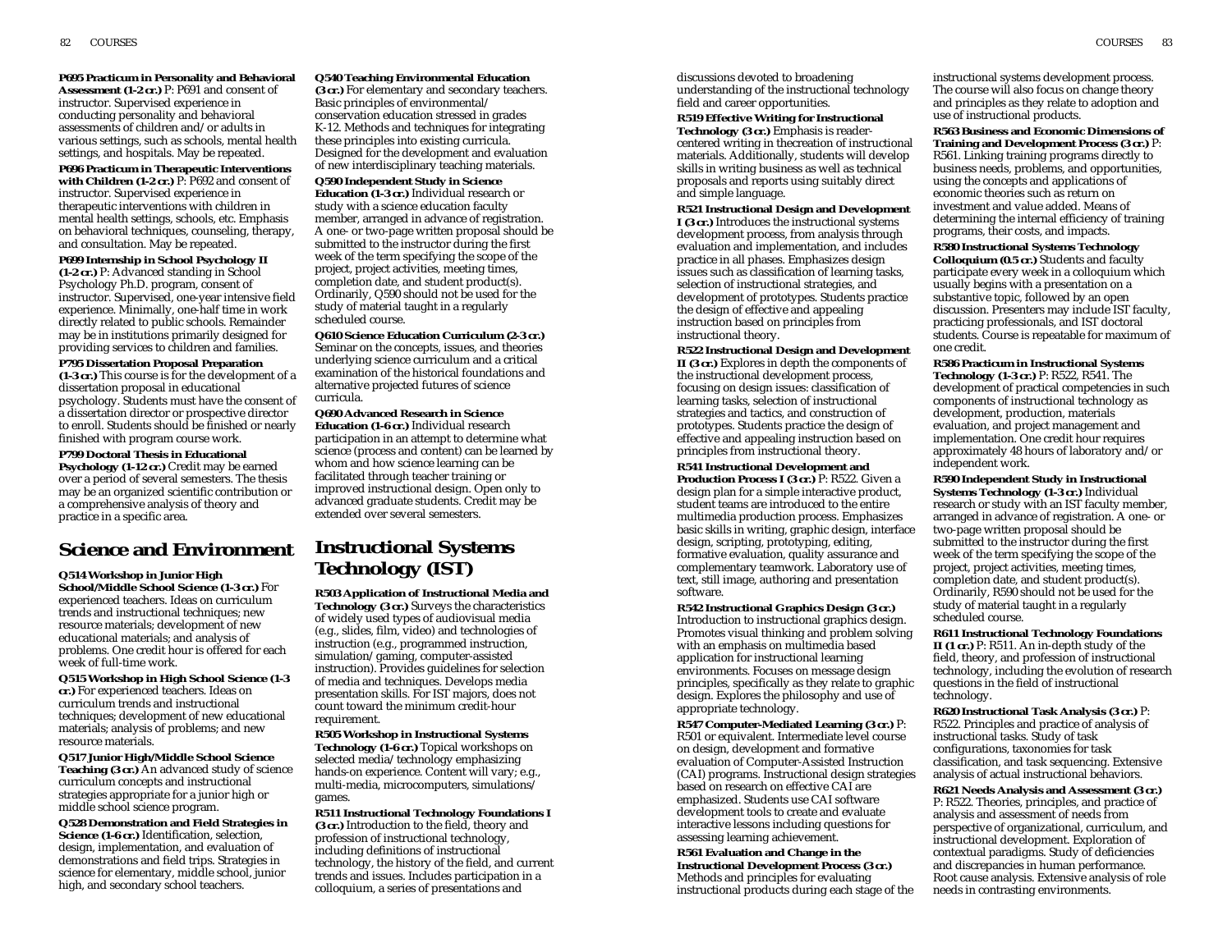**P695 Practicum in Personality and Behavioral Assessment (1-2 cr.)** P: P691 and consent of instructor. Supervised experience in conducting personality and behavioral assessments of children and/or adults in various settings, such as schools, mental health settings, and hospitals. May be repeated.

**P696 Practicum in Therapeutic Interventions with Children (1-2 cr.)** P: P692 and consent of instructor. Supervised experience in therapeutic interventions with children in mental health settings, schools, etc. Emphasis on behavioral techniques, counseling, therapy, and consultation. May be repeated.

**P699 Internship in School Psychology II (1-2 cr.)** P: Advanced standing in School Psychology Ph.D. program, consent of instructor. Supervised, one-year intensive field experience. Minimally, one-half time in work directly related to public schools. Remainder may be in institutions primarily designed for providing services to children and families.

**P795 Dissertation Proposal Preparation (1-3 cr.)** This course is for the development of a dissertation proposal in educational psychology. Students must have the consent of a dissertation director or prospective director to enroll. Students should be finished or nearly finished with program course work.

**P799 Doctoral Thesis in Educational Psychology (1-12 cr.)** Credit may be earned over a period of several semesters. The thesis may be an organized scientific contribution or a comprehensive analysis of theory and practice in a specific area.

## Science and Environment

**Q514 Workshop in Junior High School/Middle School Science (1-3 cr.)** For experienced teachers. Ideas on curriculum trends and instructional techniques; new resource materials; development of new educational materials; and analysis of problems. One credit hour is offered for each week of full-time work.

**Q515 Workshop in High School Science (1-3 cr.)** For experienced teachers. Ideas on curriculum trends and instructional techniques; development of new educational materials; analysis of problems; and new resource materials.

**Q517 Junior High/Middle School Science Teaching (3 cr.)** An advanced study of science curriculum concepts and instructional strategies appropriate for a junior high or middle school science program.

**Q528 Demonstration and Field Strategies in Science (1-6 cr.)** Identification, selection, design, implementation, and evaluation of demonstrations and field trips. Strategies in science for elementary, middle school, junior high, and secondary school teachers.

**Q540 Teaching Environmental Education (3 cr.)** For elementary and secondary teachers. Basic principles of environmental/conservation education stressed in grades K-12. Methods and techniques for integrating these principles into existing curricula. Designed for the development and evaluation of new interdisciplinary teaching materials.

**Q590 Independent Study in Science Education (1-3 cr.)** Individual research or study with a science education faculty member, arranged in advance of registration. A one- or two-page written proposal should be submitted to the instructor during the first week of the term specifying the scope of the project, project activities, meeting times, completion date, and student product(s). Ordinarily, Q590 should not be used for the study of material taught in a regularly scheduled course.

**Q610 Science Education Curriculum (2-3 cr.)** Seminar on the concepts, issues, and theories underlying science curriculum and a critical examination of the historical foundations and alternative projected futures of science curricula.

**Q690 Advanced Research in Science Education (1-6 cr.)** Individual research participation in an attempt to determine what science (process and content) can be learned by whom and how science learning can be facilitated through teacher training or improved instructional design. Open only to advanced graduate students. Credit may be extended over several semesters.

## Instructional Systems Technology (IST)

**R503 Application of Instructional Media and Technology (3 cr.)** Surveys the characteristics of widely used types of audiovisual media (e.g., slides, film, video) and technologies of instruction (e.g., programmed instruction, simulation/gaming, computer-assisted instruction). Provides guidelines for selection of media and techniques. Develops media presentation skills. For IST majors, does not count toward the minimum credit-hour requirement.

**R505 Workshop in Instructional Systems Technology (1-6 cr.)** Topical workshops on selected media/technology emphasizing hands-on experience. Content will vary; e.g., multi-media, microcomputers, simulations/games.

**R511 Instructional Technology Foundations I (3 cr.)** Introduction to the field, theory and profession of instructional technology, including definitions of instructional technology, the history of the field, and current trends and issues. Includes participation in a colloquium, a series of presentations and discussions devoted to broadening understanding of the instructional technology field and career opportunities.

**R519 Effective Writing for Instructional Technology (3 cr.)** Emphasis is reader-centered writing in thecreation of instructional materials. Additionally, students will develop skills in writing business as well as technical proposals and reports using suitably direct and simple language.

**R521 Instructional Design and Development I (3 cr.)** Introduces the instructional systems development process, from analysis through evaluation and implementation, and includes practice in all phases. Emphasizes design issues such as classification of learning tasks, selection of instructional strategies, and development of prototypes. Students practice the design of effective and appealing instruction based on principles from instructional theory.

**R522 Instructional Design and Development II (3 cr.)** Explores in depth the components of the instructional development process, focusing on design issues: classification of learning tasks, selection of instructional strategies and tactics, and construction of prototypes. Students practice the design of effective and appealing instruction based on principles from instructional theory.

**R541 Instructional Development and Production Process I (3 cr.)** P: R522. Given a design plan for a simple interactive product, student teams are introduced to the entire multimedia production process. Emphasizes basic skills in writing, graphic design, interface design, scripting, prototyping, editing, formative evaluation, quality assurance and complementary teamwork. Laboratory use of text, still image, authoring and presentation software.

**R542 Instructional Graphics Design (3 cr.)** Introduction to instructional graphics design. Promotes visual thinking and problem solving with an emphasis on multimedia based application for instructional learning environments. Focuses on message design principles, specifically as they relate to graphic design. Explores the philosophy and use of appropriate technology.

**R547 Computer-Mediated Learning (3 cr.)** P: R501 or equivalent. Intermediate level course on design, development and formative evaluation of Computer-Assisted Instruction (CAI) programs. Instructional design strategies based on research on effective CAI are emphasized. Students use CAI software development tools to create and evaluate interactive lessons including questions for assessing learning achievement.

**R561 Evaluation and Change in the Instructional Development Process (3 cr.)** Methods and principles for evaluating instructional products during each stage of the instructional systems development process. The course will also focus on change theory and principles as they relate to adoption and use of instructional products.

**R563 Business and Economic Dimensions of Training and Development Process (3 cr.)** P: R561. Linking training programs directly to business needs, problems, and opportunities, using the concepts and applications of economic theories such as return on investment and value added. Means of determining the internal efficiency of training programs, their costs, and impacts.

**R580 Instructional Systems Technology Colloquium (0.5 cr.)** Students and faculty participate every week in a colloquium which usually begins with a presentation on a substantive topic, followed by an open discussion. Presenters may include IST faculty, practicing professionals, and IST doctoral students. Course is repeatable for maximum of one credit.

**R586 Practicum in Instructional Systems Technology (1-3 cr.)** P: R522, R541. The development of practical competencies in such components of instructional technology as development, production, materials evaluation, and project management and implementation. One credit hour requires approximately 48 hours of laboratory and/or independent work.

**R590 Independent Study in Instructional Systems Technology (1-3 cr.)** Individual research or study with an IST faculty member, arranged in advance of registration. A one- or two-page written proposal should be submitted to the instructor during the first week of the term specifying the scope of the project, project activities, meeting times, completion date, and student product(s). Ordinarily, R590 should not be used for the study of material taught in a regularly scheduled course.

**R611 Instructional Technology Foundations II (1 cr.)** P: R511. An in-depth study of the field, theory, and profession of instructional technology, including the evolution of research questions in the field of instructional technology.

**R620 Instructional Task Analysis (3 cr.)** P: R522. Principles and practice of analysis of instructional tasks. Study of task configurations, taxonomies for task classification, and task sequencing. Extensive analysis of actual instructional behaviors.

**R621 Needs Analysis and Assessment (3 cr.)** P: R522. Theories, principles, and practice of analysis and assessment of needs from perspective of organizational, curriculum, and instructional development. Exploration of contextual paradigms. Study of deficiencies and discrepancies in human performance. Root cause analysis. Extensive analysis of role needs in contrasting environments.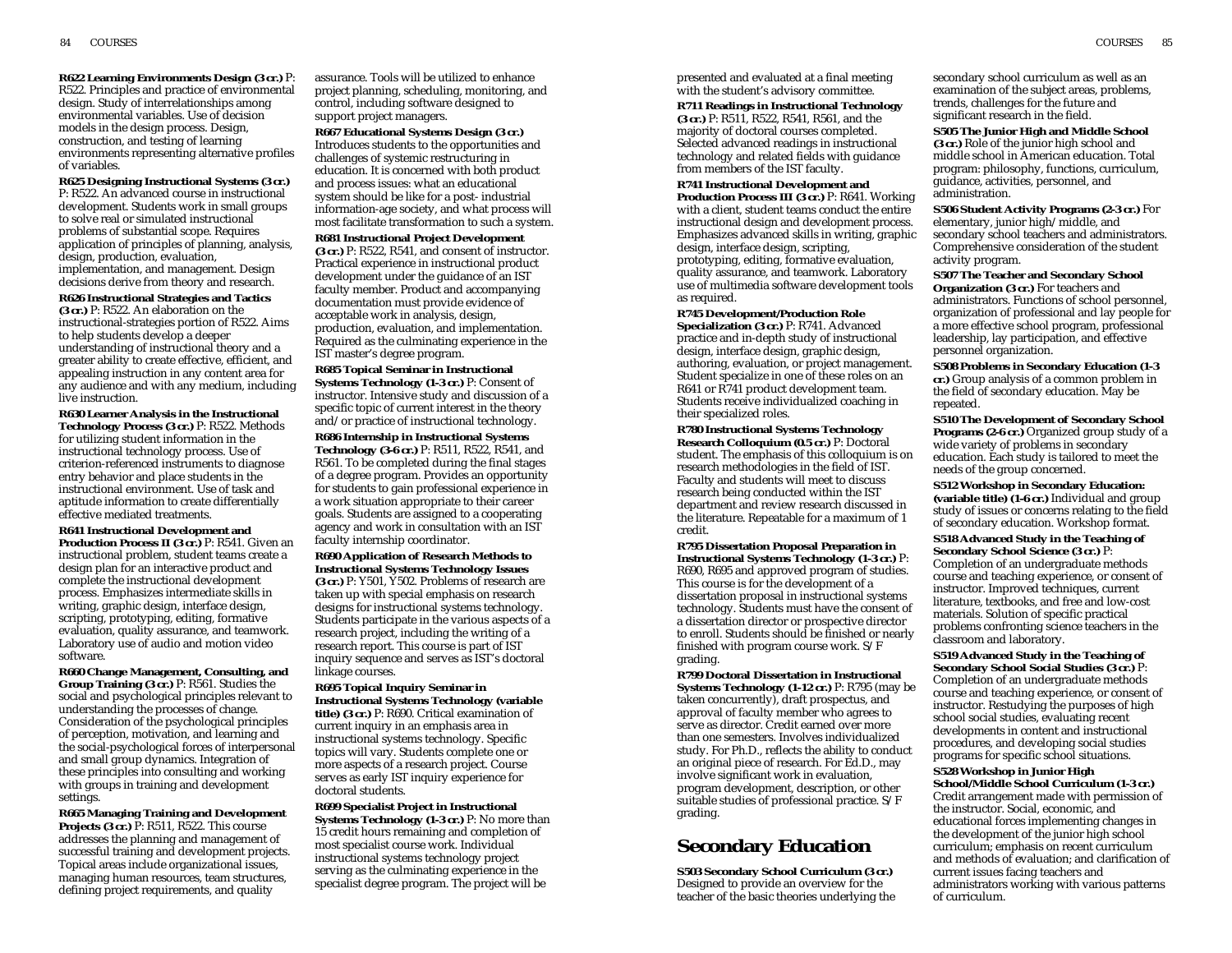**R622 Learning Environments Design (3 cr.)** P: R522. Principles and practice of environmental design. Study of interrelationships among environmental variables. Use of decision models in the design process. Design, construction, and testing of learning environments representing alternative profiles of variables.

**R625 Designing Instructional Systems (3 cr.)** P: R522. An advanced course in instructional development. Students work in small groups to solve real or simulated instructional problems of substantial scope. Requires application of principles of planning, analysis, design, production, evaluation, implementation, and management. Design decisions derive from theory and research.

**R626 Instructional Strategies and Tactics (3 cr.)** P: R522. An elaboration on the instructional-strategies portion of R522. Aims to help students develop a deeper understanding of instructional theory and a greater ability to create effective, efficient, and appealing instruction in any content area for any audience and with any medium, including live instruction.

**R630 Learner Analysis in the Instructional Technology Process (3 cr.)** P: R522. Methods for utilizing student information in the instructional technology process. Use of criterion-referenced instruments to diagnose entry behavior and place students in the instructional environment. Use of task and aptitude information to create differentially effective mediated treatments.

**R641 Instructional Development and Production Process II (3 cr.)** P: R541. Given an instructional problem, student teams create a design plan for an interactive product and complete the instructional development process. Emphasizes intermediate skills in writing, graphic design, interface design, scripting, prototyping, editing, formative evaluation, quality assurance, and teamwork. Laboratory use of audio and motion video software.

**R660 Change Management, Consulting, and Group Training (3 cr.)** P: R561. Studies the social and psychological principles relevant to understanding the processes of change. Consideration of the psychological principles of perception, motivation, and learning and the social-psychological forces of interpersonal and small group dynamics. Integration of these principles into consulting and working with groups in training and development settings.

**R665 Managing Training and Development Projects (3 cr.)** P: R511, R522. This course addresses the planning and management of successful training and development projects. Topical areas include organizational issues, managing human resources, team structures, defining project requirements, and quality assurance. Tools will be utilized to enhance project planning, scheduling, monitoring, and control, including software designed to support project managers.

**R667 Educational Systems Design (3 cr.)** Introduces students to the opportunities and challenges of systemic restructuring in education. It is concerned with both product and process issues: what an educational system should be like for a post- industrial information-age society, and what process will most facilitate transformation to such a system.

**R681 Instructional Project Development (3 cr.)** P: R522, R541, and consent of instructor. Practical experience in instructional product development under the guidance of an IST faculty member. Product and accompanying documentation must provide evidence of acceptable work in analysis, design, production, evaluation, and implementation. Required as the culminating experience in the IST master's degree program.

**R685 Topical Seminar in Instructional Systems Technology (1-3 cr.)** P: Consent of instructor. Intensive study and discussion of a specific topic of current interest in the theory and/or practice of instructional technology.

**R686 Internship in Instructional Systems Technology (3-6 cr.)** P: R511, R522, R541, and R561. To be completed during the final stages of a degree program. Provides an opportunity for students to gain professional experience in a work situation appropriate to their career goals. Students are assigned to a cooperating agency and work in consultation with an IST faculty internship coordinator.

**R690 Application of Research Methods to Instructional Systems Technology Issues (3 cr.)** P: Y501, Y502. Problems of research are taken up with special emphasis on research designs for instructional systems technology. Students participate in the various aspects of a research project, including the writing of a research report. This course is part of IST inquiry sequence and serves as IST's doctoral linkage courses.

**R695 Topical Inquiry Seminar in Instructional Systems Technology (variable title) (3 cr.)** P: R690. Critical examination of current inquiry in an emphasis area in instructional systems technology. Specific topics will vary. Students complete one or more aspects of a research project. Course serves as early IST inquiry experience for doctoral students.

**R699 Specialist Project in Instructional Systems Technology (1-3 cr.)** P: No more than 15 credit hours remaining and completion of most specialist course work. Individual instructional systems technology project serving as the culminating experience in the specialist degree program. The project will be presented and evaluated at a final meeting with the student's advisory committee.

**R711 Readings in Instructional Technology (3 cr.)** P: R511, R522, R541, R561, and the majority of doctoral courses completed. Selected advanced readings in instructional technology and related fields with guidance from members of the IST faculty.

**R741 Instructional Development and Production Process III (3 cr.)** P: R641. Working with a client, student teams conduct the entire instructional design and development process. Emphasizes advanced skills in writing, graphic design, interface design, scripting, prototyping, editing, formative evaluation, quality assurance, and teamwork. Laboratory use of multimedia software development tools as required.

**R745 Development/Production Role Specialization (3 cr.)** P: R741. Advanced practice and in-depth study of instructional design, interface design, graphic design, authoring, evaluation, or project management. Student specialize in one of these roles on an R641 or R741 product development team. Students receive individualized coaching in their specialized roles.

**R780 Instructional Systems Technology Research Colloquium (0.5 cr.)** P: Doctoral student. The emphasis of this colloquium is on research methodologies in the field of IST. Faculty and students will meet to discuss research being conducted within the IST department and review research discussed in the literature. Repeatable for a maximum of 1 credit.

**R795 Dissertation Proposal Preparation in Instructional Systems Technology (1-3 cr.)** P: R690, R695 and approved program of studies. This course is for the development of a dissertation proposal in instructional systems technology. Students must have the consent of a dissertation director or prospective director to enroll. Students should be finished or nearly finished with program course work. S/F grading.

**R799 Doctoral Dissertation in Instructional Systems Technology (1-12 cr.)** P: R795 (may be taken concurrently), draft prospectus, and approval of faculty member who agrees to serve as director. Credit earned over more than one semesters. Involves individualized study. For Ph.D., reflects the ability to conduct an original piece of research. For Ed.D., may involve significant work in evaluation, program development, description, or other suitable studies of professional practice. S/F grading.

## Secondary Education

**S503 Secondary School Curriculum (3 cr.)** Designed to provide an overview for the teacher of the basic theories underlying the secondary school curriculum as well as an examination of the subject areas, problems, trends, challenges for the future and significant research in the field.

**S505 The Junior High and Middle School (3 cr.)** Role of the junior high school and middle school in American education. Total program: philosophy, functions, curriculum, guidance, activities, personnel, and administration.

**S506 Student Activity Programs (2-3 cr.)** For elementary, junior high/middle, and secondary school teachers and administrators. Comprehensive consideration of the student activity program.

**S507 The Teacher and Secondary School Organization (3 cr.)** For teachers and administrators. Functions of school personnel, organization of professional and lay people for a more effective school program, professional leadership, lay participation, and effective personnel organization.

**S508 Problems in Secondary Education (1-3 cr.)** Group analysis of a common problem in the field of secondary education. May be repeated.

**S510 The Development of Secondary School Programs (2-6 cr.)** Organized group study of a wide variety of problems in secondary education. Each study is tailored to meet the needs of the group concerned.

**S512 Workshop in Secondary Education: (variable title) (1-6 cr.)** Individual and group study of issues or concerns relating to the field of secondary education. Workshop format.

**S518 Advanced Study in the Teaching of Secondary School Science (3 cr.)** P: Completion of an undergraduate methods course and teaching experience, or consent of instructor. Improved techniques, current literature, textbooks, and free and low-cost materials. Solution of specific practical problems confronting science teachers in the classroom and laboratory.

**S519 Advanced Study in the Teaching of Secondary School Social Studies (3 cr.)** P: Completion of an undergraduate methods course and teaching experience, or consent of instructor. Restudying the purposes of high school social studies, evaluating recent developments in content and instructional procedures, and developing social studies programs for specific school situations.

**S528 Workshop in Junior High School/Middle School Curriculum (1-3 cr.)** Credit arrangement made with permission of the instructor. Social, economic, and educational forces implementing changes in the development of the junior high school curriculum; emphasis on recent curriculum and methods of evaluation; and clarification of current issues facing teachers and administrators working with various patterns of curriculum.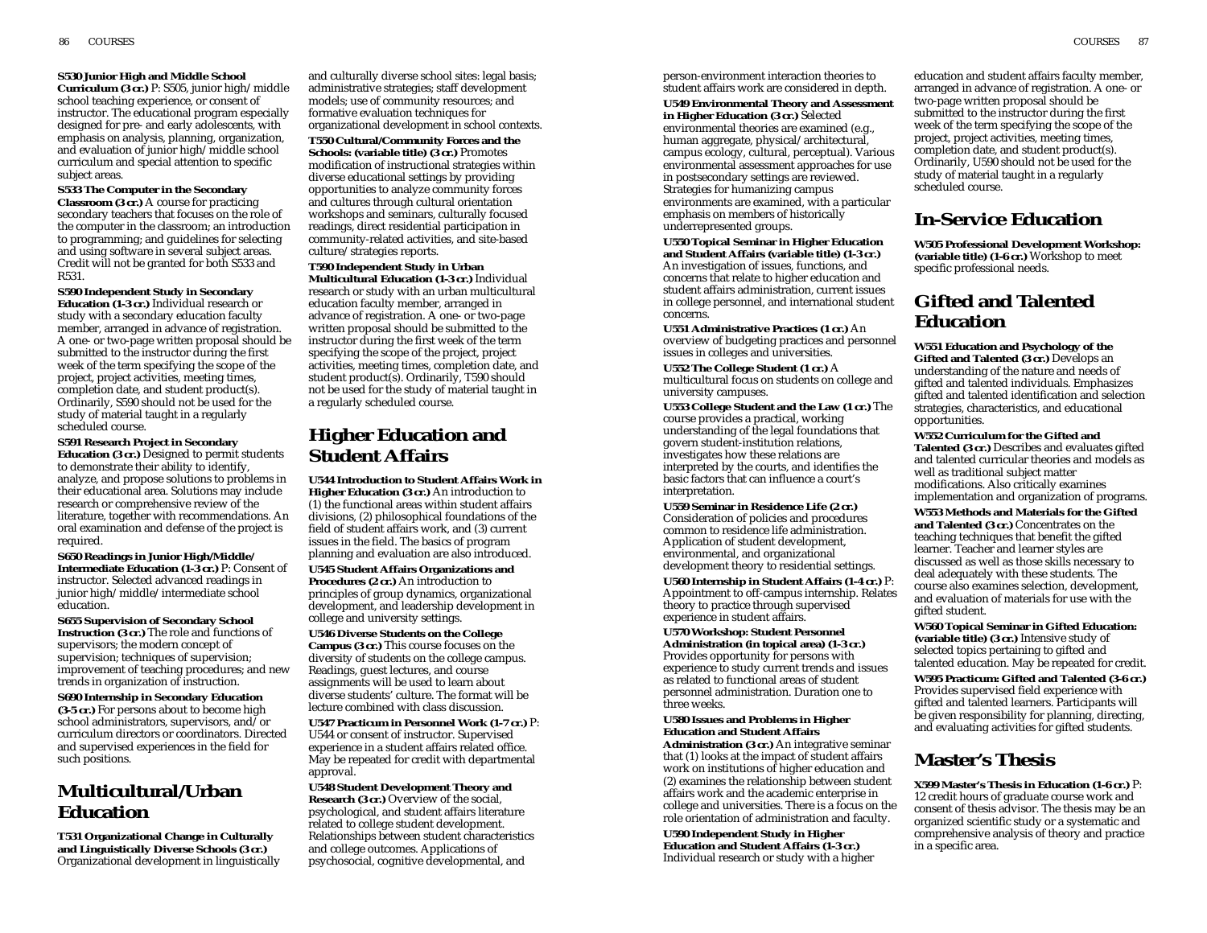**S530 Junior High and Middle School Curriculum (3 cr.)** P: S505, junior high/middle school teaching experience, or consent of instructor. The educational program especially designed for pre- and early adolescents, with emphasis on analysis, planning, organization, and evaluation of junior high/middle school curriculum and special attention to specific subject areas.

**S533 The Computer in the Secondary Classroom (3 cr.)** A course for practicing secondary teachers that focuses on the role of the computer in the classroom; an introduction to programming; and guidelines for selecting and using software in several subject areas. Credit will not be granted for both S533 and R531.

**S590 Independent Study in Secondary Education (1-3 cr.)** Individual research or study with a secondary education faculty member, arranged in advance of registration. A one- or two-page written proposal should be submitted to the instructor during the first week of the term specifying the scope of the project, project activities, meeting times, completion date, and student product(s). Ordinarily, S590 should not be used for the study of material taught in a regularly scheduled course.

**S591 Research Project in Secondary Education (3 cr.)** Designed to permit students to demonstrate their ability to identify, analyze, and propose solutions to problems in their educational area. Solutions may include research or comprehensive review of the literature, together with recommendations. An oral examination and defense of the project is required.

**S650 Readings in Junior High/Middle/Intermediate Education (1-3 cr.)** P: Consent of instructor. Selected advanced readings in junior high/middle/intermediate school education.

**S655 Supervision of Secondary School Instruction (3 cr.)** The role and functions of supervisors; the modern concept of supervision; techniques of supervision; improvement of teaching procedures; and new trends in organization of instruction.

**S690 Internship in Secondary Education (3-5 cr.)** For persons about to become high school administrators, supervisors, and/or curriculum directors or coordinators. Directed and supervised experiences in the field for such positions.

## Multicultural/Urban Education

**T531 Organizational Change in Culturally and Linguistically Diverse Schools (3 cr.)** Organizational development in linguistically and culturally diverse school sites: legal basis; administrative strategies; staff development models; use of community resources; and formative evaluation techniques for organizational development in school contexts.

**T550 Cultural/Community Forces and the Schools: (variable title) (3 cr.)** Promotes modification of instructional strategies within diverse educational settings by providing opportunities to analyze community forces and cultures through cultural orientation workshops and seminars, culturally focused readings, direct residential participation in community-related activities, and site-based culture/strategies reports.

**T590 Independent Study in Urban Multicultural Education (1-3 cr.)** Individual research or study with an urban multicultural education faculty member, arranged in advance of registration. A one- or two-page written proposal should be submitted to the instructor during the first week of the term specifying the scope of the project, project activities, meeting times, completion date, and student product(s). Ordinarily, T590 should not be used for the study of material taught in a regularly scheduled course.

## Higher Education and Student Affairs

**U544 Introduction to Student Affairs Work in Higher Education (3 cr.)** An introduction to (1) the functional areas within student affairs divisions, (2) philosophical foundations of the field of student affairs work, and (3) current issues in the field. The basics of program planning and evaluation are also introduced.

**U545 Student Affairs Organizations and Procedures (2 cr.)** An introduction to principles of group dynamics, organizational development, and leadership development in college and university settings.

**U546 Diverse Students on the College Campus (3 cr.)** This course focuses on the diversity of students on the college campus. Readings, guest lectures, and course assignments will be used to learn about diverse students' culture. The format will be lecture combined with class discussion.

**U547 Practicum in Personnel Work (1-7 cr.)** P: U544 or consent of instructor. Supervised experience in a student affairs related office. May be repeated for credit with departmental approval.

**U548 Student Development Theory and Research (3 cr.)** Overview of the social, psychological, and student affairs literature related to college student development. Relationships between student characteristics and college outcomes. Applications of psychosocial, cognitive developmental, and person-environment interaction theories to student affairs work are considered in depth.

**U549 Environmental Theory and Assessment in Higher Education (3 cr.)** Selected environmental theories are examined (e.g., human aggregate, physical/architectural, campus ecology, cultural, perceptual). Various environmental assessment approaches for use in postsecondary settings are reviewed. Strategies for humanizing campus environments are examined, with a particular emphasis on members of historically underrepresented groups.

**U550 Topical Seminar in Higher Education and Student Affairs (variable title) (1-3 cr.)** An investigation of issues, functions, and concerns that relate to higher education and student affairs administration, current issues in college personnel, and international student concerns.

**U551 Administrative Practices (1 cr.)** An overview of budgeting practices and personnel issues in colleges and universities.

**U552 The College Student (1 cr.)** A multicultural focus on students on college and university campuses.

**U553 College Student and the Law (1 cr.)** The course provides a practical, working understanding of the legal foundations that govern student-institution relations, investigates how these relations are interpreted by the courts, and identifies the basic factors that can influence a court's interpretation.

**U559 Seminar in Residence Life (2 cr.)** Consideration of policies and procedures common to residence life administration. Application of student development, environmental, and organizational development theory to residential settings.

**U560 Internship in Student Affairs (1-4 cr.)** P: Appointment to off-campus internship. Relates theory to practice through supervised experience in student affairs.

**U570 Workshop: Student Personnel Administration (in topical area) (1-3 cr.)** Provides opportunity for persons with experience to study current trends and issues as related to functional areas of student personnel administration. Duration one to three weeks.

**U580 Issues and Problems in Higher Education and Student Affairs Administration (3 cr.)** An integrative seminar that (1) looks at the impact of student affairs work on institutions of higher education and (2) examines the relationship between student affairs work and the academic enterprise in college and universities. There is a focus on the role orientation of administration and faculty.

**U590 Independent Study in Higher Education and Student Affairs (1-3 cr.)** Individual research or study with a higher education and student affairs faculty member, arranged in advance of registration. A one- or two-page written proposal should be submitted to the instructor during the first week of the term specifying the scope of the project, project activities, meeting times, completion date, and student product(s). Ordinarily, U590 should not be used for the study of material taught in a regularly scheduled course.

## In-Service Education

**W505 Professional Development Workshop: (variable title) (1-6 cr.)** Workshop to meet specific professional needs.

## Gifted and Talented Education

**W551 Education and Psychology of the Gifted and Talented (3 cr.)** Develops an understanding of the nature and needs of gifted and talented individuals. Emphasizes gifted and talented identification and selection strategies, characteristics, and educational opportunities.

**W552 Curriculum for the Gifted and Talented (3 cr.)** Describes and evaluates gifted and talented curricular theories and models as well as traditional subject matter modifications. Also critically examines implementation and organization of programs.

**W553 Methods and Materials for the Gifted and Talented (3 cr.)** Concentrates on the teaching techniques that benefit the gifted learner. Teacher and learner styles are discussed as well as those skills necessary to deal adequately with these students. The course also examines selection, development, and evaluation of materials for use with the gifted student.

**W560 Topical Seminar in Gifted Education: (variable title) (3 cr.)** Intensive study of selected topics pertaining to gifted and talented education. May be repeated for credit.

**W595 Practicum: Gifted and Talented (3-6 cr.)** Provides supervised field experience with gifted and talented learners. Participants will be given responsibility for planning, directing, and evaluating activities for gifted students.

## Master's Thesis

**X599 Master's Thesis in Education (1-6 cr.)** P: 12 credit hours of graduate course work and consent of thesis advisor. The thesis may be an organized scientific study or a systematic and comprehensive analysis of theory and practice in a specific area.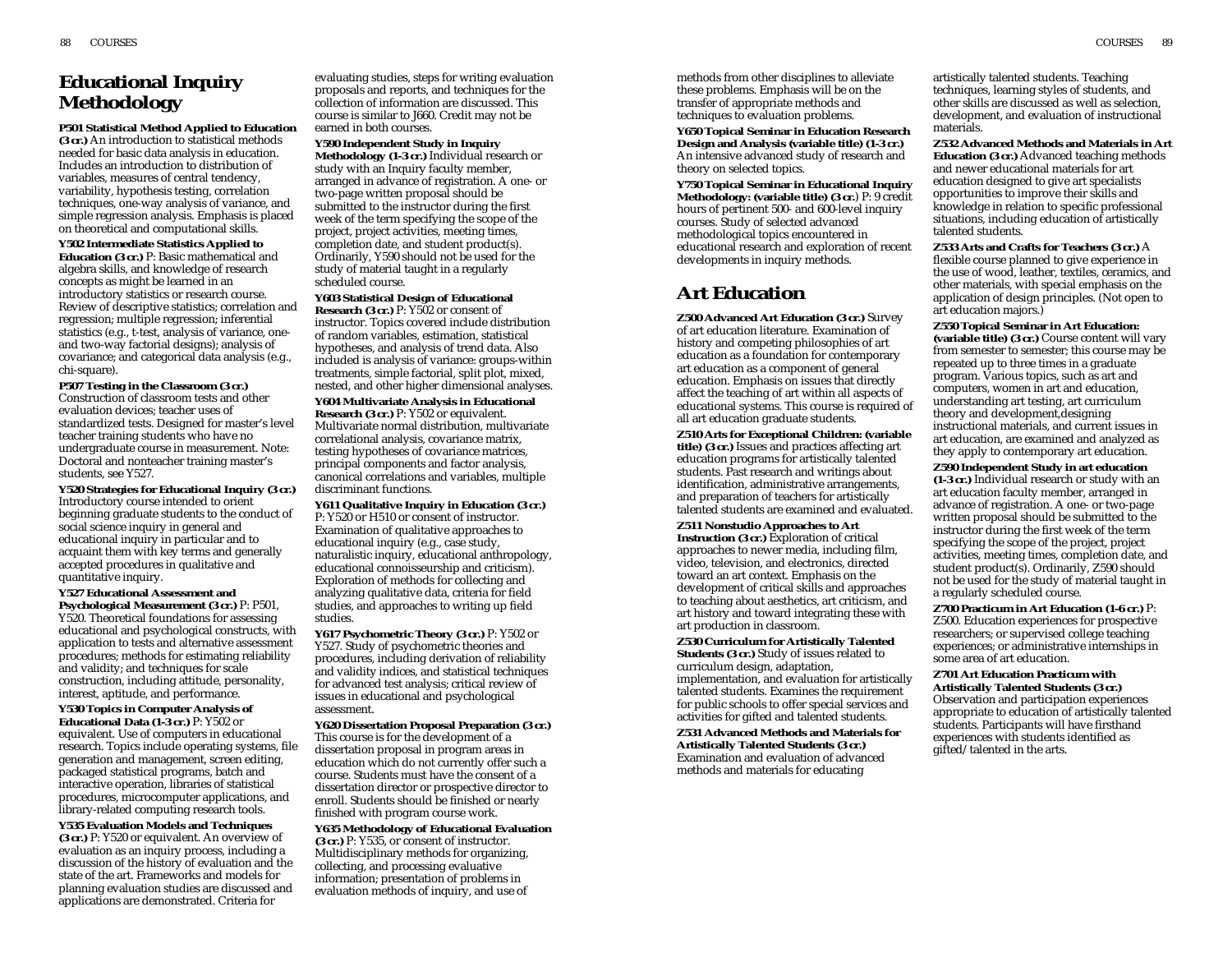# Educational Inquiry Methodology

**P501 Statistical Method Applied to Education (3 cr.)** An introduction to statistical methods needed for basic data analysis in education. Includes an introduction to distribution of variables, measures of central tendency, variability, hypothesis testing, correlation techniques, one-way analysis of variance, and simple regression analysis. Emphasis is placed on theoretical and computational skills.

**Y502 Intermediate Statistics Applied to Education (3 cr.)** P: Basic mathematical and algebra skills, and knowledge of research concepts as might be learned in an introductory statistics or research course. Review of descriptive statistics; correlation and regression; multiple regression; inferential statistics (e.g., t-test, analysis of variance, one- and two-way factorial designs); analysis of covariance; and categorical data analysis (e.g., chi-square).

**P507 Testing in the Classroom (3 cr.)** Construction of classroom tests and other evaluation devices; teacher uses of standardized tests. Designed for master's level teacher training students who have no undergraduate course in measurement. Note: Doctoral and nonteacher training master's students, see Y527.

**Y520 Strategies for Educational Inquiry (3 cr.)** Introductory course intended to orient beginning graduate students to the conduct of social science inquiry in general and educational inquiry in particular and to acquaint them with key terms and generally accepted procedures in qualitative and quantitative inquiry.

**Y527 Educational Assessment and Psychological Measurement (3 cr.)** P: P501, Y520. Theoretical foundations for assessing educational and psychological constructs, with application to tests and alternative assessment procedures; methods for estimating reliability and validity; and techniques for scale construction, including attitude, personality, interest, aptitude, and performance.

**Y530 Topics in Computer Analysis of Educational Data (1-3 cr.)** P: Y502 or equivalent. Use of computers in educational research. Topics include operating systems, file generation and management, screen editing, packaged statistical programs, batch and interactive operation, libraries of statistical procedures, microcomputer applications, and library-related computing research tools.

**Y535 Evaluation Models and Techniques (3 cr.)** P: Y520 or equivalent. An overview of evaluation as an inquiry process, including a discussion of the history of evaluation and the state of the art. Frameworks and models for planning evaluation studies are discussed and applications are demonstrated. Criteria for evaluating studies, steps for writing evaluation proposals and reports, and techniques for the collection of information are discussed. This course is similar to J660. Credit may not be earned in both courses.

**Y590 Independent Study in Inquiry Methodology (1-3 cr.)** Individual research or study with an Inquiry faculty member, arranged in advance of registration. A one- or two-page written proposal should be submitted to the instructor during the first week of the term specifying the scope of the project, project activities, meeting times, completion date, and student product(s). Ordinarily, Y590 should not be used for the study of material taught in a regularly scheduled course.

**Y603 Statistical Design of Educational Research (3 cr.)** P: Y502 or consent of instructor. Topics covered include distribution of random variables, estimation, statistical hypotheses, and analysis of trend data. Also included is analysis of variance: groups-within treatments, simple factorial, split plot, mixed, nested, and other higher dimensional analyses.

**Y604 Multivariate Analysis in Educational Research (3 cr.)** P: Y502 or equivalent. Multivariate normal distribution, multivariate correlational analysis, covariance matrix, testing hypotheses of covariance matrices, principal components and factor analysis, canonical correlations and variables, multiple discriminant functions.

**Y611 Qualitative Inquiry in Education (3 cr.)** P: Y520 or H510 or consent of instructor. Examination of qualitative approaches to educational inquiry (e.g., case study, naturalistic inquiry, educational anthropology, educational connoisseurship and criticism). Exploration of methods for collecting and analyzing qualitative data, criteria for field studies, and approaches to writing up field studies.

**Y617 Psychometric Theory (3 cr.)** P: Y502 or Y527. Study of psychometric theories and procedures, including derivation of reliability and validity indices, and statistical techniques for advanced test analysis; critical review of issues in educational and psychological assessment.

**Y620 Dissertation Proposal Preparation (3 cr.)** This course is for the development of a dissertation proposal in program areas in education which do not currently offer such a course. Students must have the consent of a dissertation director or prospective director to enroll. Students should be finished or nearly finished with program course work.

**Y635 Methodology of Educational Evaluation (3 cr.)** P: Y535, or consent of instructor. Multidisciplinary methods for organizing, collecting, and processing evaluative information; presentation of problems in evaluation methods of inquiry, and use of methods from other disciplines to alleviate these problems. Emphasis will be on the transfer of appropriate methods and techniques to evaluation problems.

**Y650 Topical Seminar in Education Research Design and Analysis (variable title) (1-3 cr.)** An intensive advanced study of research and theory on selected topics.

**Y750 Topical Seminar in Educational Inquiry Methodology: (variable title) (3 cr.)** P: 9 credit hours of pertinent 500- and 600-level inquiry courses. Study of selected advanced methodological topics encountered in educational research and exploration of recent developments in inquiry methods.

# Art Education

**Z500 Advanced Art Education (3 cr.)** Survey of art education literature. Examination of history and competing philosophies of art education as a foundation for contemporary art education as a component of general education. Emphasis on issues that directly affect the teaching of art within all aspects of educational systems. This course is required of all art education graduate students.

**Z510 Arts for Exceptional Children: (variable title) (3 cr.)** Issues and practices affecting art education programs for artistically talented students. Past research and writings about identification, administrative arrangements, and preparation of teachers for artistically talented students are examined and evaluated.

**Z511 Nonstudio Approaches to Art Instruction (3 cr.)** Exploration of critical approaches to newer media, including film, video, television, and electronics, directed toward an art context. Emphasis on the development of critical skills and approaches to teaching about aesthetics, art criticism, and art history and toward integrating these with art production in classroom.

**Z530 Curriculum for Artistically Talented Students (3 cr.)** Study of issues related to curriculum design, adaptation, implementation, and evaluation for artistically talented students. Examines the requirement for public schools to offer special services and activities for gifted and talented students.

**Z531 Advanced Methods and Materials for Artistically Talented Students (3 cr.)** Examination and evaluation of advanced methods and materials for educating artistically talented students. Teaching techniques, learning styles of students, and other skills are discussed as well as selection, development, and evaluation of instructional materials.

**Z532 Advanced Methods and Materials in Art Education (3 cr.)** Advanced teaching methods and newer educational materials for art education designed to give art specialists opportunities to improve their skills and knowledge in relation to specific professional situations, including education of artistically talented students.

**Z533 Arts and Crafts for Teachers (3 cr.)** A flexible course planned to give experience in the use of wood, leather, textiles, ceramics, and other materials, with special emphasis on the application of design principles. (Not open to art education majors.)

**Z550 Topical Seminar in Art Education: (variable title) (3 cr.)** Course content will vary from semester to semester; this course may be repeated up to three times in a graduate program. Various topics, such as art and computers, women in art and education, understanding art testing, art curriculum theory and development,designing instructional materials, and current issues in art education, are examined and analyzed as they apply to contemporary art education.

**Z590 Independent Study in art education (1-3 cr.)** Individual research or study with an art education faculty member, arranged in advance of registration. A one- or two-page written proposal should be submitted to the instructor during the first week of the term specifying the scope of the project, project activities, meeting times, completion date, and student product(s). Ordinarily, Z590 should not be used for the study of material taught in a regularly scheduled course.

**Z700 Practicum in Art Education (1-6 cr.)** P: Z500. Education experiences for prospective researchers; or supervised college teaching experiences; or administrative internships in some area of art education.

**Z701 Art Education Practicum with Artistically Talented Students (3 cr.)** Observation and participation experiences appropriate to education of artistically talented students. Participants will have firsthand experiences with students identified as gifted/talented in the arts.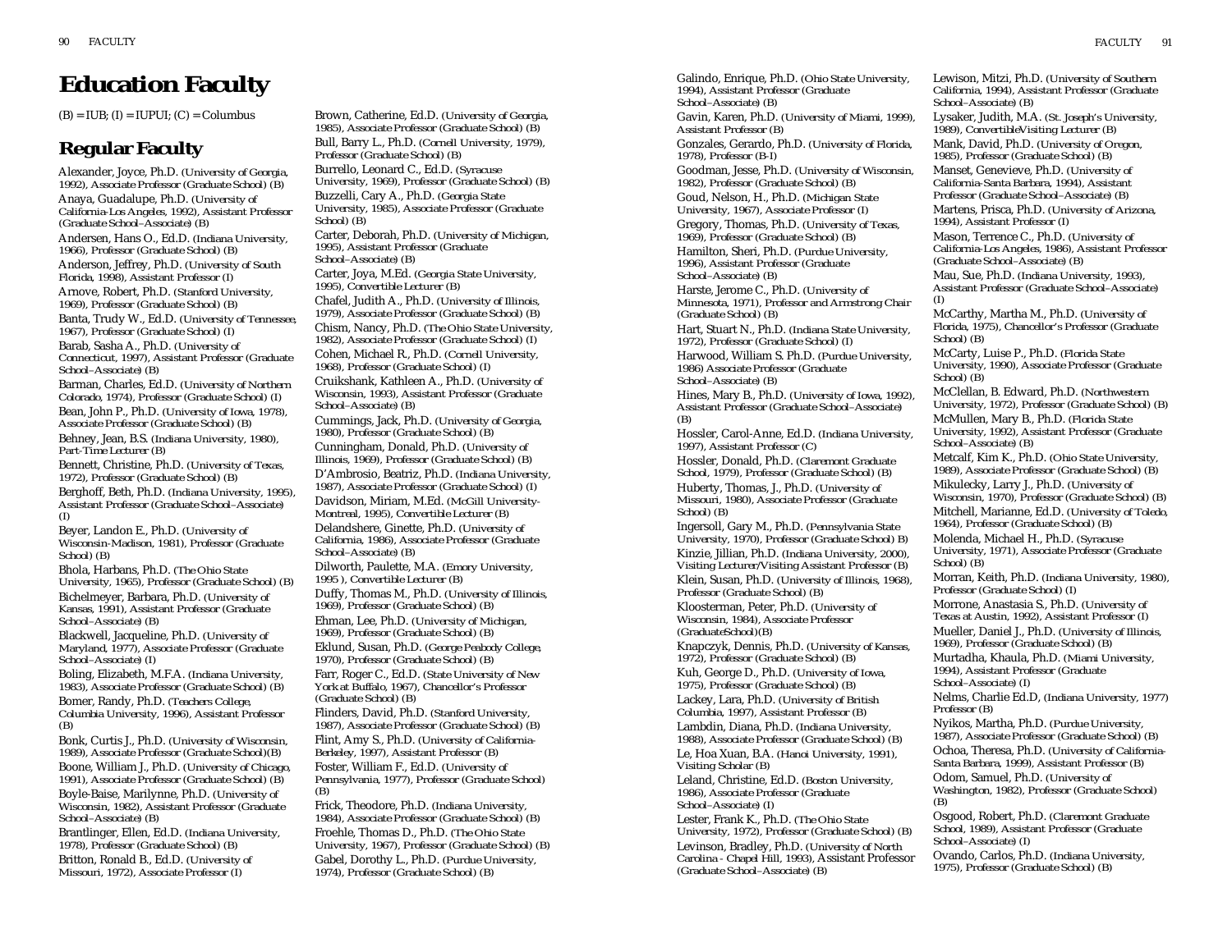# Education Faculty

(B) = IUB; (I) = IUPUI; (C) = Columbus

## Regular Faculty

Alexander, Joyce, Ph.D. (University of Georgia, 1992), Associate Professor (Graduate School) (B)

Anaya, Guadalupe, Ph.D. (University of California-Los Angeles, 1992), Assistant Professor (Graduate School–Associate) (B)

Andersen, Hans O., Ed.D. (Indiana University, 1966), Professor (Graduate School) (B)

Anderson, Jeffrey, Ph.D. (University of South Florida, 1998), Assistant Professor (I)

Arnove, Robert, Ph.D. (Stanford University, 1969), Professor (Graduate School) (B)

Banta, Trudy W., Ed.D. (University of Tennessee, 1967), Professor (Graduate School) (I)

Barab, Sasha A., Ph.D. (University of Connecticut, 1997), Assistant Professor (Graduate School–Associate) (B)

Barman, Charles, Ed.D. (University of Northern Colorado, 1974), Professor (Graduate School) (I)

Bean, John P., Ph.D. (University of Iowa, 1978), Associate Professor (Graduate School) (B)

Behney, Jean, B.S. (Indiana University, 1980), Part-Time Lecturer (B)

Bennett, Christine, Ph.D. (University of Texas, 1972), Professor (Graduate School) (B)

Berghoff, Beth, Ph.D. (Indiana University, 1995), Assistant Professor (Graduate School–Associate) (I)

Beyer, Landon E., Ph.D. (University of Wisconsin-Madison, 1981), Professor (Graduate School) (B)

Bhola, Harbans, Ph.D. (The Ohio State University, 1965), Professor (Graduate School) (B)

Bichelmeyer, Barbara, Ph.D. (University of Kansas, 1991), Assistant Professor (Graduate School–Associate) (B)

Blackwell, Jacqueline, Ph.D. (University of Maryland, 1977), Associate Professor (Graduate School–Associate) (I)

Boling, Elizabeth, M.F.A. (Indiana University, 1983), Associate Professor (Graduate School) (B)

Bomer, Randy, Ph.D. (Teachers College, Columbia University, 1996), Assistant Professor (B)

Bonk, Curtis J., Ph.D. (University of Wisconsin, 1989), Associate Professor (Graduate School)(B)

Boone, William J., Ph.D. (University of Chicago, 1991), Associate Professor (Graduate School) (B)

Boyle-Baise, Marilynne, Ph.D. (University of Wisconsin, 1982), Assistant Professor (Graduate School–Associate) (B)

Brantlinger, Ellen, Ed.D. (Indiana University, 1978), Professor (Graduate School) (B)

Britton, Ronald B., Ed.D. (University of Missouri, 1972), Associate Professor (I)

Brown, Catherine, Ed.D. (University of Georgia, 1985), Associate Professor (Graduate School) (B)

Bull, Barry L., Ph.D. (Cornell University, 1979), Professor (Graduate School) (B)

Burrello, Leonard C., Ed.D. (Syracuse University, 1969), Professor (Graduate School) (B)

Buzzelli, Cary A., Ph.D. (Georgia State University, 1985), Associate Professor (Graduate School) (B)

Carter, Deborah, Ph.D. (University of Michigan, 1995), Assistant Professor (Graduate School–Associate) (B)

Carter, Joya, M.Ed. (Georgia State University, 1995), Convertible Lecturer (B)

Chafel, Judith A., Ph.D. (University of Illinois, 1979), Associate Professor (Graduate School) (B)

Chism, Nancy, Ph.D. (The Ohio State University, 1982), Associate Professor (Graduate School) (I)

Cohen, Michael R., Ph.D. (Cornell University, 1968), Professor (Graduate School) (I)

Cruikshank, Kathleen A., Ph.D. (University of Wisconsin, 1993), Assistant Professor (Graduate School–Associate) (B)

Cummings, Jack, Ph.D. (University of Georgia, 1980), Professor (Graduate School) (B)

Cunningham, Donald, Ph.D. (University of Illinois, 1969), Professor (Graduate School) (B)

D'Ambrosio, Beatriz, Ph.D. (Indiana University, 1987), Associate Professor (Graduate School) (I)

Davidson, Miriam, M.Ed. (McGill University-Montreal, 1995), Convertible Lecturer (B)

Delandshere, Ginette, Ph.D. (University of California, 1986), Associate Professor (Graduate School–Associate) (B)

Dilworth, Paulette, M.A. (Emory University, 1995 ), Convertible Lecturer (B)

Duffy, Thomas M., Ph.D. (University of Illinois, 1969), Professor (Graduate School) (B)

Ehman, Lee, Ph.D. (University of Michigan, 1969), Professor (Graduate School) (B)

Eklund, Susan, Ph.D. (George Peabody College, 1970), Professor (Graduate School) (B)

Farr, Roger C., Ed.D. (State University of New York at Buffalo, 1967), Chancellor's Professor (Graduate School) (B)

Flinders, David, Ph.D. (Stanford University, 1987), Associate Professor (Graduate School) (B)

Flint, Amy S., Ph.D. (University of California-Berkeley, 1997), Assistant Professor (B)

Foster, William F., Ed.D. (University of Pennsylvania, 1977), Professor (Graduate School) (B)

Frick, Theodore, Ph.D. (Indiana University, 1984), Associate Professor (Graduate School) (B)

Froehle, Thomas D., Ph.D. (The Ohio State University, 1967), Professor (Graduate School) (B)

Gabel, Dorothy L., Ph.D. (Purdue University, 1974), Professor (Graduate School) (B)

Galindo, Enrique, Ph.D. (Ohio State University, 1994), Assistant Professor (Graduate School–Associate) (B)

Gavin, Karen, Ph.D. (University of Miami, 1999), Assistant Professor (B)

Gonzales, Gerardo, Ph.D. (University of Florida, 1978), Professor (B-I)

Goodman, Jesse, Ph.D. (University of Wisconsin, 1982), Professor (Graduate School) (B)

Goud, Nelson, H., Ph.D. (Michigan State University, 1967), Associate Professor (I)

Gregory, Thomas, Ph.D. (University of Texas, 1969), Professor (Graduate School) (B)

Hamilton, Sheri, Ph.D. (Purdue University, 1996), Assistant Professor (Graduate School–Associate) (B)

Harste, Jerome C., Ph.D. (University of Minnesota, 1971), Professor and Armstrong Chair (Graduate School) (B)

Hart, Stuart N., Ph.D. (Indiana State University, 1972), Professor (Graduate School) (I)

Harwood, William S. Ph.D. (Purdue University, 1986) Associate Professor (Graduate School–Associate) (B)

Hines, Mary B., Ph.D. (University of Iowa, 1992), Assistant Professor (Graduate School–Associate) (B)

Hossler, Carol-Anne, Ed.D. (Indiana University, 1997), Assistant Professor (C)

Hossler, Donald, Ph.D. (Claremont Graduate School, 1979), Professor (Graduate School) (B)

Huberty, Thomas, J., Ph.D. (University of Missouri, 1980), Associate Professor (Graduate School) (B)

Ingersoll, Gary M., Ph.D. (Pennsylvania State University, 1970), Professor (Graduate School) B)

Kinzie, Jillian, Ph.D. (Indiana University, 2000), Visiting Lecturer/Visiting Assistant Professor (B)

Klein, Susan, Ph.D. (University of Illinois, 1968), Professor (Graduate School) (B)

Kloosterman, Peter, Ph.D. (University of Wisconsin, 1984), Associate Professor (GraduateSchool)(B)

Knapczyk, Dennis, Ph.D. (University of Kansas, 1972), Professor (Graduate School) (B)

Kuh, George D., Ph.D. (University of Iowa, 1975), Professor (Graduate School) (B)

Lackey, Lara, Ph.D. (University of British Columbia, 1997), Assistant Professor (B)

Lambdin, Diana, Ph.D. (Indiana University, 1988), Associate Professor (Graduate School) (B)

Le, Hoa Xuan, B.A. (Hanoi University, 1991), Visiting Scholar (B)

Leland, Christine, Ed.D. (Boston University, 1986), Associate Professor (Graduate School–Associate) (I)

Lester, Frank K., Ph.D. (The Ohio State University, 1972), Professor (Graduate School) (B)

Levinson, Bradley, Ph.D. (University of North Carolina - Chapel Hill, 1993), Assistant Professor (Graduate School–Associate) (B)

Lewison, Mitzi, Ph.D. (University of Southern California, 1994), Assistant Professor (Graduate School–Associate) (B)

Lysaker, Judith, M.A. (St. Joseph's University, 1989), ConvertibleVisiting Lecturer (B)

Mank, David, Ph.D. (University of Oregon, 1985), Professor (Graduate School) (B)

Manset, Genevieve, Ph.D. (University of California-Santa Barbara, 1994), Assistant Professor (Graduate School–Associate) (B)

Martens, Prisca, Ph.D. (University of Arizona, 1994), Assistant Professor (I)

Mason, Terrence C., Ph.D. (University of California-Los Angeles, 1986), Assistant Professor (Graduate School–Associate) (B)

Mau, Sue, Ph.D. (Indiana University, 1993), Assistant Professor (Graduate School–Associate) (I)

McCarthy, Martha M., Ph.D. (University of Florida, 1975), Chancellor's Professor (Graduate School) (B)

McCarty, Luise P., Ph.D. (Florida State University, 1990), Associate Professor (Graduate School) (B)

McClellan, B. Edward, Ph.D. (Northwestern University, 1972), Professor (Graduate School) (B)

McMullen, Mary B., Ph.D. (Florida State University, 1992), Assistant Professor (Graduate School–Associate) (B)

Metcalf, Kim K., Ph.D. (Ohio State University, 1989), Associate Professor (Graduate School) (B)

Mikulecky, Larry J., Ph.D. (University of Wisconsin, 1970), Professor (Graduate School) (B)

Mitchell, Marianne, Ed.D. (University of Toledo, 1964), Professor (Graduate School) (B)

Molenda, Michael H., Ph.D. (Syracuse University, 1971), Associate Professor (Graduate School) (B)

Morran, Keith, Ph.D. (Indiana University, 1980), Professor (Graduate School) (I)

Morrone, Anastasia S., Ph.D. (University of Texas at Austin, 1992), Assistant Professor (I)

Mueller, Daniel J., Ph.D. (University of Illinois, 1969), Professor (Graduate School) (B)

Murtadha, Khaula, Ph.D. (Miami University, 1994), Assistant Professor (Graduate School–Associate) (I)

Nelms, Charlie Ed.D, (Indiana University, 1977) Professor (B)

Nyikos, Martha, Ph.D. (Purdue University, 1987), Associate Professor (Graduate School) (B)

Ochoa, Theresa, Ph.D. (University of California-Santa Barbara, 1999), Assistant Professor (B)

Odom, Samuel, Ph.D. (University of Washington, 1982), Professor (Graduate School) (B)

Osgood, Robert, Ph.D. (Claremont Graduate School, 1989), Assistant Professor (Graduate School–Associate) (I)

Ovando, Carlos, Ph.D. (Indiana University, 1975), Professor (Graduate School) (B)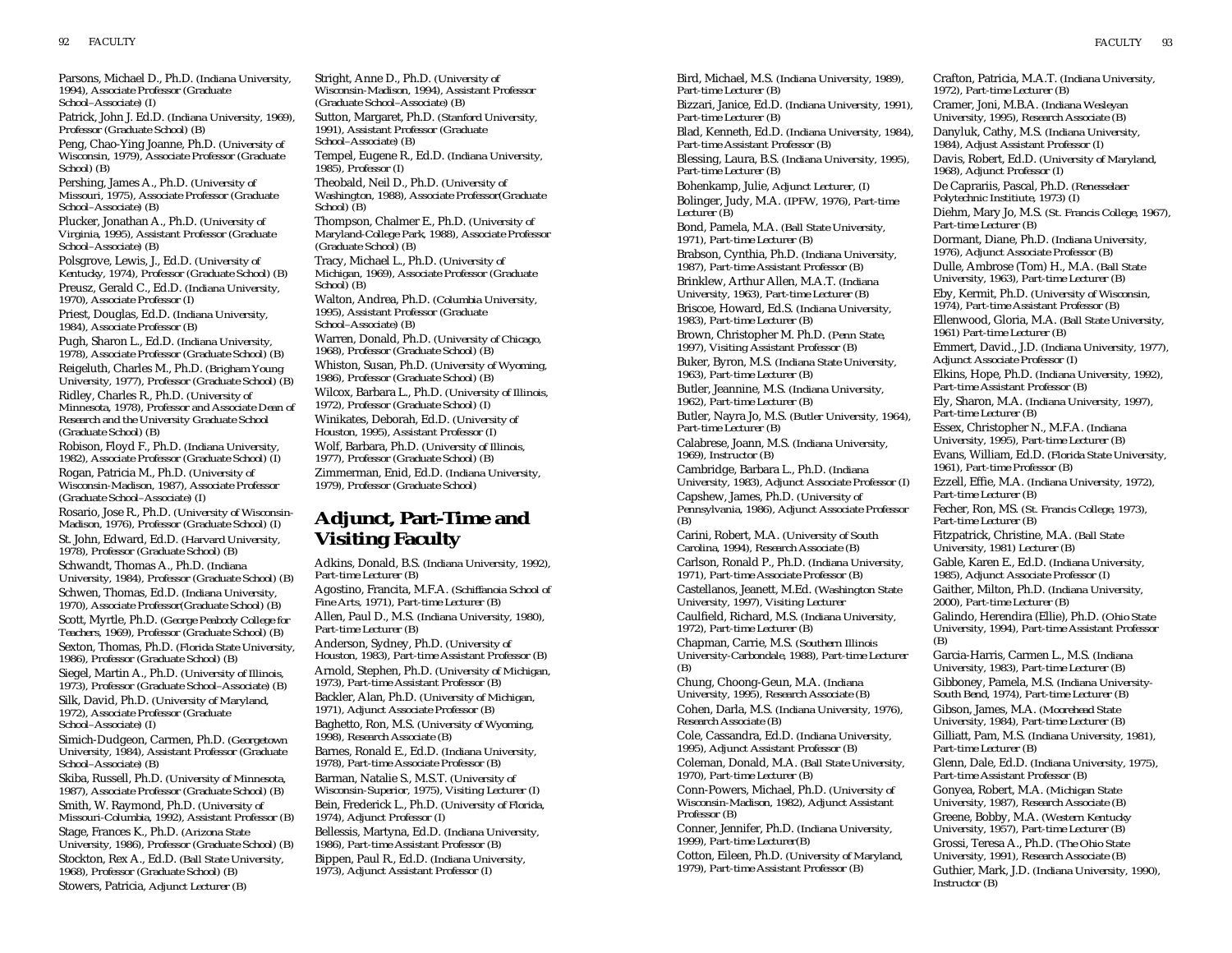Parsons, Michael D., Ph.D. (Indiana University, 1994), Associate Professor (Graduate School–Associate) (I)

Patrick, John J. Ed.D. (Indiana University, 1969), Professor (Graduate School) (B)

Peng, Chao-Ying Joanne, Ph.D. (University of Wisconsin, 1979), Associate Professor (Graduate School) (B)

Pershing, James A., Ph.D. (University of Missouri, 1975), Associate Professor (Graduate School–Associate) (B)

Plucker, Jonathan A., Ph.D. (University of Virginia, 1995), Assistant Professor (Graduate School–Associate) (B)

Polsgrove, Lewis, J., Ed.D. (University of Kentucky, 1974), Professor (Graduate School) (B)

Preusz, Gerald C., Ed.D. (Indiana University, 1970), Associate Professor (I)

Priest, Douglas, Ed.D. (Indiana University, 1984), Associate Professor (B)

Pugh, Sharon L., Ed.D. (Indiana University, 1978), Associate Professor (Graduate School) (B)

Reigeluth, Charles M., Ph.D. (Brigham Young University, 1977), Professor (Graduate School) (B)

Ridley, Charles R., Ph.D. (University of Minnesota, 1978), Professor and Associate Dean of Research and the University Graduate School (Graduate School) (B)

Robison, Floyd F., Ph.D. (Indiana University, 1982), Associate Professor (Graduate School) (I)

Rogan, Patricia M., Ph.D. (University of Wisconsin-Madison, 1987), Associate Professor (Graduate School–Associate) (I)

Rosario, Jose R., Ph.D. (University of Wisconsin-Madison, 1976), Professor (Graduate School) (I)

St. John, Edward, Ed.D. (Harvard University, 1978), Professor (Graduate School) (B)

Schwandt, Thomas A., Ph.D. (Indiana University, 1984), Professor (Graduate School) (B)

Schwen, Thomas, Ed.D. (Indiana University, 1970), Associate Professor(Graduate School) (B)

Scott, Myrtle, Ph.D. (George Peabody College for Teachers, 1969), Professor (Graduate School) (B)

Sexton, Thomas, Ph.D. (Florida State University, 1986), Professor (Graduate School) (B)

Siegel, Martin A., Ph.D. (University of Illinois, 1973), Professor (Graduate School–Associate) (B)

Silk, David, Ph.D. (University of Maryland, 1972), Associate Professor (Graduate School–Associate) (I)

Simich-Dudgeon, Carmen, Ph.D. (Georgetown University, 1984), Assistant Professor (Graduate School–Associate) (B)

Skiba, Russell, Ph.D. (University of Minnesota, 1987), Associate Professor (Graduate School) (B)

Smith, W. Raymond, Ph.D. (University of Missouri-Columbia, 1992), Assistant Professor (B)

Stage, Frances K., Ph.D. (Arizona State University, 1986), Professor (Graduate School) (B)

Stockton, Rex A., Ed.D. (Ball State University, 1968), Professor (Graduate School) (B)

Stowers, Patricia, Adjunct Lecturer (B)

Stright, Anne D., Ph.D. (University of Wisconsin-Madison, 1994), Assistant Professor (Graduate School–Associate) (B)

Sutton, Margaret, Ph.D. (Stanford University, 1991), Assistant Professor (Graduate School–Associate) (B)

Tempel, Eugene R., Ed.D. (Indiana University, 1985), Professor (I)

Theobald, Neil D., Ph.D. (University of Washington, 1988), Associate Professor(Graduate School) (B)

Thompson, Chalmer E., Ph.D. (University of Maryland-College Park, 1988), Associate Professor (Graduate School) (B)

Tracy, Michael L., Ph.D. (University of Michigan, 1969), Associate Professor (Graduate School) (B)

Walton, Andrea, Ph.D. (Columbia University, 1995), Assistant Professor (Graduate School–Associate) (B)

Warren, Donald, Ph.D. (University of Chicago, 1968), Professor (Graduate School) (B)

Whiston, Susan, Ph.D. (University of Wyoming, 1986), Professor (Graduate School) (B)

Wilcox, Barbara L., Ph.D. (University of Illinois, 1972), Professor (Graduate School) (I)

Winikates, Deborah, Ed.D. (University of Houston, 1995), Assistant Professor (I)

Wolf, Barbara, Ph.D. (University of Illinois, 1977), Professor (Graduate School) (B)

Zimmerman, Enid, Ed.D. (Indiana University, 1979), Professor (Graduate School)

## Adjunct, Part-Time and Visiting Faculty

Adkins, Donald, B.S. (Indiana University, 1992), Part-time Lecturer (B)

Agostino, Francita, M.F.A. (Schiffanoia School of Fine Arts, 1971), Part-time Lecturer (B)

Allen, Paul D., M.S. (Indiana University, 1980), Part-time Lecturer (B)

Anderson, Sydney, Ph.D. (University of Houston, 1983), Part-time Assistant Professor (B)

Arnold, Stephen, Ph.D. (University of Michigan, 1973), Part-time Assistant Professor (B)

Backler, Alan, Ph.D. (University of Michigan, 1971), Adjunct Associate Professor (B)

Baghetto, Ron, M.S. (University of Wyoming, 1998), Research Associate (B)

Barnes, Ronald E., Ed.D. (Indiana University, 1978), Part-time Associate Professor (B)

Barman, Natalie S., M.S.T. (University of Wisconsin-Superior, 1975), Visiting Lecturer (I)

Bein, Frederick L., Ph.D. (University of Florida, 1974), Adjunct Professor (I)

Bellessis, Martyna, Ed.D. (Indiana University, 1986), Part-time Assistant Professor (B)

Bippen, Paul R., Ed.D. (Indiana University, 1973), Adjunct Assistant Professor (I)

Bird, Michael, M.S. (Indiana University, 1989), Part-time Lecturer (B)

Bizzari, Janice, Ed.D. (Indiana University, 1991), Part-time Lecturer (B)

Blad, Kenneth, Ed.D. (Indiana University, 1984), Part-time Assistant Professor (B)

Blessing, Laura, B.S. (Indiana University, 1995), Part-time Lecturer (B)

Bohenkamp, Julie, Adjunct Lecturer, (I)

Bolinger, Judy, M.A. (IPFW, 1976), Part-time Lecturer (B)

Bond, Pamela, M.A. (Ball State University, 1971), Part-time Lecturer (B)

Brabson, Cynthia, Ph.D. (Indiana University, 1987), Part-time Assistant Professor (B)

Brinklew, Arthur Allen, M.A.T. (Indiana University, 1963), Part-time Lecturer (B)

Briscoe, Howard, Ed.S. (Indiana University, 1983), Part-time Lecturer (B)

Brown, Christopher M. Ph.D. (Penn State, 1997), Visiting Assistant Professor (B)

Buker, Byron, M.S. (Indiana State University, 1963), Part-time Lecturer (B)

Butler, Jeannine, M.S. (Indiana University, 1962), Part-time Lecturer (B)

Butler, Nayra Jo, M.S. (Butler University, 1964), Part-time Lecturer (B)

Calabrese, Joann, M.S. (Indiana University, 1969), Instructor (B)

Cambridge, Barbara L., Ph.D. (Indiana University, 1983), Adjunct Associate Professor (I)

Capshew, James, Ph.D. (University of Pennsylvania, 1986), Adjunct Associate Professor (B)

Carini, Robert, M.A. (University of South Carolina, 1994), Research Associate (B)

Carlson, Ronald P., Ph.D. (Indiana University, 1971), Part-time Associate Professor (B)

Castellanos, Jeanett, M.Ed. (Washington State University, 1997), Visiting Lecturer

Caulfield, Richard, M.S. (Indiana University, 1972), Part-time Lecturer (B)

Chapman, Carrie, M.S. (Southern Illinois University-Carbondale, 1988), Part-time Lecturer (B)

Chung, Choong-Geun, M.A. (Indiana University, 1995), Research Associate (B)

Cohen, Darla, M.S. (Indiana University, 1976), Research Associate (B)

Cole, Cassandra, Ed.D. (Indiana University, 1995), Adjunct Assistant Professor (B)

Coleman, Donald, M.A. (Ball State University, 1970), Part-time Lecturer (B)

Conn-Powers, Michael, Ph.D. (University of Wisconsin-Madison, 1982), Adjunct Assistant Professor (B)

Conner, Jennifer, Ph.D. (Indiana University, 1999), Part-time Lecturer(B)

Cotton, Eileen, Ph.D. (University of Maryland, 1979), Part-time Assistant Professor (B)

Crafton, Patricia, M.A.T. (Indiana University, 1972), Part-time Lecturer (B)

Cramer, Joni, M.B.A. (Indiana Wesleyan University, 1995), Research Associate (B)

Danyluk, Cathy, M.S. (Indiana University, 1984), Adjust Assistant Professor (I)

Davis, Robert, Ed.D. (University of Maryland, 1968), Adjunct Professor (I)

De Caprariis, Pascal, Ph.D. (Renesselaer Polytechnic Institiute, 1973) (I)

Diehm, Mary Jo, M.S. (St. Francis College, 1967), Part-time Lecturer (B)

Dormant, Diane, Ph.D. (Indiana University, 1976), Adjunct Associate Professor (B)

Dulle, Ambrose (Tom) H., M.A. (Ball State University, 1963), Part-time Lecturer (B)

Eby, Kermit, Ph.D. (University of Wisconsin, 1974), Part-time Assistant Professor (B)

Ellenwood, Gloria, M.A. (Ball State University, 1961) Part-time Lecturer (B)

Emmert, David., J.D. (Indiana University, 1977), Adjunct Associate Professor (I)

Elkins, Hope, Ph.D. (Indiana University, 1992), Part-time Assistant Professor (B)

Ely, Sharon, M.A. (Indiana University, 1997), Part-time Lecturer (B)

Essex, Christopher N., M.F.A. (Indiana University, 1995), Part-time Lecturer (B)

Evans, William, Ed.D. (Florida State University, 1961), Part-time Professor (B)

Ezzell, Effie, M.A. (Indiana University, 1972), Part-time Lecturer (B)

Fecher, Ron, MS. (St. Francis College, 1973), Part-time Lecturer (B)

Fitzpatrick, Christine, M.A. (Ball State University, 1981) Lecturer (B)

Gable, Karen E., Ed.D. (Indiana University, 1985), Adjunct Associate Professor (I)

Gaither, Milton, Ph.D. (Indiana University, 2000), Part-time Lecturer (B)

Galindo, Herendira (Ellie), Ph.D. (Ohio State University, 1994), Part-time Assistant Professor (B)

Garcia-Harris, Carmen L., M.S. (Indiana University, 1983), Part-time Lecturer (B)

Gibboney, Pamela, M.S. (Indiana University-South Bend, 1974), Part-time Lecturer (B)

Gibson, James, M.A. (Moorehead State University, 1984), Part-time Lecturer (B)

Gilliatt, Pam, M.S. (Indiana University, 1981), Part-time Lecturer (B)

Glenn, Dale, Ed.D. (Indiana University, 1975), Part-time Assistant Professor (B)

Gonyea, Robert, M.A. (Michigan State University, 1987), Research Associate (B)

Greene, Bobby, M.A. (Western Kentucky University, 1957), Part-time Lecturer (B)

Grossi, Teresa A., Ph.D. (The Ohio State University, 1991), Research Associate (B)

Guthier, Mark, J.D. (Indiana University, 1990), Instructor (B)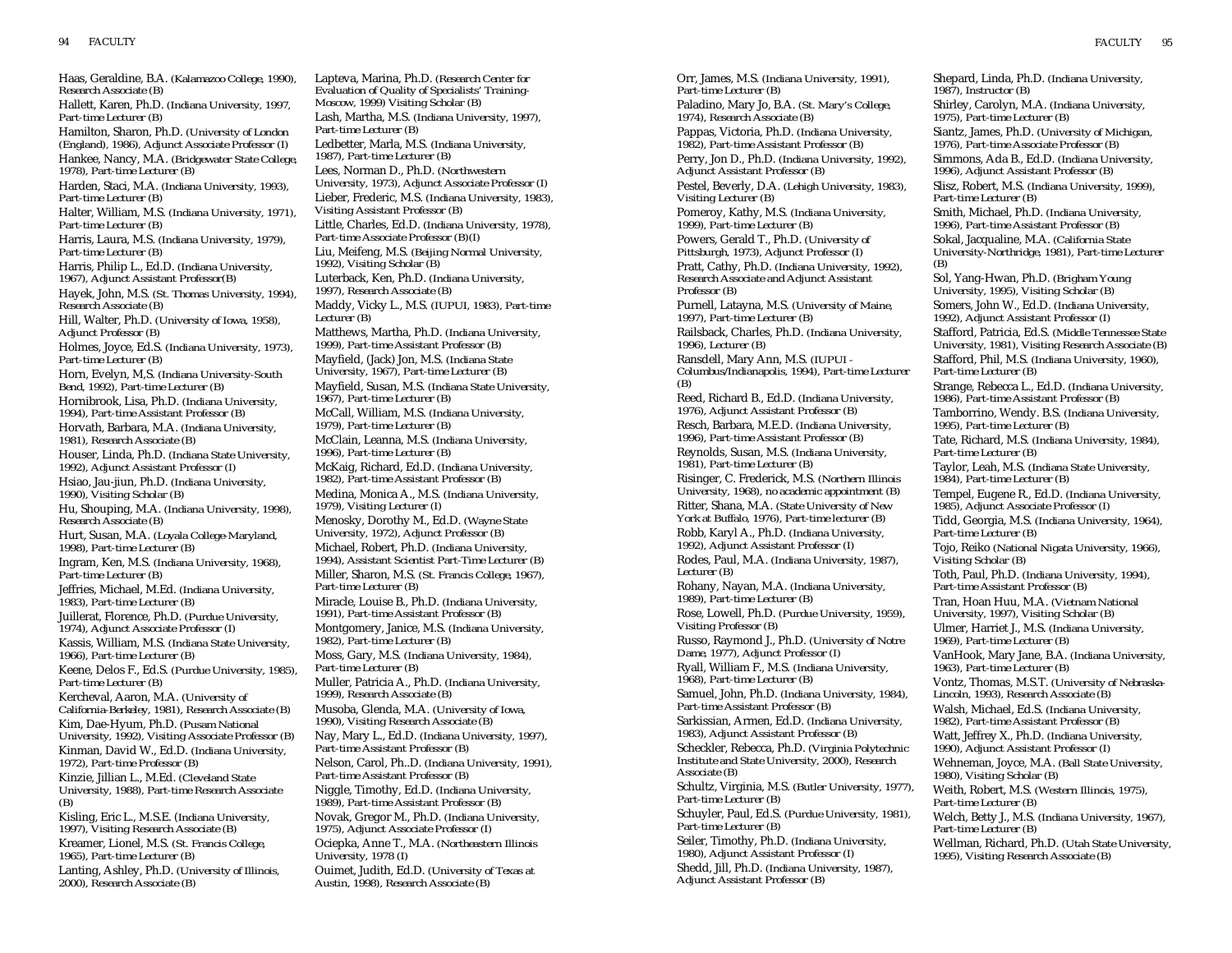Haas, Geraldine, B.A. (Kalamazoo College, 1990), Research Associate (B)

Hallett, Karen, Ph.D. (Indiana University, 1997, Part-time Lecturer (B)

Hamilton, Sharon, Ph.D. (University of London (England), 1986), Adjunct Associate Professor (I)

Hankee, Nancy, M.A. (Bridgewater State College, 1978), Part-time Lecturer (B)

Harden, Staci, M.A. (Indiana University, 1993), Part-time Lecturer (B)

Halter, William, M.S. (Indiana University, 1971), Part-time Lecturer (B)

Harris, Laura, M.S. (Indiana University, 1979), Part-time Lecturer (B)

Harris, Philip L., Ed.D. (Indiana University, 1967), Adjunct Assistant Professor(B)

Hayek, John, M.S. (St. Thomas University, 1994), Research Associate (B)

Hill, Walter, Ph.D. (University of Iowa, 1958), Adjunct Professor (B)

Holmes, Joyce, Ed.S. (Indiana University, 1973), Part-time Lecturer (B)

Horn, Evelyn, M,S. (Indiana University-South Bend, 1992), Part-time Lecturer (B)

Hornibrook, Lisa, Ph.D. (Indiana University, 1994), Part-time Assistant Professor (B)

Horvath, Barbara, M.A. (Indiana University, 1981), Research Associate (B)

Houser, Linda, Ph.D. (Indiana State University, 1992), Adjunct Assistant Professor (I)

Hsiao, Jau-jiun, Ph.D. (Indiana University, 1990), Visiting Scholar (B)

Hu, Shouping, M.A. (Indiana University, 1998), Research Associate (B)

Hurt, Susan, M.A. (Loyala College-Maryland, 1998), Part-time Lecturer (B)

Ingram, Ken, M.S. (Indiana University, 1968), Part-time Lecturer (B)

Jeffries, Michael, M.Ed. (Indiana University, 1983), Part-time Lecturer (B)

Juillerat, Florence, Ph.D. (Purdue University, 1974), Adjunct Associate Professor (I)

Kassis, William, M.S. (Indiana State University, 1966), Part-time Lecturer (B)

Keene, Delos F., Ed.S. (Purdue University, 1985), Part-time Lecturer (B)

Kercheval, Aaron, M.A. (University of California-Berkeley, 1981), Research Associate (B)

Kim, Dae-Hyum, Ph.D. (Pusam National University, 1992), Visiting Associate Professor (B)

Kinman, David W., Ed.D. (Indiana University, 1972), Part-time Professor (B)

Kinzie, Jillian L., M.Ed. (Cleveland State University, 1988), Part-time Research Associate (B)

Kisling, Eric L., M.S.E. (Indiana University, 1997), Visiting Research Associate (B)

Kreamer, Lionel, M.S. (St. Francis College, 1965), Part-time Lecturer (B)

Lanting, Ashley, Ph.D. (University of Illinois, 2000), Research Associate (B)

Lapteva, Marina, Ph.D. (Research Center for Evaluation of Quality of Specialists' Training-Moscow, 1999) Visiting Scholar (B)

Lash, Martha, M.S. (Indiana University, 1997), Part-time Lecturer (B)

Ledbetter, Marla, M.S. (Indiana University, 1987), Part-time Lecturer (B)

Lees, Norman D., Ph.D. (Northwestern University, 1973), Adjunct Associate Professor (I)

Lieber, Frederic, M.S. (Indiana University, 1983), Visiting Assistant Professor (B)

Little, Charles, Ed.D. (Indiana University, 1978), Part-time Associate Professor (B)(I)

Liu, Meifeng, M.S. (Beijing Normal University, 1992), Visiting Scholar (B)

Luterback, Ken, Ph.D. (Indiana University, 1997), Research Associate (B)

Maddy, Vicky L., M.S. (IUPUI, 1983), Part-time Lecturer (B)

Matthews, Martha, Ph.D. (Indiana University, 1999), Part-time Assistant Professor (B)

Mayfield, (Jack) Jon, M.S. (Indiana State University, 1967), Part-time Lecturer (B)

Mayfield, Susan, M.S. (Indiana State University, 1967), Part-time Lecturer (B)

McCall, William, M.S. (Indiana University, 1979), Part-time Lecturer (B)

McClain, Leanna, M.S. (Indiana University, 1996), Part-time Lecturer (B)

McKaig, Richard, Ed.D. (Indiana University, 1982), Part-time Assistant Professor (B)

Medina, Monica A., M.S. (Indiana University, 1979), Visiting Lecturer (I)

Menosky, Dorothy M., Ed.D. (Wayne State University, 1972), Adjunct Professor (B)

Michael, Robert, Ph.D. (Indiana University, 1994), Assistant Scientist Part-Time Lecturer (B)

Miller, Sharon, M.S. (St. Francis College, 1967), Part-time Lecturer (B)

Miracle, Louise B., Ph.D. (Indiana University, 1991), Part-time Assistant Professor (B)

Montgomery, Janice, M.S. (Indiana University, 1982), Part-time Lecturer (B)

Moss, Gary, M.S. (Indiana University, 1984), Part-time Lecturer (B)

Muller, Patricia A., Ph.D. (Indiana University, 1999), Research Associate (B)

Musoba, Glenda, M.A. (University of Iowa, 1990), Visiting Research Associate (B)

Nay, Mary L., Ed.D. (Indiana University, 1997), Part-time Assistant Professor (B)

Nelson, Carol, Ph..D. (Indiana University, 1991), Part-time Assistant Professor (B)

Niggle, Timothy, Ed.D. (Indiana University, 1989), Part-time Assistant Professor (B)

Novak, Gregor M., Ph.D. (Indiana University, 1975), Adjunct Associate Professor (I)

Ociepka, Anne T., M.A. (Northeastern Illinois University, 1978 (I)

Ouimet, Judith, Ed.D. (University of Texas at Austin, 1998), Research Associate (B)

Orr, James, M.S. (Indiana University, 1991), Part-time Lecturer (B)

Paladino, Mary Jo, B.A. (St. Mary's College, 1974), Research Associate (B)

Pappas, Victoria, Ph.D. (Indiana University, 1982), Part-time Assistant Professor (B)

Perry, Jon D., Ph.D. (Indiana University, 1992), Adjunct Assistant Professor (B)

Pestel, Beverly, D.A. (Lehigh University, 1983), Visiting Lecturer (B)

Pomeroy, Kathy, M.S. (Indiana University, 1999), Part-time Lecturer (B)

Powers, Gerald T., Ph.D. (University of Pittsburgh, 1973), Adjunct Professor (I)

Pratt, Cathy, Ph.D. (Indiana University, 1992), Research Associate and Adjunct Assistant Professor (B)

Purnell, Latayna, M.S. (University of Maine, 1997), Part-time Lecturer (B)

Railsback, Charles, Ph.D. (Indiana University, 1996), Lecturer (B)

Ransdell, Mary Ann, M.S. (IUPUI - Columbus/Indianapolis, 1994), Part-time Lecturer (B)

Reed, Richard B., Ed.D. (Indiana University, 1976), Adjunct Assistant Professor (B)

Resch, Barbara, M.E.D. (Indiana University, 1996), Part-time Assistant Professor (B)

Reynolds, Susan, M.S. (Indiana University, 1981), Part-time Lecturer (B)

Risinger, C. Frederick, M.S. (Northern Illinois University, 1968), no academic appointment (B)

Ritter, Shana, M.A. (State University of New York at Buffalo, 1976), Part-time lecturer (B)

Robb, Karyl A., Ph.D. (Indiana University, 1992), Adjunct Assistant Professor (I)

Rodes, Paul, M.A. (Indiana University, 1987), Lecturer (B)

Rohany, Nayan, M.A. (Indiana University, 1989), Part-time Lecturer (B)

Rose, Lowell, Ph.D. (Purdue University, 1959), Visiting Professor (B)

Russo, Raymond J., Ph.D. (University of Notre Dame, 1977), Adjunct Professor (I)

Ryall, William F., M.S. (Indiana University, 1968), Part-time Lecturer (B)

Samuel, John, Ph.D. (Indiana University, 1984), Part-time Assistant Professor (B)

Sarkissian, Armen, Ed.D. (Indiana University, 1983), Adjunct Assistant Professor (B)

Scheckler, Rebecca, Ph.D. (Virginia Polytechnic Institute and State University, 2000), Research Associate (B)

Schultz, Virginia, M.S. (Butler University, 1977), Part-time Lecturer (B)

Schuyler, Paul, Ed.S. (Purdue University, 1981), Part-time Lecturer (B)

Seiler, Timothy, Ph.D. (Indiana University, 1980), Adjunct Assistant Professor (I)

Shedd, Jill, Ph.D. (Indiana University, 1987), Adjunct Assistant Professor (B)

Shepard, Linda, Ph.D. (Indiana University, 1987), Instructor (B)

Shirley, Carolyn, M.A. (Indiana University, 1975), Part-time Lecturer (B)

Siantz, James, Ph.D. (University of Michigan, 1976), Part-time Associate Professor (B)

Simmons, Ada B., Ed.D. (Indiana University, 1996), Adjunct Assistant Professor (B)

Slisz, Robert, M.S. (Indiana University, 1999), Part-time Lecturer (B)

Smith, Michael, Ph.D. (Indiana University, 1996), Part-time Assistant Professor (B)

Sokal, Jacqualine, M.A. (California State University-Northridge, 1981), Part-time Lecturer (B)

Sol, Yang-Hwan, Ph.D. (Brigham Young University, 1995), Visiting Scholar (B)

Somers, John W., Ed.D. (Indiana University, 1992), Adjunct Assistant Professor (I)

Stafford, Patricia, Ed.S. (Middle Tennessee State University, 1981), Visiting Research Associate (B)

Stafford, Phil, M.S. (Indiana University, 1960), Part-time Lecturer (B)

Strange, Rebecca L., Ed.D. (Indiana University, 1986), Part-time Assistant Professor (B)

Tamborrino, Wendy. B.S. (Indiana University, 1995), Part-time Lecturer (B)

Tate, Richard, M.S. (Indiana University, 1984), Part-time Lecturer (B)

Taylor, Leah, M.S. (Indiana State University, 1984), Part-time Lecturer (B)

Tempel, Eugene R., Ed.D. (Indiana University, 1985), Adjunct Associate Professor (I)

Tidd, Georgia, M.S. (Indiana University, 1964), Part-time Lecturer (B)

Tojo, Reiko (National Nigata University, 1966), Visiting Scholar (B)

Toth, Paul, Ph.D. (Indiana University, 1994), Part-time Assistant Professor (B)

Tran, Hoan Huu, M.A. (Vietnam National University, 1997), Visiting Scholar (B)

Ulmer, Harriet J., M.S. (Indiana University, 1969), Part-time Lecturer (B)

VanHook, Mary Jane, B.A. (Indiana University, 1963), Part-time Lecturer (B)

Vontz, Thomas, M.S.T. (University of Nebraska-Lincoln, 1993), Research Associate (B)

Walsh, Michael, Ed.S. (Indiana University, 1982), Part-time Assistant Professor (B)

Watt, Jeffrey X., Ph.D. (Indiana University, 1990), Adjunct Assistant Professor (I)

Wehneman, Joyce, M.A. (Ball State University, 1980), Visiting Scholar (B)

Weith, Robert, M.S. (Western Illinois, 1975), Part-time Lecturer (B)

Welch, Betty J., M.S. (Indiana University, 1967), Part-time Lecturer (B)

Wellman, Richard, Ph.D. (Utah State University, 1995), Visiting Research Associate (B)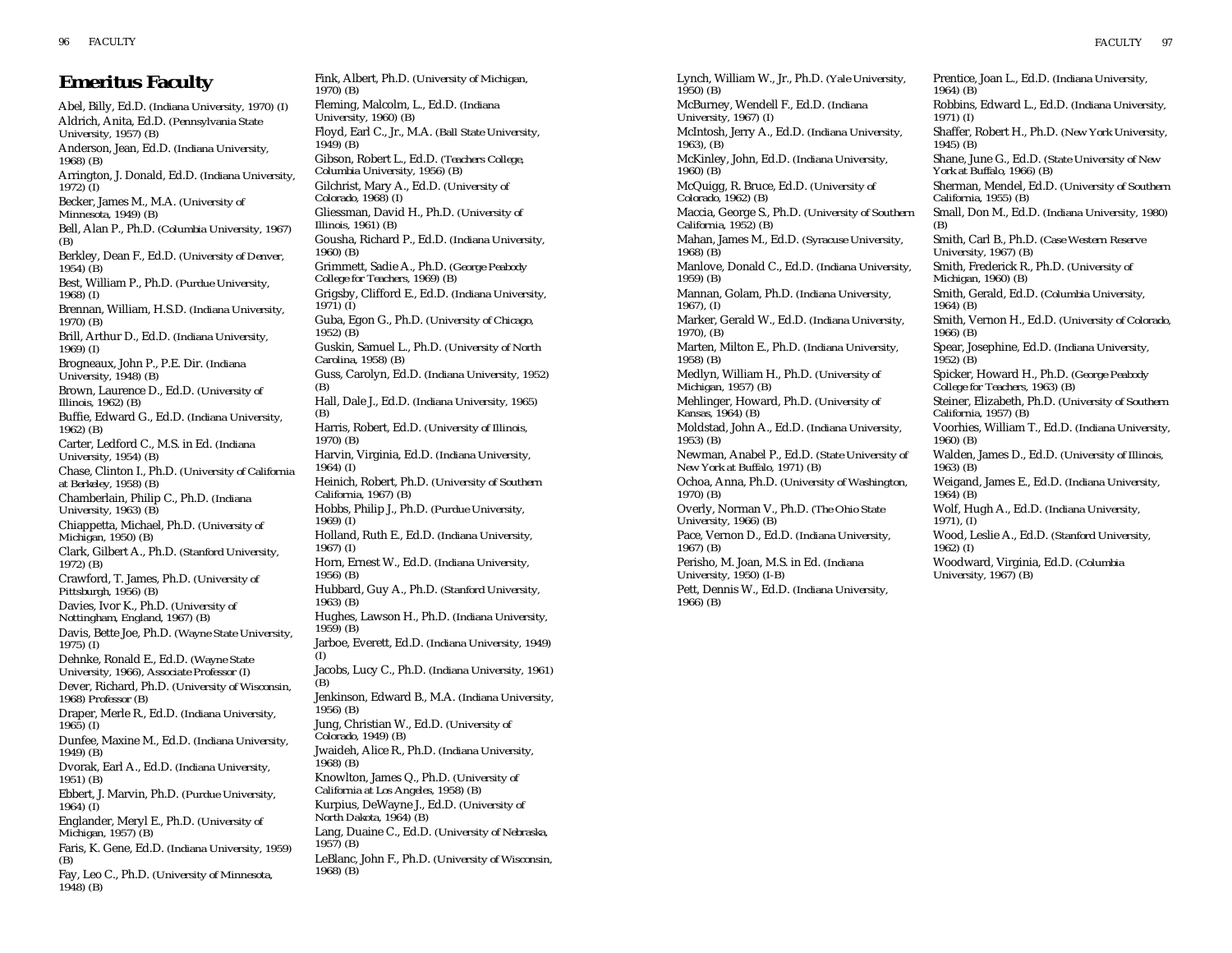## Emeritus Faculty

Abel, Billy, Ed.D. (Indiana University, 1970) (I)
Aldrich, Anita, Ed.D. (Pennsylvania State University, 1957) (B)
Anderson, Jean, Ed.D. (Indiana University, 1968) (B)
Arrington, J. Donald, Ed.D. (Indiana University, 1972) (I)
Becker, James M., M.A. (University of Minnesota, 1949) (B)
Bell, Alan P., Ph.D. (Columbia University, 1967) (B)
Berkley, Dean F., Ed.D. (University of Denver, 1954) (B)
Best, William P., Ph.D. (Purdue University, 1968) (I)
Brennan, William, H.S.D. (Indiana University, 1970) (B)
Brill, Arthur D., Ed.D. (Indiana University, 1969) (I)
Brogneaux, John P., P.E. Dir. (Indiana University, 1948) (B)
Brown, Laurence D., Ed.D. (University of Illinois, 1962) (B)
Buffie, Edward G., Ed.D. (Indiana University, 1962) (B)
Carter, Ledford C., M.S. in Ed. (Indiana University, 1954) (B)
Chase, Clinton I., Ph.D. (University of California at Berkeley, 1958) (B)
Chamberlain, Philip C., Ph.D. (Indiana University, 1963) (B)
Chiappetta, Michael, Ph.D. (University of Michigan, 1950) (B)
Clark, Gilbert A., Ph.D. (Stanford University, 1972) (B)
Crawford, T. James, Ph.D. (University of Pittsburgh, 1956) (B)
Davies, Ivor K., Ph.D. (University of Nottingham, England, 1967) (B)
Davis, Bette Joe, Ph.D. (Wayne State University, 1975) (I)
Dehnke, Ronald E., Ed.D. (Wayne State University, 1966), Associate Professor (I)
Dever, Richard, Ph.D. (University of Wisconsin, 1968) Professor (B)
Draper, Merle R., Ed.D. (Indiana University, 1965) (I)
Dunfee, Maxine M., Ed.D. (Indiana University, 1949) (B)
Dvorak, Earl A., Ed.D. (Indiana University, 1951) (B)
Ebbert, J. Marvin, Ph.D. (Purdue University, 1964) (I)
Englander, Meryl E., Ph.D. (University of Michigan, 1957) (B)
Faris, K. Gene, Ed.D. (Indiana University, 1959) (B)
Fay, Leo C., Ph.D. (University of Minnesota, 1948) (B)
Fink, Albert, Ph.D. (University of Michigan, 1970) (B)
Fleming, Malcolm, L., Ed.D. (Indiana University, 1960) (B)
Floyd, Earl C., Jr., M.A. (Ball State University, 1949) (B)
Gibson, Robert L., Ed.D. (Teachers College, Columbia University, 1956) (B)
Gilchrist, Mary A., Ed.D. (University of Colorado, 1968) (I)
Gliessman, David H., Ph.D. (University of Illinois, 1961) (B)
Gousha, Richard P., Ed.D. (Indiana University, 1960) (B)
Grimmett, Sadie A., Ph.D. (George Peabody College for Teachers, 1969) (B)
Grigsby, Clifford E., Ed.D. (Indiana University, 1971) (I)
Guba, Egon G., Ph.D. (University of Chicago, 1952) (B)
Guskin, Samuel L., Ph.D. (University of North Carolina, 1958) (B)
Guss, Carolyn, Ed.D. (Indiana University, 1952) (B)
Hall, Dale J., Ed.D. (Indiana University, 1965) (B)
Harris, Robert, Ed.D. (University of Illinois, 1970) (B)
Harvin, Virginia, Ed.D. (Indiana University, 1964) (I)
Heinich, Robert, Ph.D. (University of Southern California, 1967) (B)
Hobbs, Philip J., Ph.D. (Purdue University, 1969) (I)
Holland, Ruth E., Ed.D. (Indiana University, 1967) (I)
Horn, Ernest W., Ed.D. (Indiana University, 1956) (B)
Hubbard, Guy A., Ph.D. (Stanford University, 1963) (B)
Hughes, Lawson H., Ph.D. (Indiana University, 1959) (B)
Jarboe, Everett, Ed.D. (Indiana University, 1949) (I)
Jacobs, Lucy C., Ph.D. (Indiana University, 1961) (B)
Jenkinson, Edward B., M.A. (Indiana University, 1956) (B)
Jung, Christian W., Ed.D. (University of Colorado, 1949) (B)
Jwaideh, Alice R., Ph.D. (Indiana University, 1968) (B)
Knowlton, James Q., Ph.D. (University of California at Los Angeles, 1958) (B)
Kurpius, DeWayne J., Ed.D. (University of North Dakota, 1964) (B)
Lang, Duaine C., Ed.D. (University of Nebraska, 1957) (B)
LeBlanc, John F., Ph.D. (University of Wisconsin, 1968) (B)
Lynch, William W., Jr., Ph.D. (Yale University, 1950) (B)
McBurney, Wendell F., Ed.D. (Indiana University, 1967) (I)
McIntosh, Jerry A., Ed.D. (Indiana University, 1963), (B)
McKinley, John, Ed.D. (Indiana University, 1960) (B)
McQuigg, R. Bruce, Ed.D. (University of Colorado, 1962) (B)
Maccia, George S., Ph.D. (University of Southern California, 1952) (B)
Mahan, James M., Ed.D. (Syracuse University, 1968) (B)
Manlove, Donald C., Ed.D. (Indiana University, 1959) (B)
Mannan, Golam, Ph.D. (Indiana University, 1967), (I)
Marker, Gerald W., Ed.D. (Indiana University, 1970), (B)
Marten, Milton E., Ph.D. (Indiana University, 1958) (B)
Medlyn, William H., Ph.D. (University of Michigan, 1957) (B)
Mehlinger, Howard, Ph.D. (University of Kansas, 1964) (B)
Moldstad, John A., Ed.D. (Indiana University, 1953) (B)
Newman, Anabel P., Ed.D. (State University of New York at Buffalo, 1971) (B)
Ochoa, Anna, Ph.D. (University of Washington, 1970) (B)
Overly, Norman V., Ph.D. (The Ohio State University, 1966) (B)
Pace, Vernon D., Ed.D. (Indiana University, 1967) (B)
Perisho, M. Joan, M.S. in Ed. (Indiana University, 1950) (I-B)
Pett, Dennis W., Ed.D. (Indiana University, 1966) (B)
Prentice, Joan L., Ed.D. (Indiana University, 1964) (B)
Robbins, Edward L., Ed.D. (Indiana University, 1971) (I)
Shaffer, Robert H., Ph.D. (New York University, 1945) (B)
Shane, June G., Ed.D. (State University of New York at Buffalo, 1966) (B)
Sherman, Mendel, Ed.D. (University of Southern California, 1955) (B)
Small, Don M., Ed.D. (Indiana University, 1980) (B)
Smith, Carl B., Ph.D. (Case Western Reserve University, 1967) (B)
Smith, Frederick R., Ph.D. (University of Michigan, 1960) (B)
Smith, Gerald, Ed.D. (Columbia University, 1964) (B)
Smith, Vernon H., Ed.D. (University of Colorado, 1966) (B)
Spear, Josephine, Ed.D. (Indiana University, 1952) (B)
Spicker, Howard H., Ph.D. (George Peabody College for Teachers, 1963) (B)
Steiner, Elizabeth, Ph.D. (University of Southern California, 1957) (B)
Voorhies, William T., Ed.D. (Indiana University, 1960) (B)
Walden, James D., Ed.D. (University of Illinois, 1963) (B)
Weigand, James E., Ed.D. (Indiana University, 1964) (B)
Wolf, Hugh A., Ed.D. (Indiana University, 1971), (I)
Wood, Leslie A., Ed.D. (Stanford University, 1962) (I)
Woodward, Virginia, Ed.D. (Columbia University, 1967) (B)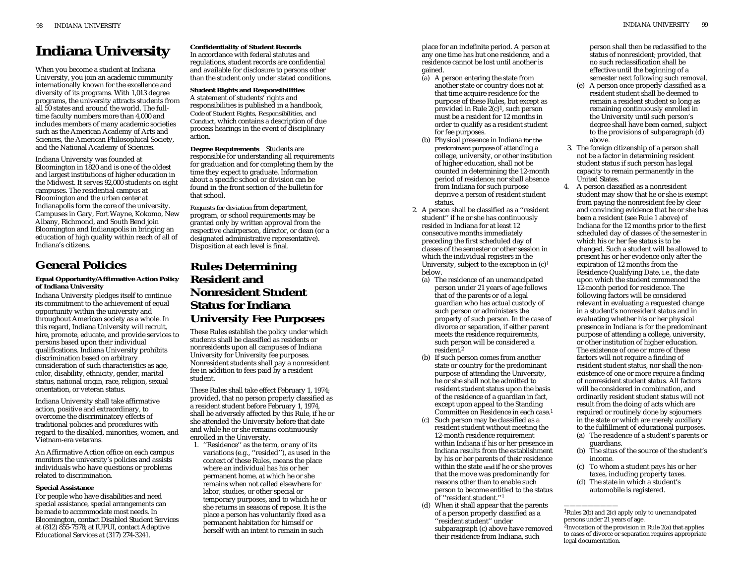# Indiana University

When you become a student at Indiana University, you join an academic community internationally known for the excellence and diversity of its programs. With 1,013 degree programs, the university attracts students from all 50 states and around the world. The full-time faculty numbers more than 4,000 and includes members of many academic societies such as the American Academy of Arts and Sciences, the American Philosophical Society, and the National Academy of Sciences.

Indiana University was founded at Bloomington in 1820 and is one of the oldest and largest institutions of higher education in the Midwest. It serves 92,000 students on eight campuses. The residential campus at Bloomington and the urban center at Indianapolis form the core of the university. Campuses in Gary, Fort Wayne, Kokomo, New Albany, Richmond, and South Bend join Bloomington and Indianapolis in bringing an education of high quality within reach of all of Indiana's citizens.

## General Policies

**Equal Opportunity/Affirmative Action Policy of Indiana University**

Indiana University pledges itself to continue its commitment to the achievement of equal opportunity within the university and throughout American society as a whole. In this regard, Indiana University will recruit, hire, promote, educate, and provide services to persons based upon their individual qualifications. Indiana University prohibits discrimination based on arbitrary consideration of such characteristics as age, color, disability, ethnicity, gender, marital status, national origin, race, religion, sexual orientation, or veteran status.

Indiana University shall take affirmative action, positive and extraordinary, to overcome the discriminatory effects of traditional policies and procedures with regard to the disabled, minorities, women, and Vietnam-era veterans.

An Affirmative Action office on each campus monitors the university's policies and assists individuals who have questions or problems related to discrimination.

**Special Assistance**

For people who have disabilities and need special assistance, special arrangements can be made to accommodate most needs. In Bloomington, contact Disabled Student Services at (812) 855-7578; at IUPUI, contact Adaptive Educational Services at (317) 274-3241.

**Confidentiality of Student Records**

In accordance with federal statutes and regulations, student records are confidential and available for disclosure to persons other than the student only under stated conditions.

**Student Rights and Responsibilities**

A statement of students' rights and responsibilities is published in a handbook, *Code of Student Rights, Responsibilities, and Conduct*, which contains a description of due process hearings in the event of disciplinary action.

**Degree Requirements** Students are responsible for understanding all requirements for graduation and for completing them by the time they expect to graduate. Information about a specific school or division can be found in the front section of the bulletin for that school.

*Requests for deviation* from department, program, or school requirements may be granted only by written approval from the respective chairperson, director, or dean (or a designated administrative representative). Disposition at each level is final.

## Rules Determining Resident and Nonresident Student Status for Indiana University Fee Purposes

These Rules establish the policy under which students shall be classified as residents or nonresidents upon all campuses of Indiana University for University fee purposes. Nonresident students shall pay a nonresident fee in addition to fees paid by a resident student.

These Rules shall take effect February 1, 1974; provided, that no person properly classified as a resident student before February 1, 1974, shall be adversely affected by this Rule, if he or she attended the University before that date and while he or she remains continuously enrolled in the University.

1. ''Residence'' as the term, or any of its variations (e.g., ''resided''), as used in the context of these Rules, means the place where an individual has his or her permanent home, at which he or she remains when not called elsewhere for labor, studies, or other special or temporary purposes, and to which he or she returns in seasons of repose. It is the place a person has voluntarily fixed as a permanent habitation for himself or herself with an intent to remain in such place for an indefinite period. A person at any one time has but one residence, and a residence cannot be lost until another is gained.
   (a) A person entering the state from another state or country does not at that time acquire residence for the purpose of these Rules, but except as provided in Rule 2(c)[1], such person must be a resident for 12 months in order to qualify as a resident student for fee purposes.
   (b) Physical presence in Indiana *for the predominant purpose* of attending a college, university, or other institution of higher education, shall not be counted in determining the 12-month period of residence; nor shall absence from Indiana for such purpose deprive a person of resident student status.
2. A person shall be classified as a ''resident student'' if he or she has continuously resided in Indiana for at least 12 consecutive months immediately preceding the first scheduled day of classes of the semester or other session in which the individual registers in the University, subject to the exception in (c)[1] below.
   (a) The residence of an unemancipated person under 21 years of age follows that of the parents or of a legal guardian who has actual custody of such person or administers the property of such person. In the case of divorce or separation, if either parent meets the residence requirements, such person will be considered a resident.[2]
   (b) If such person comes from another state or country for the predominant purpose of attending the University, he or she shall not be admitted to resident student status upon the basis of the residence of a guardian in fact, except upon appeal to the Standing Committee on Residence in each case.[1]
   (c) Such person may be classified as a resident student without meeting the 12-month residence requirement within Indiana if his or her presence in Indiana results from the establishment by his or her parents of their residence within the state and if he or she proves that the move was predominantly for reasons other than to enable such person to become entitled to the status of ''resident student.''[1]
   (d) When it shall appear that the parents of a person properly classified as a ''resident student'' under subparagraph (c) above have removed their residence from Indiana, such person shall then be reclassified to the status of nonresident; provided, that no such reclassification shall be effective until the beginning of a semester next following such removal.
   (e) A person once properly classified as a resident student shall be deemed to remain a resident student so long as remaining continuously enrolled in the University until such person's degree shall have been earned, subject to the provisions of subparagraph (d) above.
3. The foreign citizenship of a person shall not be a factor in determining resident student status if such person has legal capacity to remain permanently in the United States.
4. A person classified as a nonresident student may show that he or she is exempt from paying the nonresident fee by clear and convincing evidence that he or she has been a resident (see Rule 1 above) of Indiana for the 12 months prior to the first scheduled day of classes of the semester in which his or her fee status is to be changed. Such a student will be allowed to present his or her evidence only after the expiration of 12 months from the Residence Qualifying Date, i.e., the date upon which the student commenced the 12-month period for residence. The following factors will be considered relevant in evaluating a requested change in a student's nonresident status and in evaluating whether his or her physical presence in Indiana is for the predominant purpose of attending a college, university, or other institution of higher education. The existence of one or more of these factors will not require a finding of resident student status, nor shall the non-existence of one or more require a finding of nonresident student status. All factors will be considered in combination, and ordinarily resident student status will not result from the doing of acts which are required or routinely done by sojourners in the state or which are merely auxiliary to the fulfillment of educational purposes.
   (a) The residence of a student's parents or guardians.
   (b) The situs of the source of the student's income.
   (c) To whom a student pays his or her taxes, including property taxes.
   (d) The state in which a student's automobile is registered.

[1]Rules 2(b) and 2(c) apply only to unemancipated persons under 21 years of age.

[2]Invocation of the provision in Rule 2(a) that applies to cases of divorce or separation requires appropriate legal documentation.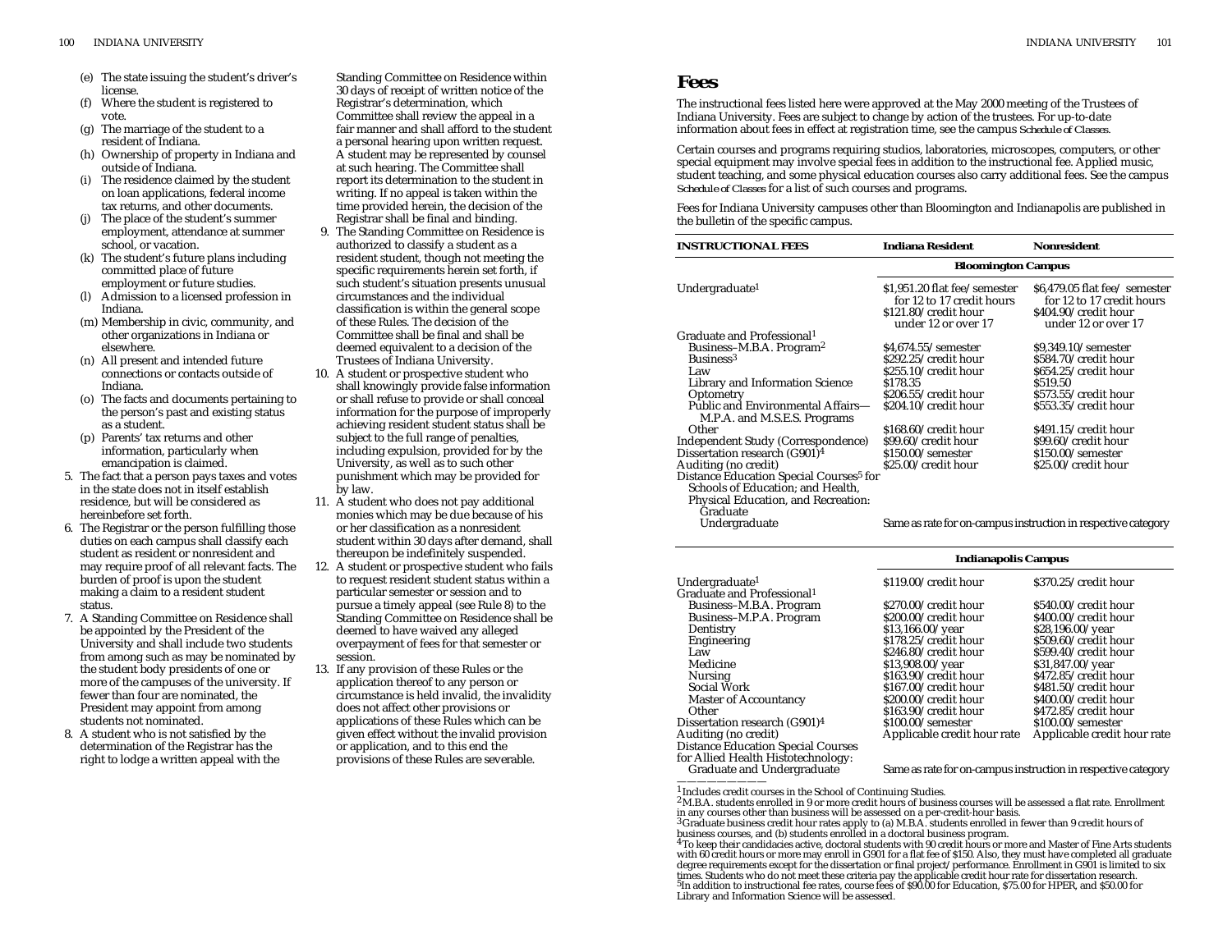(e) The state issuing the student's driver's license.
(f) Where the student is registered to vote.
(g) The marriage of the student to a resident of Indiana.
(h) Ownership of property in Indiana and outside of Indiana.
(i) The residence claimed by the student on loan applications, federal income tax returns, and other documents.
(j) The place of the student's summer employment, attendance at summer school, or vacation.
(k) The student's future plans including committed place of future employment or future studies.
(l) Admission to a licensed profession in Indiana.
(m) Membership in civic, community, and other organizations in Indiana or elsewhere.
(n) All present and intended future connections or contacts outside of Indiana.
(o) The facts and documents pertaining to the person's past and existing status as a student.
(p) Parents' tax returns and other information, particularly when emancipation is claimed.

5. The fact that a person pays taxes and votes in the state does not in itself establish residence, but will be considered as hereinbefore set forth.
6. The Registrar or the person fulfilling those duties on each campus shall classify each student as resident or nonresident and may require proof of all relevant facts. The burden of proof is upon the student making a claim to a resident student status.
7. A Standing Committee on Residence shall be appointed by the President of the University and shall include two students from among such as may be nominated by the student body presidents of one or more of the campuses of the university. If fewer than four are nominated, the President may appoint from among students not nominated.
8. A student who is not satisfied by the determination of the Registrar has the right to lodge a written appeal with the Standing Committee on Residence within 30 days of receipt of written notice of the Registrar's determination, which Committee shall review the appeal in a fair manner and shall afford to the student a personal hearing upon written request. A student may be represented by counsel at such hearing. The Committee shall report its determination to the student in writing. If no appeal is taken within the time provided herein, the decision of the Registrar shall be final and binding.
9. The Standing Committee on Residence is authorized to classify a student as a resident student, though not meeting the specific requirements herein set forth, if such student's situation presents unusual circumstances and the individual classification is within the general scope of these Rules. The decision of the Committee shall be final and shall be deemed equivalent to a decision of the Trustees of Indiana University.
10. A student or prospective student who shall knowingly provide false information or shall refuse to provide or shall conceal information for the purpose of improperly achieving resident student status shall be subject to the full range of penalties, including expulsion, provided for by the University, as well as to such other punishment which may be provided for by law.
11. A student who does not pay additional monies which may be due because of his or her classification as a nonresident student within 30 days after demand, shall thereupon be indefinitely suspended.
12. A student or prospective student who fails to request resident student status within a particular semester or session and to pursue a timely appeal (see Rule 8) to the Standing Committee on Residence shall be deemed to have waived any alleged overpayment of fees for that semester or session.
13. If any provision of these Rules or the application thereof to any person or circumstance is held invalid, the invalidity does not affect other provisions or applications of these Rules which can be given effect without the invalid provision or application, and to this end the provisions of these Rules are severable.

# Fees

The instructional fees listed here were approved at the May 2000 meeting of the Trustees of Indiana University. Fees are subject to change by action of the trustees. For up-to-date information about fees in effect at registration time, see the campus *Schedule of Classes*.

Certain courses and programs requiring studios, laboratories, microscopes, computers, or other special equipment may involve special fees in addition to the instructional fee. Applied music, student teaching, and some physical education courses also carry additional fees. See the campus *Schedule of Classes* for a list of such courses and programs.

Fees for Indiana University campuses other than Bloomington and Indianapolis are published in the bulletin of the specific campus.

| INSTRUCTIONAL FEES | Indiana Resident | Nonresident |
|---|---|---|
| | **Bloomington Campus** | |
| Undergraduate[1] | $1,951.20 flat fee/semester for 12 to 17 credit hours; $121.80/credit hour under 12 or over 17 | $6,479.05 flat fee/semester for 12 to 17 credit hours; $404.90/credit hour under 12 or over 17 |
| Graduate and Professional[1] | | |
| Business–M.B.A. Program[2] | $4,674.55/semester | $9,349.10/semester |
| Business[3] | $292.25/credit hour | $584.70/credit hour |
| Law | $255.10/credit hour | $654.25/credit hour |
| Library and Information Science | $178.35 | $519.50 |
| Optometry | $206.55/credit hour | $573.55/credit hour |
| Public and Environmental Affairs—M.P.A. and M.S.E.S. Programs | $204.10/credit hour | $553.35/credit hour |
| Other | $168.60/credit hour | $491.15/credit hour |
| Independent Study (Correspondence) | $99.60/credit hour | $99.60/credit hour |
| Dissertation research (G901)[4] | $150.00/semester | $150.00/semester |
| Auditing (no credit) | $25.00/credit hour | $25.00/credit hour |
| Distance Education Special Courses[5] for Schools of Education; and Health, Physical Education, and Recreation: Graduate, Undergraduate | Same as rate for on-campus instruction in respective category | |
| | **Indianapolis Campus** | |
| Undergraduate[1] | $119.00/credit hour | $370.25/credit hour |
| Graduate and Professional[1] | | |
| Business–M.B.A. Program | $270.00/credit hour | $540.00/credit hour |
| Business–M.P.A. Program | $200.00/credit hour | $400.00/credit hour |
| Dentistry | $13,166.00/year | $28,196.00/year |
| Engineering | $178.25/credit hour | $509.60/credit hour |
| Law | $246.80/credit hour | $599.40/credit hour |
| Medicine | $13,908.00/year | $31,847.00/year |
| Nursing | $163.90/credit hour | $472.85/credit hour |
| Social Work | $167.00/credit hour | $481.50/credit hour |
| Master of Accountancy | $200.00/credit hour | $400.00/credit hour |
| Other | $163.90/credit hour | $472.85/credit hour |
| Dissertation research (G901)[4] | $100.00/semester | $100.00/semester |
| Auditing (no credit) | Applicable credit hour rate | Applicable credit hour rate |
| Distance Education Special Courses for Allied Health Histotechnology: Graduate and Undergraduate | Same as rate for on-campus instruction in respective category | |

[1] Includes credit courses in the School of Continuing Studies.
[2] M.B.A. students enrolled in 9 or more credit hours of business courses will be assessed a flat rate. Enrollment in any courses other than business will be assessed on a per-credit-hour basis.
[3] Graduate business credit hour rates apply to (a) M.B.A. students enrolled in fewer than 9 credit hours of business courses, and (b) students enrolled in a doctoral business program.
[4] To keep their candidacies active, doctoral students with 90 credit hours or more and Master of Fine Arts students with 60 credit hours or more may enroll in G901 for a flat fee of $150. Also, they must have completed all graduate degree requirements except for the dissertation or final project/performance. Enrollment in G901 is limited to six times. Students who do not meet these criteria pay the applicable credit hour rate for dissertation research.
[5] In addition to instructional fee rates, course fees of $90.00 for Education, $75.00 for HPER, and $50.00 for Library and Information Science will be assessed.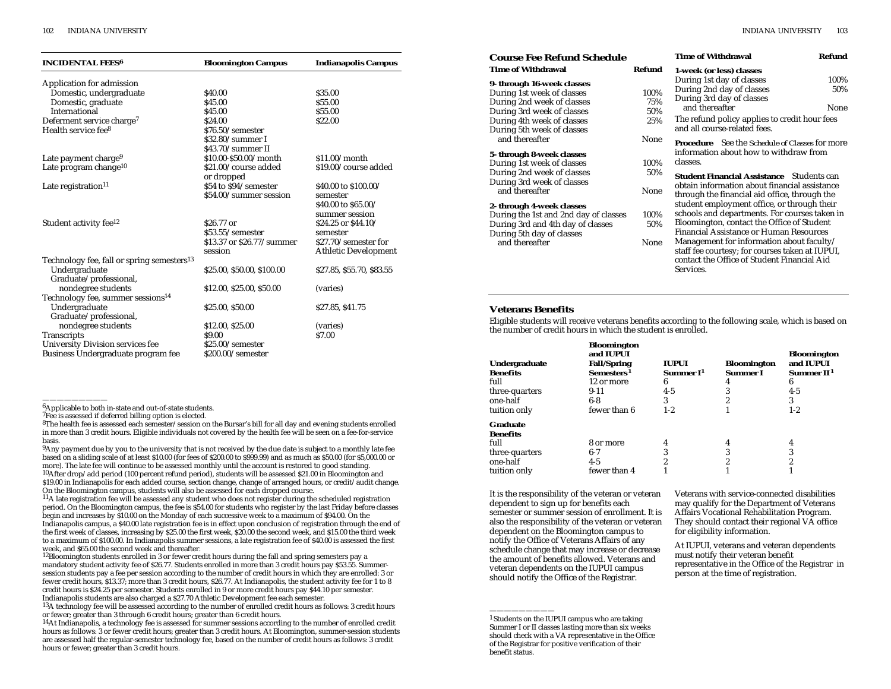| INCIDENTAL FEES[6] | Bloomington Campus | Indianapolis Campus |
|---|---|---|
| Application for admission | | |
| Domestic, undergraduate | $40.00 | $35.00 |
| Domestic, graduate | $45.00 | $55.00 |
| International | $45.00 | $55.00 |
| Deferment service charge[7] | $24.00 | $22.00 |
| Health service fee[8] | $76.50/semester<br>$32.80/summer I<br>$43.70/summer II | |
| Late payment charge[9] | $10.00-$50.00/month | $11.00/month |
| Late program change[10] | $21.00/course added or dropped | $19.00/course added |
| Late registration[11] | $54 to $94/semester<br>$54.00/summer session | $40.00 to $100.00/semester<br>$40.00 to $65.00/summer session |
| Student activity fee[12] | $26.77 or $53.55/semester<br>$13.37 or $26.77/summer session | $24.25 or $44.10/semester<br>$27.70/semester for Athletic Development |
| Technology fee, fall or spring semesters[13] | | |
| Undergraduate | $25.00, $50.00, $100.00 | $27.85, $55.70, $83.55 |
| Graduate/professional, nondegree students | $12.00, $25.00, $50.00 | (varies) |
| Technology fee, summer sessions[14] | | |
| Undergraduate | $25.00, $50.00 | $27.85, $41.75 |
| Graduate/professional, nondegree students | $12.00, $25.00 | (varies) |
| Transcripts | $9.00 | $7.00 |
| University Division services fee | $25.00/semester | |
| Business Undergraduate program fee | $200.00/semester | |

---

[6]Applicable to both in-state and out-of-state students.

[7]Fee is assessed if deferred billing option is elected.

[8]The health fee is assessed each semester/session on the Bursar's bill for all day and evening students enrolled in more than 3 credit hours. Eligible individuals not covered by the health fee will be seen on a fee-for-service basis.

[9]Any payment due by you to the university that is not received by the due date is subject to a monthly late fee based on a sliding scale of at least $10.00 (for fees of $200.00 to $999.99) and as much as $50.00 (for $5,000.00 or more). The late fee will continue to be assessed monthly until the account is restored to good standing.

[10]After drop/add period (100 percent refund period), students will be assessed $21.00 in Bloomington and $19.00 in Indianapolis for each added course, section change, change of arranged hours, or credit/audit change. On the Bloomington campus, students will also be assessed for each dropped course.

[11]A late registration fee will be assessed any student who does not register during the scheduled registration period. On the Bloomington campus, the fee is $54.00 for students who register by the last Friday before classes begin and increases by $10.00 on the Monday of each successive week to a maximum of $94.00. On the Indianapolis campus, a $40.00 late registration fee is in effect upon conclusion of registration through the end of the first week of classes, increasing by $25.00 the first week, $20.00 the second week, and $15.00 the third week to a maximum of $100.00. In Indianapolis summer sessions, a late registration fee of $40.00 is assessed the first week, and $65.00 the second week and thereafter.

[12]Bloomington students enrolled in 3 or fewer credit hours during the fall and spring semesters pay a mandatory student activity fee of $26.77. Students enrolled in more than 3 credit hours pay $53.55. Summer-session students pay a fee per session according to the number of credit hours in which they are enrolled: 3 or fewer credit hours, $13.37; more than 3 credit hours, $26.77. At Indianapolis, the student activity fee for 1 to 8 credit hours is $24.25 per semester. Students enrolled in 9 or more credit hours pay $44.10 per semester. Indianapolis students are also charged a $27.70 Athletic Development fee each semester.

[13]A technology fee will be assessed according to the number of enrolled credit hours as follows: 3 credit hours or fewer; greater than 3 through 6 credit hours; greater than 6 credit hours.

[14]At Indianapolis, a technology fee is assessed for summer sessions according to the number of enrolled credit hours as follows: 3 or fewer credit hours; greater than 3 credit hours. At Bloomington, summer-session students are assessed half the regular-semester technology fee, based on the number of credit hours as follows: 3 credit hours or fewer; greater than 3 credit hours.

## Course Fee Refund Schedule

| Time of Withdrawal | Refund |
|---|---|
| **9- through 16-week classes** | |
| During 1st week of classes | 100% |
| During 2nd week of classes | 75% |
| During 3rd week of classes | 50% |
| During 4th week of classes | 25% |
| During 5th week of classes and thereafter | None |
| **5- through 8-week classes** | |
| During 1st week of classes | 100% |
| During 2nd week of classes | 50% |
| During 3rd week of classes and thereafter | None |
| **2- through 4-week classes** | |
| During the 1st and 2nd day of classes | 100% |
| During 3rd and 4th day of classes | 50% |
| During 5th day of classes and thereafter | None |
| **1-week (or less) classes** | |
| During 1st day of classes | 100% |
| During 2nd day of classes | 50% |
| During 3rd day of classes and thereafter | None |

The refund policy applies to credit hour fees and all course-related fees.

**Procedure** See the *Schedule of Classes* for more information about how to withdraw from classes.

**Student Financial Assistance** Students can obtain information about financial assistance through the financial aid office, through the student employment office, or through their schools and departments. For courses taken in Bloomington, contact the Office of Student Financial Assistance or Human Resources Management for information about faculty/staff fee courtesy; for courses taken at IUPUI, contact the Office of Student Financial Aid Services.

## Veterans Benefits

Eligible students will receive veterans benefits according to the following scale, which is based on the number of credit hours in which the student is enrolled.

| Undergraduate Benefits | Bloomington and IUPUI Fall/Spring Semesters[1] | IUPUI Summer I[1] | Bloomington Summer I | Bloomington and IUPUI Summer II[1] |
|---|---|---|---|---|
| full | 12 or more | 6 | 4 | 6 |
| three-quarters | 9-11 | 4-5 | 3 | 4-5 |
| one-half | 6-8 | 3 | 2 | 3 |
| tuition only | fewer than 6 | 1-2 | 1 | 1-2 |
| **Graduate Benefits** | | | | |
| full | 8 or more | 4 | 4 | 4 |
| three-quarters | 6-7 | 3 | 3 | 3 |
| one-half | 4-5 | 2 | 2 | 2 |
| tuition only | fewer than 4 | 1 | 1 | 1 |

It is the responsibility of the veteran or veteran dependent to sign up for benefits each semester or summer session of enrollment. It is also the responsibility of the veteran or veteran dependent on the Bloomington campus to notify the Office of Veterans Affairs of any schedule change that may increase or decrease the amount of benefits allowed. Veterans and veteran dependents on the IUPUI campus should notify the Office of the Registrar.

Veterans with service-connected disabilities may qualify for the Department of Veterans Affairs Vocational Rehabilitation Program. They should contact their regional VA office for eligibility information.

At IUPUI, veterans and veteran dependents must notify their veteran benefit representative in the Office of the Registrar in person at the time of registration.

---

[1]Students on the IUPUI campus who are taking Summer I or II classes lasting more than six weeks should check with a VA representative in the Office of the Registrar for positive verification of their benefit status.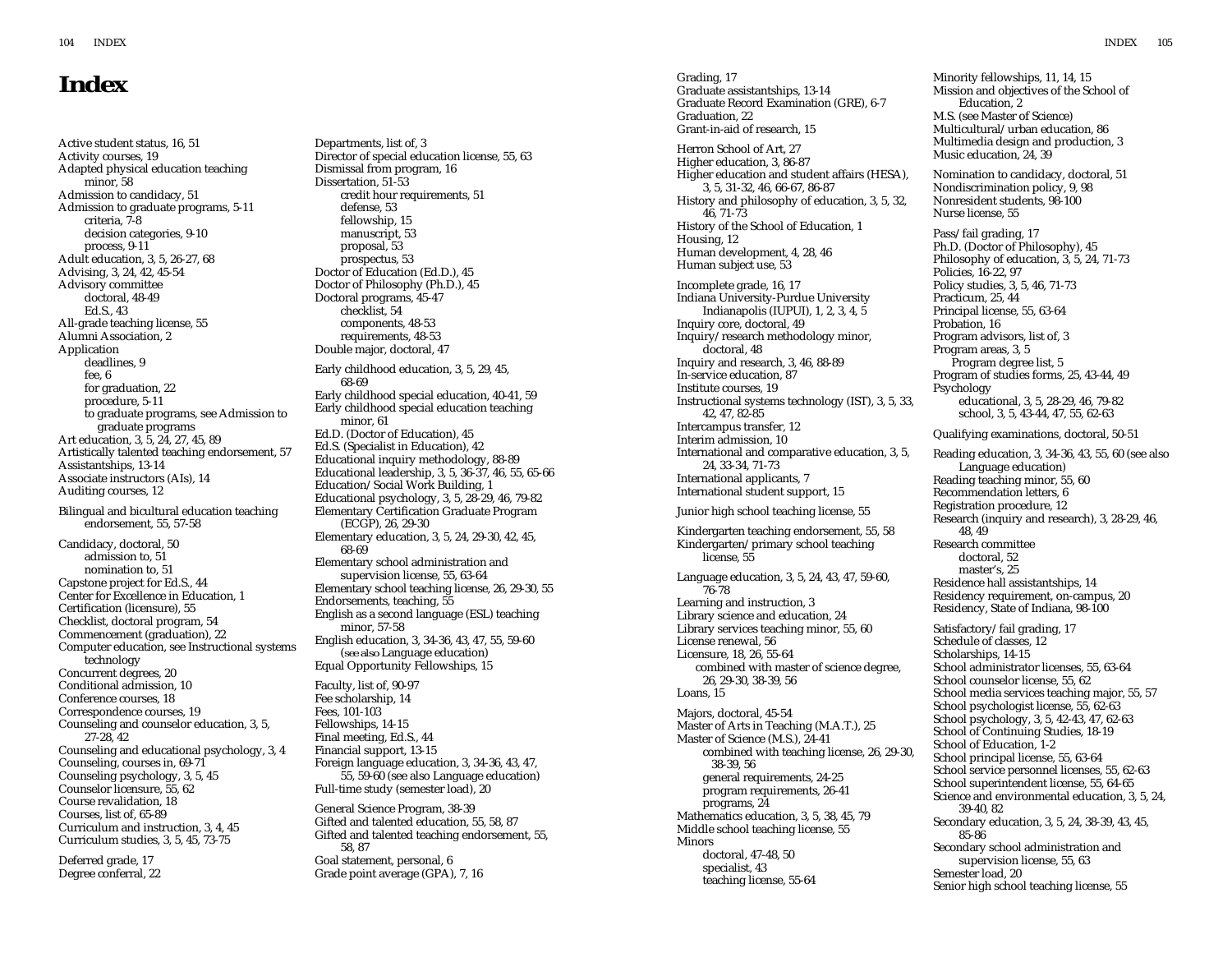# Index

Active student status, 16, 51
Activity courses, 19
Adapted physical education teaching minor, 58
Admission to candidacy, 51
Admission to graduate programs, 5-11
- criteria, 7-8
- decision categories, 9-10
- process, 9-11

Adult education, 3, 5, 26-27, 68
Advising, 3, 24, 42, 45-54
Advisory committee
- doctoral, 48-49
- Ed.S., 43

All-grade teaching license, 55
Alumni Association, 2
Application
- deadlines, 9
- fee, 6
- for graduation, 22
- procedure, 5-11
- to graduate programs, see Admission to graduate programs

Art education, 3, 5, 24, 27, 45, 89
Artistically talented teaching endorsement, 57
Assistantships, 13-14
Associate instructors (AIs), 14
Auditing courses, 12

Bilingual and bicultural education teaching endorsement, 55, 57-58

Candidacy, doctoral, 50
- admission to, 51
- nomination to, 51

Capstone project for Ed.S., 44
Center for Excellence in Education, 1
Certification (licensure), 55
Checklist, doctoral program, 54
Commencement (graduation), 22
Computer education, see Instructional systems technology
Concurrent degrees, 20
Conditional admission, 10
Conference courses, 18
Correspondence courses, 19
Counseling and counselor education, 3, 5, 27-28, 42
Counseling and educational psychology, 3, 4
Counseling, courses in, 69-71
Counseling psychology, 3, 5, 45
Counselor licensure, 55, 62
Course revalidation, 18
Courses, list of, 65-89
Curriculum and instruction, 3, 4, 45
Curriculum studies, 3, 5, 45, 73-75

Deferred grade, 17
Degree conferral, 22
Departments, list of, 3
Director of special education license, 55, 63
Dismissal from program, 16
Dissertation, 51-53
- credit hour requirements, 51
- defense, 53
- fellowship, 15
- manuscript, 53
- proposal, 53
- prospectus, 53

Doctor of Education (Ed.D.), 45
Doctor of Philosophy (Ph.D.), 45
Doctoral programs, 45-47
- checklist, 54
- components, 48-53
- requirements, 48-53

Double major, doctoral, 47

Early childhood education, 3, 5, 29, 45, 68-69
Early childhood special education, 40-41, 59
Early childhood special education teaching minor, 61
Ed.D. (Doctor of Education), 45
Ed.S. (Specialist in Education), 42
Educational inquiry methodology, 88-89
Educational leadership, 3, 5, 36-37, 46, 55, 65-66
Education/Social Work Building, 1
Educational psychology, 3, 5, 28-29, 46, 79-82
Elementary Certification Graduate Program (ECGP), 26, 29-30
Elementary education, 3, 5, 24, 29-30, 42, 45, 68-69
Elementary school administration and supervision license, 55, 63-64
Elementary school teaching license, 26, 29-30, 55
Endorsements, teaching, 55
English as a second language (ESL) teaching minor, 57-58
English education, 3, 34-36, 43, 47, 55, 59-60 (*see also* Language education)
Equal Opportunity Fellowships, 15

Faculty, list of, 90-97
Fee scholarship, 14
Fees, 101-103
Fellowships, 14-15
Final meeting, Ed.S., 44
Financial support, 13-15
Foreign language education, 3, 34-36, 43, 47, 55, 59-60 (see also Language education)
Full-time study (semester load), 20

General Science Program, 38-39
Gifted and talented education, 55, 58, 87
Gifted and talented teaching endorsement, 55, 58, 87
Goal statement, personal, 6
Grade point average (GPA), 7, 16
Grading, 17
Graduate assistantships, 13-14
Graduate Record Examination (GRE), 6-7
Graduation, 22
Grant-in-aid of research, 15

Herron School of Art, 27
Higher education, 3, 86-87
Higher education and student affairs (HESA), 3, 5, 31-32, 46, 66-67, 86-87
History and philosophy of education, 3, 5, 32, 46, 71-73
History of the School of Education, 1
Housing, 12
Human development, 4, 28, 46
Human subject use, 53

Incomplete grade, 16, 17
Indiana University-Purdue University Indianapolis (IUPUI), 1, 2, 3, 4, 5
Inquiry core, doctoral, 49
Inquiry/research methodology minor, doctoral, 48
Inquiry and research, 3, 46, 88-89
In-service education, 87
Institute courses, 19
Instructional systems technology (IST), 3, 5, 33, 42, 47, 82-85
Intercampus transfer, 12
Interim admission, 10
International and comparative education, 3, 5, 24, 33-34, 71-73
International applicants, 7
International student support, 15

Junior high school teaching license, 55

Kindergarten teaching endorsement, 55, 58
Kindergarten/primary school teaching license, 55

Language education, 3, 5, 24, 43, 47, 59-60, 76-78
Learning and instruction, 3
Library science and education, 24
Library services teaching minor, 55, 60
License renewal, 56
Licensure, 18, 26, 55-64
- combined with master of science degree, 26, 29-30, 38-39, 56

Loans, 15

Majors, doctoral, 45-54
Master of Arts in Teaching (M.A.T.), 25
Master of Science (M.S.), 24-41
- combined with teaching license, 26, 29-30, 38-39, 56
- general requirements, 24-25
- program requirements, 26-41
- programs, 24

Mathematics education, 3, 5, 38, 45, 79
Middle school teaching license, 55
Minors
- doctoral, 47-48, 50
- specialist, 43
- teaching license, 55-64

Minority fellowships, 11, 14, 15
Mission and objectives of the School of Education, 2
M.S. (see Master of Science)
Multicultural/urban education, 86
Multimedia design and production, 3
Music education, 24, 39

Nomination to candidacy, doctoral, 51
Nondiscrimination policy, 9, 98
Nonresident students, 98-100
Nurse license, 55

Pass/fail grading, 17
Ph.D. (Doctor of Philosophy), 45
Philosophy of education, 3, 5, 24, 71-73
Policies, 16-22, 97
Policy studies, 3, 5, 46, 71-73
Practicum, 25, 44
Principal license, 55, 63-64
Probation, 16
Program advisors, list of, 3
Program areas, 3, 5
- Program degree list, 5

Program of studies forms, 25, 43-44, 49
Psychology
- educational, 3, 5, 28-29, 46, 79-82
- school, 3, 5, 43-44, 47, 55, 62-63

Qualifying examinations, doctoral, 50-51

Reading education, 3, 34-36, 43, 55, 60 (see also Language education)
Reading teaching minor, 55, 60
Recommendation letters, 6
Registration procedure, 12
Research (inquiry and research), 3, 28-29, 46, 48, 49
Research committee
- doctoral, 52
- master's, 25

Residence hall assistantships, 14
Residency requirement, on-campus, 20
Residency, State of Indiana, 98-100

Satisfactory/fail grading, 17
Schedule of classes, 12
Scholarships, 14-15
School administrator licenses, 55, 63-64
School counselor license, 55, 62
School media services teaching major, 55, 57
School psychologist license, 55, 62-63
School psychology, 3, 5, 42-43, 47, 62-63
School of Continuing Studies, 18-19
School of Education, 1-2
School principal license, 55, 63-64
School service personnel licenses, 55, 62-63
School superintendent license, 55, 64-65
Science and environmental education, 3, 5, 24, 39-40, 82
Secondary education, 3, 5, 24, 38-39, 43, 45, 85-86
Secondary school administration and supervision license, 55, 63
Semester load, 20
Senior high school teaching license, 55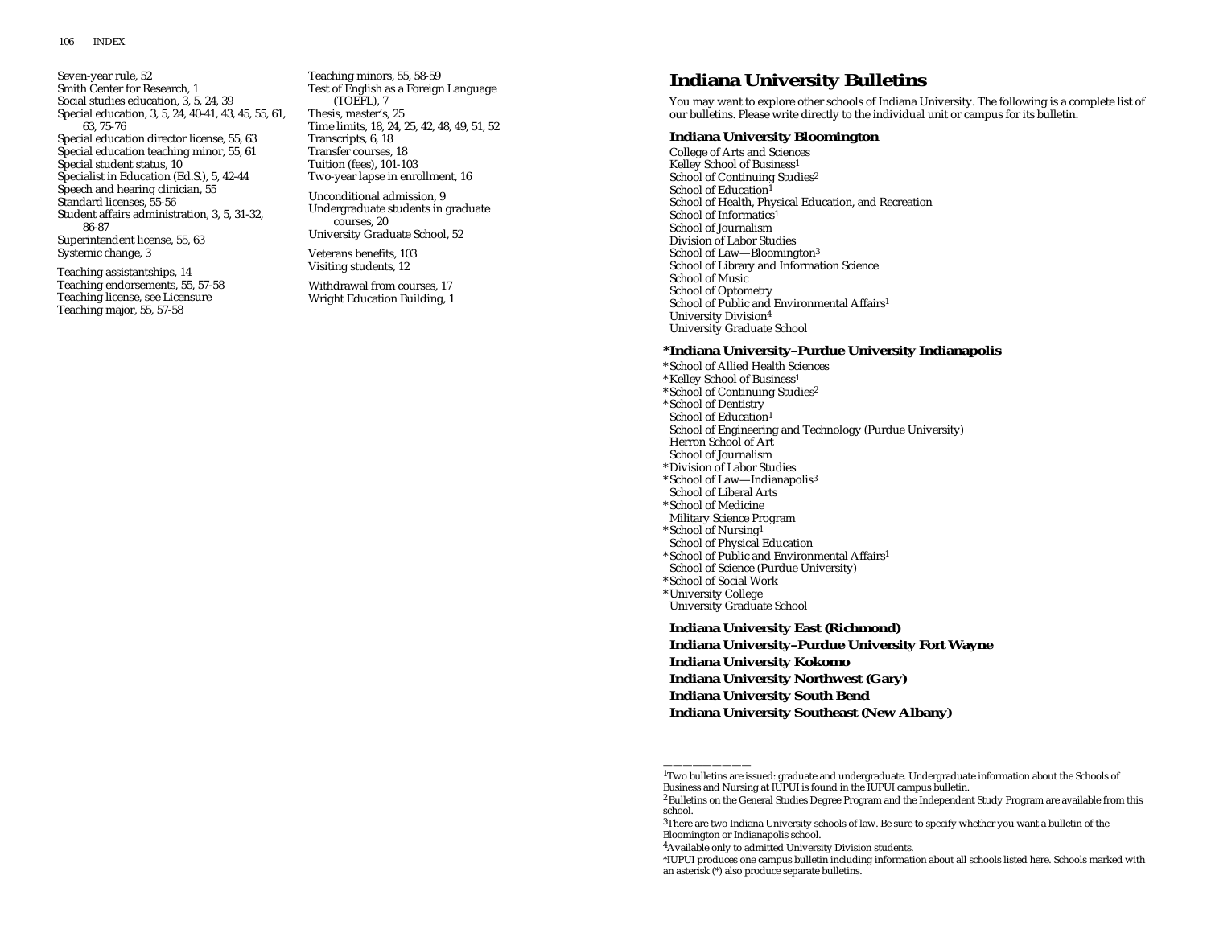Seven-year rule, 52
Smith Center for Research, 1
Social studies education, 3, 5, 24, 39
Special education, 3, 5, 24, 40-41, 43, 45, 55, 61, 63, 75-76
Special education director license, 55, 63
Special education teaching minor, 55, 61
Special student status, 10
Specialist in Education (Ed.S.), 5, 42-44
Speech and hearing clinician, 55
Standard licenses, 55-56
Student affairs administration, 3, 5, 31-32, 86-87
Superintendent license, 55, 63
Systemic change, 3

Teaching assistantships, 14
Teaching endorsements, 55, 57-58
Teaching license, see Licensure
Teaching major, 55, 57-58
Teaching minors, 55, 58-59
Test of English as a Foreign Language (TOEFL), 7
Thesis, master's, 25
Time limits, 18, 24, 25, 42, 48, 49, 51, 52
Transcripts, 6, 18
Transfer courses, 18
Tuition (fees), 101-103
Two-year lapse in enrollment, 16

Unconditional admission, 9
Undergraduate students in graduate courses, 20
University Graduate School, 52

Veterans benefits, 103
Visiting students, 12

Withdrawal from courses, 17
Wright Education Building, 1

# Indiana University Bulletins

You may want to explore other schools of Indiana University. The following is a complete list of our bulletins. Please write directly to the individual unit or campus for its bulletin.

### Indiana University Bloomington

College of Arts and Sciences
Kelley School of Business[1]
School of Continuing Studies[2]
School of Education[1]
School of Health, Physical Education, and Recreation
School of Informatics[1]
School of Journalism
Division of Labor Studies
School of Law—Bloomington[3]
School of Library and Information Science
School of Music
School of Optometry
School of Public and Environmental Affairs[1]
University Division[4]
University Graduate School

### *Indiana University–Purdue University Indianapolis

*School of Allied Health Sciences
*Kelley School of Business[1]
*School of Continuing Studies[2]
*School of Dentistry
School of Education[1]
School of Engineering and Technology (Purdue University)
Herron School of Art
School of Journalism
*Division of Labor Studies
*School of Law—Indianapolis[3]
School of Liberal Arts
*School of Medicine
Military Science Program
*School of Nursing[1]
School of Physical Education
*School of Public and Environmental Affairs[1]
School of Science (Purdue University)
*School of Social Work
*University College
University Graduate School

### Indiana University East (Richmond)

### Indiana University–Purdue University Fort Wayne

### Indiana University Kokomo

### Indiana University Northwest (Gary)

### Indiana University South Bend

### Indiana University Southeast (New Albany)

---

[1]Two bulletins are issued: graduate and undergraduate. Undergraduate information about the Schools of Business and Nursing at IUPUI is found in the IUPUI campus bulletin.

[2]Bulletins on the General Studies Degree Program and the Independent Study Program are available from this school.

[3]There are two Indiana University schools of law. Be sure to specify whether you want a bulletin of the Bloomington or Indianapolis school.

[4]Available only to admitted University Division students.

*IUPUI produces one campus bulletin including information about all schools listed here. Schools marked with an asterisk (*) also produce separate bulletins.